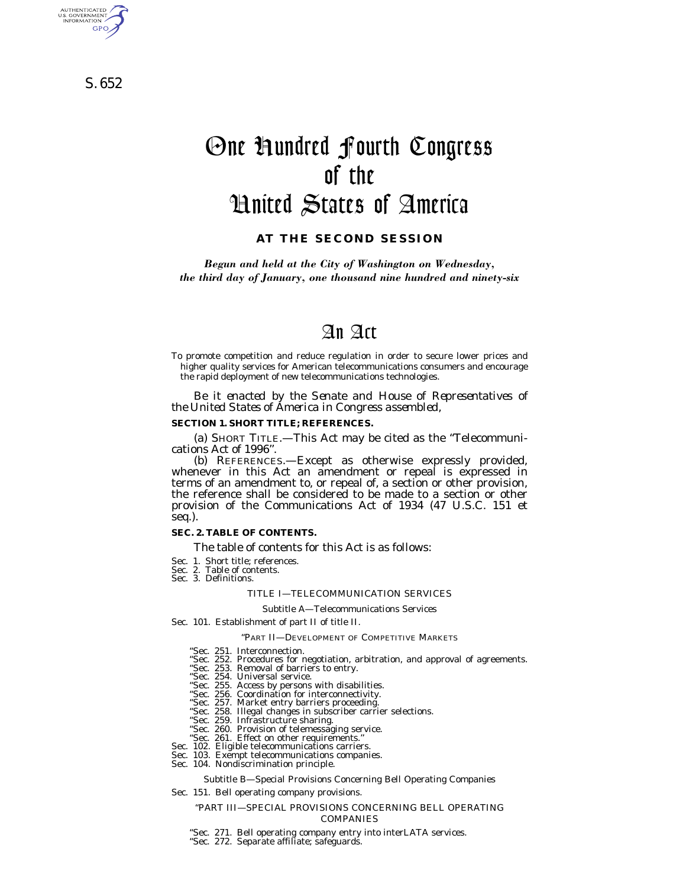S. 652

# One Hundred Fourth Congress of the United States of America

**AT THE SECOND SESSION**

***Begun and held at the City of Washington on Wednesday, the third day of January, one thousand nine hundred and ninety-six***

# An Act

To promote competition and reduce regulation in order to secure lower prices and higher quality services for American telecommunications consumers and encourage the rapid deployment of new telecommunications technologies.

*Be it enacted by the Senate and House of Representatives of the United States of America in Congress assembled,*

**SECTION 1. SHORT TITLE; REFERENCES.**

(a) SHORT TITLE.—This Act may be cited as the "Telecommunications Act of 1996".

(b) REFERENCES.—Except as otherwise expressly provided, whenever in this Act an amendment or repeal is expressed in terms of an amendment to, or repeal of, a section or other provision, the reference shall be considered to be made to a section or other provision of the Communications Act of 1934 (47 U.S.C. 151 et seq.).

**SEC. 2. TABLE OF CONTENTS.**

The table of contents for this Act is as follows:

Sec. 1. Short title; references.
Sec. 2. Table of contents.
Sec. 3. Definitions.

TITLE I—TELECOMMUNICATION SERVICES

Subtitle A—Telecommunications Services

Sec. 101. Establishment of part II of title II.

"PART II—DEVELOPMENT OF COMPETITIVE MARKETS

"Sec. 251. Interconnection.
"Sec. 252. Procedures for negotiation, arbitration, and approval of agreements.
"Sec. 253. Removal of barriers to entry.
"Sec. 254. Universal service.
"Sec. 255. Access by persons with disabilities.
"Sec. 256. Coordination for interconnectivity.
"Sec. 257. Market entry barriers proceeding.
"Sec. 258. Illegal changes in subscriber carrier selections.
"Sec. 259. Infrastructure sharing.
"Sec. 260. Provision of telemessaging service.
"Sec. 261. Effect on other requirements."

Sec. 102. Eligible telecommunications carriers.
Sec. 103. Exempt telecommunications companies.
Sec. 104. Nondiscrimination principle.

Subtitle B—Special Provisions Concerning Bell Operating Companies

Sec. 151. Bell operating company provisions.

"PART III—SPECIAL PROVISIONS CONCERNING BELL OPERATING COMPANIES

"Sec. 271. Bell operating company entry into interLATA services.
"Sec. 272. Separate affiliate; safeguards.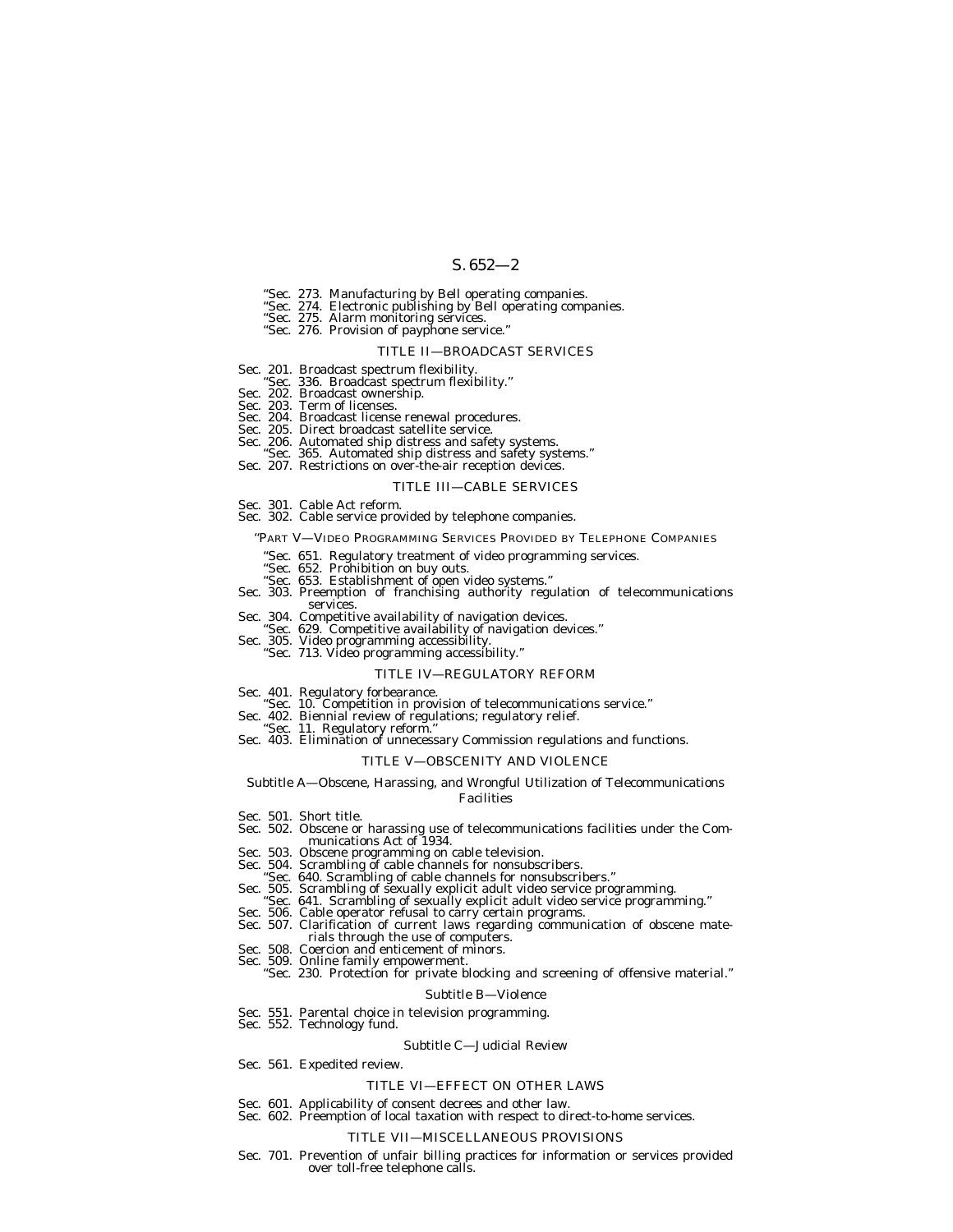"Sec. 273. Manufacturing by Bell operating companies.
"Sec. 274. Electronic publishing by Bell operating companies.
"Sec. 275. Alarm monitoring services.
"Sec. 276. Provision of payphone service."

## TITLE II—BROADCAST SERVICES

Sec. 201. Broadcast spectrum flexibility.
"Sec. 336. Broadcast spectrum flexibility."
Sec. 202. Broadcast ownership.
Sec. 203. Term of licenses.
Sec. 204. Broadcast license renewal procedures.
Sec. 205. Direct broadcast satellite service.
Sec. 206. Automated ship distress and safety systems.
"Sec. 365. Automated ship distress and safety systems."
Sec. 207. Restrictions on over-the-air reception devices.

## TITLE III—CABLE SERVICES

Sec. 301. Cable Act reform.
Sec. 302. Cable service provided by telephone companies.

"PART V—VIDEO PROGRAMMING SERVICES PROVIDED BY TELEPHONE COMPANIES

"Sec. 651. Regulatory treatment of video programming services.
"Sec. 652. Prohibition on buy outs.
"Sec. 653. Establishment of open video systems."
Sec. 303. Preemption of franchising authority regulation of telecommunications services.
Sec. 304. Competitive availability of navigation devices.
"Sec. 629. Competitive availability of navigation devices."
Sec. 305. Video programming accessibility.
"Sec. 713. Video programming accessibility."

## TITLE IV—REGULATORY REFORM

Sec. 401. Regulatory forbearance.
"Sec. 10. Competition in provision of telecommunications service."
Sec. 402. Biennial review of regulations; regulatory relief.
"Sec. 11. Regulatory reform."
Sec. 403. Elimination of unnecessary Commission regulations and functions.

## TITLE V—OBSCENITY AND VIOLENCE

### Subtitle A—Obscene, Harassing, and Wrongful Utilization of Telecommunications Facilities

Sec. 501. Short title.
Sec. 502. Obscene or harassing use of telecommunications facilities under the Communications Act of 1934.
Sec. 503. Obscene programming on cable television.
Sec. 504. Scrambling of cable channels for nonsubscribers.
"Sec. 640. Scrambling of cable channels for nonsubscribers."
Sec. 505. Scrambling of sexually explicit adult video service programming.
"Sec. 641. Scrambling of sexually explicit adult video service programming."
Sec. 506. Cable operator refusal to carry certain programs.
Sec. 507. Clarification of current laws regarding communication of obscene materials through the use of computers.
Sec. 508. Coercion and enticement of minors.
Sec. 509. Online family empowerment.
"Sec. 230. Protection for private blocking and screening of offensive material."

### Subtitle B—Violence

Sec. 551. Parental choice in television programming.
Sec. 552. Technology fund.

### Subtitle C—Judicial Review

Sec. 561. Expedited review.

## TITLE VI—EFFECT ON OTHER LAWS

Sec. 601. Applicability of consent decrees and other law.
Sec. 602. Preemption of local taxation with respect to direct-to-home services.

## TITLE VII—MISCELLANEOUS PROVISIONS

Sec. 701. Prevention of unfair billing practices for information or services provided over toll-free telephone calls.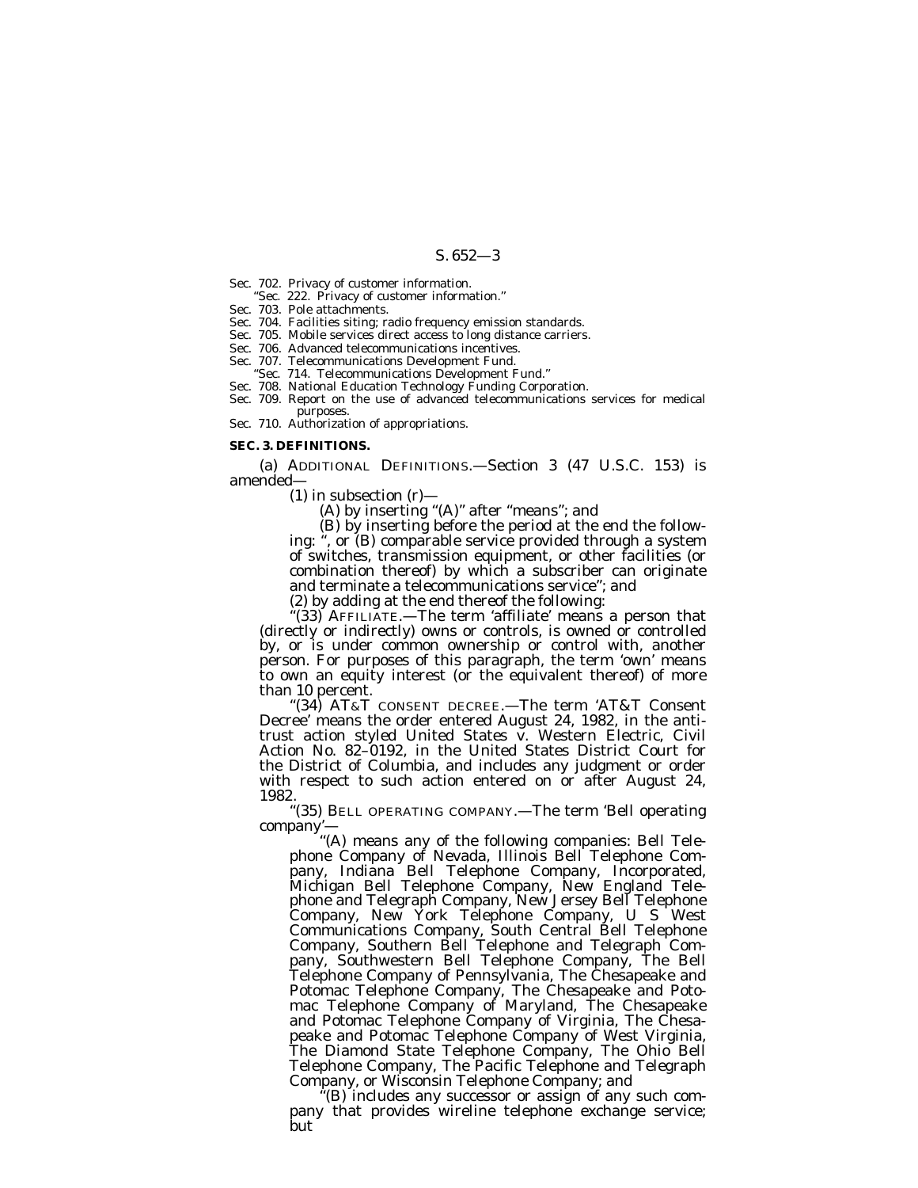Sec. 702. Privacy of customer information.

"Sec. 222. Privacy of customer information."

Sec. 703. Pole attachments.

Sec. 704. Facilities siting; radio frequency emission standards.

Sec. 705. Mobile services direct access to long distance carriers.

Sec. 706. Advanced telecommunications incentives.

Sec. 707. Telecommunications Development Fund.

"Sec. 714. Telecommunications Development Fund."

Sec. 708. National Education Technology Funding Corporation.

Sec. 709. Report on the use of advanced telecommunications services for medical purposes.

Sec. 710. Authorization of appropriations.

**SEC. 3. DEFINITIONS.**

(a) ADDITIONAL DEFINITIONS.—Section 3 (47 U.S.C. 153) is amended—

(1) in subsection (r)—

(A) by inserting "(A)" after "means"; and

(B) by inserting before the period at the end the following: ", or (B) comparable service provided through a system of switches, transmission equipment, or other facilities (or combination thereof) by which a subscriber can originate and terminate a telecommunications service"; and

(2) by adding at the end thereof the following:

"(33) AFFILIATE.—The term 'affiliate' means a person that (directly or indirectly) owns or controls, is owned or controlled by, or is under common ownership or control with, another person. For purposes of this paragraph, the term 'own' means to own an equity interest (or the equivalent thereof) of more than 10 percent.

"(34) AT&T CONSENT DECREE.—The term 'AT&T Consent Decree' means the order entered August 24, 1982, in the antitrust action styled United States v. Western Electric, Civil Action No. 82–0192, in the United States District Court for the District of Columbia, and includes any judgment or order with respect to such action entered on or after August 24, 1982.

"(35) BELL OPERATING COMPANY.—The term 'Bell operating company'—

"(A) means any of the following companies: Bell Telephone Company of Nevada, Illinois Bell Telephone Company, Indiana Bell Telephone Company, Incorporated, Michigan Bell Telephone Company, New England Telephone and Telegraph Company, New Jersey Bell Telephone Company, New York Telephone Company, U S West Communications Company, South Central Bell Telephone Company, Southern Bell Telephone and Telegraph Company, Southwestern Bell Telephone Company, The Bell Telephone Company of Pennsylvania, The Chesapeake and Potomac Telephone Company, The Chesapeake and Potomac Telephone Company of Maryland, The Chesapeake and Potomac Telephone Company of Virginia, The Chesapeake and Potomac Telephone Company of West Virginia, The Diamond State Telephone Company, The Ohio Bell Telephone Company, The Pacific Telephone and Telegraph Company, or Wisconsin Telephone Company; and

"(B) includes any successor or assign of any such company that provides wireline telephone exchange service; but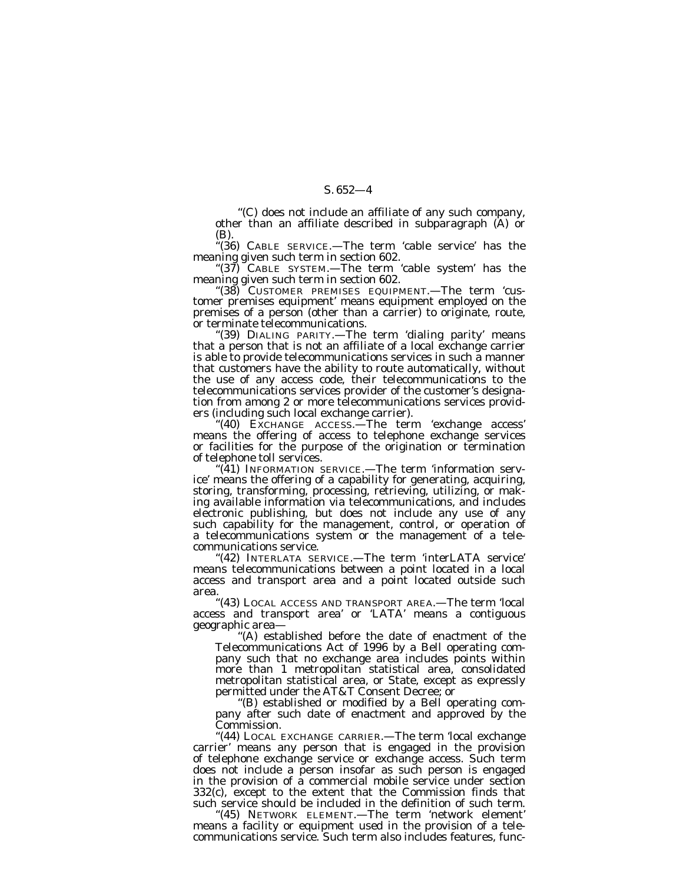"(C) does not include an affiliate of any such company, other than an affiliate described in subparagraph (A) or (B).

"(36) CABLE SERVICE.—The term 'cable service' has the meaning given such term in section 602.

"(37) CABLE SYSTEM.—The term 'cable system' has the meaning given such term in section 602.

"(38) CUSTOMER PREMISES EQUIPMENT.—The term 'customer premises equipment' means equipment employed on the premises of a person (other than a carrier) to originate, route, or terminate telecommunications.

"(39) DIALING PARITY.—The term 'dialing parity' means that a person that is not an affiliate of a local exchange carrier is able to provide telecommunications services in such a manner that customers have the ability to route automatically, without the use of any access code, their telecommunications to the telecommunications services provider of the customer's designation from among 2 or more telecommunications services providers (including such local exchange carrier).

"(40) EXCHANGE ACCESS.—The term 'exchange access' means the offering of access to telephone exchange services or facilities for the purpose of the origination or termination of telephone toll services.

"(41) INFORMATION SERVICE.—The term 'information service' means the offering of a capability for generating, acquiring, storing, transforming, processing, retrieving, utilizing, or making available information via telecommunications, and includes electronic publishing, but does not include any use of any such capability for the management, control, or operation of a telecommunications system or the management of a telecommunications service.

"(42) INTERLATA SERVICE.—The term 'interLATA service' means telecommunications between a point located in a local access and transport area and a point located outside such area.

"(43) LOCAL ACCESS AND TRANSPORT AREA.—The term 'local access and transport area' or 'LATA' means a contiguous geographic area—

"(A) established before the date of enactment of the Telecommunications Act of 1996 by a Bell operating company such that no exchange area includes points within more than 1 metropolitan statistical area, consolidated metropolitan statistical area, or State, except as expressly permitted under the AT&T Consent Decree; or

"(B) established or modified by a Bell operating company after such date of enactment and approved by the Commission.

"(44) LOCAL EXCHANGE CARRIER.—The term 'local exchange carrier' means any person that is engaged in the provision of telephone exchange service or exchange access. Such term does not include a person insofar as such person is engaged in the provision of a commercial mobile service under section 332(c), except to the extent that the Commission finds that such service should be included in the definition of such term.

"(45) NETWORK ELEMENT.—The term 'network element' means a facility or equipment used in the provision of a telecommunications service. Such term also includes features, func-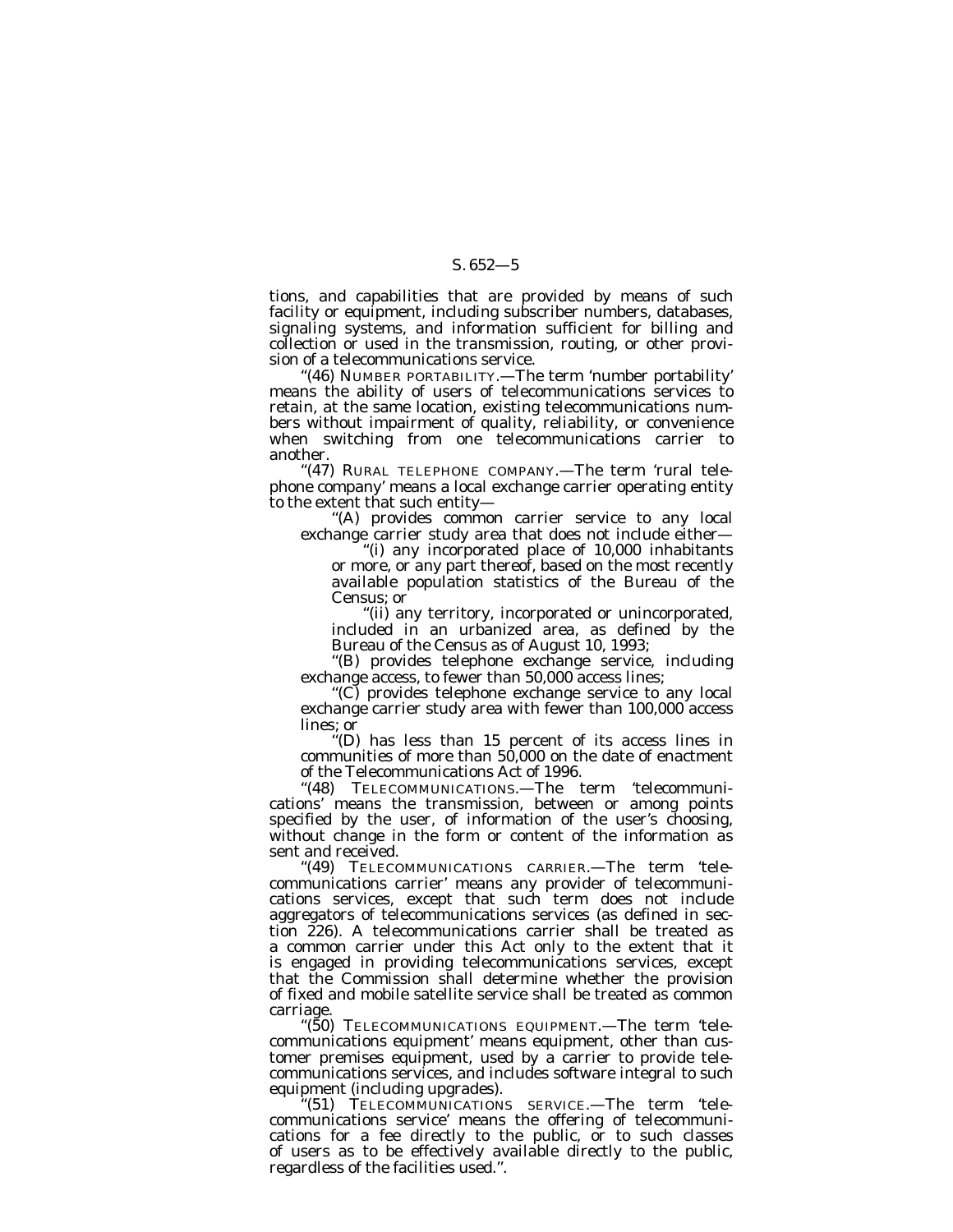tions, and capabilities that are provided by means of such facility or equipment, including subscriber numbers, databases, signaling systems, and information sufficient for billing and collection or used in the transmission, routing, or other provision of a telecommunications service.

"(46) NUMBER PORTABILITY.—The term 'number portability' means the ability of users of telecommunications services to retain, at the same location, existing telecommunications numbers without impairment of quality, reliability, or convenience when switching from one telecommunications carrier to another.

"(47) RURAL TELEPHONE COMPANY.—The term 'rural telephone company' means a local exchange carrier operating entity to the extent that such entity—

"(A) provides common carrier service to any local exchange carrier study area that does not include either—

"(i) any incorporated place of 10,000 inhabitants or more, or any part thereof, based on the most recently available population statistics of the Bureau of the Census; or

"(ii) any territory, incorporated or unincorporated, included in an urbanized area, as defined by the Bureau of the Census as of August 10, 1993;

"(B) provides telephone exchange service, including exchange access, to fewer than 50,000 access lines;

"(C) provides telephone exchange service to any local exchange carrier study area with fewer than 100,000 access lines; or

"(D) has less than 15 percent of its access lines in communities of more than 50,000 on the date of enactment of the Telecommunications Act of 1996.

"(48) TELECOMMUNICATIONS.—The term 'telecommunications' means the transmission, between or among points specified by the user, of information of the user's choosing, without change in the form or content of the information as sent and received.

"(49) TELECOMMUNICATIONS CARRIER.—The term 'telecommunications carrier' means any provider of telecommunications services, except that such term does not include aggregators of telecommunications services (as defined in section 226). A telecommunications carrier shall be treated as a common carrier under this Act only to the extent that it is engaged in providing telecommunications services, except that the Commission shall determine whether the provision of fixed and mobile satellite service shall be treated as common carriage.

"(50) TELECOMMUNICATIONS EQUIPMENT.—The term 'telecommunications equipment' means equipment, other than customer premises equipment, used by a carrier to provide telecommunications services, and includes software integral to such equipment (including upgrades).

"(51) TELECOMMUNICATIONS SERVICE.—The term 'telecommunications service' means the offering of telecommunications for a fee directly to the public, or to such classes of users as to be effectively available directly to the public, regardless of the facilities used.".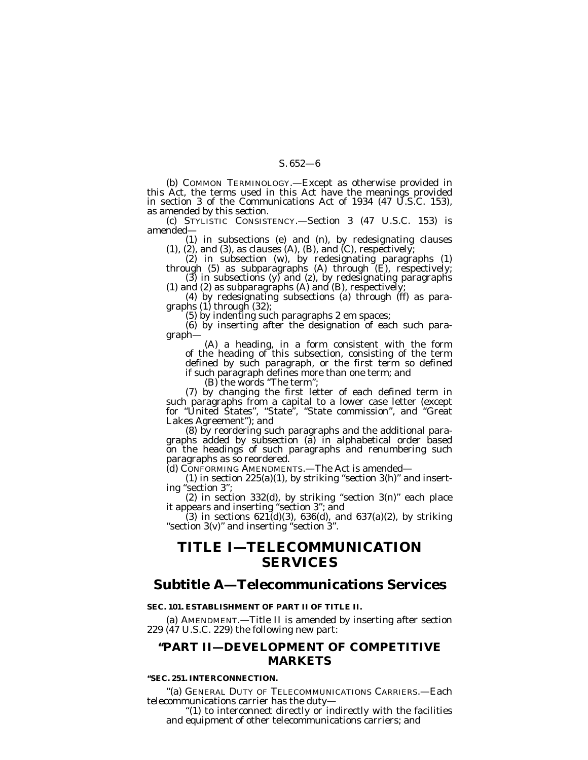(b) COMMON TERMINOLOGY.—Except as otherwise provided in this Act, the terms used in this Act have the meanings provided in section 3 of the Communications Act of 1934 (47 U.S.C. 153), as amended by this section.

(c) STYLISTIC CONSISTENCY.—Section 3 (47 U.S.C. 153) is amended—

(1) in subsections (e) and (n), by redesignating clauses (1), (2), and (3), as clauses (A), (B), and (C), respectively;

(2) in subsection (w), by redesignating paragraphs (1) through (5) as subparagraphs (A) through (E), respectively;

(3) in subsections (y) and (z), by redesignating paragraphs (1) and (2) as subparagraphs (A) and (B), respectively;

(4) by redesignating subsections (a) through (ff) as paragraphs (1) through (32);

(5) by indenting such paragraphs 2 em spaces;

(6) by inserting after the designation of each such paragraph—

(A) a heading, in a form consistent with the form of the heading of this subsection, consisting of the term defined by such paragraph, or the first term so defined if such paragraph defines more than one term; and

(B) the words "The term";

(7) by changing the first letter of each defined term in such paragraphs from a capital to a lower case letter (except for "United States", "State", "State commission", and "Great Lakes Agreement"); and

(8) by reordering such paragraphs and the additional paragraphs added by subsection (a) in alphabetical order based on the headings of such paragraphs and renumbering such paragraphs as so reordered.

(d) CONFORMING AMENDMENTS.—The Act is amended—

(1) in section 225(a)(1), by striking "section 3(h)" and inserting "section 3";

(2) in section 332(d), by striking "section 3(n)" each place it appears and inserting "section 3"; and

(3) in sections 621(d)(3), 636(d), and 637(a)(2), by striking "section 3(v)" and inserting "section 3".

# TITLE I—TELECOMMUNICATION SERVICES

## Subtitle A—Telecommunications Services

**SEC. 101. ESTABLISHMENT OF PART II OF TITLE II.**

(a) AMENDMENT.—Title II is amended by inserting after section 229 (47 U.S.C. 229) the following new part:

## "PART II—DEVELOPMENT OF COMPETITIVE MARKETS

**"SEC. 251. INTERCONNECTION.**

"(a) GENERAL DUTY OF TELECOMMUNICATIONS CARRIERS.—Each telecommunications carrier has the duty—

"(1) to interconnect directly or indirectly with the facilities and equipment of other telecommunications carriers; and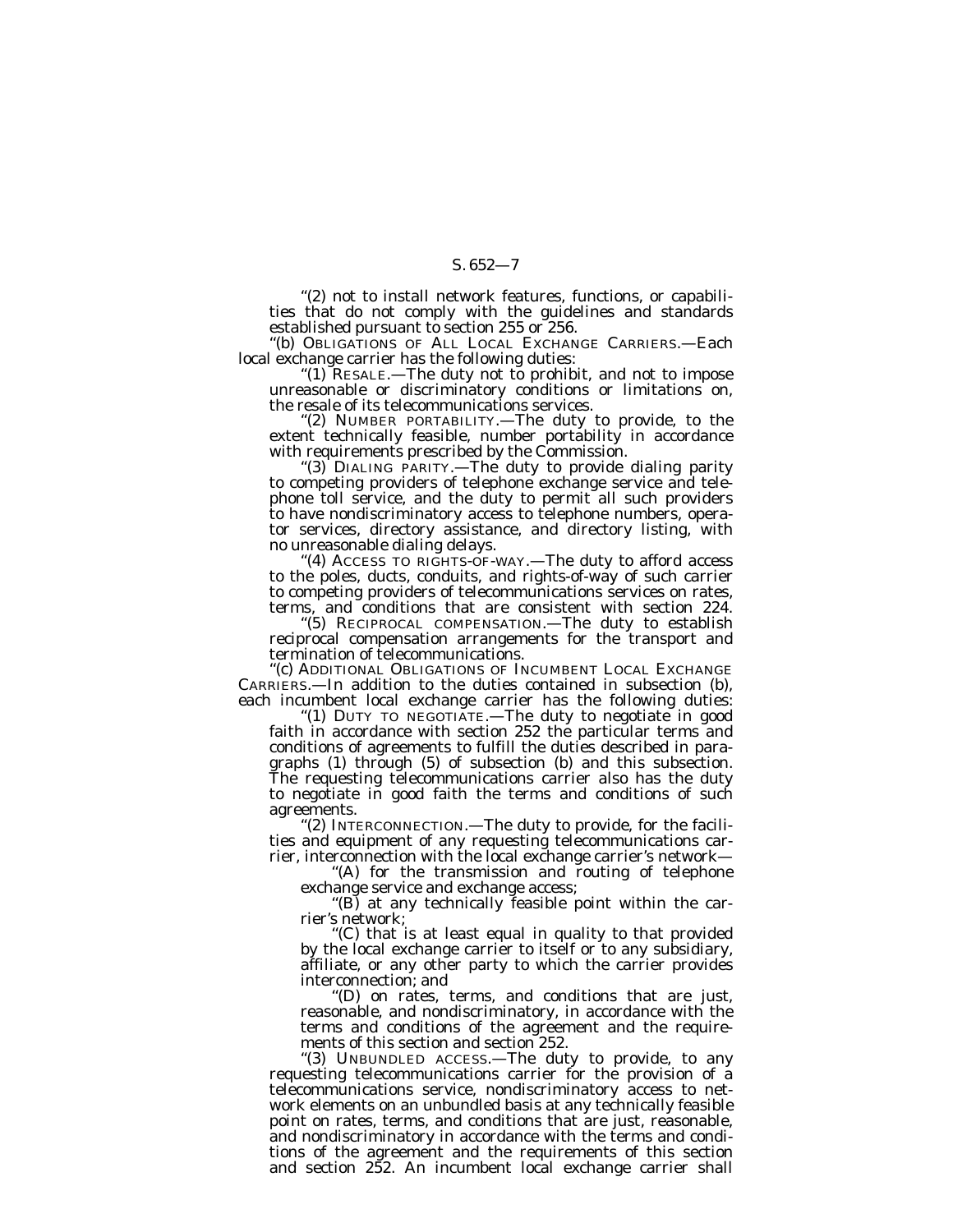"(2) not to install network features, functions, or capabilities that do not comply with the guidelines and standards established pursuant to section 255 or 256.

"(b) OBLIGATIONS OF ALL LOCAL EXCHANGE CARRIERS.—Each local exchange carrier has the following duties:

"(1) RESALE.—The duty not to prohibit, and not to impose unreasonable or discriminatory conditions or limitations on, the resale of its telecommunications services.

"(2) NUMBER PORTABILITY.—The duty to provide, to the extent technically feasible, number portability in accordance with requirements prescribed by the Commission.

"(3) DIALING PARITY.—The duty to provide dialing parity to competing providers of telephone exchange service and telephone toll service, and the duty to permit all such providers to have nondiscriminatory access to telephone numbers, operator services, directory assistance, and directory listing, with no unreasonable dialing delays.

"(4) ACCESS TO RIGHTS-OF-WAY.—The duty to afford access to the poles, ducts, conduits, and rights-of-way of such carrier to competing providers of telecommunications services on rates, terms, and conditions that are consistent with section 224.

"(5) RECIPROCAL COMPENSATION.—The duty to establish reciprocal compensation arrangements for the transport and termination of telecommunications.

"(c) ADDITIONAL OBLIGATIONS OF INCUMBENT LOCAL EXCHANGE CARRIERS.—In addition to the duties contained in subsection (b), each incumbent local exchange carrier has the following duties:

"(1) DUTY TO NEGOTIATE.—The duty to negotiate in good faith in accordance with section 252 the particular terms and conditions of agreements to fulfill the duties described in paragraphs (1) through (5) of subsection (b) and this subsection. The requesting telecommunications carrier also has the duty to negotiate in good faith the terms and conditions of such agreements.

"(2) INTERCONNECTION.—The duty to provide, for the facilities and equipment of any requesting telecommunications carrier, interconnection with the local exchange carrier's network—

"(A) for the transmission and routing of telephone exchange service and exchange access;

"(B) at any technically feasible point within the carrier's network;

"(C) that is at least equal in quality to that provided by the local exchange carrier to itself or to any subsidiary, affiliate, or any other party to which the carrier provides interconnection; and

"(D) on rates, terms, and conditions that are just, reasonable, and nondiscriminatory, in accordance with the terms and conditions of the agreement and the requirements of this section and section 252.

"(3) UNBUNDLED ACCESS.—The duty to provide, to any requesting telecommunications carrier for the provision of a telecommunications service, nondiscriminatory access to network elements on an unbundled basis at any technically feasible point on rates, terms, and conditions that are just, reasonable, and nondiscriminatory in accordance with the terms and conditions of the agreement and the requirements of this section and section 252. An incumbent local exchange carrier shall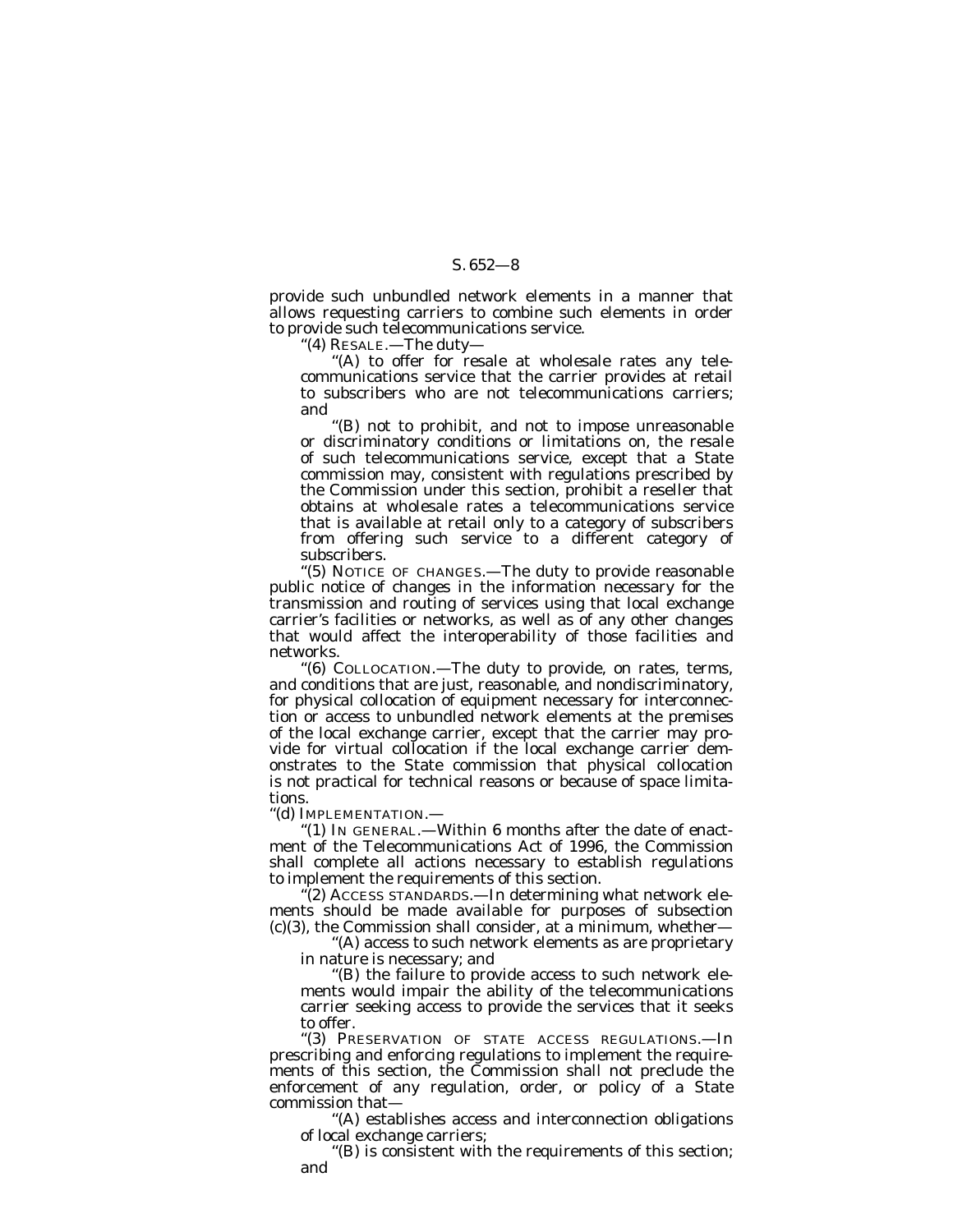provide such unbundled network elements in a manner that allows requesting carriers to combine such elements in order to provide such telecommunications service.

"(4) RESALE.—The duty—

"(A) to offer for resale at wholesale rates any telecommunications service that the carrier provides at retail to subscribers who are not telecommunications carriers; and

"(B) not to prohibit, and not to impose unreasonable or discriminatory conditions or limitations on, the resale of such telecommunications service, except that a State commission may, consistent with regulations prescribed by the Commission under this section, prohibit a reseller that obtains at wholesale rates a telecommunications service that is available at retail only to a category of subscribers from offering such service to a different category of subscribers.

"(5) NOTICE OF CHANGES.—The duty to provide reasonable public notice of changes in the information necessary for the transmission and routing of services using that local exchange carrier's facilities or networks, as well as of any other changes that would affect the interoperability of those facilities and networks.

"(6) COLLOCATION.—The duty to provide, on rates, terms, and conditions that are just, reasonable, and nondiscriminatory, for physical collocation of equipment necessary for interconnection or access to unbundled network elements at the premises of the local exchange carrier, except that the carrier may provide for virtual collocation if the local exchange carrier demonstrates to the State commission that physical collocation is not practical for technical reasons or because of space limitations.

"(d) IMPLEMENTATION.—

"(1) IN GENERAL.—Within 6 months after the date of enactment of the Telecommunications Act of 1996, the Commission shall complete all actions necessary to establish regulations to implement the requirements of this section.

"(2) ACCESS STANDARDS.—In determining what network elements should be made available for purposes of subsection (c)(3), the Commission shall consider, at a minimum, whether—

"(A) access to such network elements as are proprietary in nature is necessary; and

"(B) the failure to provide access to such network elements would impair the ability of the telecommunications carrier seeking access to provide the services that it seeks to offer.

"(3) PRESERVATION OF STATE ACCESS REGULATIONS.—In prescribing and enforcing regulations to implement the requirements of this section, the Commission shall not preclude the enforcement of any regulation, order, or policy of a State commission that—

"(A) establishes access and interconnection obligations of local exchange carriers;

"(B) is consistent with the requirements of this section; and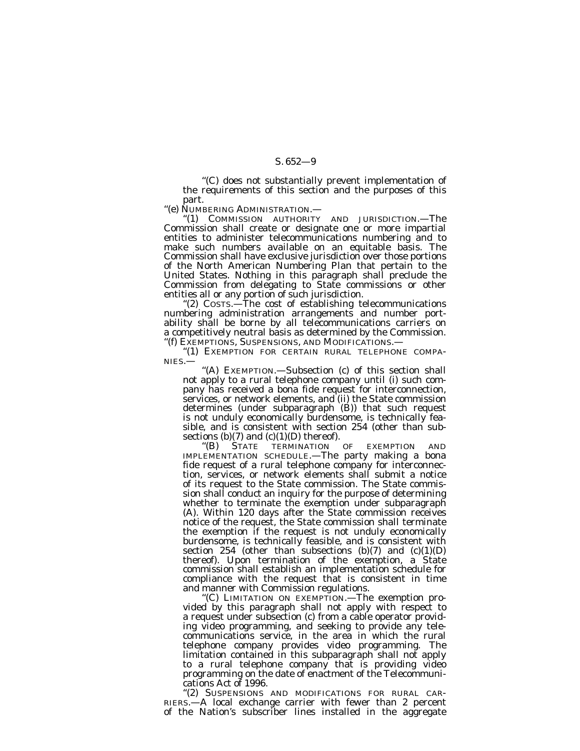"(C) does not substantially prevent implementation of the requirements of this section and the purposes of this part.

"(e) NUMBERING ADMINISTRATION.—

"(1) COMMISSION AUTHORITY AND JURISDICTION.—The Commission shall create or designate one or more impartial entities to administer telecommunications numbering and to make such numbers available on an equitable basis. The Commission shall have exclusive jurisdiction over those portions of the North American Numbering Plan that pertain to the United States. Nothing in this paragraph shall preclude the Commission from delegating to State commissions or other entities all or any portion of such jurisdiction.

"(2) COSTS.—The cost of establishing telecommunications numbering administration arrangements and number portability shall be borne by all telecommunications carriers on a competitively neutral basis as determined by the Commission.

"(f) EXEMPTIONS, SUSPENSIONS, AND MODIFICATIONS.—

"(1) EXEMPTION FOR CERTAIN RURAL TELEPHONE COMPANIES.—

"(A) EXEMPTION.—Subsection (c) of this section shall not apply to a rural telephone company until (i) such company has received a bona fide request for interconnection, services, or network elements, and (ii) the State commission determines (under subparagraph (B)) that such request is not unduly economically burdensome, is technically feasible, and is consistent with section 254 (other than subsections (b)(7) and (c)(1)(D) thereof).

"(B) STATE TERMINATION OF EXEMPTION AND IMPLEMENTATION SCHEDULE.—The party making a bona fide request of a rural telephone company for interconnection, services, or network elements shall submit a notice of its request to the State commission. The State commission shall conduct an inquiry for the purpose of determining whether to terminate the exemption under subparagraph (A). Within 120 days after the State commission receives notice of the request, the State commission shall terminate the exemption if the request is not unduly economically burdensome, is technically feasible, and is consistent with section 254 (other than subsections (b)(7) and (c)(1)(D) thereof). Upon termination of the exemption, a State commission shall establish an implementation schedule for compliance with the request that is consistent in time and manner with Commission regulations.

"(C) LIMITATION ON EXEMPTION.—The exemption provided by this paragraph shall not apply with respect to a request under subsection (c) from a cable operator providing video programming, and seeking to provide any telecommunications service, in the area in which the rural telephone company provides video programming. The limitation contained in this subparagraph shall not apply to a rural telephone company that is providing video programming on the date of enactment of the Telecommunications Act of 1996.

"(2) SUSPENSIONS AND MODIFICATIONS FOR RURAL CARRIERS.—A local exchange carrier with fewer than 2 percent of the Nation's subscriber lines installed in the aggregate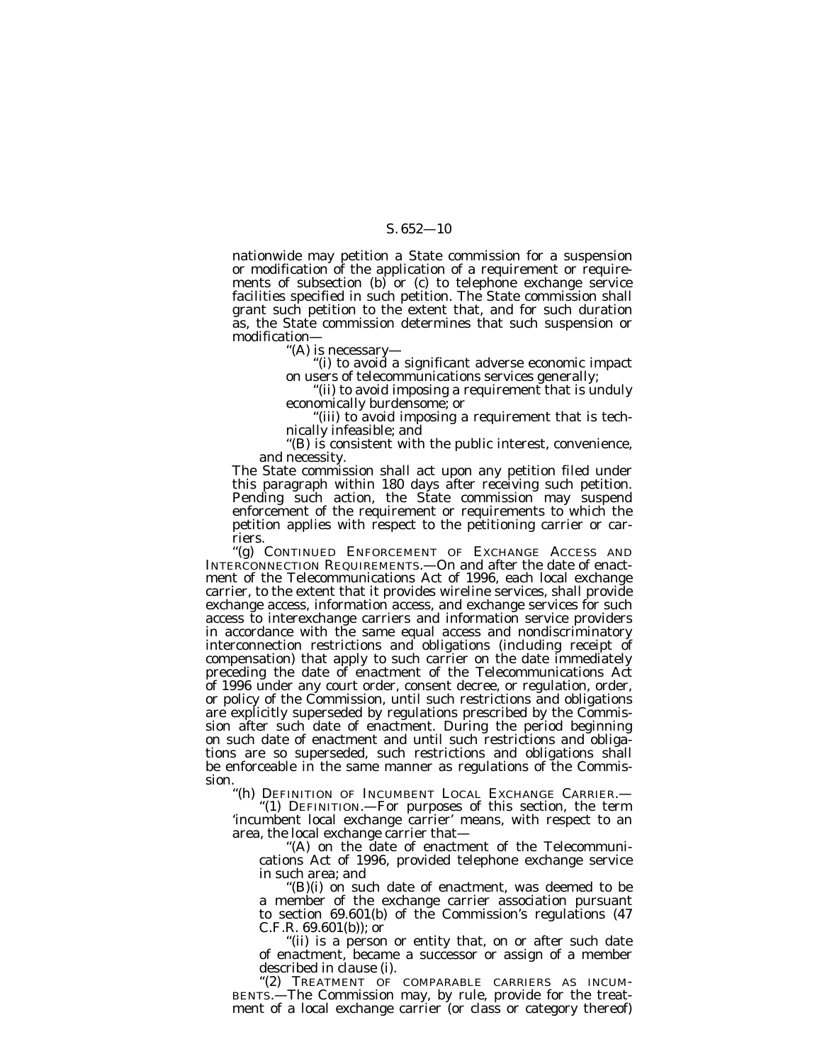nationwide may petition a State commission for a suspension or modification of the application of a requirement or requirements of subsection (b) or (c) to telephone exchange service facilities specified in such petition. The State commission shall grant such petition to the extent that, and for such duration as, the State commission determines that such suspension or modification—

"(A) is necessary—

"(i) to avoid a significant adverse economic impact on users of telecommunications services generally;

"(ii) to avoid imposing a requirement that is unduly economically burdensome; or

"(iii) to avoid imposing a requirement that is technically infeasible; and

"(B) is consistent with the public interest, convenience, and necessity.

The State commission shall act upon any petition filed under this paragraph within 180 days after receiving such petition. Pending such action, the State commission may suspend enforcement of the requirement or requirements to which the petition applies with respect to the petitioning carrier or carriers.

"(g) CONTINUED ENFORCEMENT OF EXCHANGE ACCESS AND INTERCONNECTION REQUIREMENTS.—On and after the date of enactment of the Telecommunications Act of 1996, each local exchange carrier, to the extent that it provides wireline services, shall provide exchange access, information access, and exchange services for such access to interexchange carriers and information service providers in accordance with the same equal access and nondiscriminatory interconnection restrictions and obligations (including receipt of compensation) that apply to such carrier on the date immediately preceding the date of enactment of the Telecommunications Act of 1996 under any court order, consent decree, or regulation, order, or policy of the Commission, until such restrictions and obligations are explicitly superseded by regulations prescribed by the Commission after such date of enactment. During the period beginning on such date of enactment and until such restrictions and obligations are so superseded, such restrictions and obligations shall be enforceable in the same manner as regulations of the Commission.

"(h) DEFINITION OF INCUMBENT LOCAL EXCHANGE CARRIER.—

"(1) DEFINITION.—For purposes of this section, the term 'incumbent local exchange carrier' means, with respect to an area, the local exchange carrier that—

"(A) on the date of enactment of the Telecommunications Act of 1996, provided telephone exchange service in such area; and

"(B)(i) on such date of enactment, was deemed to be a member of the exchange carrier association pursuant to section 69.601(b) of the Commission's regulations (47 C.F.R. 69.601(b)); or

"(ii) is a person or entity that, on or after such date of enactment, became a successor or assign of a member described in clause (i).

"(2) TREATMENT OF COMPARABLE CARRIERS AS INCUMBENTS.—The Commission may, by rule, provide for the treatment of a local exchange carrier (or class or category thereof)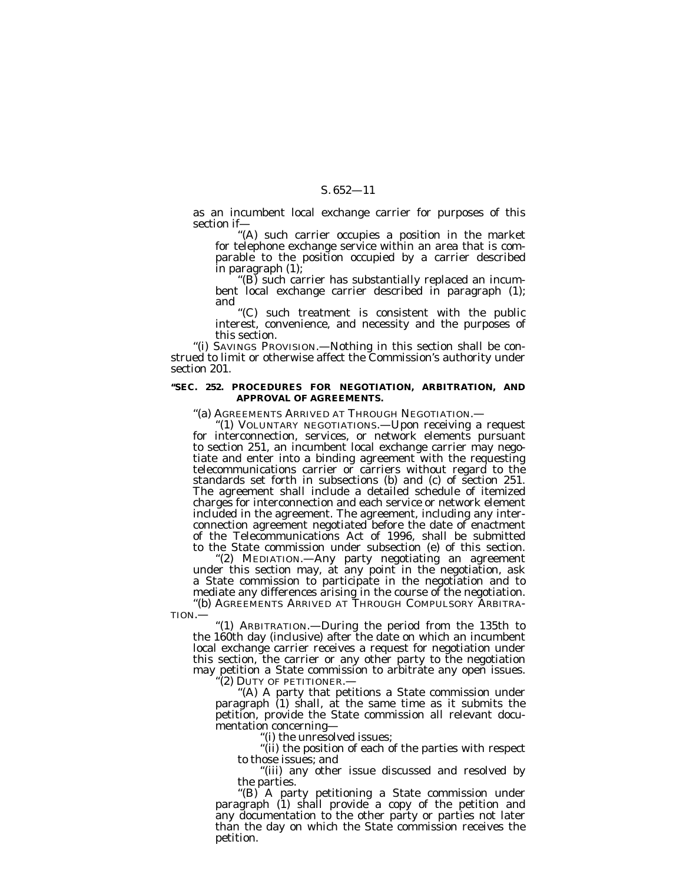as an incumbent local exchange carrier for purposes of this section if—

"(A) such carrier occupies a position in the market for telephone exchange service within an area that is comparable to the position occupied by a carrier described in paragraph (1);

"(B) such carrier has substantially replaced an incumbent local exchange carrier described in paragraph (1); and

"(C) such treatment is consistent with the public interest, convenience, and necessity and the purposes of this section.

"(i) SAVINGS PROVISION.—Nothing in this section shall be construed to limit or otherwise affect the Commission's authority under section 201.

**"SEC. 252. PROCEDURES FOR NEGOTIATION, ARBITRATION, AND APPROVAL OF AGREEMENTS.**

"(a) AGREEMENTS ARRIVED AT THROUGH NEGOTIATION.—

"(1) VOLUNTARY NEGOTIATIONS.—Upon receiving a request for interconnection, services, or network elements pursuant to section 251, an incumbent local exchange carrier may negotiate and enter into a binding agreement with the requesting telecommunications carrier or carriers without regard to the standards set forth in subsections (b) and (c) of section 251. The agreement shall include a detailed schedule of itemized charges for interconnection and each service or network element included in the agreement. The agreement, including any interconnection agreement negotiated before the date of enactment of the Telecommunications Act of 1996, shall be submitted to the State commission under subsection (e) of this section.

"(2) MEDIATION.—Any party negotiating an agreement under this section may, at any point in the negotiation, ask a State commission to participate in the negotiation and to mediate any differences arising in the course of the negotiation.

"(b) AGREEMENTS ARRIVED AT THROUGH COMPULSORY ARBITRATION.—

"(1) ARBITRATION.—During the period from the 135th to the 160th day (inclusive) after the date on which an incumbent local exchange carrier receives a request for negotiation under this section, the carrier or any other party to the negotiation may petition a State commission to arbitrate any open issues.

"(2) DUTY OF PETITIONER.—

"(A) A party that petitions a State commission under paragraph (1) shall, at the same time as it submits the petition, provide the State commission all relevant documentation concerning—

"(i) the unresolved issues;

"(ii) the position of each of the parties with respect to those issues; and

"(iii) any other issue discussed and resolved by the parties.

"(B) A party petitioning a State commission under paragraph (1) shall provide a copy of the petition and any documentation to the other party or parties not later than the day on which the State commission receives the petition.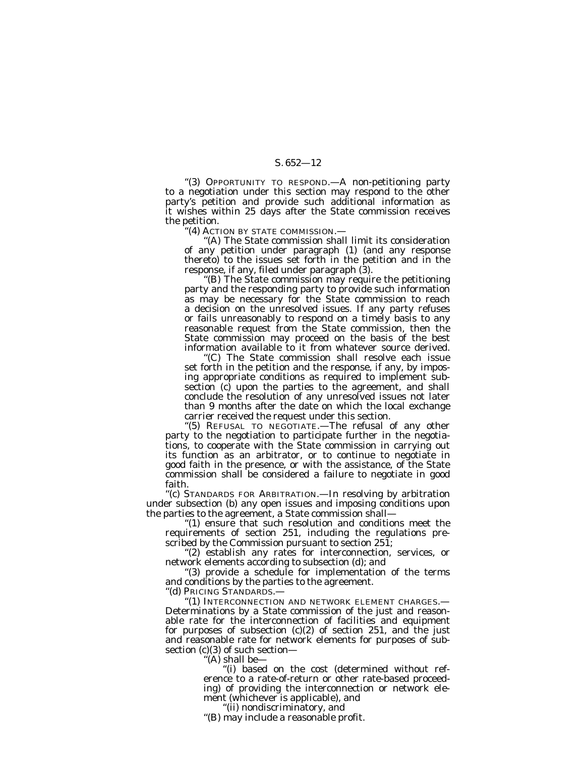"(3) OPPORTUNITY TO RESPOND.—A non-petitioning party to a negotiation under this section may respond to the other party's petition and provide such additional information as it wishes within 25 days after the State commission receives the petition.

"(4) ACTION BY STATE COMMISSION.—

"(A) The State commission shall limit its consideration of any petition under paragraph (1) (and any response thereto) to the issues set forth in the petition and in the response, if any, filed under paragraph (3).

"(B) The State commission may require the petitioning party and the responding party to provide such information as may be necessary for the State commission to reach a decision on the unresolved issues. If any party refuses or fails unreasonably to respond on a timely basis to any reasonable request from the State commission, then the State commission may proceed on the basis of the best information available to it from whatever source derived.

"(C) The State commission shall resolve each issue set forth in the petition and the response, if any, by imposing appropriate conditions as required to implement subsection (c) upon the parties to the agreement, and shall conclude the resolution of any unresolved issues not later than 9 months after the date on which the local exchange carrier received the request under this section.

"(5) REFUSAL TO NEGOTIATE.—The refusal of any other party to the negotiation to participate further in the negotiations, to cooperate with the State commission in carrying out its function as an arbitrator, or to continue to negotiate in good faith in the presence, or with the assistance, of the State commission shall be considered a failure to negotiate in good faith.

"(c) STANDARDS FOR ARBITRATION.—In resolving by arbitration under subsection (b) any open issues and imposing conditions upon the parties to the agreement, a State commission shall—

"(1) ensure that such resolution and conditions meet the requirements of section 251, including the regulations prescribed by the Commission pursuant to section 251;

"(2) establish any rates for interconnection, services, or network elements according to subsection (d); and

"(3) provide a schedule for implementation of the terms and conditions by the parties to the agreement.

"(d) PRICING STANDARDS.—

"(1) INTERCONNECTION AND NETWORK ELEMENT CHARGES.—Determinations by a State commission of the just and reasonable rate for the interconnection of facilities and equipment for purposes of subsection (c)(2) of section 251, and the just and reasonable rate for network elements for purposes of subsection (c)(3) of such section—

"(A) shall be—

"(i) based on the cost (determined without reference to a rate-of-return or other rate-based proceeding) of providing the interconnection or network element (whichever is applicable), and

"(ii) nondiscriminatory, and

"(B) may include a reasonable profit.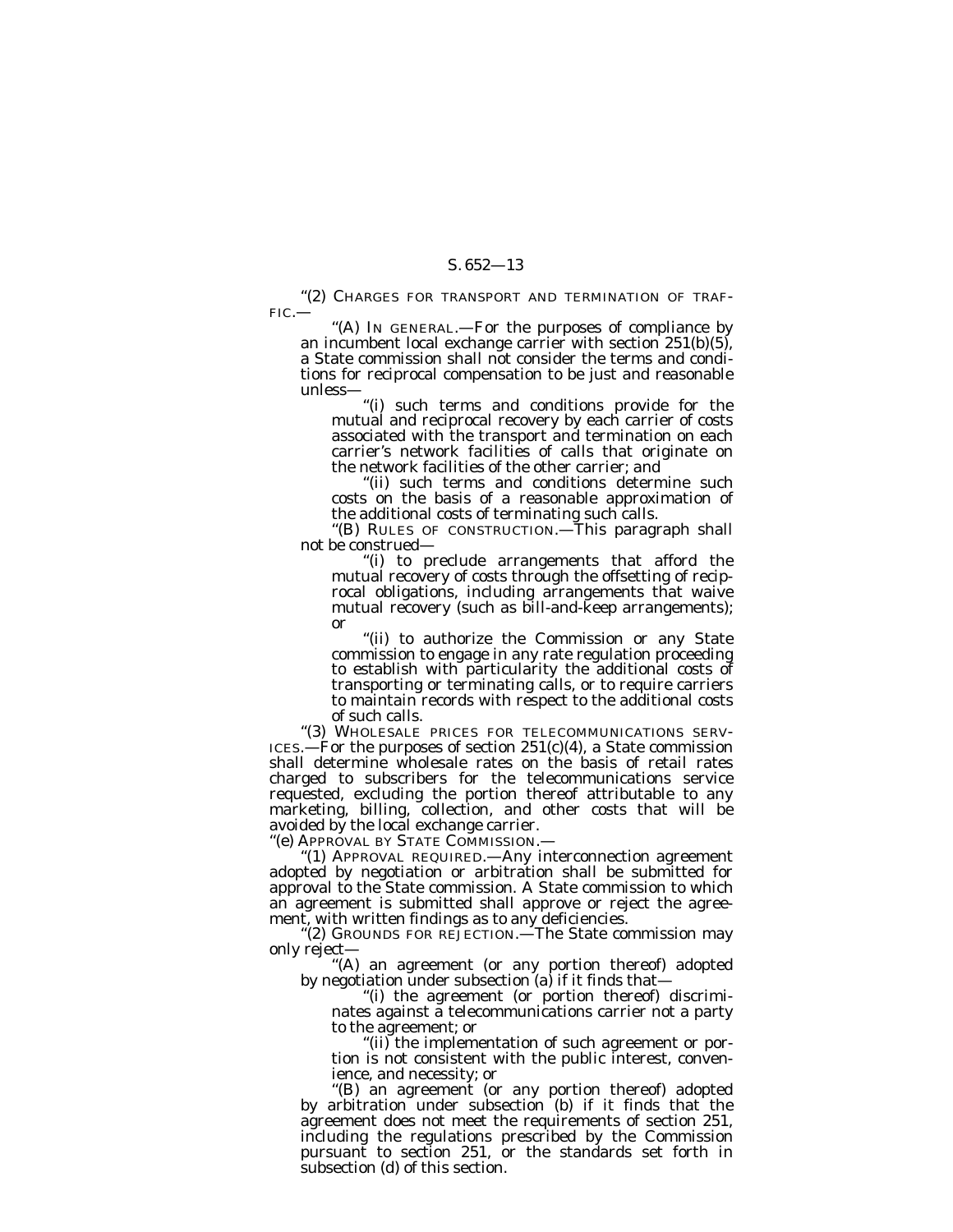"(2) CHARGES FOR TRANSPORT AND TERMINATION OF TRAFFIC.—

"(A) IN GENERAL.—For the purposes of compliance by an incumbent local exchange carrier with section 251(b)(5), a State commission shall not consider the terms and conditions for reciprocal compensation to be just and reasonable unless—

"(i) such terms and conditions provide for the mutual and reciprocal recovery by each carrier of costs associated with the transport and termination on each carrier's network facilities of calls that originate on the network facilities of the other carrier; and

"(ii) such terms and conditions determine such costs on the basis of a reasonable approximation of the additional costs of terminating such calls.

"(B) RULES OF CONSTRUCTION.—This paragraph shall not be construed—

"(i) to preclude arrangements that afford the mutual recovery of costs through the offsetting of reciprocal obligations, including arrangements that waive mutual recovery (such as bill-and-keep arrangements); or

"(ii) to authorize the Commission or any State commission to engage in any rate regulation proceeding to establish with particularity the additional costs of transporting or terminating calls, or to require carriers to maintain records with respect to the additional costs of such calls.

"(3) WHOLESALE PRICES FOR TELECOMMUNICATIONS SERVICES.—For the purposes of section 251(c)(4), a State commission shall determine wholesale rates on the basis of retail rates charged to subscribers for the telecommunications service requested, excluding the portion thereof attributable to any marketing, billing, collection, and other costs that will be avoided by the local exchange carrier.

"(e) APPROVAL BY STATE COMMISSION.—

"(1) APPROVAL REQUIRED.—Any interconnection agreement adopted by negotiation or arbitration shall be submitted for approval to the State commission. A State commission to which an agreement is submitted shall approve or reject the agreement, with written findings as to any deficiencies.

"(2) GROUNDS FOR REJECTION.—The State commission may only reject—

"(A) an agreement (or any portion thereof) adopted by negotiation under subsection (a) if it finds that—

"(i) the agreement (or portion thereof) discriminates against a telecommunications carrier not a party to the agreement; or

"(ii) the implementation of such agreement or portion is not consistent with the public interest, convenience, and necessity; or

"(B) an agreement (or any portion thereof) adopted by arbitration under subsection (b) if it finds that the agreement does not meet the requirements of section 251, including the regulations prescribed by the Commission pursuant to section 251, or the standards set forth in subsection (d) of this section.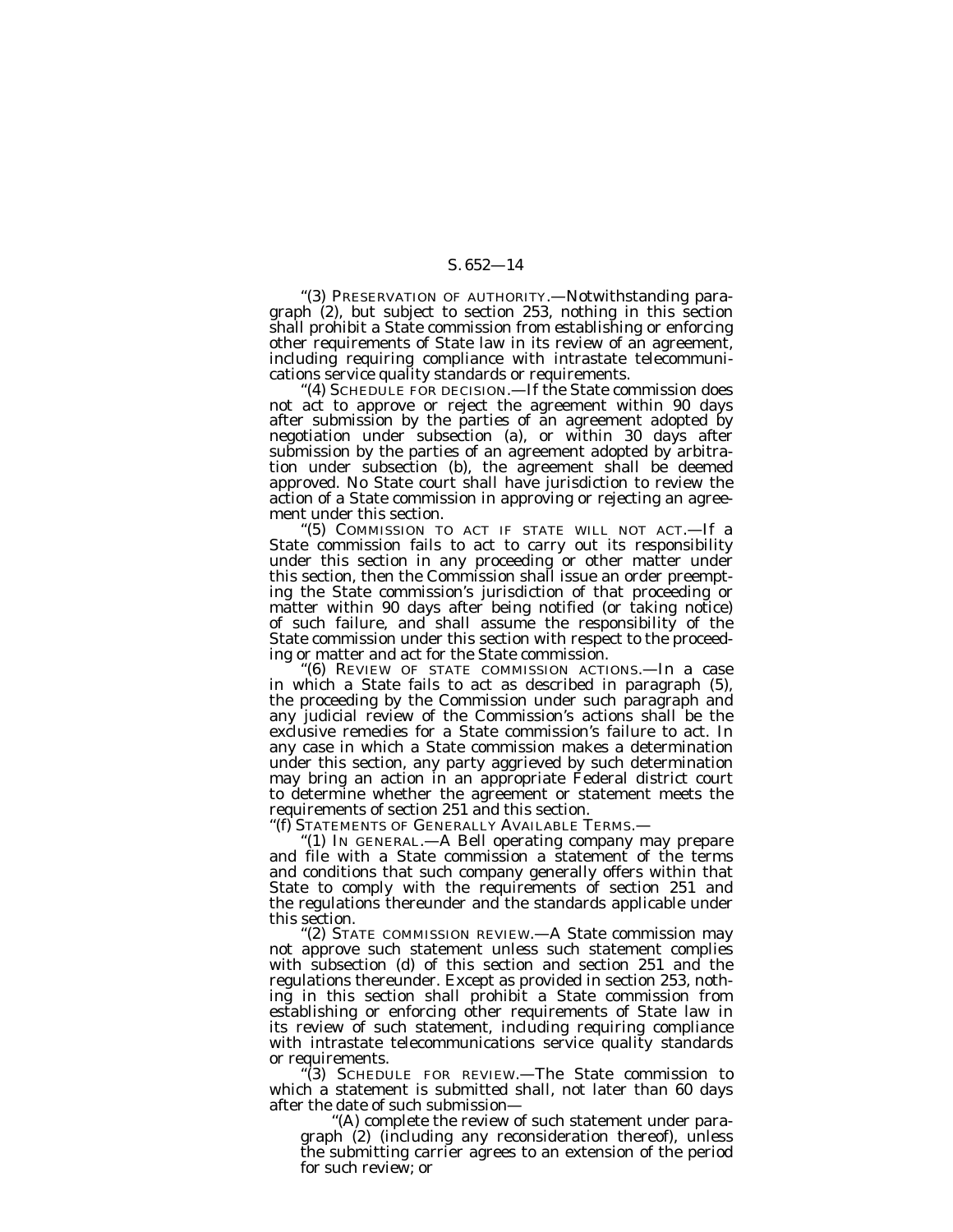"(3) PRESERVATION OF AUTHORITY.—Notwithstanding paragraph (2), but subject to section 253, nothing in this section shall prohibit a State commission from establishing or enforcing other requirements of State law in its review of an agreement, including requiring compliance with intrastate telecommunications service quality standards or requirements.

"(4) SCHEDULE FOR DECISION.—If the State commission does not act to approve or reject the agreement within 90 days after submission by the parties of an agreement adopted by negotiation under subsection (a), or within 30 days after submission by the parties of an agreement adopted by arbitration under subsection (b), the agreement shall be deemed approved. No State court shall have jurisdiction to review the action of a State commission in approving or rejecting an agreement under this section.

"(5) COMMISSION TO ACT IF STATE WILL NOT ACT.—If a State commission fails to act to carry out its responsibility under this section in any proceeding or other matter under this section, then the Commission shall issue an order preempting the State commission's jurisdiction of that proceeding or matter within 90 days after being notified (or taking notice) of such failure, and shall assume the responsibility of the State commission under this section with respect to the proceeding or matter and act for the State commission.

"(6) REVIEW OF STATE COMMISSION ACTIONS.—In a case in which a State fails to act as described in paragraph (5), the proceeding by the Commission under such paragraph and any judicial review of the Commission's actions shall be the exclusive remedies for a State commission's failure to act. In any case in which a State commission makes a determination under this section, any party aggrieved by such determination may bring an action in an appropriate Federal district court to determine whether the agreement or statement meets the requirements of section 251 and this section.

"(f) STATEMENTS OF GENERALLY AVAILABLE TERMS.—

"(1) IN GENERAL.—A Bell operating company may prepare and file with a State commission a statement of the terms and conditions that such company generally offers within that State to comply with the requirements of section 251 and the regulations thereunder and the standards applicable under this section.

"(2) STATE COMMISSION REVIEW.—A State commission may not approve such statement unless such statement complies with subsection (d) of this section and section 251 and the regulations thereunder. Except as provided in section 253, nothing in this section shall prohibit a State commission from establishing or enforcing other requirements of State law in its review of such statement, including requiring compliance with intrastate telecommunications service quality standards or requirements.

"(3) SCHEDULE FOR REVIEW.—The State commission to which a statement is submitted shall, not later than 60 days after the date of such submission—

"(A) complete the review of such statement under paragraph (2) (including any reconsideration thereof), unless the submitting carrier agrees to an extension of the period for such review; or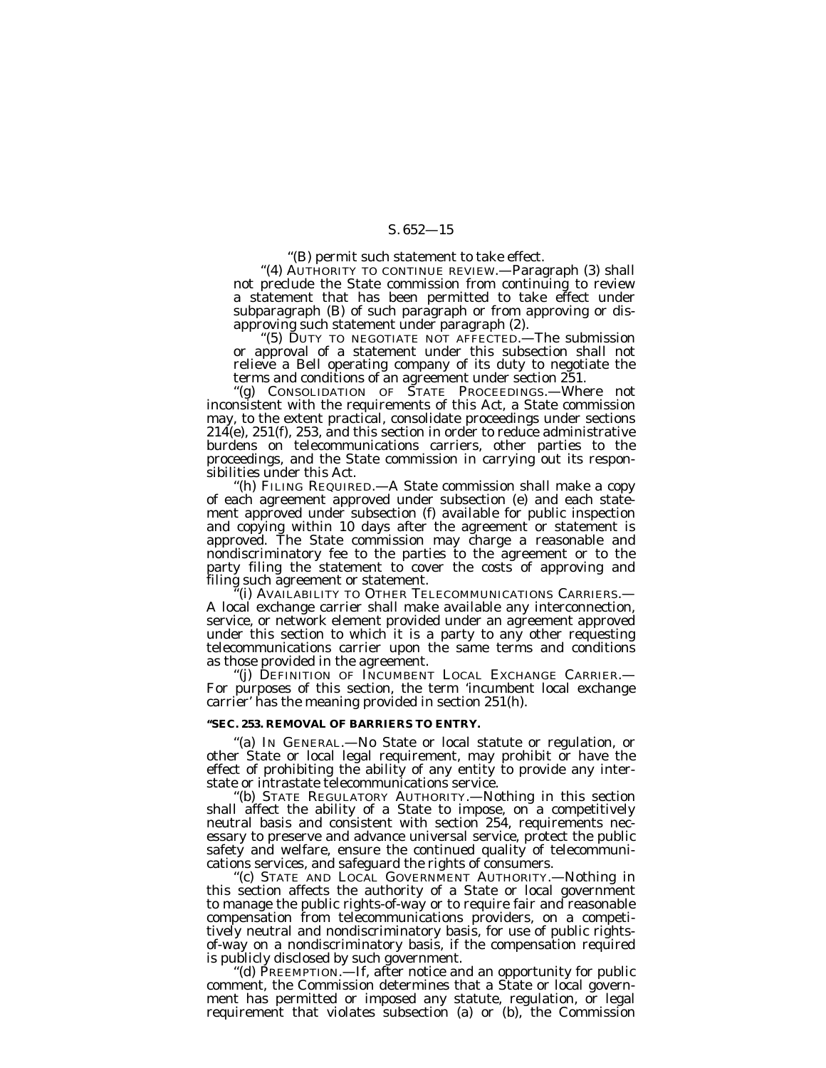"(B) permit such statement to take effect.

"(4) AUTHORITY TO CONTINUE REVIEW.—Paragraph (3) shall not preclude the State commission from continuing to review a statement that has been permitted to take effect under subparagraph (B) of such paragraph or from approving or disapproving such statement under paragraph (2).

"(5) DUTY TO NEGOTIATE NOT AFFECTED.—The submission or approval of a statement under this subsection shall not relieve a Bell operating company of its duty to negotiate the terms and conditions of an agreement under section 251.

"(g) CONSOLIDATION OF STATE PROCEEDINGS.—Where not inconsistent with the requirements of this Act, a State commission may, to the extent practical, consolidate proceedings under sections 214(e), 251(f), 253, and this section in order to reduce administrative burdens on telecommunications carriers, other parties to the proceedings, and the State commission in carrying out its responsibilities under this Act.

"(h) FILING REQUIRED.—A State commission shall make a copy of each agreement approved under subsection (e) and each statement approved under subsection (f) available for public inspection and copying within 10 days after the agreement or statement is approved. The State commission may charge a reasonable and nondiscriminatory fee to the parties to the agreement or to the party filing the statement to cover the costs of approving and filing such agreement or statement.

"(i) AVAILABILITY TO OTHER TELECOMMUNICATIONS CARRIERS.—A local exchange carrier shall make available any interconnection, service, or network element provided under an agreement approved under this section to which it is a party to any other requesting telecommunications carrier upon the same terms and conditions as those provided in the agreement.

"(j) DEFINITION OF INCUMBENT LOCAL EXCHANGE CARRIER.—For purposes of this section, the term 'incumbent local exchange carrier' has the meaning provided in section 251(h).

**"SEC. 253. REMOVAL OF BARRIERS TO ENTRY.**

"(a) IN GENERAL.—No State or local statute or regulation, or other State or local legal requirement, may prohibit or have the effect of prohibiting the ability of any entity to provide any interstate or intrastate telecommunications service.

"(b) STATE REGULATORY AUTHORITY.—Nothing in this section shall affect the ability of a State to impose, on a competitively neutral basis and consistent with section 254, requirements necessary to preserve and advance universal service, protect the public safety and welfare, ensure the continued quality of telecommunications services, and safeguard the rights of consumers.

"(c) STATE AND LOCAL GOVERNMENT AUTHORITY.—Nothing in this section affects the authority of a State or local government to manage the public rights-of-way or to require fair and reasonable compensation from telecommunications providers, on a competitively neutral and nondiscriminatory basis, for use of public rights-of-way on a nondiscriminatory basis, if the compensation required is publicly disclosed by such government.

"(d) PREEMPTION.—If, after notice and an opportunity for public comment, the Commission determines that a State or local government has permitted or imposed any statute, regulation, or legal requirement that violates subsection (a) or (b), the Commission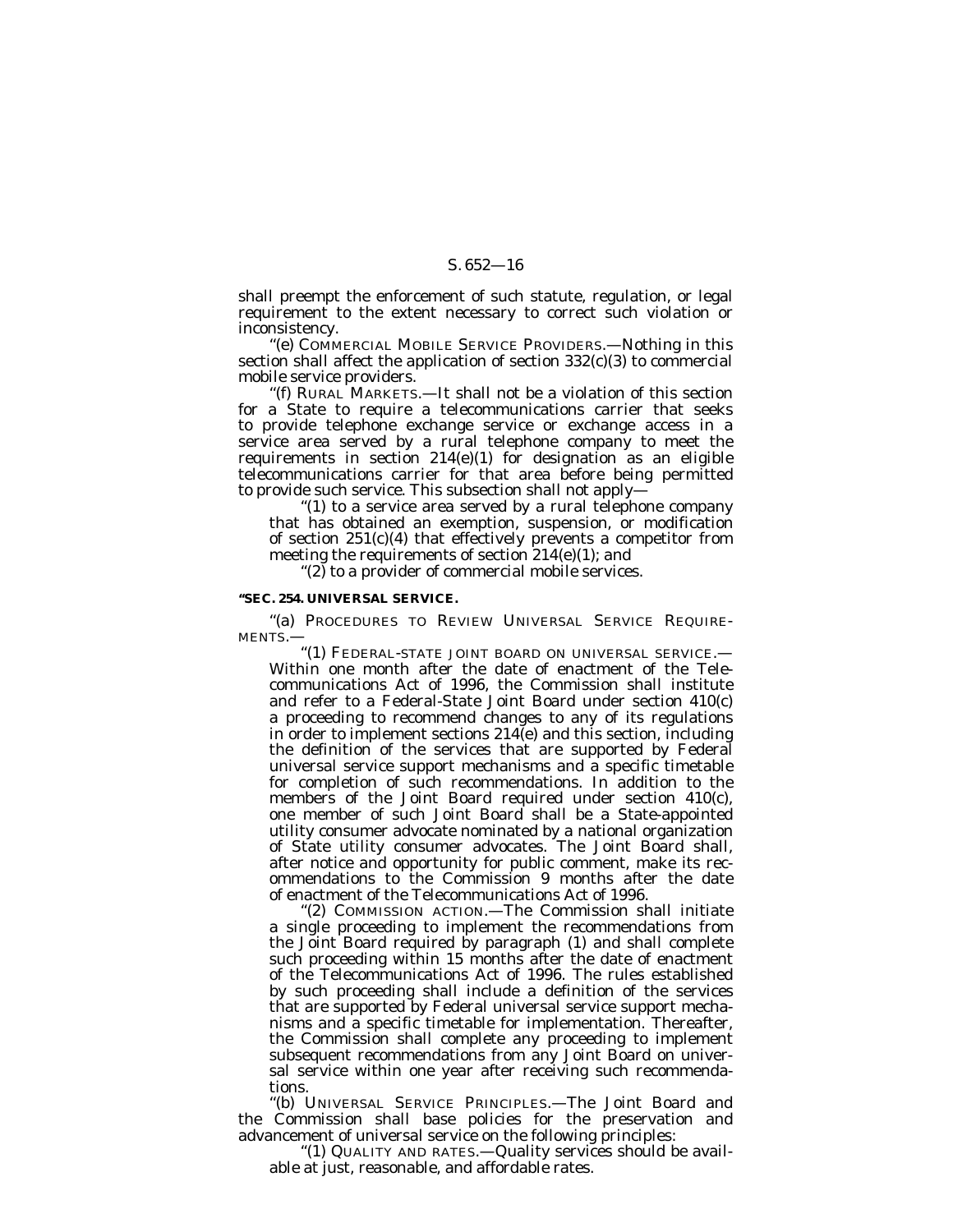shall preempt the enforcement of such statute, regulation, or legal requirement to the extent necessary to correct such violation or inconsistency.

"(e) COMMERCIAL MOBILE SERVICE PROVIDERS.—Nothing in this section shall affect the application of section 332(c)(3) to commercial mobile service providers.

"(f) RURAL MARKETS.—It shall not be a violation of this section for a State to require a telecommunications carrier that seeks to provide telephone exchange service or exchange access in a service area served by a rural telephone company to meet the requirements in section 214(e)(1) for designation as an eligible telecommunications carrier for that area before being permitted to provide such service. This subsection shall not apply—

"(1) to a service area served by a rural telephone company that has obtained an exemption, suspension, or modification of section 251(c)(4) that effectively prevents a competitor from meeting the requirements of section 214(e)(1); and

"(2) to a provider of commercial mobile services.

**"SEC. 254. UNIVERSAL SERVICE.**

"(a) PROCEDURES TO REVIEW UNIVERSAL SERVICE REQUIREMENTS.—

"(1) FEDERAL-STATE JOINT BOARD ON UNIVERSAL SERVICE.—Within one month after the date of enactment of the Telecommunications Act of 1996, the Commission shall institute and refer to a Federal-State Joint Board under section 410(c) a proceeding to recommend changes to any of its regulations in order to implement sections 214(e) and this section, including the definition of the services that are supported by Federal universal service support mechanisms and a specific timetable for completion of such recommendations. In addition to the members of the Joint Board required under section 410(c), one member of such Joint Board shall be a State-appointed utility consumer advocate nominated by a national organization of State utility consumer advocates. The Joint Board shall, after notice and opportunity for public comment, make its recommendations to the Commission 9 months after the date of enactment of the Telecommunications Act of 1996.

"(2) COMMISSION ACTION.—The Commission shall initiate a single proceeding to implement the recommendations from the Joint Board required by paragraph (1) and shall complete such proceeding within 15 months after the date of enactment of the Telecommunications Act of 1996. The rules established by such proceeding shall include a definition of the services that are supported by Federal universal service support mechanisms and a specific timetable for implementation. Thereafter, the Commission shall complete any proceeding to implement subsequent recommendations from any Joint Board on universal service within one year after receiving such recommendations.

"(b) UNIVERSAL SERVICE PRINCIPLES.—The Joint Board and the Commission shall base policies for the preservation and advancement of universal service on the following principles:

"(1) QUALITY AND RATES.—Quality services should be available at just, reasonable, and affordable rates.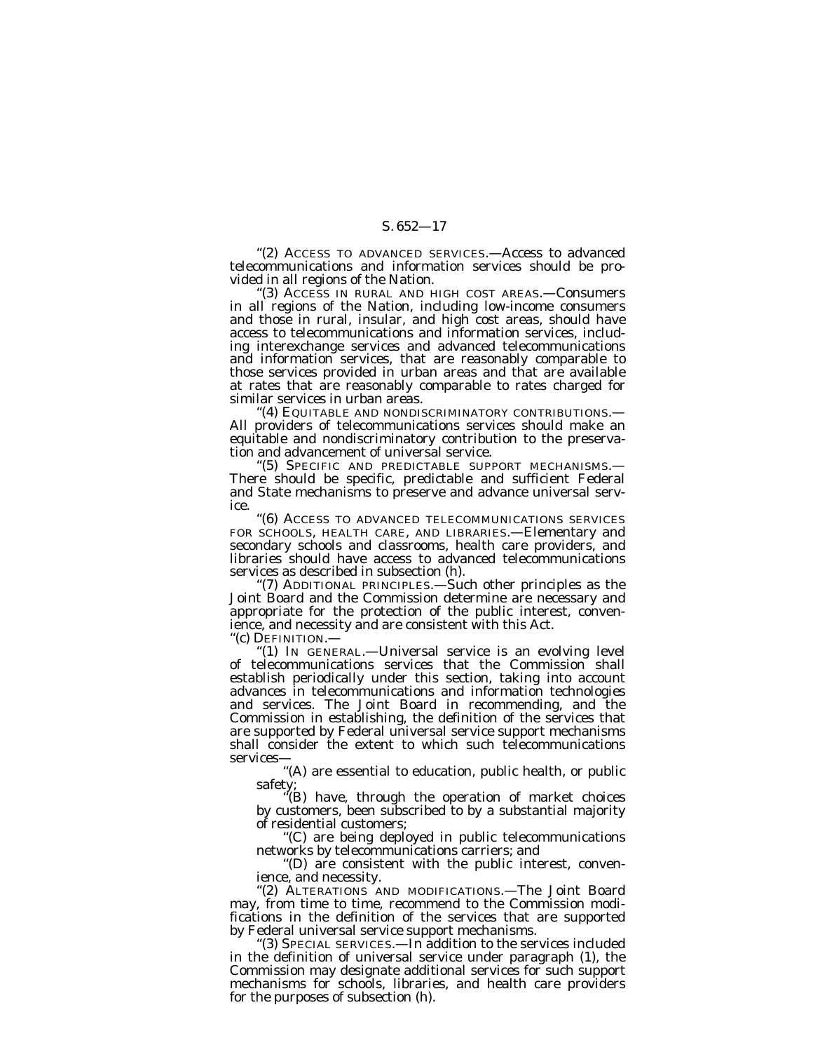"(2) ACCESS TO ADVANCED SERVICES.—Access to advanced telecommunications and information services should be provided in all regions of the Nation.

"(3) ACCESS IN RURAL AND HIGH COST AREAS.—Consumers in all regions of the Nation, including low-income consumers and those in rural, insular, and high cost areas, should have access to telecommunications and information services, including interexchange services and advanced telecommunications and information services, that are reasonably comparable to those services provided in urban areas and that are available at rates that are reasonably comparable to rates charged for similar services in urban areas.

"(4) EQUITABLE AND NONDISCRIMINATORY CONTRIBUTIONS.—All providers of telecommunications services should make an equitable and nondiscriminatory contribution to the preservation and advancement of universal service.

"(5) SPECIFIC AND PREDICTABLE SUPPORT MECHANISMS.—There should be specific, predictable and sufficient Federal and State mechanisms to preserve and advance universal service.

"(6) ACCESS TO ADVANCED TELECOMMUNICATIONS SERVICES FOR SCHOOLS, HEALTH CARE, AND LIBRARIES.—Elementary and secondary schools and classrooms, health care providers, and libraries should have access to advanced telecommunications services as described in subsection (h).

"(7) ADDITIONAL PRINCIPLES.—Such other principles as the Joint Board and the Commission determine are necessary and appropriate for the protection of the public interest, convenience, and necessity and are consistent with this Act.

"(c) DEFINITION.—

"(1) IN GENERAL.—Universal service is an evolving level of telecommunications services that the Commission shall establish periodically under this section, taking into account advances in telecommunications and information technologies and services. The Joint Board in recommending, and the Commission in establishing, the definition of the services that are supported by Federal universal service support mechanisms shall consider the extent to which such telecommunications services—

"(A) are essential to education, public health, or public safety;

"(B) have, through the operation of market choices by customers, been subscribed to by a substantial majority of residential customers;

"(C) are being deployed in public telecommunications networks by telecommunications carriers; and

"(D) are consistent with the public interest, convenience, and necessity.

"(2) ALTERATIONS AND MODIFICATIONS.—The Joint Board may, from time to time, recommend to the Commission modifications in the definition of the services that are supported by Federal universal service support mechanisms.

"(3) SPECIAL SERVICES.—In addition to the services included in the definition of universal service under paragraph (1), the Commission may designate additional services for such support mechanisms for schools, libraries, and health care providers for the purposes of subsection (h).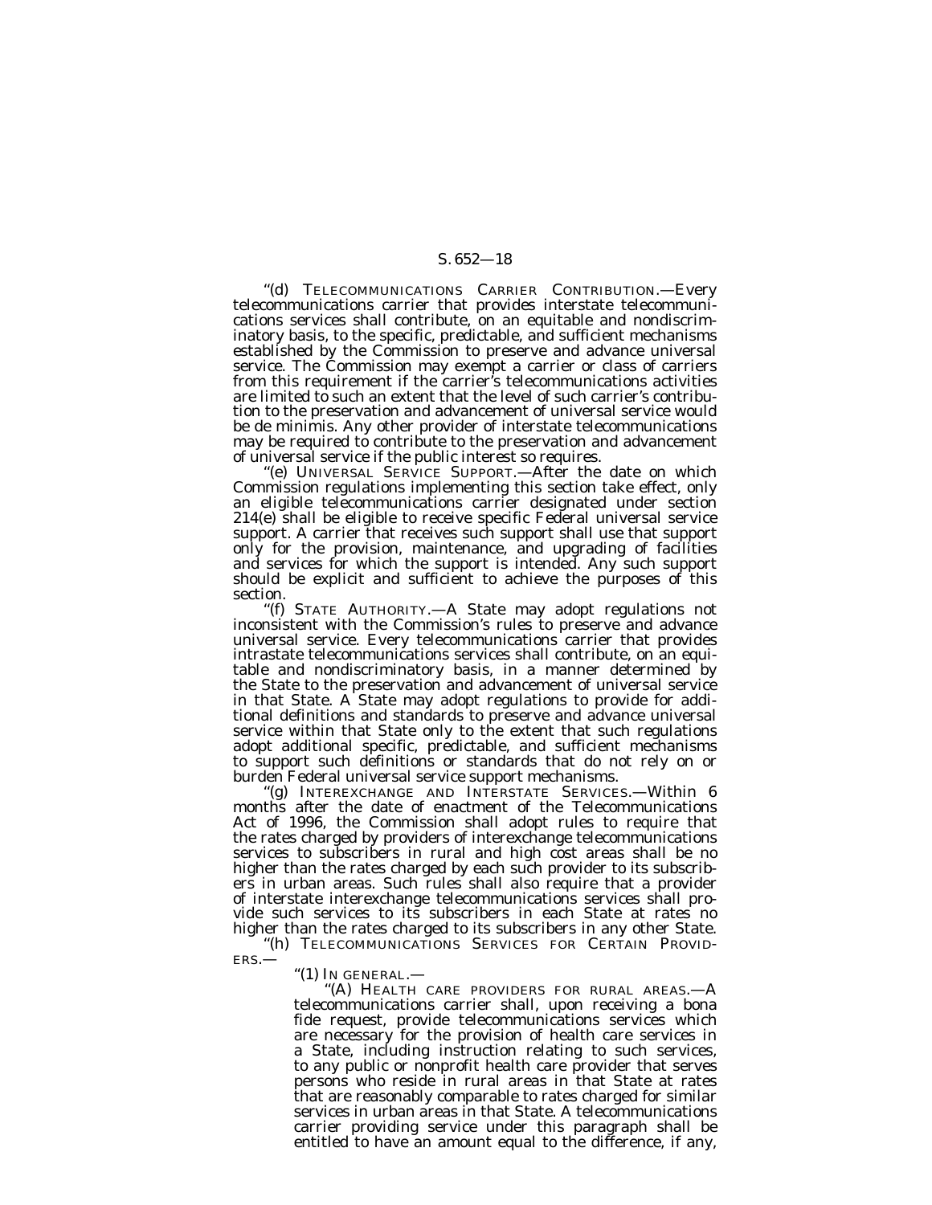"(d) TELECOMMUNICATIONS CARRIER CONTRIBUTION.—Every telecommunications carrier that provides interstate telecommunications services shall contribute, on an equitable and nondiscriminatory basis, to the specific, predictable, and sufficient mechanisms established by the Commission to preserve and advance universal service. The Commission may exempt a carrier or class of carriers from this requirement if the carrier's telecommunications activities are limited to such an extent that the level of such carrier's contribution to the preservation and advancement of universal service would be de minimis. Any other provider of interstate telecommunications may be required to contribute to the preservation and advancement of universal service if the public interest so requires.

"(e) UNIVERSAL SERVICE SUPPORT.—After the date on which Commission regulations implementing this section take effect, only an eligible telecommunications carrier designated under section 214(e) shall be eligible to receive specific Federal universal service support. A carrier that receives such support shall use that support only for the provision, maintenance, and upgrading of facilities and services for which the support is intended. Any such support should be explicit and sufficient to achieve the purposes of this section.

"(f) STATE AUTHORITY.—A State may adopt regulations not inconsistent with the Commission's rules to preserve and advance universal service. Every telecommunications carrier that provides intrastate telecommunications services shall contribute, on an equitable and nondiscriminatory basis, in a manner determined by the State to the preservation and advancement of universal service in that State. A State may adopt regulations to provide for additional definitions and standards to preserve and advance universal service within that State only to the extent that such regulations adopt additional specific, predictable, and sufficient mechanisms to support such definitions or standards that do not rely on or burden Federal universal service support mechanisms.

"(g) INTEREXCHANGE AND INTERSTATE SERVICES.—Within 6 months after the date of enactment of the Telecommunications Act of 1996, the Commission shall adopt rules to require that the rates charged by providers of interexchange telecommunications services to subscribers in rural and high cost areas shall be no higher than the rates charged by each such provider to its subscribers in urban areas. Such rules shall also require that a provider of interstate interexchange telecommunications services shall provide such services to its subscribers in each State at rates no higher than the rates charged to its subscribers in any other State.

"(h) TELECOMMUNICATIONS SERVICES FOR CERTAIN PROVIDERS.—

"(1) IN GENERAL.—

"(A) HEALTH CARE PROVIDERS FOR RURAL AREAS.—A telecommunications carrier shall, upon receiving a bona fide request, provide telecommunications services which are necessary for the provision of health care services in a State, including instruction relating to such services, to any public or nonprofit health care provider that serves persons who reside in rural areas in that State at rates that are reasonably comparable to rates charged for similar services in urban areas in that State. A telecommunications carrier providing service under this paragraph shall be entitled to have an amount equal to the difference, if any,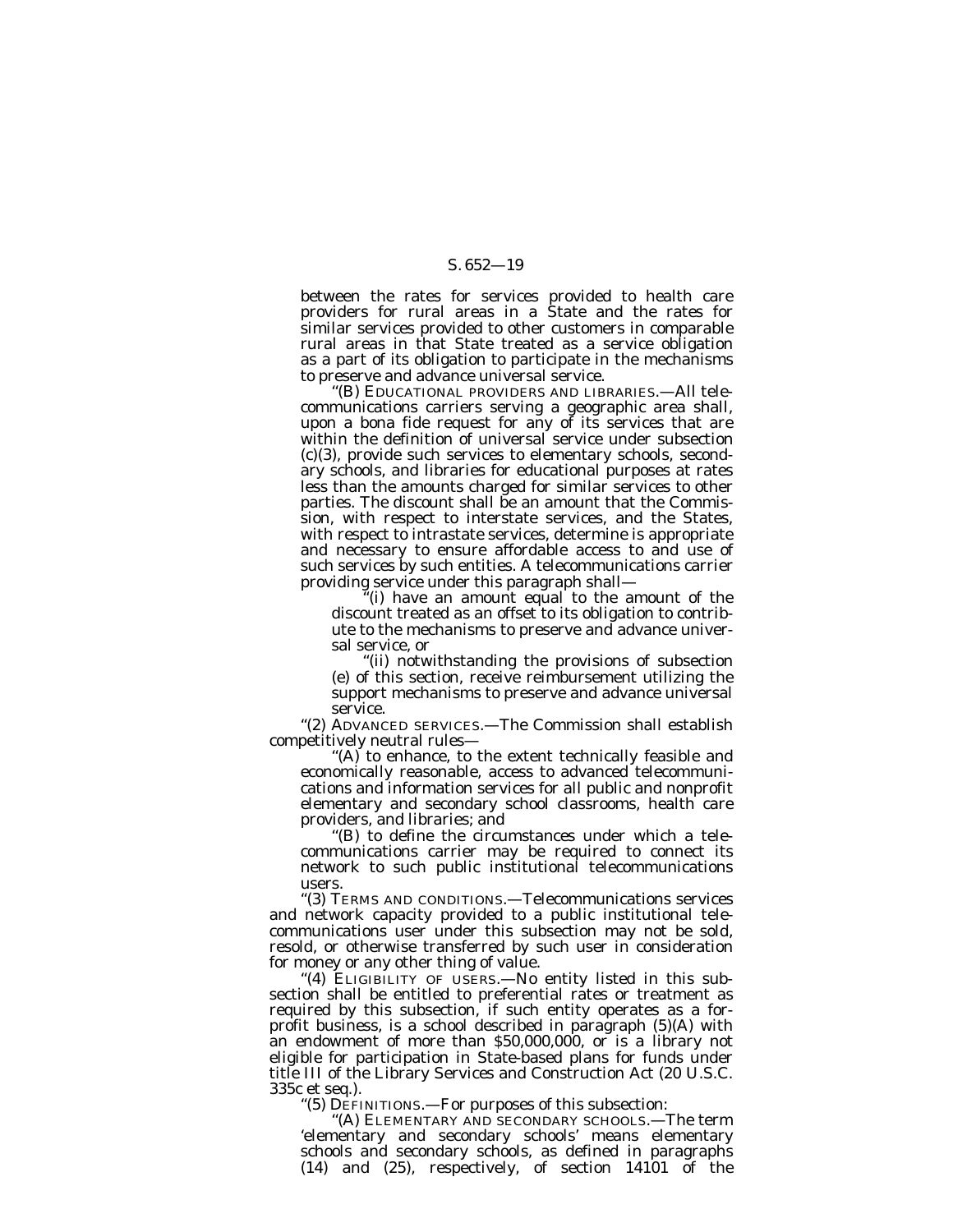between the rates for services provided to health care providers for rural areas in a State and the rates for similar services provided to other customers in comparable rural areas in that State treated as a service obligation as a part of its obligation to participate in the mechanisms to preserve and advance universal service.

"(B) EDUCATIONAL PROVIDERS AND LIBRARIES.—All telecommunications carriers serving a geographic area shall, upon a bona fide request for any of its services that are within the definition of universal service under subsection (c)(3), provide such services to elementary schools, secondary schools, and libraries for educational purposes at rates less than the amounts charged for similar services to other parties. The discount shall be an amount that the Commission, with respect to interstate services, and the States, with respect to intrastate services, determine is appropriate and necessary to ensure affordable access to and use of such services by such entities. A telecommunications carrier providing service under this paragraph shall—

"(i) have an amount equal to the amount of the discount treated as an offset to its obligation to contribute to the mechanisms to preserve and advance universal service, or

"(ii) notwithstanding the provisions of subsection (e) of this section, receive reimbursement utilizing the support mechanisms to preserve and advance universal service.

"(2) ADVANCED SERVICES.—The Commission shall establish competitively neutral rules—

"(A) to enhance, to the extent technically feasible and economically reasonable, access to advanced telecommunications and information services for all public and nonprofit elementary and secondary school classrooms, health care providers, and libraries; and

"(B) to define the circumstances under which a telecommunications carrier may be required to connect its network to such public institutional telecommunications users.

"(3) TERMS AND CONDITIONS.—Telecommunications services and network capacity provided to a public institutional telecommunications user under this subsection may not be sold, resold, or otherwise transferred by such user in consideration for money or any other thing of value.

"(4) ELIGIBILITY OF USERS.—No entity listed in this subsection shall be entitled to preferential rates or treatment as required by this subsection, if such entity operates as a for-profit business, is a school described in paragraph (5)(A) with an endowment of more than $50,000,000, or is a library not eligible for participation in State-based plans for funds under title III of the Library Services and Construction Act (20 U.S.C. 335c et seq.).

"(5) DEFINITIONS.—For purposes of this subsection:

"(A) ELEMENTARY AND SECONDARY SCHOOLS.—The term 'elementary and secondary schools' means elementary schools and secondary schools, as defined in paragraphs (14) and (25), respectively, of section 14101 of the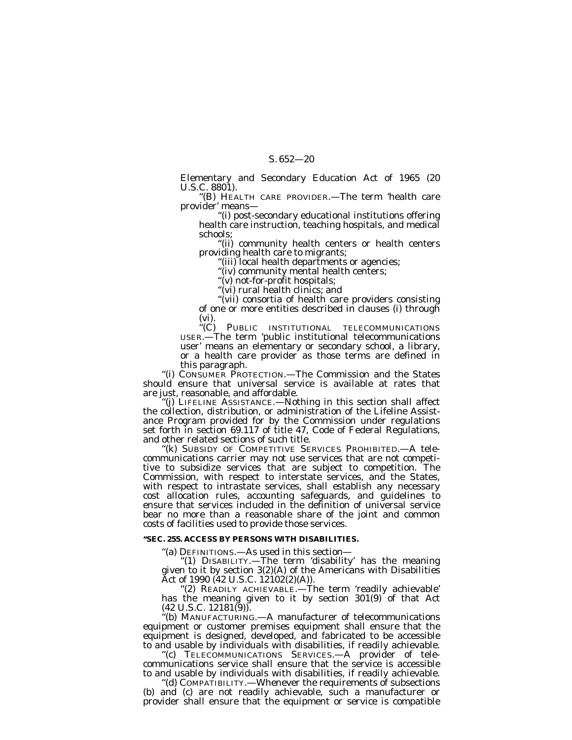Elementary and Secondary Education Act of 1965 (20 U.S.C. 8801).

"(B) HEALTH CARE PROVIDER.—The term 'health care provider' means—

"(i) post-secondary educational institutions offering health care instruction, teaching hospitals, and medical schools;

"(ii) community health centers or health centers providing health care to migrants;

"(iii) local health departments or agencies;

"(iv) community mental health centers;

"(v) not-for-profit hospitals;

"(vi) rural health clinics; and

"(vii) consortia of health care providers consisting of one or more entities described in clauses (i) through (vi).

"(C) PUBLIC INSTITUTIONAL TELECOMMUNICATIONS USER.—The term 'public institutional telecommunications user' means an elementary or secondary school, a library, or a health care provider as those terms are defined in this paragraph.

"(i) CONSUMER PROTECTION.—The Commission and the States should ensure that universal service is available at rates that are just, reasonable, and affordable.

"(j) LIFELINE ASSISTANCE.—Nothing in this section shall affect the collection, distribution, or administration of the Lifeline Assistance Program provided for by the Commission under regulations set forth in section 69.117 of title 47, Code of Federal Regulations, and other related sections of such title.

"(k) SUBSIDY OF COMPETITIVE SERVICES PROHIBITED.—A telecommunications carrier may not use services that are not competitive to subsidize services that are subject to competition. The Commission, with respect to interstate services, and the States, with respect to intrastate services, shall establish any necessary cost allocation rules, accounting safeguards, and guidelines to ensure that services included in the definition of universal service bear no more than a reasonable share of the joint and common costs of facilities used to provide those services.

**"SEC. 255. ACCESS BY PERSONS WITH DISABILITIES.**

"(a) DEFINITIONS.—As used in this section—

"(1) DISABILITY.—The term 'disability' has the meaning given to it by section 3(2)(A) of the Americans with Disabilities Act of 1990 (42 U.S.C. 12102(2)(A)).

"(2) READILY ACHIEVABLE.—The term 'readily achievable' has the meaning given to it by section 301(9) of that Act (42 U.S.C. 12181(9)).

"(b) MANUFACTURING.—A manufacturer of telecommunications equipment or customer premises equipment shall ensure that the equipment is designed, developed, and fabricated to be accessible to and usable by individuals with disabilities, if readily achievable.

"(c) TELECOMMUNICATIONS SERVICES.—A provider of telecommunications service shall ensure that the service is accessible to and usable by individuals with disabilities, if readily achievable.

"(d) COMPATIBILITY.—Whenever the requirements of subsections (b) and (c) are not readily achievable, such a manufacturer or provider shall ensure that the equipment or service is compatible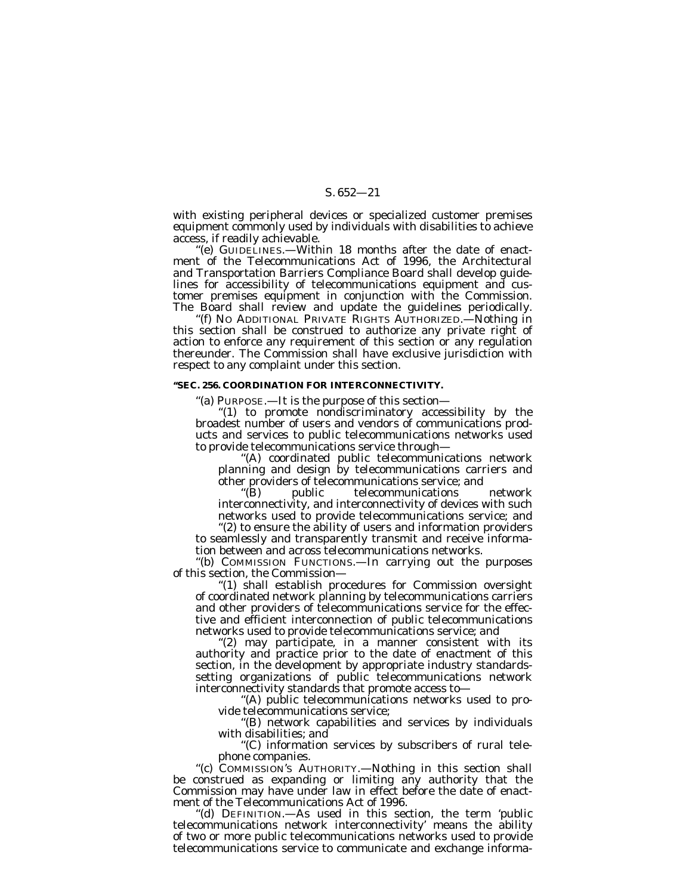with existing peripheral devices or specialized customer premises equipment commonly used by individuals with disabilities to achieve access, if readily achievable.

"(e) GUIDELINES.—Within 18 months after the date of enactment of the Telecommunications Act of 1996, the Architectural and Transportation Barriers Compliance Board shall develop guidelines for accessibility of telecommunications equipment and customer premises equipment in conjunction with the Commission. The Board shall review and update the guidelines periodically.

"(f) NO ADDITIONAL PRIVATE RIGHTS AUTHORIZED.—Nothing in this section shall be construed to authorize any private right of action to enforce any requirement of this section or any regulation thereunder. The Commission shall have exclusive jurisdiction with respect to any complaint under this section.

**"SEC. 256. COORDINATION FOR INTERCONNECTIVITY.**

"(a) PURPOSE.—It is the purpose of this section—

"(1) to promote nondiscriminatory accessibility by the broadest number of users and vendors of communications products and services to public telecommunications networks used to provide telecommunications service through—

"(A) coordinated public telecommunications network planning and design by telecommunications carriers and other providers of telecommunications service; and

"(B) public telecommunications network interconnectivity, and interconnectivity of devices with such networks used to provide telecommunications service; and

"(2) to ensure the ability of users and information providers to seamlessly and transparently transmit and receive information between and across telecommunications networks.

"(b) COMMISSION FUNCTIONS.—In carrying out the purposes of this section, the Commission—

"(1) shall establish procedures for Commission oversight of coordinated network planning by telecommunications carriers and other providers of telecommunications service for the effective and efficient interconnection of public telecommunications networks used to provide telecommunications service; and

"(2) may participate, in a manner consistent with its authority and practice prior to the date of enactment of this section, in the development by appropriate industry standards-setting organizations of public telecommunications network interconnectivity standards that promote access to—

"(A) public telecommunications networks used to provide telecommunications service;

"(B) network capabilities and services by individuals with disabilities; and

"(C) information services by subscribers of rural telephone companies.

"(c) COMMISSION'S AUTHORITY.—Nothing in this section shall be construed as expanding or limiting any authority that the Commission may have under law in effect before the date of enactment of the Telecommunications Act of 1996.

"(d) DEFINITION.—As used in this section, the term 'public telecommunications network interconnectivity' means the ability of two or more public telecommunications networks used to provide telecommunications service to communicate and exchange informa-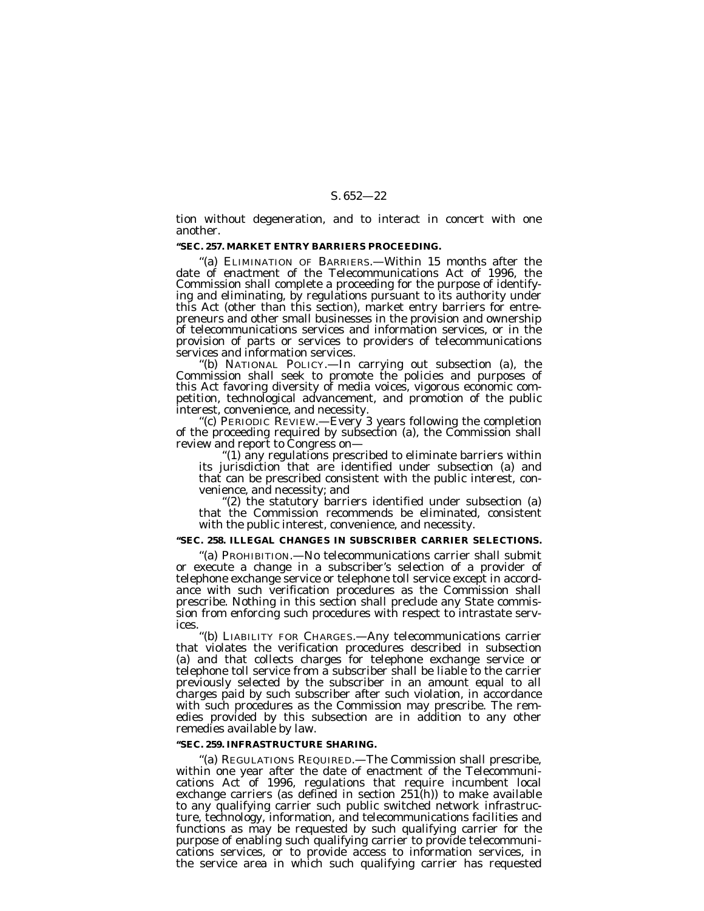tion without degeneration, and to interact in concert with one another.

**"SEC. 257. MARKET ENTRY BARRIERS PROCEEDING.**

"(a) ELIMINATION OF BARRIERS.—Within 15 months after the date of enactment of the Telecommunications Act of 1996, the Commission shall complete a proceeding for the purpose of identifying and eliminating, by regulations pursuant to its authority under this Act (other than this section), market entry barriers for entrepreneurs and other small businesses in the provision and ownership of telecommunications services and information services, or in the provision of parts or services to providers of telecommunications services and information services.

"(b) NATIONAL POLICY.—In carrying out subsection (a), the Commission shall seek to promote the policies and purposes of this Act favoring diversity of media voices, vigorous economic competition, technological advancement, and promotion of the public interest, convenience, and necessity.

"(c) PERIODIC REVIEW.—Every 3 years following the completion of the proceeding required by subsection (a), the Commission shall review and report to Congress on—

"(1) any regulations prescribed to eliminate barriers within its jurisdiction that are identified under subsection (a) and that can be prescribed consistent with the public interest, convenience, and necessity; and

"(2) the statutory barriers identified under subsection (a) that the Commission recommends be eliminated, consistent with the public interest, convenience, and necessity.

**"SEC. 258. ILLEGAL CHANGES IN SUBSCRIBER CARRIER SELECTIONS.**

"(a) PROHIBITION.—No telecommunications carrier shall submit or execute a change in a subscriber's selection of a provider of telephone exchange service or telephone toll service except in accordance with such verification procedures as the Commission shall prescribe. Nothing in this section shall preclude any State commission from enforcing such procedures with respect to intrastate services.

"(b) LIABILITY FOR CHARGES.—Any telecommunications carrier that violates the verification procedures described in subsection (a) and that collects charges for telephone exchange service or telephone toll service from a subscriber shall be liable to the carrier previously selected by the subscriber in an amount equal to all charges paid by such subscriber after such violation, in accordance with such procedures as the Commission may prescribe. The remedies provided by this subsection are in addition to any other remedies available by law.

**"SEC. 259. INFRASTRUCTURE SHARING.**

"(a) REGULATIONS REQUIRED.—The Commission shall prescribe, within one year after the date of enactment of the Telecommunications Act of 1996, regulations that require incumbent local exchange carriers (as defined in section 251(h)) to make available to any qualifying carrier such public switched network infrastructure, technology, information, and telecommunications facilities and functions as may be requested by such qualifying carrier for the purpose of enabling such qualifying carrier to provide telecommunications services, or to provide access to information services, in the service area in which such qualifying carrier has requested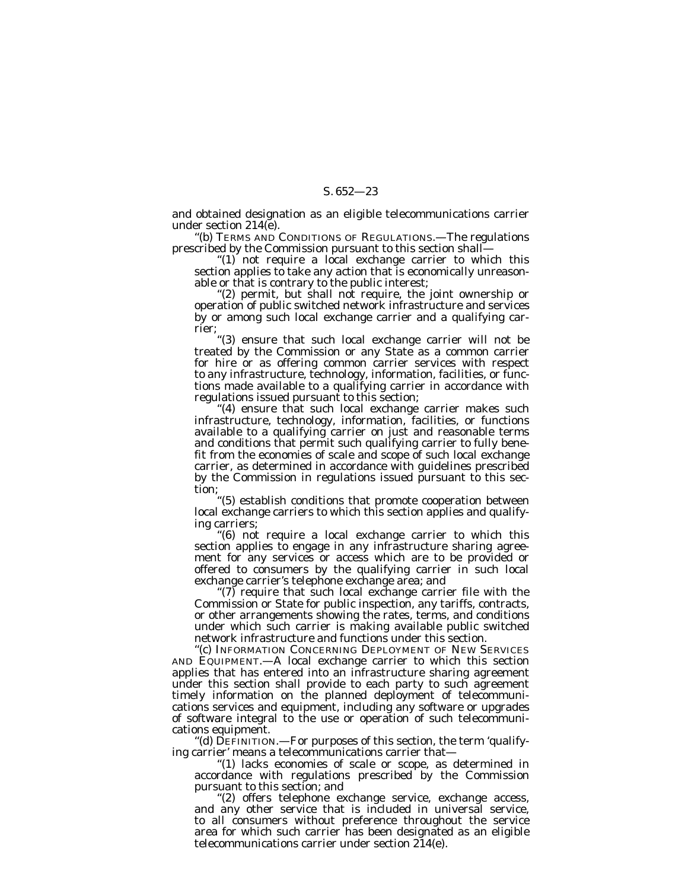and obtained designation as an eligible telecommunications carrier under section 214(e).

"(b) TERMS AND CONDITIONS OF REGULATIONS.—The regulations prescribed by the Commission pursuant to this section shall—

"(1) not require a local exchange carrier to which this section applies to take any action that is economically unreasonable or that is contrary to the public interest;

"(2) permit, but shall not require, the joint ownership or operation of public switched network infrastructure and services by or among such local exchange carrier and a qualifying carrier;

"(3) ensure that such local exchange carrier will not be treated by the Commission or any State as a common carrier for hire or as offering common carrier services with respect to any infrastructure, technology, information, facilities, or functions made available to a qualifying carrier in accordance with regulations issued pursuant to this section;

"(4) ensure that such local exchange carrier makes such infrastructure, technology, information, facilities, or functions available to a qualifying carrier on just and reasonable terms and conditions that permit such qualifying carrier to fully benefit from the economies of scale and scope of such local exchange carrier, as determined in accordance with guidelines prescribed by the Commission in regulations issued pursuant to this section;

"(5) establish conditions that promote cooperation between local exchange carriers to which this section applies and qualifying carriers;

"(6) not require a local exchange carrier to which this section applies to engage in any infrastructure sharing agreement for any services or access which are to be provided or offered to consumers by the qualifying carrier in such local exchange carrier's telephone exchange area; and

"(7) require that such local exchange carrier file with the Commission or State for public inspection, any tariffs, contracts, or other arrangements showing the rates, terms, and conditions under which such carrier is making available public switched network infrastructure and functions under this section.

"(c) INFORMATION CONCERNING DEPLOYMENT OF NEW SERVICES AND EQUIPMENT.—A local exchange carrier to which this section applies that has entered into an infrastructure sharing agreement under this section shall provide to each party to such agreement timely information on the planned deployment of telecommunications services and equipment, including any software or upgrades of software integral to the use or operation of such telecommunications equipment.

"(d) DEFINITION.—For purposes of this section, the term 'qualifying carrier' means a telecommunications carrier that—

"(1) lacks economies of scale or scope, as determined in accordance with regulations prescribed by the Commission pursuant to this section; and

"(2) offers telephone exchange service, exchange access, and any other service that is included in universal service, to all consumers without preference throughout the service area for which such carrier has been designated as an eligible telecommunications carrier under section 214(e).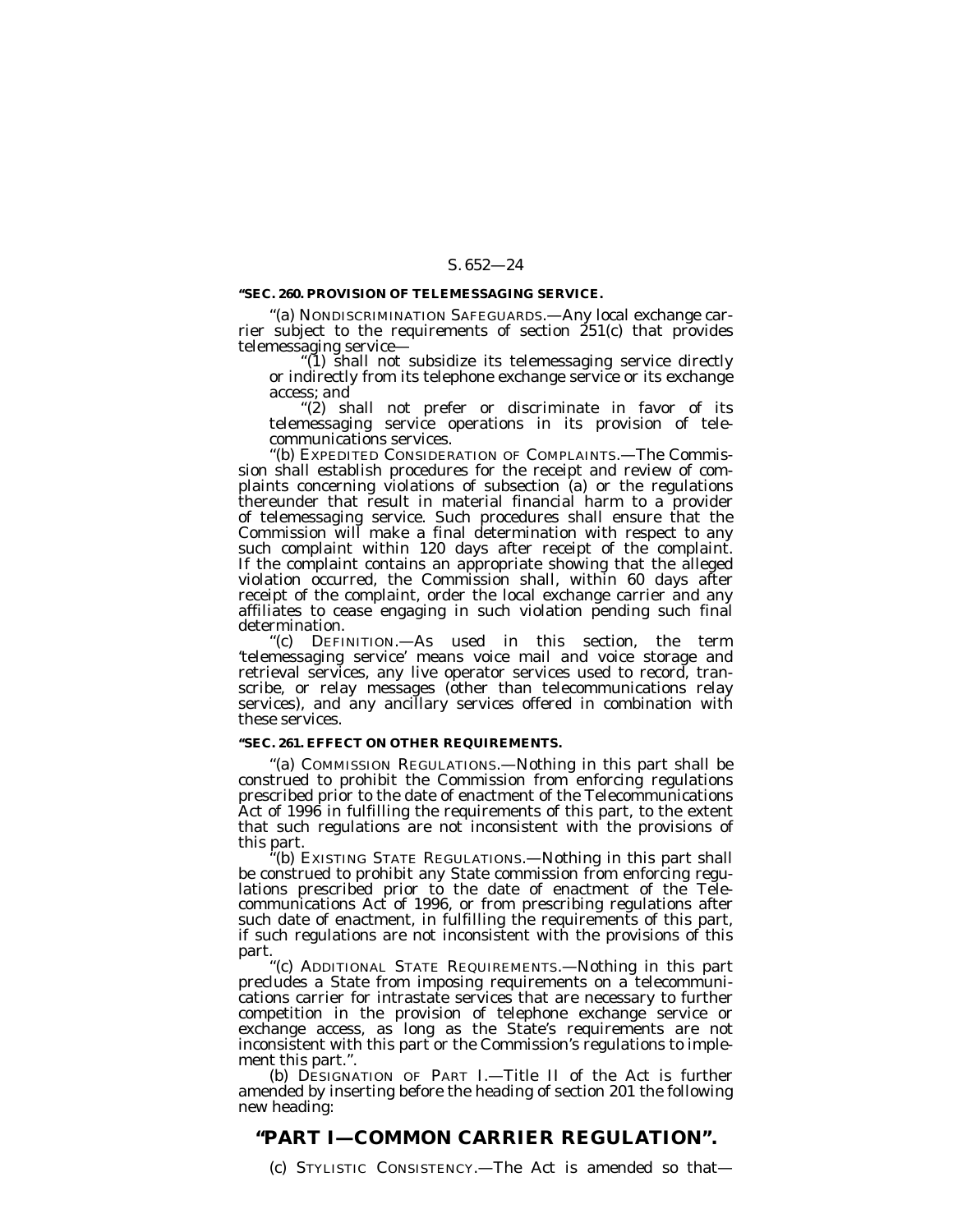**"SEC. 260. PROVISION OF TELEMESSAGING SERVICE.**

"(a) NONDISCRIMINATION SAFEGUARDS.—Any local exchange carrier subject to the requirements of section 251(c) that provides telemessaging service—

"(1) shall not subsidize its telemessaging service directly or indirectly from its telephone exchange service or its exchange access; and

"(2) shall not prefer or discriminate in favor of its telemessaging service operations in its provision of telecommunications services.

"(b) EXPEDITED CONSIDERATION OF COMPLAINTS.—The Commission shall establish procedures for the receipt and review of complaints concerning violations of subsection (a) or the regulations thereunder that result in material financial harm to a provider of telemessaging service. Such procedures shall ensure that the Commission will make a final determination with respect to any such complaint within 120 days after receipt of the complaint. If the complaint contains an appropriate showing that the alleged violation occurred, the Commission shall, within 60 days after receipt of the complaint, order the local exchange carrier and any affiliates to cease engaging in such violation pending such final determination.

"(c) DEFINITION.—As used in this section, the term 'telemessaging service' means voice mail and voice storage and retrieval services, any live operator services used to record, transcribe, or relay messages (other than telecommunications relay services), and any ancillary services offered in combination with these services.

**"SEC. 261. EFFECT ON OTHER REQUIREMENTS.**

"(a) COMMISSION REGULATIONS.—Nothing in this part shall be construed to prohibit the Commission from enforcing regulations prescribed prior to the date of enactment of the Telecommunications Act of 1996 in fulfilling the requirements of this part, to the extent that such regulations are not inconsistent with the provisions of this part.

"(b) EXISTING STATE REGULATIONS.—Nothing in this part shall be construed to prohibit any State commission from enforcing regulations prescribed prior to the date of enactment of the Telecommunications Act of 1996, or from prescribing regulations after such date of enactment, in fulfilling the requirements of this part, if such regulations are not inconsistent with the provisions of this part.

"(c) ADDITIONAL STATE REQUIREMENTS.—Nothing in this part precludes a State from imposing requirements on a telecommunications carrier for intrastate services that are necessary to further competition in the provision of telephone exchange service or exchange access, as long as the State's requirements are not inconsistent with this part or the Commission's regulations to implement this part.".

(b) DESIGNATION OF PART I.—Title II of the Act is further amended by inserting before the heading of section 201 the following new heading:

## "PART I—COMMON CARRIER REGULATION".

(c) STYLISTIC CONSISTENCY.—The Act is amended so that—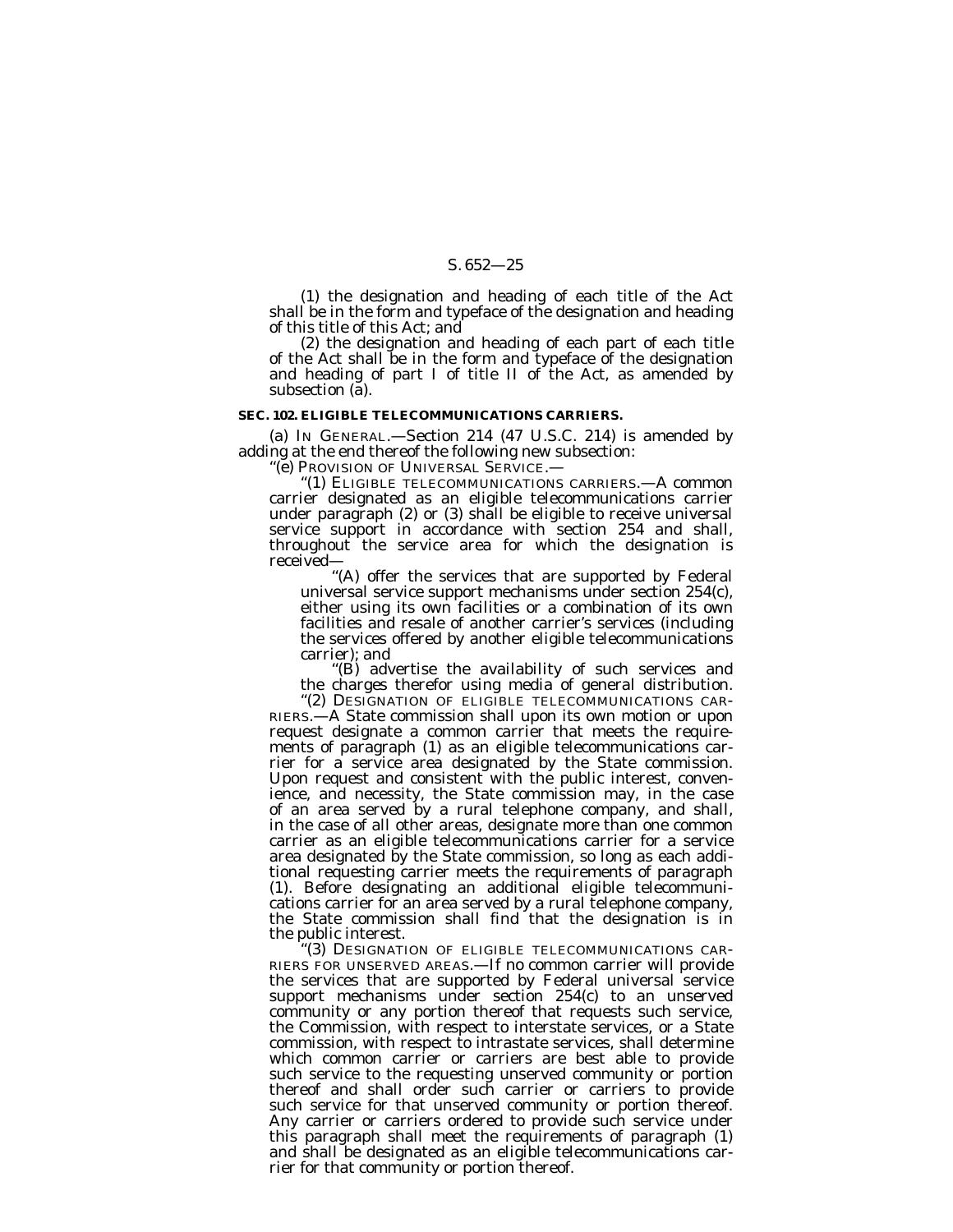(1) the designation and heading of each title of the Act shall be in the form and typeface of the designation and heading of this title of this Act; and

(2) the designation and heading of each part of each title of the Act shall be in the form and typeface of the designation and heading of part I of title II of the Act, as amended by subsection (a).

**SEC. 102. ELIGIBLE TELECOMMUNICATIONS CARRIERS.**

(a) IN GENERAL.—Section 214 (47 U.S.C. 214) is amended by adding at the end thereof the following new subsection:

''(e) PROVISION OF UNIVERSAL SERVICE.—

''(1) ELIGIBLE TELECOMMUNICATIONS CARRIERS.—A common carrier designated as an eligible telecommunications carrier under paragraph (2) or (3) shall be eligible to receive universal service support in accordance with section 254 and shall, throughout the service area for which the designation is received—

''(A) offer the services that are supported by Federal universal service support mechanisms under section 254(c), either using its own facilities or a combination of its own facilities and resale of another carrier's services (including the services offered by another eligible telecommunications carrier); and

''(B) advertise the availability of such services and the charges therefor using media of general distribution.

''(2) DESIGNATION OF ELIGIBLE TELECOMMUNICATIONS CARRIERS.—A State commission shall upon its own motion or upon request designate a common carrier that meets the requirements of paragraph (1) as an eligible telecommunications carrier for a service area designated by the State commission. Upon request and consistent with the public interest, convenience, and necessity, the State commission may, in the case of an area served by a rural telephone company, and shall, in the case of all other areas, designate more than one common carrier as an eligible telecommunications carrier for a service area designated by the State commission, so long as each additional requesting carrier meets the requirements of paragraph (1). Before designating an additional eligible telecommunications carrier for an area served by a rural telephone company, the State commission shall find that the designation is in the public interest.

''(3) DESIGNATION OF ELIGIBLE TELECOMMUNICATIONS CARRIERS FOR UNSERVED AREAS.—If no common carrier will provide the services that are supported by Federal universal service support mechanisms under section 254(c) to an unserved community or any portion thereof that requests such service, the Commission, with respect to interstate services, or a State commission, with respect to intrastate services, shall determine which common carrier or carriers are best able to provide such service to the requesting unserved community or portion thereof and shall order such carrier or carriers to provide such service for that unserved community or portion thereof. Any carrier or carriers ordered to provide such service under this paragraph shall meet the requirements of paragraph (1) and shall be designated as an eligible telecommunications carrier for that community or portion thereof.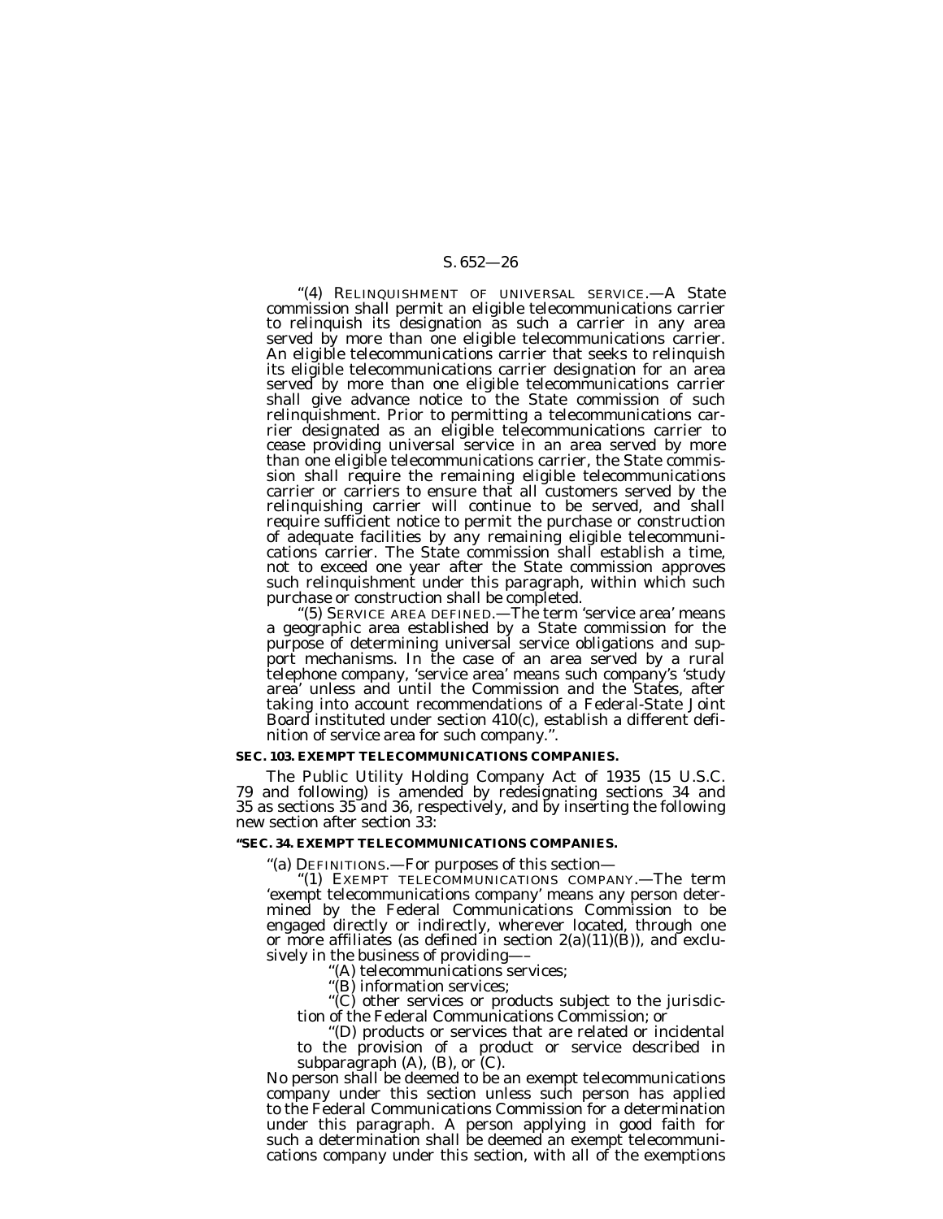"(4) RELINQUISHMENT OF UNIVERSAL SERVICE.—A State commission shall permit an eligible telecommunications carrier to relinquish its designation as such a carrier in any area served by more than one eligible telecommunications carrier. An eligible telecommunications carrier that seeks to relinquish its eligible telecommunications carrier designation for an area served by more than one eligible telecommunications carrier shall give advance notice to the State commission of such relinquishment. Prior to permitting a telecommunications carrier designated as an eligible telecommunications carrier to cease providing universal service in an area served by more than one eligible telecommunications carrier, the State commission shall require the remaining eligible telecommunications carrier or carriers to ensure that all customers served by the relinquishing carrier will continue to be served, and shall require sufficient notice to permit the purchase or construction of adequate facilities by any remaining eligible telecommunications carrier. The State commission shall establish a time, not to exceed one year after the State commission approves such relinquishment under this paragraph, within which such purchase or construction shall be completed.

"(5) SERVICE AREA DEFINED.—The term 'service area' means a geographic area established by a State commission for the purpose of determining universal service obligations and support mechanisms. In the case of an area served by a rural telephone company, 'service area' means such company's 'study area' unless and until the Commission and the States, after taking into account recommendations of a Federal-State Joint Board instituted under section 410(c), establish a different definition of service area for such company.".

**SEC. 103. EXEMPT TELECOMMUNICATIONS COMPANIES.**

The Public Utility Holding Company Act of 1935 (15 U.S.C. 79 and following) is amended by redesignating sections 34 and 35 as sections 35 and 36, respectively, and by inserting the following new section after section 33:

**"SEC. 34. EXEMPT TELECOMMUNICATIONS COMPANIES.**

"(a) DEFINITIONS.—For purposes of this section—

"(1) EXEMPT TELECOMMUNICATIONS COMPANY.—The term 'exempt telecommunications company' means any person determined by the Federal Communications Commission to be engaged directly or indirectly, wherever located, through one or more affiliates (as defined in section 2(a)(11)(B)), and exclusively in the business of providing—–

"(A) telecommunications services;

"(B) information services;

"(C) other services or products subject to the jurisdiction of the Federal Communications Commission; or

"(D) products or services that are related or incidental to the provision of a product or service described in subparagraph (A), (B), or (C).

No person shall be deemed to be an exempt telecommunications company under this section unless such person has applied to the Federal Communications Commission for a determination under this paragraph. A person applying in good faith for such a determination shall be deemed an exempt telecommunications company under this section, with all of the exemptions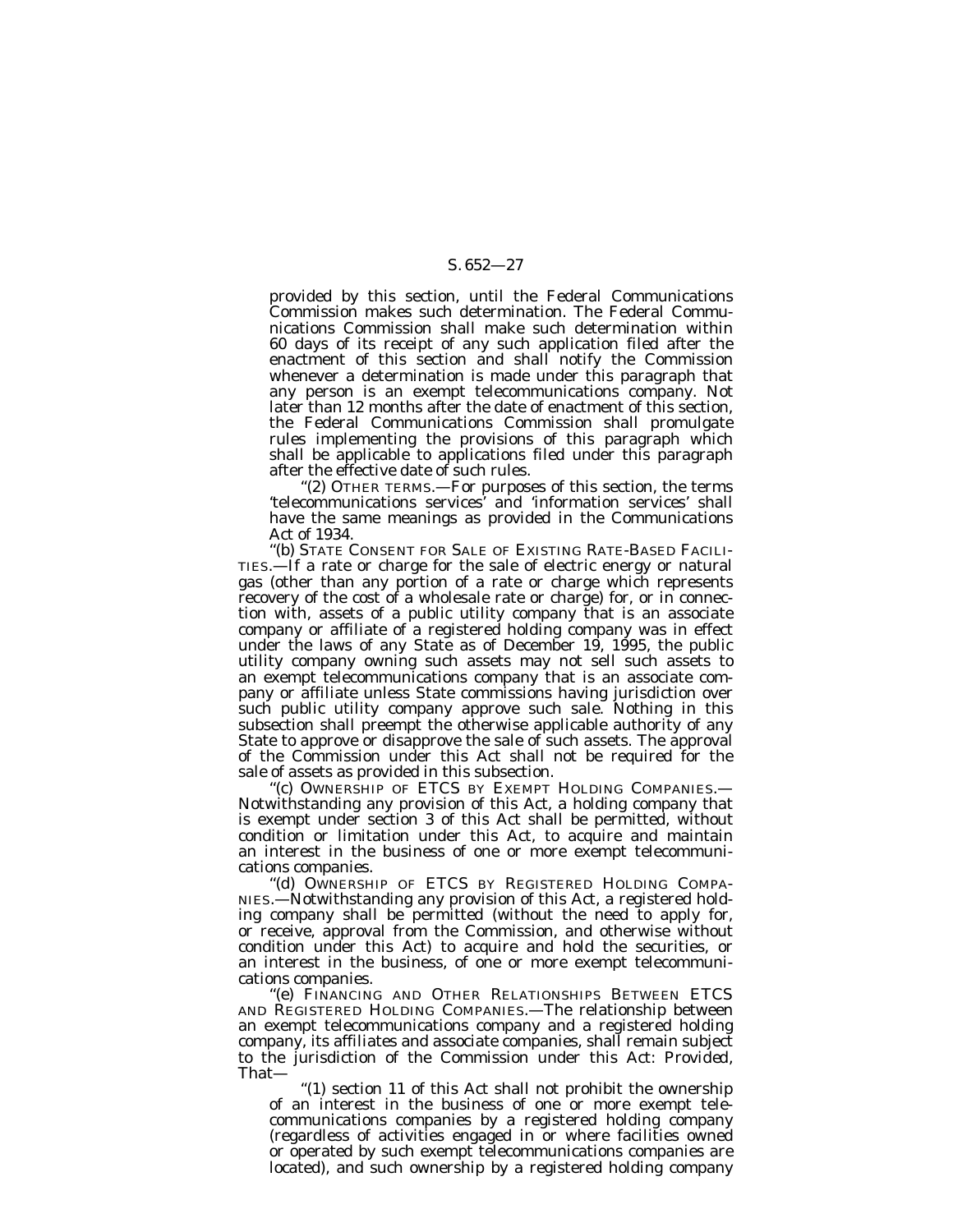provided by this section, until the Federal Communications Commission makes such determination. The Federal Communications Commission shall make such determination within 60 days of its receipt of any such application filed after the enactment of this section and shall notify the Commission whenever a determination is made under this paragraph that any person is an exempt telecommunications company. Not later than 12 months after the date of enactment of this section, the Federal Communications Commission shall promulgate rules implementing the provisions of this paragraph which shall be applicable to applications filed under this paragraph after the effective date of such rules.

''(2) OTHER TERMS.—For purposes of this section, the terms 'telecommunications services' and 'information services' shall have the same meanings as provided in the Communications Act of 1934.

''(b) STATE CONSENT FOR SALE OF EXISTING RATE-BASED FACILITIES.—If a rate or charge for the sale of electric energy or natural gas (other than any portion of a rate or charge which represents recovery of the cost of a wholesale rate or charge) for, or in connection with, assets of a public utility company that is an associate company or affiliate of a registered holding company was in effect under the laws of any State as of December 19, 1995, the public utility company owning such assets may not sell such assets to an exempt telecommunications company that is an associate company or affiliate unless State commissions having jurisdiction over such public utility company approve such sale. Nothing in this subsection shall preempt the otherwise applicable authority of any State to approve or disapprove the sale of such assets. The approval of the Commission under this Act shall not be required for the sale of assets as provided in this subsection.

''(c) OWNERSHIP OF ETCS BY EXEMPT HOLDING COMPANIES.—Notwithstanding any provision of this Act, a holding company that is exempt under section 3 of this Act shall be permitted, without condition or limitation under this Act, to acquire and maintain an interest in the business of one or more exempt telecommunications companies.

''(d) OWNERSHIP OF ETCS BY REGISTERED HOLDING COMPANIES.—Notwithstanding any provision of this Act, a registered holding company shall be permitted (without the need to apply for, or receive, approval from the Commission, and otherwise without condition under this Act) to acquire and hold the securities, or an interest in the business, of one or more exempt telecommunications companies.

''(e) FINANCING AND OTHER RELATIONSHIPS BETWEEN ETCS AND REGISTERED HOLDING COMPANIES.—The relationship between an exempt telecommunications company and a registered holding company, its affiliates and associate companies, shall remain subject to the jurisdiction of the Commission under this Act: *Provided,* That—

''(1) section 11 of this Act shall not prohibit the ownership of an interest in the business of one or more exempt telecommunications companies by a registered holding company (regardless of activities engaged in or where facilities owned or operated by such exempt telecommunications companies are located), and such ownership by a registered holding company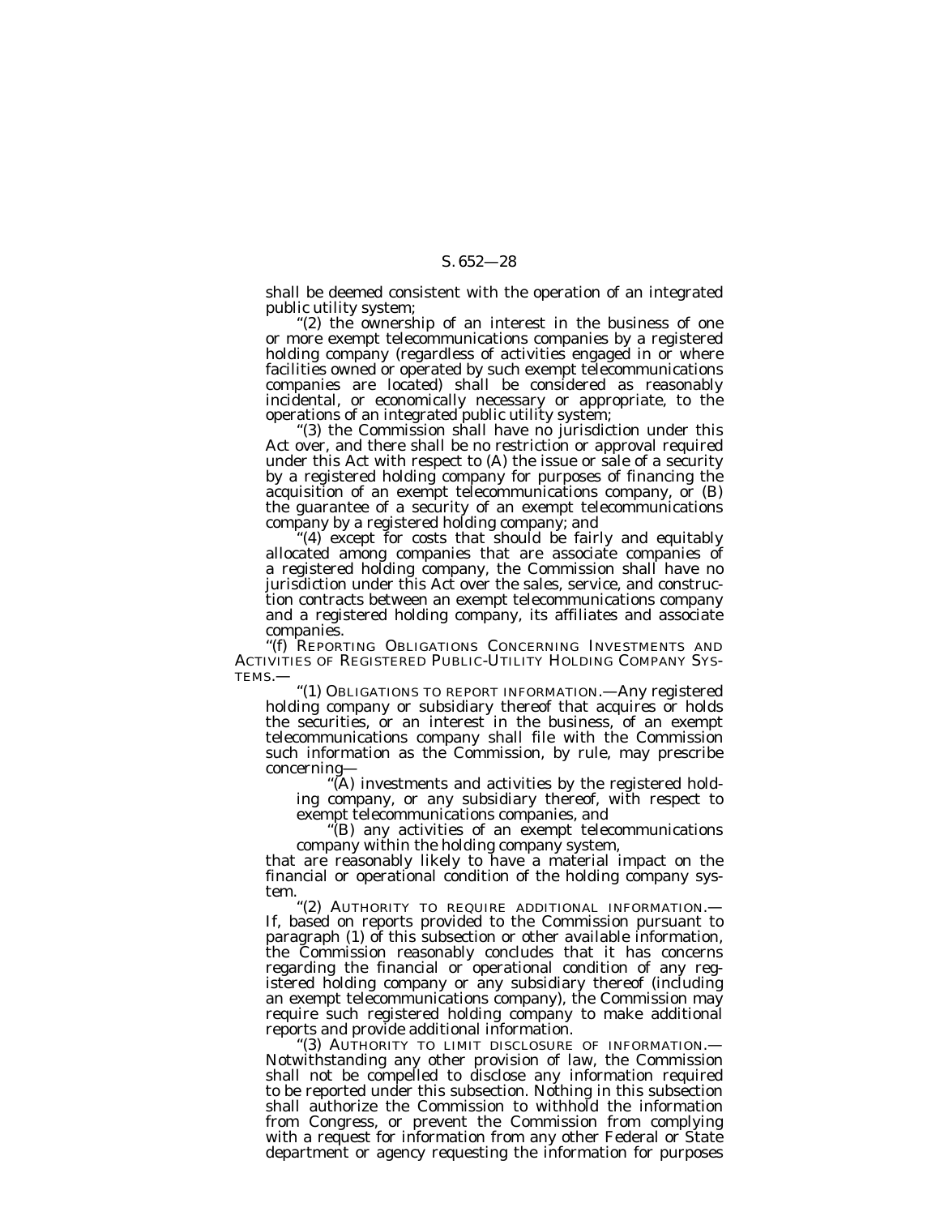shall be deemed consistent with the operation of an integrated public utility system;

"(2) the ownership of an interest in the business of one or more exempt telecommunications companies by a registered holding company (regardless of activities engaged in or where facilities owned or operated by such exempt telecommunications companies are located) shall be considered as reasonably incidental, or economically necessary or appropriate, to the operations of an integrated public utility system;

"(3) the Commission shall have no jurisdiction under this Act over, and there shall be no restriction or approval required under this Act with respect to (A) the issue or sale of a security by a registered holding company for purposes of financing the acquisition of an exempt telecommunications company, or (B) the guarantee of a security of an exempt telecommunications company by a registered holding company; and

"(4) except for costs that should be fairly and equitably allocated among companies that are associate companies of a registered holding company, the Commission shall have no jurisdiction under this Act over the sales, service, and construction contracts between an exempt telecommunications company and a registered holding company, its affiliates and associate companies.

"(f) REPORTING OBLIGATIONS CONCERNING INVESTMENTS AND ACTIVITIES OF REGISTERED PUBLIC-UTILITY HOLDING COMPANY SYSTEMS.—

"(1) OBLIGATIONS TO REPORT INFORMATION.—Any registered holding company or subsidiary thereof that acquires or holds the securities, or an interest in the business, of an exempt telecommunications company shall file with the Commission such information as the Commission, by rule, may prescribe concerning—

"(A) investments and activities by the registered holding company, or any subsidiary thereof, with respect to exempt telecommunications companies, and

"(B) any activities of an exempt telecommunications company within the holding company system,

that are reasonably likely to have a material impact on the financial or operational condition of the holding company system.

"(2) AUTHORITY TO REQUIRE ADDITIONAL INFORMATION.— If, based on reports provided to the Commission pursuant to paragraph (1) of this subsection or other available information, the Commission reasonably concludes that it has concerns regarding the financial or operational condition of any registered holding company or any subsidiary thereof (including an exempt telecommunications company), the Commission may require such registered holding company to make additional reports and provide additional information.

"(3) AUTHORITY TO LIMIT DISCLOSURE OF INFORMATION.— Notwithstanding any other provision of law, the Commission shall not be compelled to disclose any information required to be reported under this subsection. Nothing in this subsection shall authorize the Commission to withhold the information from Congress, or prevent the Commission from complying with a request for information from any other Federal or State department or agency requesting the information for purposes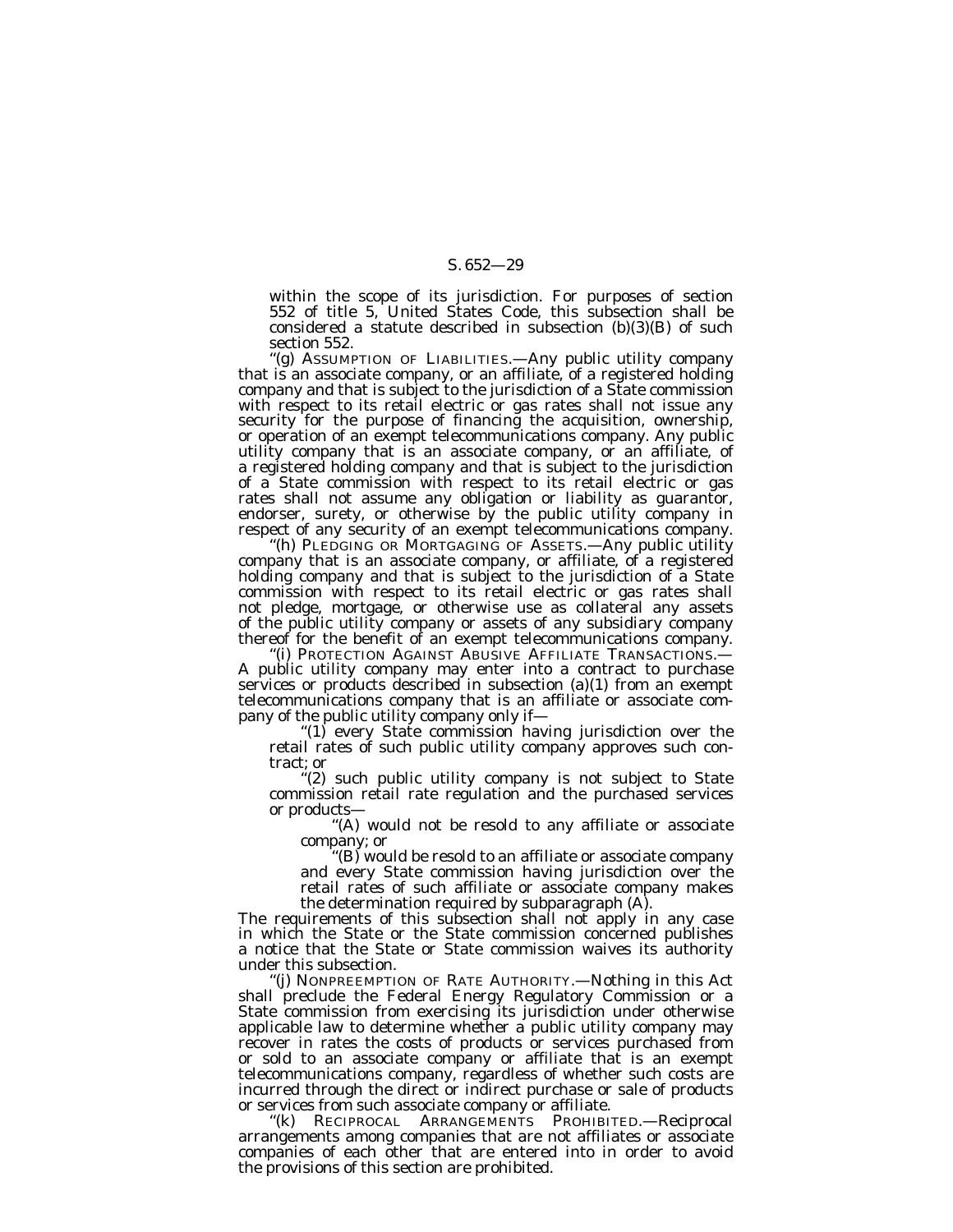within the scope of its jurisdiction. For purposes of section 552 of title 5, United States Code, this subsection shall be considered a statute described in subsection (b)(3)(B) of such section 552.

''(g) ASSUMPTION OF LIABILITIES.—Any public utility company that is an associate company, or an affiliate, of a registered holding company and that is subject to the jurisdiction of a State commission with respect to its retail electric or gas rates shall not issue any security for the purpose of financing the acquisition, ownership, or operation of an exempt telecommunications company. Any public utility company that is an associate company, or an affiliate, of a registered holding company and that is subject to the jurisdiction of a State commission with respect to its retail electric or gas rates shall not assume any obligation or liability as guarantor, endorser, surety, or otherwise by the public utility company in respect of any security of an exempt telecommunications company.

''(h) PLEDGING OR MORTGAGING OF ASSETS.—Any public utility company that is an associate company, or affiliate, of a registered holding company and that is subject to the jurisdiction of a State commission with respect to its retail electric or gas rates shall not pledge, mortgage, or otherwise use as collateral any assets of the public utility company or assets of any subsidiary company thereof for the benefit of an exempt telecommunications company.

''(i) PROTECTION AGAINST ABUSIVE AFFILIATE TRANSACTIONS.—A public utility company may enter into a contract to purchase services or products described in subsection (a)(1) from an exempt telecommunications company that is an affiliate or associate company of the public utility company only if—

''(1) every State commission having jurisdiction over the retail rates of such public utility company approves such contract; or

''(2) such public utility company is not subject to State commission retail rate regulation and the purchased services or products—

''(A) would not be resold to any affiliate or associate company; or

''(B) would be resold to an affiliate or associate company and every State commission having jurisdiction over the retail rates of such affiliate or associate company makes the determination required by subparagraph (A).

The requirements of this subsection shall not apply in any case in which the State or the State commission concerned publishes a notice that the State or State commission waives its authority under this subsection.

''(j) NONPREEMPTION OF RATE AUTHORITY.—Nothing in this Act shall preclude the Federal Energy Regulatory Commission or a State commission from exercising its jurisdiction under otherwise applicable law to determine whether a public utility company may recover in rates the costs of products or services purchased from or sold to an associate company or affiliate that is an exempt telecommunications company, regardless of whether such costs are incurred through the direct or indirect purchase or sale of products or services from such associate company or affiliate.

''(k) RECIPROCAL ARRANGEMENTS PROHIBITED.—Reciprocal arrangements among companies that are not affiliates or associate companies of each other that are entered into in order to avoid the provisions of this section are prohibited.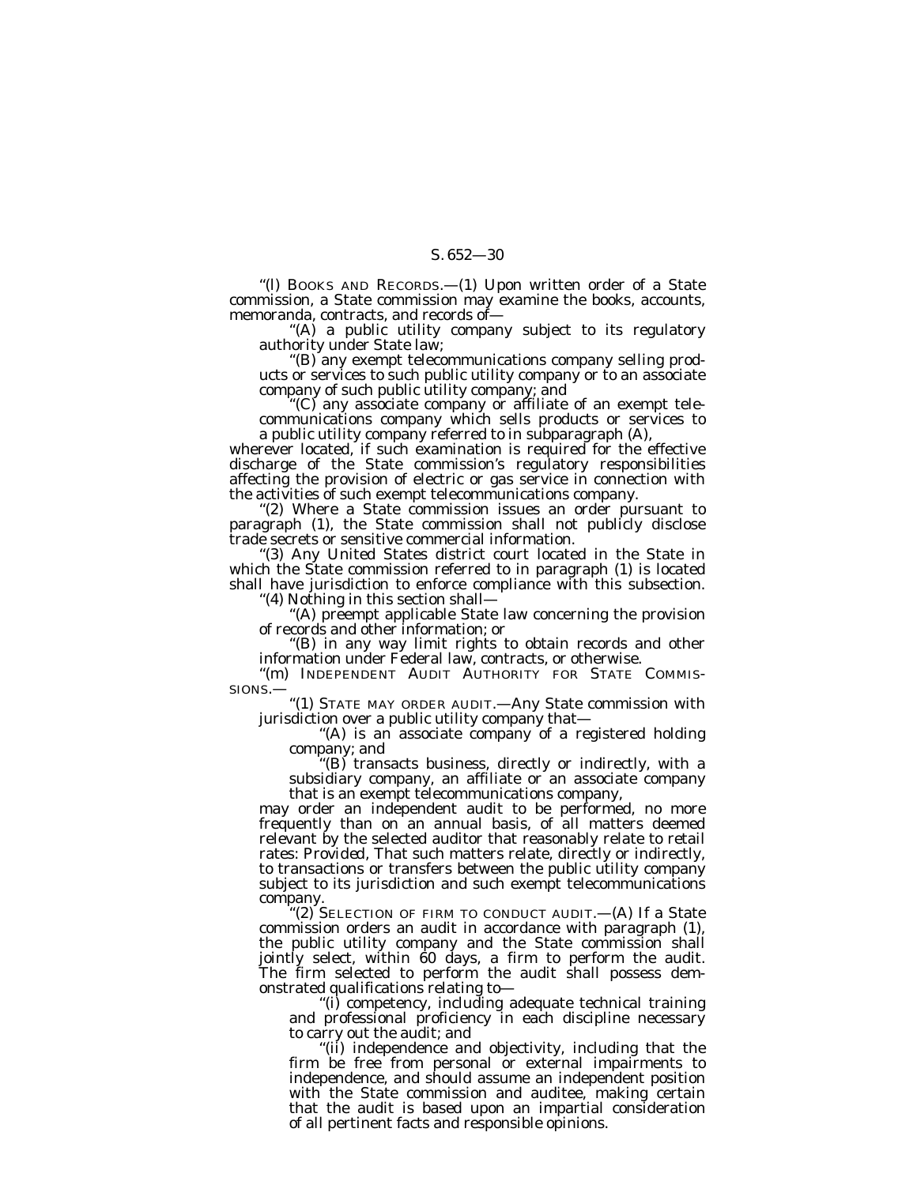"(l) BOOKS AND RECORDS.—(1) Upon written order of a State commission, a State commission may examine the books, accounts, memoranda, contracts, and records of—

"(A) a public utility company subject to its regulatory authority under State law;

"(B) any exempt telecommunications company selling products or services to such public utility company or to an associate company of such public utility company; and

"(C) any associate company or affiliate of an exempt telecommunications company which sells products or services to a public utility company referred to in subparagraph (A),

wherever located, if such examination is required for the effective discharge of the State commission's regulatory responsibilities affecting the provision of electric or gas service in connection with the activities of such exempt telecommunications company.

"(2) Where a State commission issues an order pursuant to paragraph (1), the State commission shall not publicly disclose trade secrets or sensitive commercial information.

"(3) Any United States district court located in the State in which the State commission referred to in paragraph (1) is located shall have jurisdiction to enforce compliance with this subsection.

"(4) Nothing in this section shall—

"(A) preempt applicable State law concerning the provision of records and other information; or

"(B) in any way limit rights to obtain records and other information under Federal law, contracts, or otherwise.

"(m) INDEPENDENT AUDIT AUTHORITY FOR STATE COMMISSIONS.—

"(1) STATE MAY ORDER AUDIT.—Any State commission with jurisdiction over a public utility company that—

"(A) is an associate company of a registered holding company; and

"(B) transacts business, directly or indirectly, with a subsidiary company, an affiliate or an associate company that is an exempt telecommunications company,

may order an independent audit to be performed, no more frequently than on an annual basis, of all matters deemed relevant by the selected auditor that reasonably relate to retail rates: *Provided*, That such matters relate, directly or indirectly, to transactions or transfers between the public utility company subject to its jurisdiction and such exempt telecommunications company.

"(2) SELECTION OF FIRM TO CONDUCT AUDIT.—(A) If a State commission orders an audit in accordance with paragraph (1), the public utility company and the State commission shall jointly select, within 60 days, a firm to perform the audit. The firm selected to perform the audit shall possess demonstrated qualifications relating to—

"(i) competency, including adequate technical training and professional proficiency in each discipline necessary to carry out the audit; and

"(ii) independence and objectivity, including that the firm be free from personal or external impairments to independence, and should assume an independent position with the State commission and auditee, making certain that the audit is based upon an impartial consideration of all pertinent facts and responsible opinions.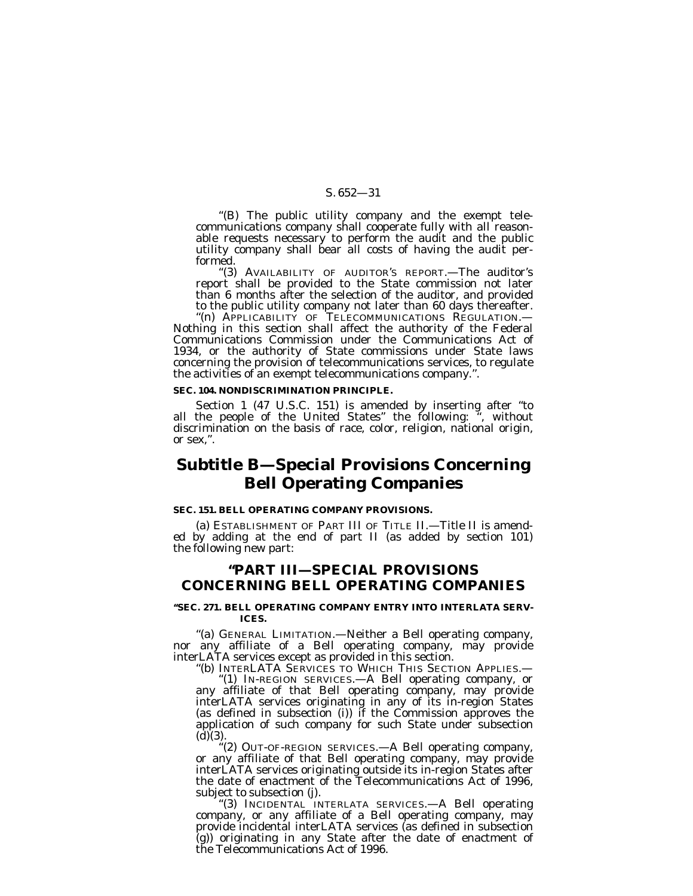"(B) The public utility company and the exempt telecommunications company shall cooperate fully with all reasonable requests necessary to perform the audit and the public utility company shall bear all costs of having the audit performed.

"(3) AVAILABILITY OF AUDITOR'S REPORT.—The auditor's report shall be provided to the State commission not later than 6 months after the selection of the auditor, and provided to the public utility company not later than 60 days thereafter.

"(n) APPLICABILITY OF TELECOMMUNICATIONS REGULATION.—Nothing in this section shall affect the authority of the Federal Communications Commission under the Communications Act of 1934, or the authority of State commissions under State laws concerning the provision of telecommunications services, to regulate the activities of an exempt telecommunications company.".

**SEC. 104. NONDISCRIMINATION PRINCIPLE.**

Section 1 (47 U.S.C. 151) is amended by inserting after "to all the people of the United States" the following: ", without discrimination on the basis of race, color, religion, national origin, or sex,".

# Subtitle B—Special Provisions Concerning Bell Operating Companies

**SEC. 151. BELL OPERATING COMPANY PROVISIONS.**

(a) ESTABLISHMENT OF PART III OF TITLE II.—Title II is amended by adding at the end of part II (as added by section 101) the following new part:

## "PART III—SPECIAL PROVISIONS CONCERNING BELL OPERATING COMPANIES

**"SEC. 271. BELL OPERATING COMPANY ENTRY INTO INTERLATA SERVICES.**

"(a) GENERAL LIMITATION.—Neither a Bell operating company, nor any affiliate of a Bell operating company, may provide interLATA services except as provided in this section.

"(b) INTERLATA SERVICES TO WHICH THIS SECTION APPLIES.—

"(1) IN-REGION SERVICES.—A Bell operating company, or any affiliate of that Bell operating company, may provide interLATA services originating in any of its in-region States (as defined in subsection (i)) if the Commission approves the application of such company for such State under subsection (d)(3).

"(2) OUT-OF-REGION SERVICES.—A Bell operating company, or any affiliate of that Bell operating company, may provide interLATA services originating outside its in-region States after the date of enactment of the Telecommunications Act of 1996, subject to subsection (j).

"(3) INCIDENTAL INTERLATA SERVICES.—A Bell operating company, or any affiliate of a Bell operating company, may provide incidental interLATA services (as defined in subsection (g)) originating in any State after the date of enactment of the Telecommunications Act of 1996.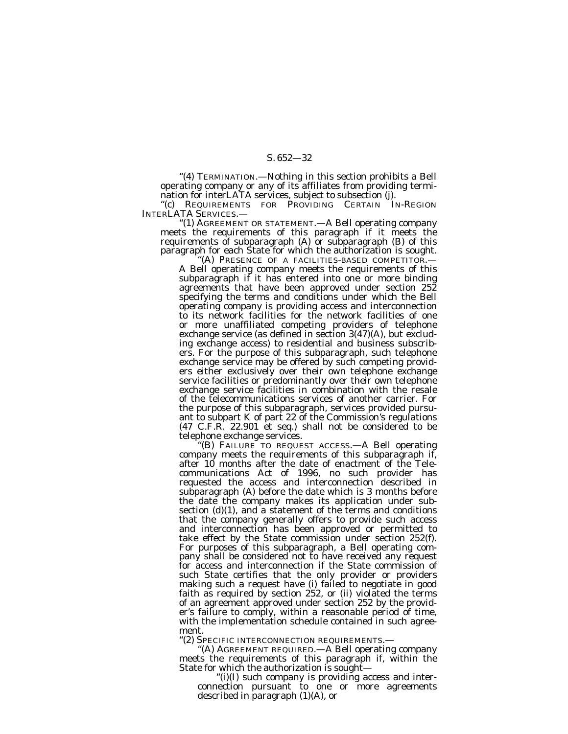"(4) TERMINATION.—Nothing in this section prohibits a Bell operating company or any of its affiliates from providing termination for interLATA services, subject to subsection (j).

"(c) REQUIREMENTS FOR PROVIDING CERTAIN IN-REGION INTERLATA SERVICES.—

"(1) AGREEMENT OR STATEMENT.—A Bell operating company meets the requirements of this paragraph if it meets the requirements of subparagraph (A) or subparagraph (B) of this paragraph for each State for which the authorization is sought.

"(A) PRESENCE OF A FACILITIES-BASED COMPETITOR.— A Bell operating company meets the requirements of this subparagraph if it has entered into one or more binding agreements that have been approved under section 252 specifying the terms and conditions under which the Bell operating company is providing access and interconnection to its network facilities for the network facilities of one or more unaffiliated competing providers of telephone exchange service (as defined in section 3(47)(A), but excluding exchange access) to residential and business subscribers. For the purpose of this subparagraph, such telephone exchange service may be offered by such competing providers either exclusively over their own telephone exchange service facilities or predominantly over their own telephone exchange service facilities in combination with the resale of the telecommunications services of another carrier. For the purpose of this subparagraph, services provided pursuant to subpart K of part 22 of the Commission's regulations (47 C.F.R. 22.901 et seq.) shall not be considered to be telephone exchange services.

"(B) FAILURE TO REQUEST ACCESS.—A Bell operating company meets the requirements of this subparagraph if, after 10 months after the date of enactment of the Telecommunications Act of 1996, no such provider has requested the access and interconnection described in subparagraph (A) before the date which is 3 months before the date the company makes its application under subsection (d)(1), and a statement of the terms and conditions that the company generally offers to provide such access and interconnection has been approved or permitted to take effect by the State commission under section 252(f). For purposes of this subparagraph, a Bell operating company shall be considered not to have received any request for access and interconnection if the State commission of such State certifies that the only provider or providers making such a request have (i) failed to negotiate in good faith as required by section 252, or (ii) violated the terms of an agreement approved under section 252 by the provider's failure to comply, within a reasonable period of time, with the implementation schedule contained in such agreement.

"(2) SPECIFIC INTERCONNECTION REQUIREMENTS.—

"(A) AGREEMENT REQUIRED.—A Bell operating company meets the requirements of this paragraph if, within the State for which the authorization is sought—

"(i)(I) such company is providing access and interconnection pursuant to one or more agreements described in paragraph (1)(A), or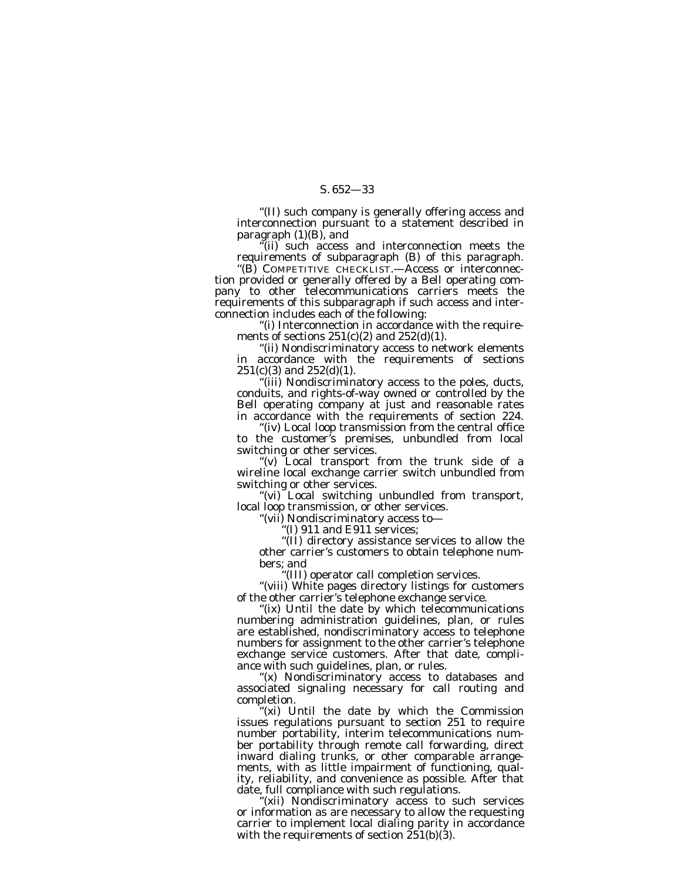"(II) such company is generally offering access and interconnection pursuant to a statement described in paragraph (1)(B), and

"(ii) such access and interconnection meets the requirements of subparagraph (B) of this paragraph.

"(B) COMPETITIVE CHECKLIST.—Access or interconnection provided or generally offered by a Bell operating company to other telecommunications carriers meets the requirements of this subparagraph if such access and interconnection includes each of the following:

"(i) Interconnection in accordance with the requirements of sections 251(c)(2) and 252(d)(1).

"(ii) Nondiscriminatory access to network elements in accordance with the requirements of sections 251(c)(3) and 252(d)(1).

"(iii) Nondiscriminatory access to the poles, ducts, conduits, and rights-of-way owned or controlled by the Bell operating company at just and reasonable rates in accordance with the requirements of section 224.

"(iv) Local loop transmission from the central office to the customer's premises, unbundled from local switching or other services.

"(v) Local transport from the trunk side of a wireline local exchange carrier switch unbundled from switching or other services.

"(vi) Local switching unbundled from transport, local loop transmission, or other services.

"(vii) Nondiscriminatory access to—

"(I) 911 and E911 services;

"(II) directory assistance services to allow the other carrier's customers to obtain telephone numbers; and

"(III) operator call completion services.

"(viii) White pages directory listings for customers of the other carrier's telephone exchange service.

"(ix) Until the date by which telecommunications numbering administration guidelines, plan, or rules are established, nondiscriminatory access to telephone numbers for assignment to the other carrier's telephone exchange service customers. After that date, compliance with such guidelines, plan, or rules.

"(x) Nondiscriminatory access to databases and associated signaling necessary for call routing and completion.

"(xi) Until the date by which the Commission issues regulations pursuant to section 251 to require number portability, interim telecommunications number portability through remote call forwarding, direct inward dialing trunks, or other comparable arrangements, with as little impairment of functioning, quality, reliability, and convenience as possible. After that date, full compliance with such regulations.

"(xii) Nondiscriminatory access to such services or information as are necessary to allow the requesting carrier to implement local dialing parity in accordance with the requirements of section 251(b)(3).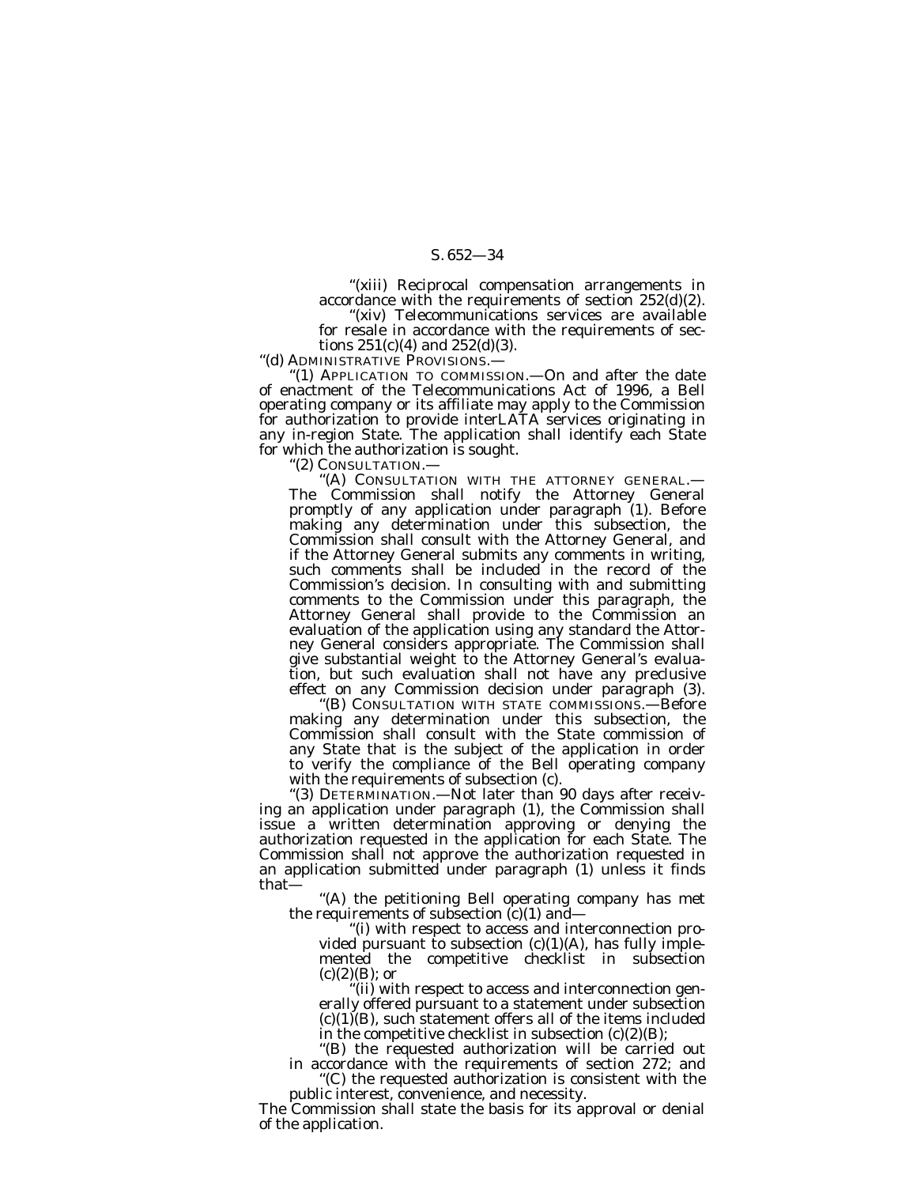"(xiii) Reciprocal compensation arrangements in accordance with the requirements of section 252(d)(2).

"(xiv) Telecommunications services are available for resale in accordance with the requirements of sections 251(c)(4) and 252(d)(3).

"(d) ADMINISTRATIVE PROVISIONS.—

"(1) APPLICATION TO COMMISSION.—On and after the date of enactment of the Telecommunications Act of 1996, a Bell operating company or its affiliate may apply to the Commission for authorization to provide interLATA services originating in any in-region State. The application shall identify each State for which the authorization is sought.

"(2) CONSULTATION.—

"(A) CONSULTATION WITH THE ATTORNEY GENERAL.—The Commission shall notify the Attorney General promptly of any application under paragraph (1). Before making any determination under this subsection, the Commission shall consult with the Attorney General, and if the Attorney General submits any comments in writing, such comments shall be included in the record of the Commission's decision. In consulting with and submitting comments to the Commission under this paragraph, the Attorney General shall provide to the Commission an evaluation of the application using any standard the Attorney General considers appropriate. The Commission shall give substantial weight to the Attorney General's evaluation, but such evaluation shall not have any preclusive effect on any Commission decision under paragraph (3).

"(B) CONSULTATION WITH STATE COMMISSIONS.—Before making any determination under this subsection, the Commission shall consult with the State commission of any State that is the subject of the application in order to verify the compliance of the Bell operating company with the requirements of subsection (c).

"(3) DETERMINATION.—Not later than 90 days after receiving an application under paragraph (1), the Commission shall issue a written determination approving or denying the authorization requested in the application for each State. The Commission shall not approve the authorization requested in an application submitted under paragraph (1) unless it finds that—

"(A) the petitioning Bell operating company has met the requirements of subsection (c)(1) and—

"(i) with respect to access and interconnection provided pursuant to subsection (c)(1)(A), has fully implemented the competitive checklist in subsection (c)(2)(B); or

"(ii) with respect to access and interconnection generally offered pursuant to a statement under subsection (c)(1)(B), such statement offers all of the items included in the competitive checklist in subsection (c)(2)(B);

"(B) the requested authorization will be carried out in accordance with the requirements of section 272; and

"(C) the requested authorization is consistent with the public interest, convenience, and necessity.

The Commission shall state the basis for its approval or denial of the application.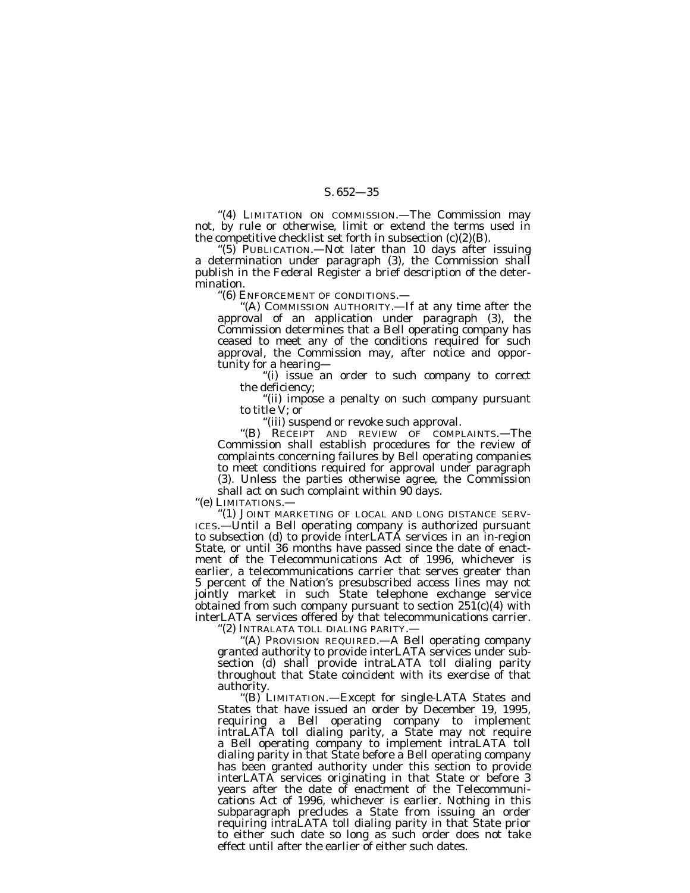"(4) LIMITATION ON COMMISSION.—The Commission may not, by rule or otherwise, limit or extend the terms used in the competitive checklist set forth in subsection (c)(2)(B).

"(5) PUBLICATION.—Not later than 10 days after issuing a determination under paragraph (3), the Commission shall publish in the Federal Register a brief description of the determination.

"(6) ENFORCEMENT OF CONDITIONS.—

"(A) COMMISSION AUTHORITY.—If at any time after the approval of an application under paragraph (3), the Commission determines that a Bell operating company has ceased to meet any of the conditions required for such approval, the Commission may, after notice and opportunity for a hearing—

"(i) issue an order to such company to correct the deficiency;

"(ii) impose a penalty on such company pursuant to title V; or

"(iii) suspend or revoke such approval.

"(B) RECEIPT AND REVIEW OF COMPLAINTS.—The Commission shall establish procedures for the review of complaints concerning failures by Bell operating companies to meet conditions required for approval under paragraph (3). Unless the parties otherwise agree, the Commission shall act on such complaint within 90 days.

"(e) LIMITATIONS.—

"(1) JOINT MARKETING OF LOCAL AND LONG DISTANCE SERVICES.—Until a Bell operating company is authorized pursuant to subsection (d) to provide interLATA services in an in-region State, or until 36 months have passed since the date of enactment of the Telecommunications Act of 1996, whichever is earlier, a telecommunications carrier that serves greater than 5 percent of the Nation's presubscribed access lines may not jointly market in such State telephone exchange service obtained from such company pursuant to section 251(c)(4) with interLATA services offered by that telecommunications carrier.

"(2) INTRALATA TOLL DIALING PARITY.—

"(A) PROVISION REQUIRED.—A Bell operating company granted authority to provide interLATA services under subsection (d) shall provide intraLATA toll dialing parity throughout that State coincident with its exercise of that authority.

"(B) LIMITATION.—Except for single-LATA States and States that have issued an order by December 19, 1995, requiring a Bell operating company to implement intraLATA toll dialing parity, a State may not require a Bell operating company to implement intraLATA toll dialing parity in that State before a Bell operating company has been granted authority under this section to provide interLATA services originating in that State or before 3 years after the date of enactment of the Telecommunications Act of 1996, whichever is earlier. Nothing in this subparagraph precludes a State from issuing an order requiring intraLATA toll dialing parity in that State prior to either such date so long as such order does not take effect until after the earlier of either such dates.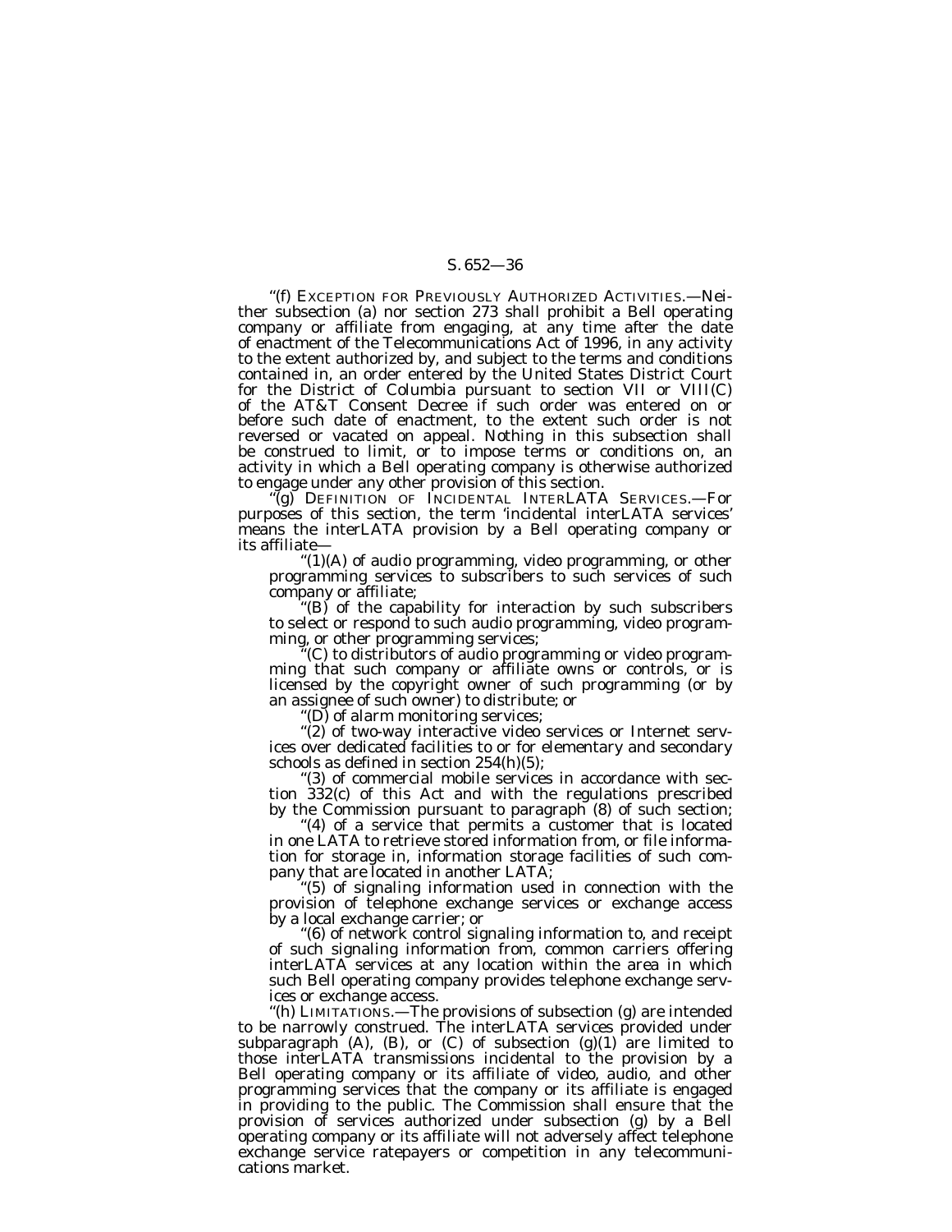"(f) EXCEPTION FOR PREVIOUSLY AUTHORIZED ACTIVITIES.—Neither subsection (a) nor section 273 shall prohibit a Bell operating company or affiliate from engaging, at any time after the date of enactment of the Telecommunications Act of 1996, in any activity to the extent authorized by, and subject to the terms and conditions contained in, an order entered by the United States District Court for the District of Columbia pursuant to section VII or VIII(C) of the AT&T Consent Decree if such order was entered on or before such date of enactment, to the extent such order is not reversed or vacated on appeal. Nothing in this subsection shall be construed to limit, or to impose terms or conditions on, an activity in which a Bell operating company is otherwise authorized to engage under any other provision of this section.

"(g) DEFINITION OF INCIDENTAL INTERLATA SERVICES.—For purposes of this section, the term 'incidental interLATA services' means the interLATA provision by a Bell operating company or its affiliate—

"(1)(A) of audio programming, video programming, or other programming services to subscribers to such services of such company or affiliate;

"(B) of the capability for interaction by such subscribers to select or respond to such audio programming, video programming, or other programming services;

"(C) to distributors of audio programming or video programming that such company or affiliate owns or controls, or is licensed by the copyright owner of such programming (or by an assignee of such owner) to distribute; or

"(D) of alarm monitoring services;

"(2) of two-way interactive video services or Internet services over dedicated facilities to or for elementary and secondary schools as defined in section 254(h)(5);

"(3) of commercial mobile services in accordance with section 332(c) of this Act and with the regulations prescribed by the Commission pursuant to paragraph (8) of such section;

"(4) of a service that permits a customer that is located in one LATA to retrieve stored information from, or file information for storage in, information storage facilities of such company that are located in another LATA;

"(5) of signaling information used in connection with the provision of telephone exchange services or exchange access by a local exchange carrier; or

"(6) of network control signaling information to, and receipt of such signaling information from, common carriers offering interLATA services at any location within the area in which such Bell operating company provides telephone exchange services or exchange access.

"(h) LIMITATIONS.—The provisions of subsection (g) are intended to be narrowly construed. The interLATA services provided under subparagraph (A), (B), or (C) of subsection (g)(1) are limited to those interLATA transmissions incidental to the provision by a Bell operating company or its affiliate of video, audio, and other programming services that the company or its affiliate is engaged in providing to the public. The Commission shall ensure that the provision of services authorized under subsection (g) by a Bell operating company or its affiliate will not adversely affect telephone exchange service ratepayers or competition in any telecommunications market.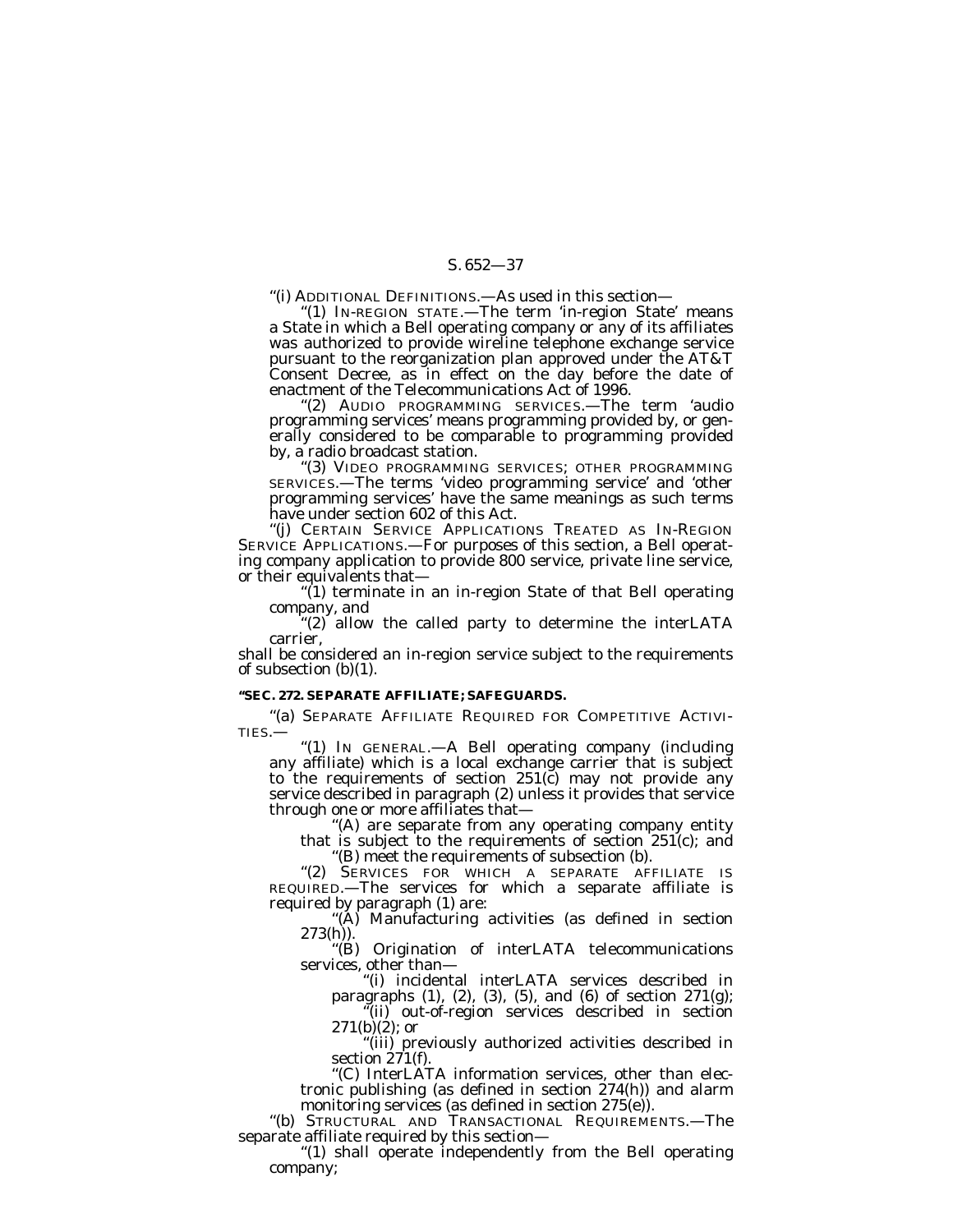"(i) ADDITIONAL DEFINITIONS.—As used in this section—

"(1) IN-REGION STATE.—The term 'in-region State' means a State in which a Bell operating company or any of its affiliates was authorized to provide wireline telephone exchange service pursuant to the reorganization plan approved under the AT&T Consent Decree, as in effect on the day before the date of enactment of the Telecommunications Act of 1996.

"(2) AUDIO PROGRAMMING SERVICES.—The term 'audio programming services' means programming provided by, or generally considered to be comparable to programming provided by, a radio broadcast station.

"(3) VIDEO PROGRAMMING SERVICES; OTHER PROGRAMMING SERVICES.—The terms 'video programming service' and 'other programming services' have the same meanings as such terms have under section 602 of this Act.

"(j) CERTAIN SERVICE APPLICATIONS TREATED AS IN-REGION SERVICE APPLICATIONS.—For purposes of this section, a Bell operating company application to provide 800 service, private line service, or their equivalents that—

"(1) terminate in an in-region State of that Bell operating company, and

"(2) allow the called party to determine the interLATA carrier,

shall be considered an in-region service subject to the requirements of subsection (b)(1).

**"SEC. 272. SEPARATE AFFILIATE; SAFEGUARDS.**

"(a) SEPARATE AFFILIATE REQUIRED FOR COMPETITIVE ACTIVITIES.—

"(1) IN GENERAL.—A Bell operating company (including any affiliate) which is a local exchange carrier that is subject to the requirements of section 251(c) may not provide any service described in paragraph (2) unless it provides that service through one or more affiliates that—

"(A) are separate from any operating company entity that is subject to the requirements of section 251(c); and

"(B) meet the requirements of subsection (b).

"(2) SERVICES FOR WHICH A SEPARATE AFFILIATE IS REQUIRED.—The services for which a separate affiliate is required by paragraph (1) are:

"(A) Manufacturing activities (as defined in section 273(h)).

"(B) Origination of interLATA telecommunications services, other than—

"(i) incidental interLATA services described in paragraphs (1), (2), (3), (5), and (6) of section 271(g);

"(ii) out-of-region services described in section 271(b)(2); or

"(iii) previously authorized activities described in section 271(f).

"(C) InterLATA information services, other than electronic publishing (as defined in section 274(h)) and alarm monitoring services (as defined in section 275(e)).

"(b) STRUCTURAL AND TRANSACTIONAL REQUIREMENTS.—The separate affiliate required by this section—

"(1) shall operate independently from the Bell operating company;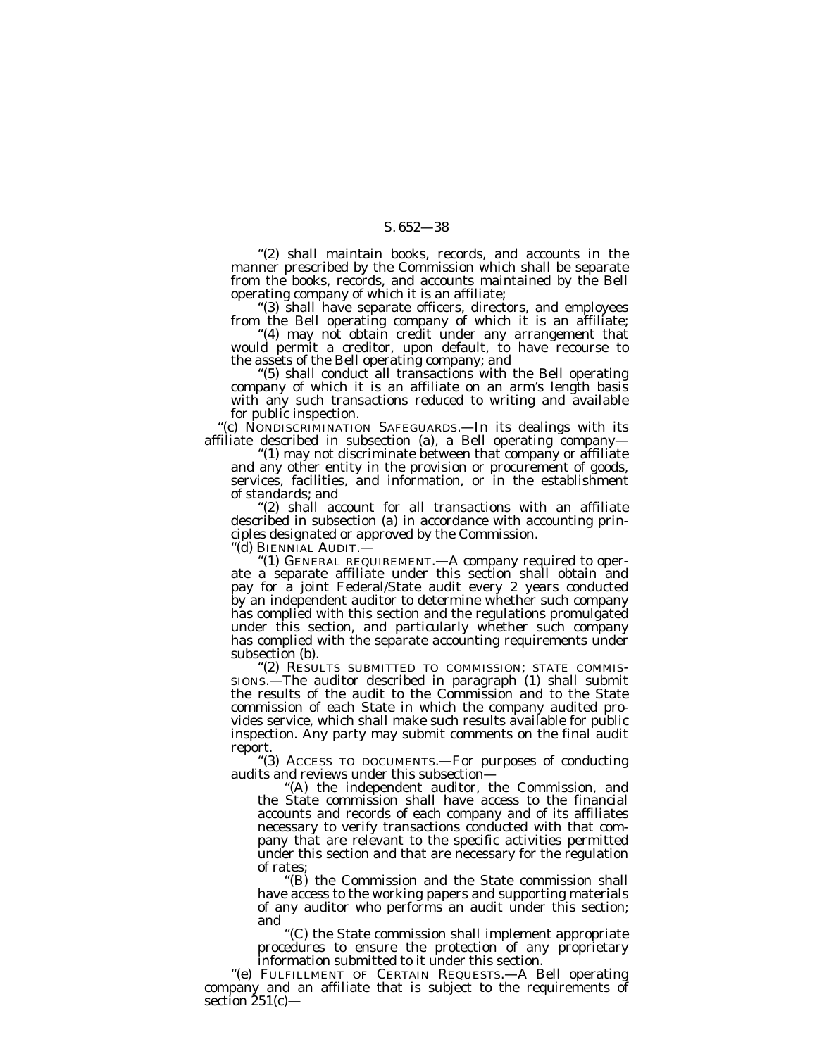"(2) shall maintain books, records, and accounts in the manner prescribed by the Commission which shall be separate from the books, records, and accounts maintained by the Bell operating company of which it is an affiliate;

"(3) shall have separate officers, directors, and employees from the Bell operating company of which it is an affiliate;

"(4) may not obtain credit under any arrangement that would permit a creditor, upon default, to have recourse to the assets of the Bell operating company; and

"(5) shall conduct all transactions with the Bell operating company of which it is an affiliate on an arm's length basis with any such transactions reduced to writing and available for public inspection.

"(c) NONDISCRIMINATION SAFEGUARDS.—In its dealings with its affiliate described in subsection (a), a Bell operating company—

"(1) may not discriminate between that company or affiliate and any other entity in the provision or procurement of goods, services, facilities, and information, or in the establishment of standards; and

"(2) shall account for all transactions with an affiliate described in subsection (a) in accordance with accounting principles designated or approved by the Commission.

"(d) BIENNIAL AUDIT.—

"(1) GENERAL REQUIREMENT.—A company required to operate a separate affiliate under this section shall obtain and pay for a joint Federal/State audit every 2 years conducted by an independent auditor to determine whether such company has complied with this section and the regulations promulgated under this section, and particularly whether such company has complied with the separate accounting requirements under subsection (b).

"(2) RESULTS SUBMITTED TO COMMISSION; STATE COMMISSIONS.—The auditor described in paragraph (1) shall submit the results of the audit to the Commission and to the State commission of each State in which the company audited provides service, which shall make such results available for public inspection. Any party may submit comments on the final audit report.

"(3) ACCESS TO DOCUMENTS.—For purposes of conducting audits and reviews under this subsection—

"(A) the independent auditor, the Commission, and the State commission shall have access to the financial accounts and records of each company and of its affiliates necessary to verify transactions conducted with that company that are relevant to the specific activities permitted under this section and that are necessary for the regulation of rates;

"(B) the Commission and the State commission shall have access to the working papers and supporting materials of any auditor who performs an audit under this section; and

"(C) the State commission shall implement appropriate procedures to ensure the protection of any proprietary information submitted to it under this section.

"(e) FULFILLMENT OF CERTAIN REQUESTS.—A Bell operating company and an affiliate that is subject to the requirements of section 251(c)—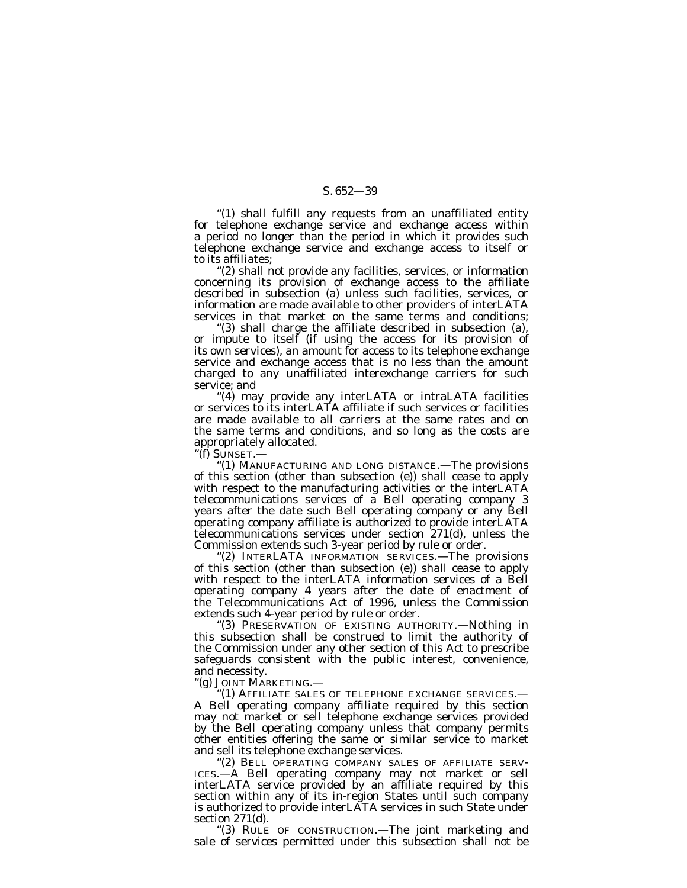"(1) shall fulfill any requests from an unaffiliated entity for telephone exchange service and exchange access within a period no longer than the period in which it provides such telephone exchange service and exchange access to itself or to its affiliates;

"(2) shall not provide any facilities, services, or information concerning its provision of exchange access to the affiliate described in subsection (a) unless such facilities, services, or information are made available to other providers of interLATA services in that market on the same terms and conditions;

"(3) shall charge the affiliate described in subsection (a), or impute to itself (if using the access for its provision of its own services), an amount for access to its telephone exchange service and exchange access that is no less than the amount charged to any unaffiliated interexchange carriers for such service; and

"(4) may provide any interLATA or intraLATA facilities or services to its interLATA affiliate if such services or facilities are made available to all carriers at the same rates and on the same terms and conditions, and so long as the costs are appropriately allocated.

"(f) SUNSET.—

"(1) MANUFACTURING AND LONG DISTANCE.—The provisions of this section (other than subsection (e)) shall cease to apply with respect to the manufacturing activities or the interLATA telecommunications services of a Bell operating company 3 years after the date such Bell operating company or any Bell operating company affiliate is authorized to provide interLATA telecommunications services under section 271(d), unless the Commission extends such 3-year period by rule or order.

"(2) INTERLATA INFORMATION SERVICES.—The provisions of this section (other than subsection (e)) shall cease to apply with respect to the interLATA information services of a Bell operating company 4 years after the date of enactment of the Telecommunications Act of 1996, unless the Commission extends such 4-year period by rule or order.

"(3) PRESERVATION OF EXISTING AUTHORITY.—Nothing in this subsection shall be construed to limit the authority of the Commission under any other section of this Act to prescribe safeguards consistent with the public interest, convenience, and necessity.

"(g) JOINT MARKETING.—

"(1) AFFILIATE SALES OF TELEPHONE EXCHANGE SERVICES.—A Bell operating company affiliate required by this section may not market or sell telephone exchange services provided by the Bell operating company unless that company permits other entities offering the same or similar service to market and sell its telephone exchange services.

"(2) BELL OPERATING COMPANY SALES OF AFFILIATE SERVICES.—A Bell operating company may not market or sell interLATA service provided by an affiliate required by this section within any of its in-region States until such company is authorized to provide interLATA services in such State under section 271(d).

"(3) RULE OF CONSTRUCTION.—The joint marketing and sale of services permitted under this subsection shall not be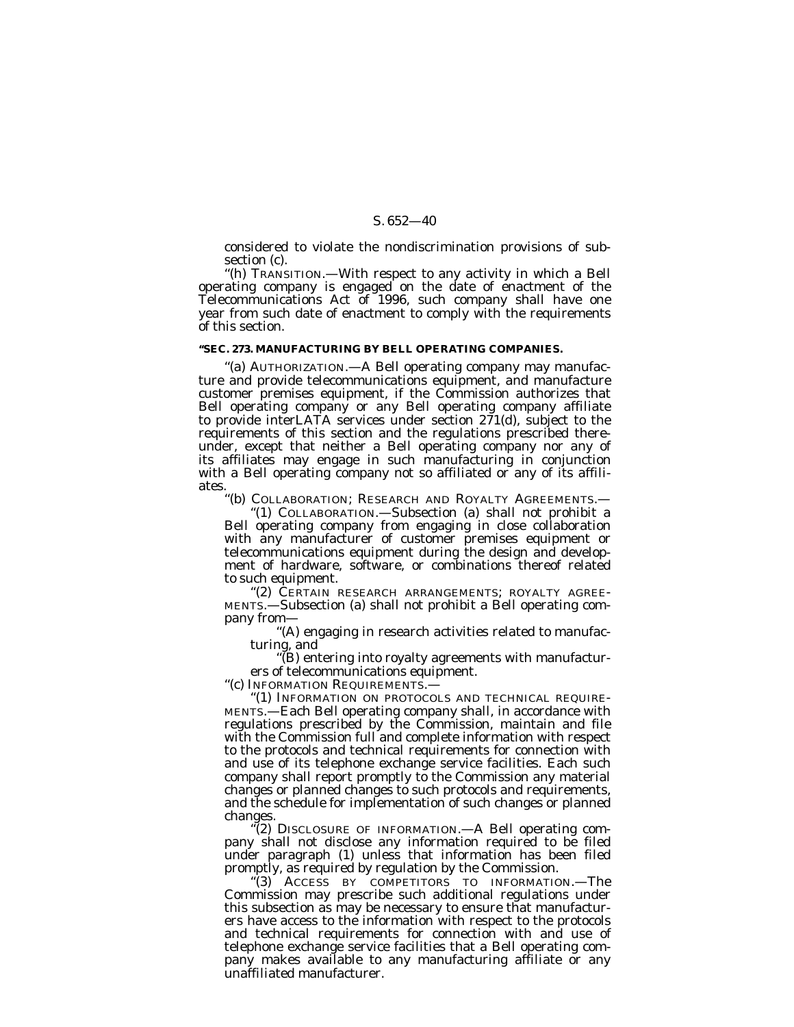considered to violate the nondiscrimination provisions of subsection (c).

"(h) TRANSITION.—With respect to any activity in which a Bell operating company is engaged on the date of enactment of the Telecommunications Act of 1996, such company shall have one year from such date of enactment to comply with the requirements of this section.

**"SEC. 273. MANUFACTURING BY BELL OPERATING COMPANIES.**

"(a) AUTHORIZATION.—A Bell operating company may manufacture and provide telecommunications equipment, and manufacture customer premises equipment, if the Commission authorizes that Bell operating company or any Bell operating company affiliate to provide interLATA services under section 271(d), subject to the requirements of this section and the regulations prescribed thereunder, except that neither a Bell operating company nor any of its affiliates may engage in such manufacturing in conjunction with a Bell operating company not so affiliated or any of its affiliates.

"(b) COLLABORATION; RESEARCH AND ROYALTY AGREEMENTS.—

"(1) COLLABORATION.—Subsection (a) shall not prohibit a Bell operating company from engaging in close collaboration with any manufacturer of customer premises equipment or telecommunications equipment during the design and development of hardware, software, or combinations thereof related to such equipment.

"(2) CERTAIN RESEARCH ARRANGEMENTS; ROYALTY AGREEMENTS.—Subsection (a) shall not prohibit a Bell operating company from—

"(A) engaging in research activities related to manufacturing, and

"(B) entering into royalty agreements with manufacturers of telecommunications equipment.

"(c) INFORMATION REQUIREMENTS.—

"(1) INFORMATION ON PROTOCOLS AND TECHNICAL REQUIREMENTS.—Each Bell operating company shall, in accordance with regulations prescribed by the Commission, maintain and file with the Commission full and complete information with respect to the protocols and technical requirements for connection with and use of its telephone exchange service facilities. Each such company shall report promptly to the Commission any material changes or planned changes to such protocols and requirements, and the schedule for implementation of such changes or planned changes.

"(2) DISCLOSURE OF INFORMATION.—A Bell operating company shall not disclose any information required to be filed under paragraph (1) unless that information has been filed promptly, as required by regulation by the Commission.

"(3) ACCESS BY COMPETITORS TO INFORMATION.—The Commission may prescribe such additional regulations under this subsection as may be necessary to ensure that manufacturers have access to the information with respect to the protocols and technical requirements for connection with and use of telephone exchange service facilities that a Bell operating company makes available to any manufacturing affiliate or any unaffiliated manufacturer.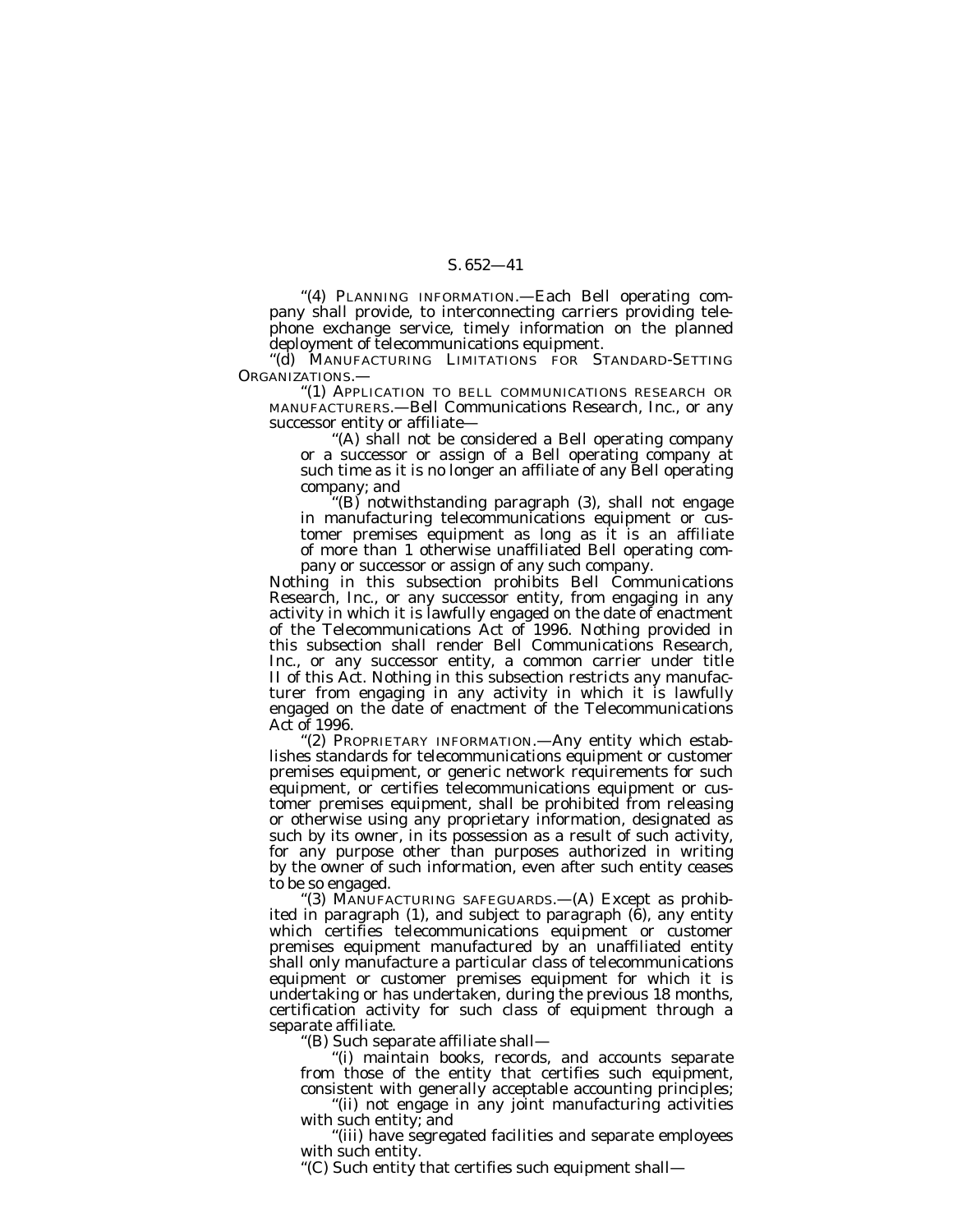"(4) PLANNING INFORMATION.—Each Bell operating company shall provide, to interconnecting carriers providing telephone exchange service, timely information on the planned deployment of telecommunications equipment.

"(d) MANUFACTURING LIMITATIONS FOR STANDARD-SETTING ORGANIZATIONS.—

"(1) APPLICATION TO BELL COMMUNICATIONS RESEARCH OR MANUFACTURERS.—Bell Communications Research, Inc., or any successor entity or affiliate—

"(A) shall not be considered a Bell operating company or a successor or assign of a Bell operating company at such time as it is no longer an affiliate of any Bell operating company; and

"(B) notwithstanding paragraph (3), shall not engage in manufacturing telecommunications equipment or customer premises equipment as long as it is an affiliate of more than 1 otherwise unaffiliated Bell operating company or successor or assign of any such company.

Nothing in this subsection prohibits Bell Communications Research, Inc., or any successor entity, from engaging in any activity in which it is lawfully engaged on the date of enactment of the Telecommunications Act of 1996. Nothing provided in this subsection shall render Bell Communications Research, Inc., or any successor entity, a common carrier under title II of this Act. Nothing in this subsection restricts any manufacturer from engaging in any activity in which it is lawfully engaged on the date of enactment of the Telecommunications Act of 1996.

"(2) PROPRIETARY INFORMATION.—Any entity which establishes standards for telecommunications equipment or customer premises equipment, or generic network requirements for such equipment, or certifies telecommunications equipment or customer premises equipment, shall be prohibited from releasing or otherwise using any proprietary information, designated as such by its owner, in its possession as a result of such activity, for any purpose other than purposes authorized in writing by the owner of such information, even after such entity ceases to be so engaged.

"(3) MANUFACTURING SAFEGUARDS.—(A) Except as prohibited in paragraph (1), and subject to paragraph (6), any entity which certifies telecommunications equipment or customer premises equipment manufactured by an unaffiliated entity shall only manufacture a particular class of telecommunications equipment or customer premises equipment for which it is undertaking or has undertaken, during the previous 18 months, certification activity for such class of equipment through a separate affiliate.

"(B) Such separate affiliate shall—

"(i) maintain books, records, and accounts separate from those of the entity that certifies such equipment, consistent with generally acceptable accounting principles;

"(ii) not engage in any joint manufacturing activities with such entity; and

"(iii) have segregated facilities and separate employees with such entity.

"(C) Such entity that certifies such equipment shall—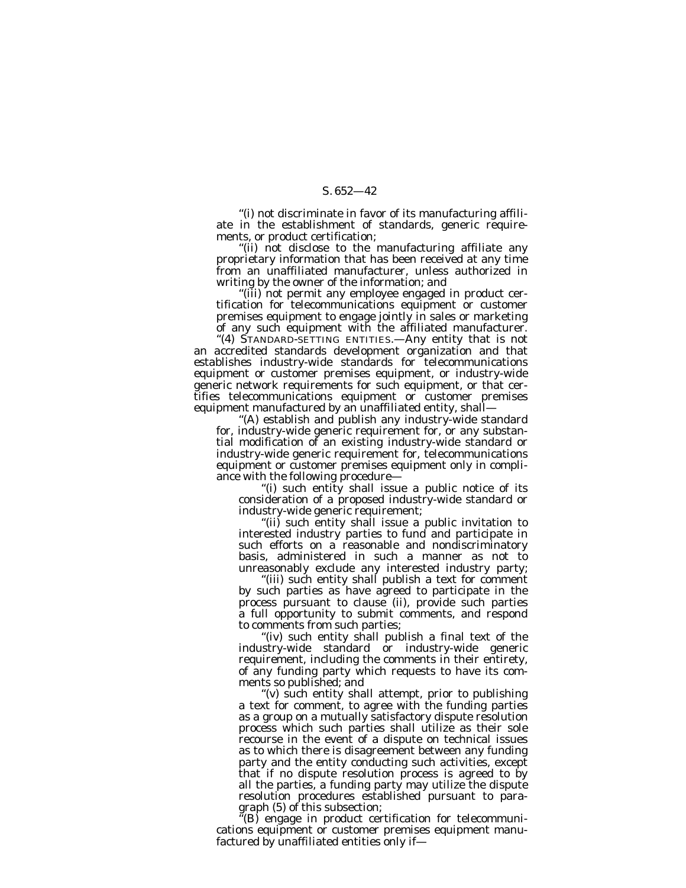"(i) not discriminate in favor of its manufacturing affiliate in the establishment of standards, generic requirements, or product certification;

"(ii) not disclose to the manufacturing affiliate any proprietary information that has been received at any time from an unaffiliated manufacturer, unless authorized in writing by the owner of the information; and

"(iii) not permit any employee engaged in product certification for telecommunications equipment or customer premises equipment to engage jointly in sales or marketing of any such equipment with the affiliated manufacturer.

"(4) STANDARD-SETTING ENTITIES.—Any entity that is not an accredited standards development organization and that establishes industry-wide standards for telecommunications equipment or customer premises equipment, or industry-wide generic network requirements for such equipment, or that certifies telecommunications equipment or customer premises equipment manufactured by an unaffiliated entity, shall—

"(A) establish and publish any industry-wide standard for, industry-wide generic requirement for, or any substantial modification of an existing industry-wide standard or industry-wide generic requirement for, telecommunications equipment or customer premises equipment only in compliance with the following procedure—

"(i) such entity shall issue a public notice of its consideration of a proposed industry-wide standard or industry-wide generic requirement;

"(ii) such entity shall issue a public invitation to interested industry parties to fund and participate in such efforts on a reasonable and nondiscriminatory basis, administered in such a manner as not to unreasonably exclude any interested industry party;

"(iii) such entity shall publish a text for comment by such parties as have agreed to participate in the process pursuant to clause (ii), provide such parties a full opportunity to submit comments, and respond to comments from such parties;

"(iv) such entity shall publish a final text of the industry-wide standard or industry-wide generic requirement, including the comments in their entirety, of any funding party which requests to have its comments so published; and

"(v) such entity shall attempt, prior to publishing a text for comment, to agree with the funding parties as a group on a mutually satisfactory dispute resolution process which such parties shall utilize as their sole recourse in the event of a dispute on technical issues as to which there is disagreement between any funding party and the entity conducting such activities, except that if no dispute resolution process is agreed to by all the parties, a funding party may utilize the dispute resolution procedures established pursuant to paragraph (5) of this subsection;

"(B) engage in product certification for telecommunications equipment or customer premises equipment manufactured by unaffiliated entities only if—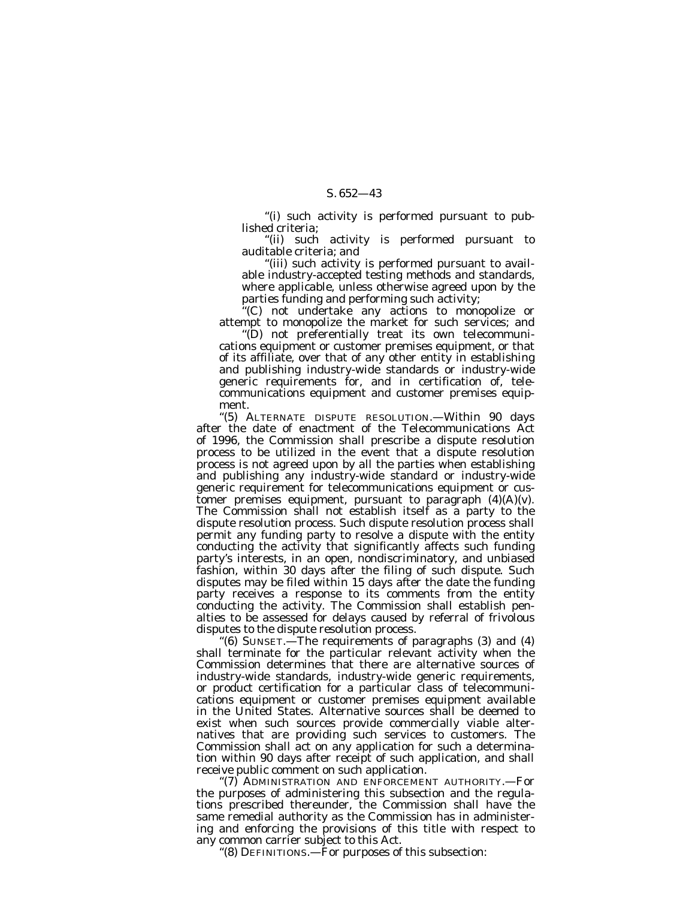"(i) such activity is performed pursuant to published criteria;

"(ii) such activity is performed pursuant to auditable criteria; and

"(iii) such activity is performed pursuant to available industry-accepted testing methods and standards, where applicable, unless otherwise agreed upon by the parties funding and performing such activity;

"(C) not undertake any actions to monopolize or attempt to monopolize the market for such services; and

"(D) not preferentially treat its own telecommunications equipment or customer premises equipment, or that of its affiliate, over that of any other entity in establishing and publishing industry-wide standards or industry-wide generic requirements for, and in certification of, telecommunications equipment and customer premises equipment.

"(5) ALTERNATE DISPUTE RESOLUTION.—Within 90 days after the date of enactment of the Telecommunications Act of 1996, the Commission shall prescribe a dispute resolution process to be utilized in the event that a dispute resolution process is not agreed upon by all the parties when establishing and publishing any industry-wide standard or industry-wide generic requirement for telecommunications equipment or customer premises equipment, pursuant to paragraph (4)(A)(v). The Commission shall not establish itself as a party to the dispute resolution process. Such dispute resolution process shall permit any funding party to resolve a dispute with the entity conducting the activity that significantly affects such funding party's interests, in an open, nondiscriminatory, and unbiased fashion, within 30 days after the filing of such dispute. Such disputes may be filed within 15 days after the date the funding party receives a response to its comments from the entity conducting the activity. The Commission shall establish penalties to be assessed for delays caused by referral of frivolous disputes to the dispute resolution process.

"(6) SUNSET.—The requirements of paragraphs (3) and (4) shall terminate for the particular relevant activity when the Commission determines that there are alternative sources of industry-wide standards, industry-wide generic requirements, or product certification for a particular class of telecommunications equipment or customer premises equipment available in the United States. Alternative sources shall be deemed to exist when such sources provide commercially viable alternatives that are providing such services to customers. The Commission shall act on any application for such a determination within 90 days after receipt of such application, and shall receive public comment on such application.

"(7) ADMINISTRATION AND ENFORCEMENT AUTHORITY.—For the purposes of administering this subsection and the regulations prescribed thereunder, the Commission shall have the same remedial authority as the Commission has in administering and enforcing the provisions of this title with respect to any common carrier subject to this Act.

"(8) DEFINITIONS.—For purposes of this subsection: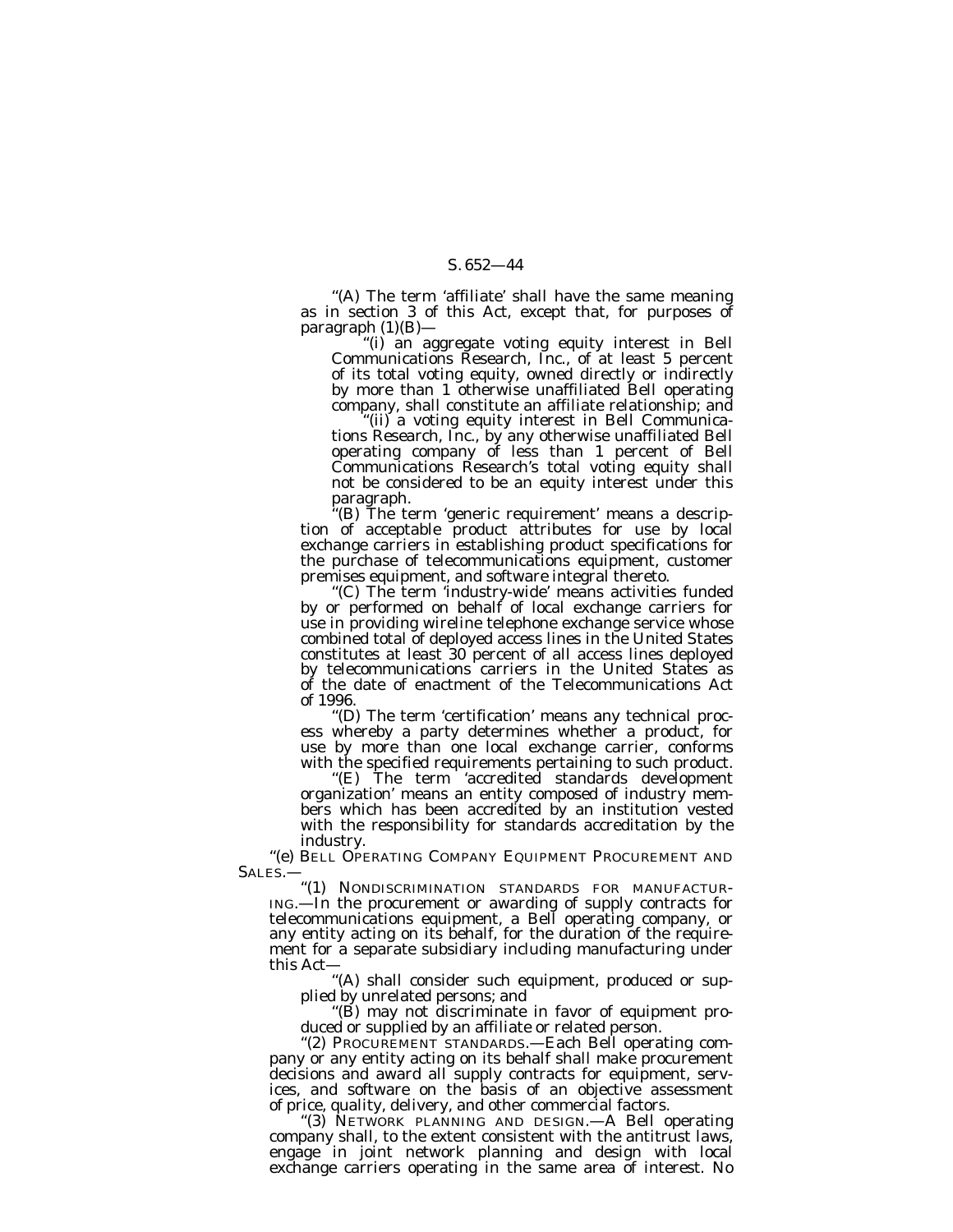"(A) The term 'affiliate' shall have the same meaning as in section 3 of this Act, except that, for purposes of paragraph (1)(B)—

"(i) an aggregate voting equity interest in Bell Communications Research, Inc., of at least 5 percent of its total voting equity, owned directly or indirectly by more than 1 otherwise unaffiliated Bell operating company, shall constitute an affiliate relationship; and

"(ii) a voting equity interest in Bell Communications Research, Inc., by any otherwise unaffiliated Bell operating company of less than 1 percent of Bell Communications Research's total voting equity shall not be considered to be an equity interest under this paragraph.

"(B) The term 'generic requirement' means a description of acceptable product attributes for use by local exchange carriers in establishing product specifications for the purchase of telecommunications equipment, customer premises equipment, and software integral thereto.

"(C) The term 'industry-wide' means activities funded by or performed on behalf of local exchange carriers for use in providing wireline telephone exchange service whose combined total of deployed access lines in the United States constitutes at least 30 percent of all access lines deployed by telecommunications carriers in the United States as of the date of enactment of the Telecommunications Act of 1996.

"(D) The term 'certification' means any technical process whereby a party determines whether a product, for use by more than one local exchange carrier, conforms with the specified requirements pertaining to such product.

"(E) The term 'accredited standards development organization' means an entity composed of industry members which has been accredited by an institution vested with the responsibility for standards accreditation by the industry.

"(e) BELL OPERATING COMPANY EQUIPMENT PROCUREMENT AND SALES.—

"(1) NONDISCRIMINATION STANDARDS FOR MANUFACTURING.—In the procurement or awarding of supply contracts for telecommunications equipment, a Bell operating company, or any entity acting on its behalf, for the duration of the requirement for a separate subsidiary including manufacturing under this Act—

"(A) shall consider such equipment, produced or supplied by unrelated persons; and

"(B) may not discriminate in favor of equipment produced or supplied by an affiliate or related person.

"(2) PROCUREMENT STANDARDS.—Each Bell operating company or any entity acting on its behalf shall make procurement decisions and award all supply contracts for equipment, services, and software on the basis of an objective assessment of price, quality, delivery, and other commercial factors.

"(3) NETWORK PLANNING AND DESIGN.—A Bell operating company shall, to the extent consistent with the antitrust laws, engage in joint network planning and design with local exchange carriers operating in the same area of interest. No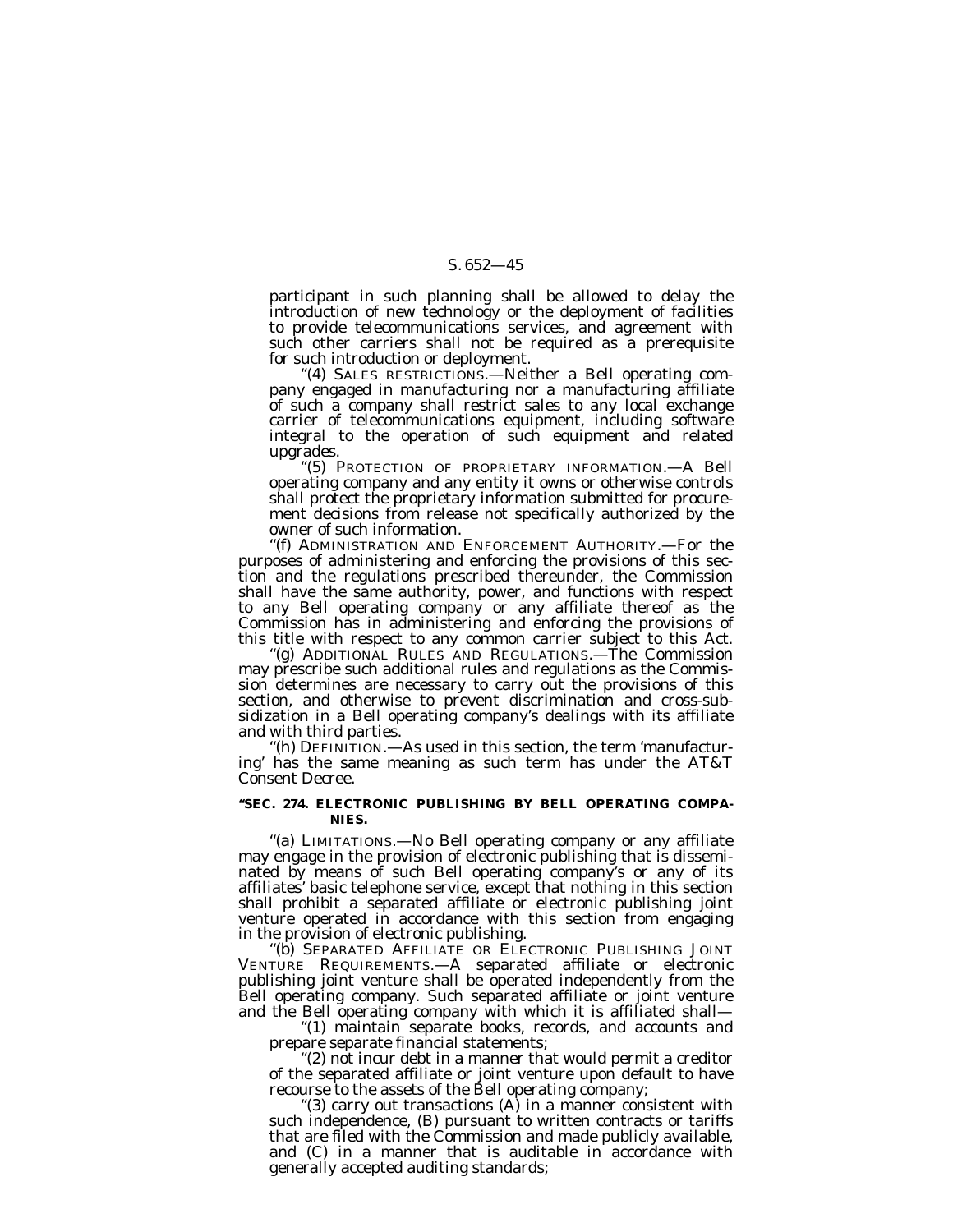participant in such planning shall be allowed to delay the introduction of new technology or the deployment of facilities to provide telecommunications services, and agreement with such other carriers shall not be required as a prerequisite for such introduction or deployment.

''(4) SALES RESTRICTIONS.—Neither a Bell operating company engaged in manufacturing nor a manufacturing affiliate of such a company shall restrict sales to any local exchange carrier of telecommunications equipment, including software integral to the operation of such equipment and related upgrades.

''(5) PROTECTION OF PROPRIETARY INFORMATION.—A Bell operating company and any entity it owns or otherwise controls shall protect the proprietary information submitted for procurement decisions from release not specifically authorized by the owner of such information.

''(f) ADMINISTRATION AND ENFORCEMENT AUTHORITY.—For the purposes of administering and enforcing the provisions of this section and the regulations prescribed thereunder, the Commission shall have the same authority, power, and functions with respect to any Bell operating company or any affiliate thereof as the Commission has in administering and enforcing the provisions of this title with respect to any common carrier subject to this Act.

''(g) ADDITIONAL RULES AND REGULATIONS.—The Commission may prescribe such additional rules and regulations as the Commission determines are necessary to carry out the provisions of this section, and otherwise to prevent discrimination and cross-subsidization in a Bell operating company's dealings with its affiliate and with third parties.

''(h) DEFINITION.—As used in this section, the term 'manufacturing' has the same meaning as such term has under the AT&T Consent Decree.

**''SEC. 274. ELECTRONIC PUBLISHING BY BELL OPERATING COMPANIES.**

''(a) LIMITATIONS.—No Bell operating company or any affiliate may engage in the provision of electronic publishing that is disseminated by means of such Bell operating company's or any of its affiliates' basic telephone service, except that nothing in this section shall prohibit a separated affiliate or electronic publishing joint venture operated in accordance with this section from engaging in the provision of electronic publishing.

''(b) SEPARATED AFFILIATE OR ELECTRONIC PUBLISHING JOINT VENTURE REQUIREMENTS.—A separated affiliate or electronic publishing joint venture shall be operated independently from the Bell operating company. Such separated affiliate or joint venture and the Bell operating company with which it is affiliated shall—

''(1) maintain separate books, records, and accounts and prepare separate financial statements;

''(2) not incur debt in a manner that would permit a creditor of the separated affiliate or joint venture upon default to have recourse to the assets of the Bell operating company;

''(3) carry out transactions (A) in a manner consistent with such independence, (B) pursuant to written contracts or tariffs that are filed with the Commission and made publicly available, and (C) in a manner that is auditable in accordance with generally accepted auditing standards;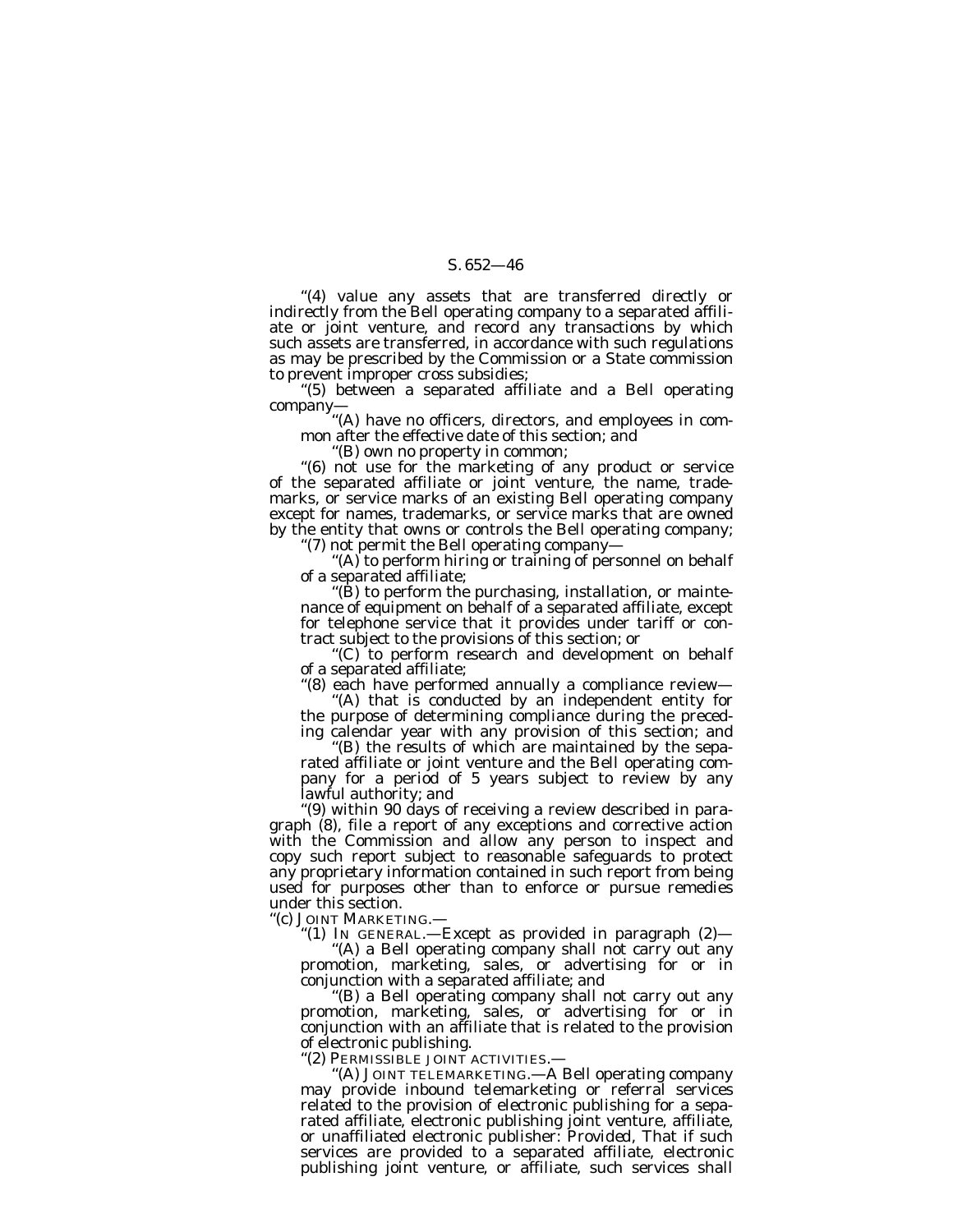"(4) value any assets that are transferred directly or indirectly from the Bell operating company to a separated affiliate or joint venture, and record any transactions by which such assets are transferred, in accordance with such regulations as may be prescribed by the Commission or a State commission to prevent improper cross subsidies;

"(5) between a separated affiliate and a Bell operating company—

"(A) have no officers, directors, and employees in common after the effective date of this section; and

"(B) own no property in common;

"(6) not use for the marketing of any product or service of the separated affiliate or joint venture, the name, trademarks, or service marks of an existing Bell operating company except for names, trademarks, or service marks that are owned by the entity that owns or controls the Bell operating company;

"(7) not permit the Bell operating company—

"(A) to perform hiring or training of personnel on behalf of a separated affiliate;

"(B) to perform the purchasing, installation, or maintenance of equipment on behalf of a separated affiliate, except for telephone service that it provides under tariff or contract subject to the provisions of this section; or

"(C) to perform research and development on behalf of a separated affiliate;

"(8) each have performed annually a compliance review—

"(A) that is conducted by an independent entity for the purpose of determining compliance during the preceding calendar year with any provision of this section; and

"(B) the results of which are maintained by the separated affiliate or joint venture and the Bell operating company for a period of 5 years subject to review by any lawful authority; and

"(9) within 90 days of receiving a review described in paragraph (8), file a report of any exceptions and corrective action with the Commission and allow any person to inspect and copy such report subject to reasonable safeguards to protect any proprietary information contained in such report from being used for purposes other than to enforce or pursue remedies under this section.

"(c) JOINT MARKETING.—

"(1) IN GENERAL.—Except as provided in paragraph (2)—

"(A) a Bell operating company shall not carry out any promotion, marketing, sales, or advertising for or in conjunction with a separated affiliate; and

"(B) a Bell operating company shall not carry out any promotion, marketing, sales, or advertising for or in conjunction with an affiliate that is related to the provision of electronic publishing.

"(2) PERMISSIBLE JOINT ACTIVITIES.—

"(A) JOINT TELEMARKETING.—A Bell operating company may provide inbound telemarketing or referral services related to the provision of electronic publishing for a separated affiliate, electronic publishing joint venture, affiliate, or unaffiliated electronic publisher: *Provided*, That if such services are provided to a separated affiliate, electronic publishing joint venture, or affiliate, such services shall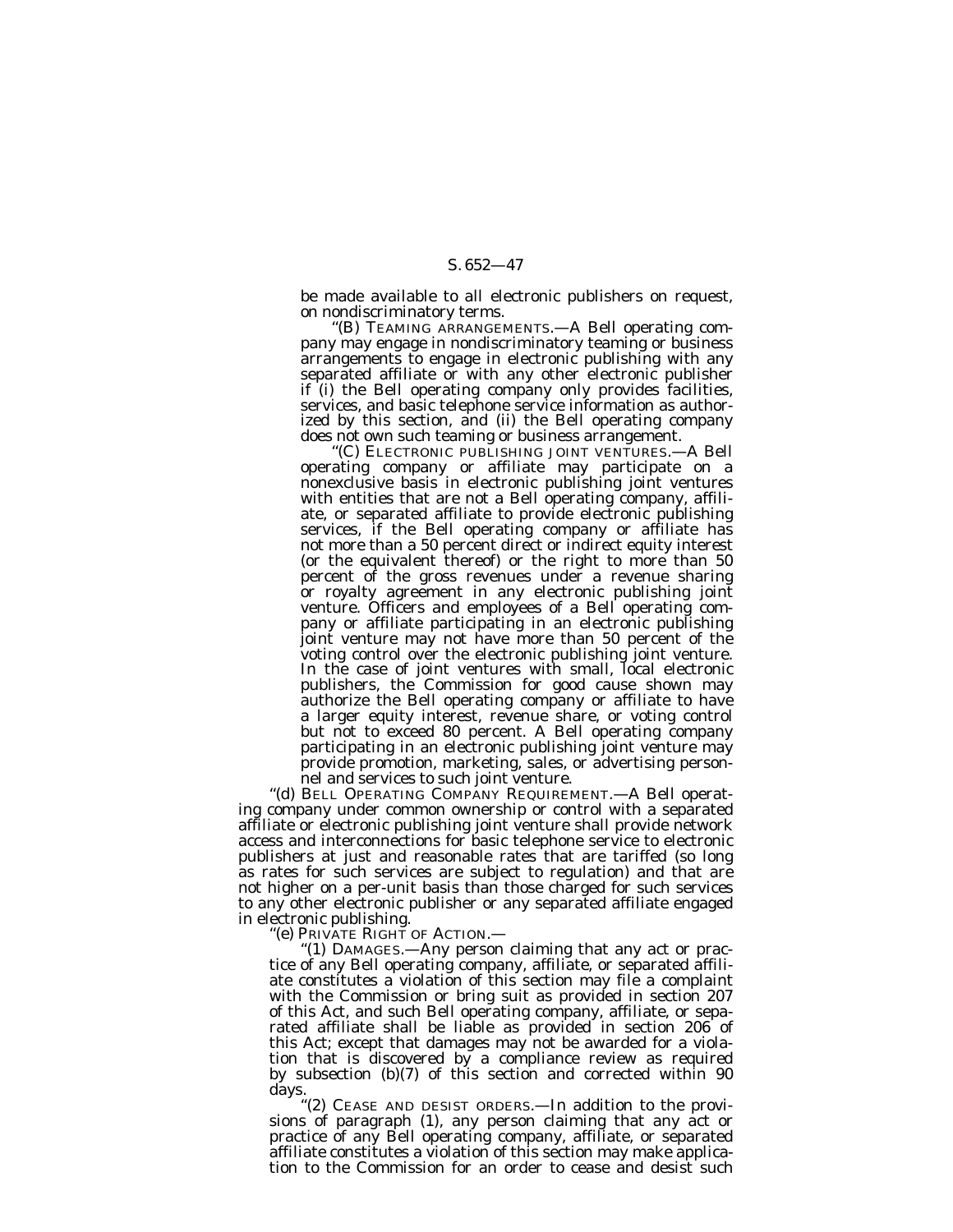be made available to all electronic publishers on request, on nondiscriminatory terms.

"(B) TEAMING ARRANGEMENTS.—A Bell operating company may engage in nondiscriminatory teaming or business arrangements to engage in electronic publishing with any separated affiliate or with any other electronic publisher if (i) the Bell operating company only provides facilities, services, and basic telephone service information as authorized by this section, and (ii) the Bell operating company does not own such teaming or business arrangement.

"(C) ELECTRONIC PUBLISHING JOINT VENTURES.—A Bell operating company or affiliate may participate on a nonexclusive basis in electronic publishing joint ventures with entities that are not a Bell operating company, affiliate, or separated affiliate to provide electronic publishing services, if the Bell operating company or affiliate has not more than a 50 percent direct or indirect equity interest (or the equivalent thereof) or the right to more than 50 percent of the gross revenues under a revenue sharing or royalty agreement in any electronic publishing joint venture. Officers and employees of a Bell operating company or affiliate participating in an electronic publishing joint venture may not have more than 50 percent of the voting control over the electronic publishing joint venture. In the case of joint ventures with small, local electronic publishers, the Commission for good cause shown may authorize the Bell operating company or affiliate to have a larger equity interest, revenue share, or voting control but not to exceed 80 percent. A Bell operating company participating in an electronic publishing joint venture may provide promotion, marketing, sales, or advertising personnel and services to such joint venture.

"(d) BELL OPERATING COMPANY REQUIREMENT.—A Bell operating company under common ownership or control with a separated affiliate or electronic publishing joint venture shall provide network access and interconnections for basic telephone service to electronic publishers at just and reasonable rates that are tariffed (so long as rates for such services are subject to regulation) and that are not higher on a per-unit basis than those charged for such services to any other electronic publisher or any separated affiliate engaged in electronic publishing.

"(e) PRIVATE RIGHT OF ACTION.—

"(1) DAMAGES.—Any person claiming that any act or practice of any Bell operating company, affiliate, or separated affiliate constitutes a violation of this section may file a complaint with the Commission or bring suit as provided in section 207 of this Act, and such Bell operating company, affiliate, or separated affiliate shall be liable as provided in section 206 of this Act; except that damages may not be awarded for a violation that is discovered by a compliance review as required by subsection (b)(7) of this section and corrected within 90 days.

"(2) CEASE AND DESIST ORDERS.—In addition to the provisions of paragraph (1), any person claiming that any act or practice of any Bell operating company, affiliate, or separated affiliate constitutes a violation of this section may make application to the Commission for an order to cease and desist such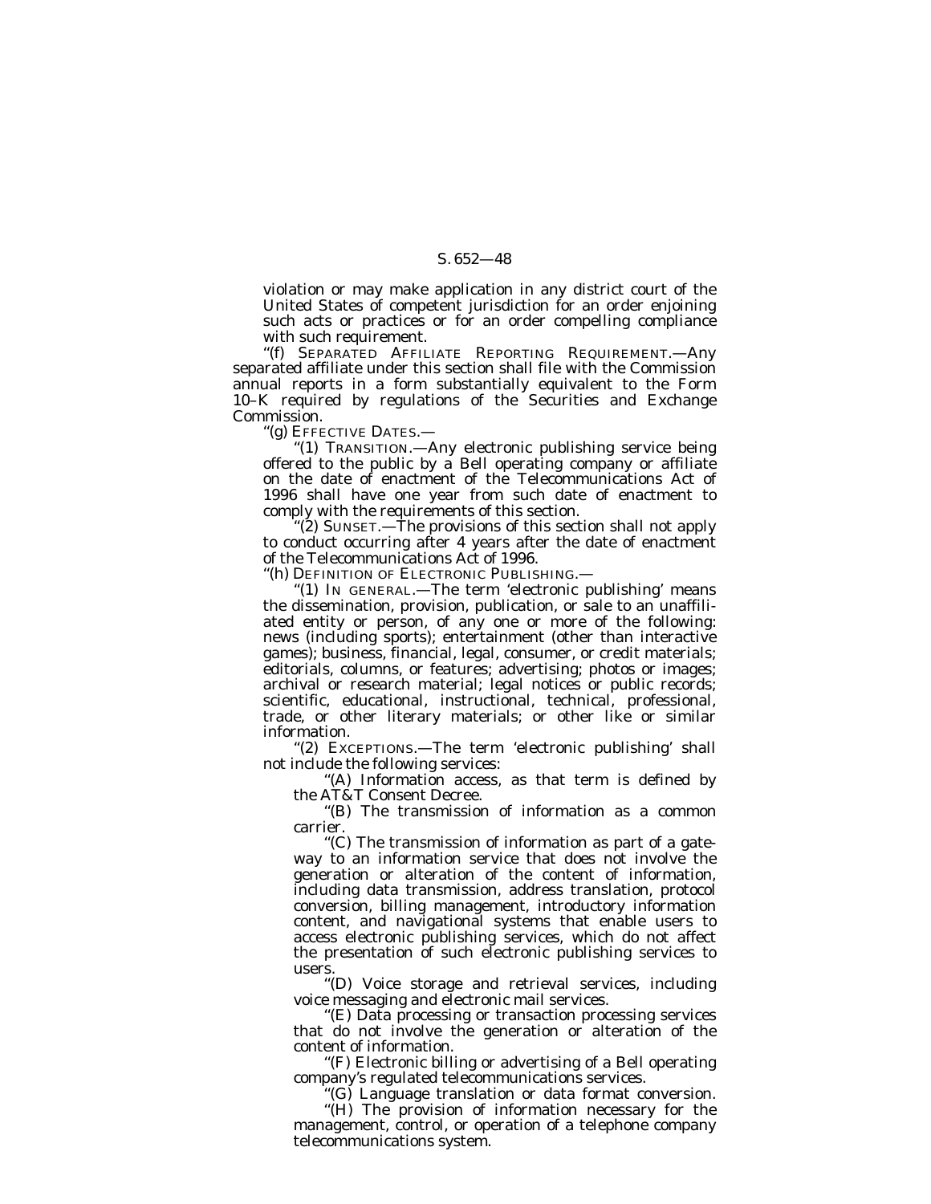violation or may make application in any district court of the United States of competent jurisdiction for an order enjoining such acts or practices or for an order compelling compliance with such requirement.

''(f) SEPARATED AFFILIATE REPORTING REQUIREMENT.—Any separated affiliate under this section shall file with the Commission annual reports in a form substantially equivalent to the Form 10–K required by regulations of the Securities and Exchange Commission.

''(g) EFFECTIVE DATES.—

''(1) TRANSITION.—Any electronic publishing service being offered to the public by a Bell operating company or affiliate on the date of enactment of the Telecommunications Act of 1996 shall have one year from such date of enactment to comply with the requirements of this section.

''(2) SUNSET.—The provisions of this section shall not apply to conduct occurring after 4 years after the date of enactment of the Telecommunications Act of 1996.

''(h) DEFINITION OF ELECTRONIC PUBLISHING.—

''(1) IN GENERAL.—The term 'electronic publishing' means the dissemination, provision, publication, or sale to an unaffiliated entity or person, of any one or more of the following: news (including sports); entertainment (other than interactive games); business, financial, legal, consumer, or credit materials; editorials, columns, or features; advertising; photos or images; archival or research material; legal notices or public records; scientific, educational, instructional, technical, professional, trade, or other literary materials; or other like or similar information.

''(2) EXCEPTIONS.—The term 'electronic publishing' shall not include the following services:

''(A) Information access, as that term is defined by the AT&T Consent Decree.

''(B) The transmission of information as a common carrier.

''(C) The transmission of information as part of a gateway to an information service that does not involve the generation or alteration of the content of information, including data transmission, address translation, protocol conversion, billing management, introductory information content, and navigational systems that enable users to access electronic publishing services, which do not affect the presentation of such electronic publishing services to users.

''(D) Voice storage and retrieval services, including voice messaging and electronic mail services.

''(E) Data processing or transaction processing services that do not involve the generation or alteration of the content of information.

''(F) Electronic billing or advertising of a Bell operating company's regulated telecommunications services.

''(G) Language translation or data format conversion.

''(H) The provision of information necessary for the management, control, or operation of a telephone company telecommunications system.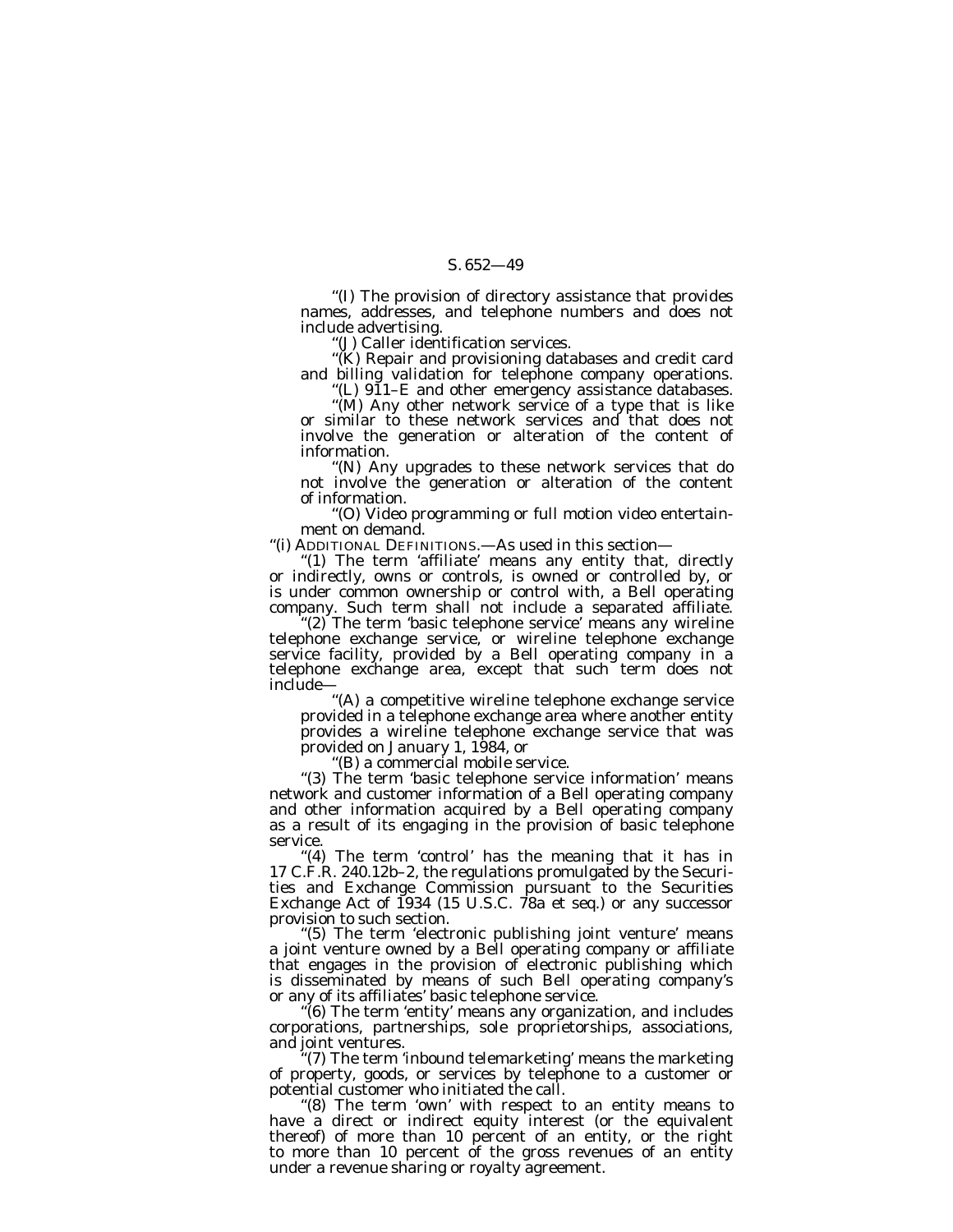"(I) The provision of directory assistance that provides names, addresses, and telephone numbers and does not include advertising.

"(J) Caller identification services.

"(K) Repair and provisioning databases and credit card and billing validation for telephone company operations.

"(L) 911–E and other emergency assistance databases.

"(M) Any other network service of a type that is like or similar to these network services and that does not involve the generation or alteration of the content of information.

"(N) Any upgrades to these network services that do not involve the generation or alteration of the content of information.

"(O) Video programming or full motion video entertainment on demand.

"(i) ADDITIONAL DEFINITIONS.—As used in this section—

"(1) The term 'affiliate' means any entity that, directly or indirectly, owns or controls, is owned or controlled by, or is under common ownership or control with, a Bell operating company. Such term shall not include a separated affiliate.

"(2) The term 'basic telephone service' means any wireline telephone exchange service, or wireline telephone exchange service facility, provided by a Bell operating company in a telephone exchange area, except that such term does not include—

"(A) a competitive wireline telephone exchange service provided in a telephone exchange area where another entity provides a wireline telephone exchange service that was provided on January 1, 1984, or

"(B) a commercial mobile service.

"(3) The term 'basic telephone service information' means network and customer information of a Bell operating company and other information acquired by a Bell operating company as a result of its engaging in the provision of basic telephone service.

"(4) The term 'control' has the meaning that it has in 17 C.F.R. 240.12b–2, the regulations promulgated by the Securities and Exchange Commission pursuant to the Securities Exchange Act of 1934 (15 U.S.C. 78a et seq.) or any successor provision to such section.

"(5) The term 'electronic publishing joint venture' means a joint venture owned by a Bell operating company or affiliate that engages in the provision of electronic publishing which is disseminated by means of such Bell operating company's or any of its affiliates' basic telephone service.

"(6) The term 'entity' means any organization, and includes corporations, partnerships, sole proprietorships, associations, and joint ventures.

"(7) The term 'inbound telemarketing' means the marketing of property, goods, or services by telephone to a customer or potential customer who initiated the call.

"(8) The term 'own' with respect to an entity means to have a direct or indirect equity interest (or the equivalent thereof) of more than 10 percent of an entity, or the right to more than 10 percent of the gross revenues of an entity under a revenue sharing or royalty agreement.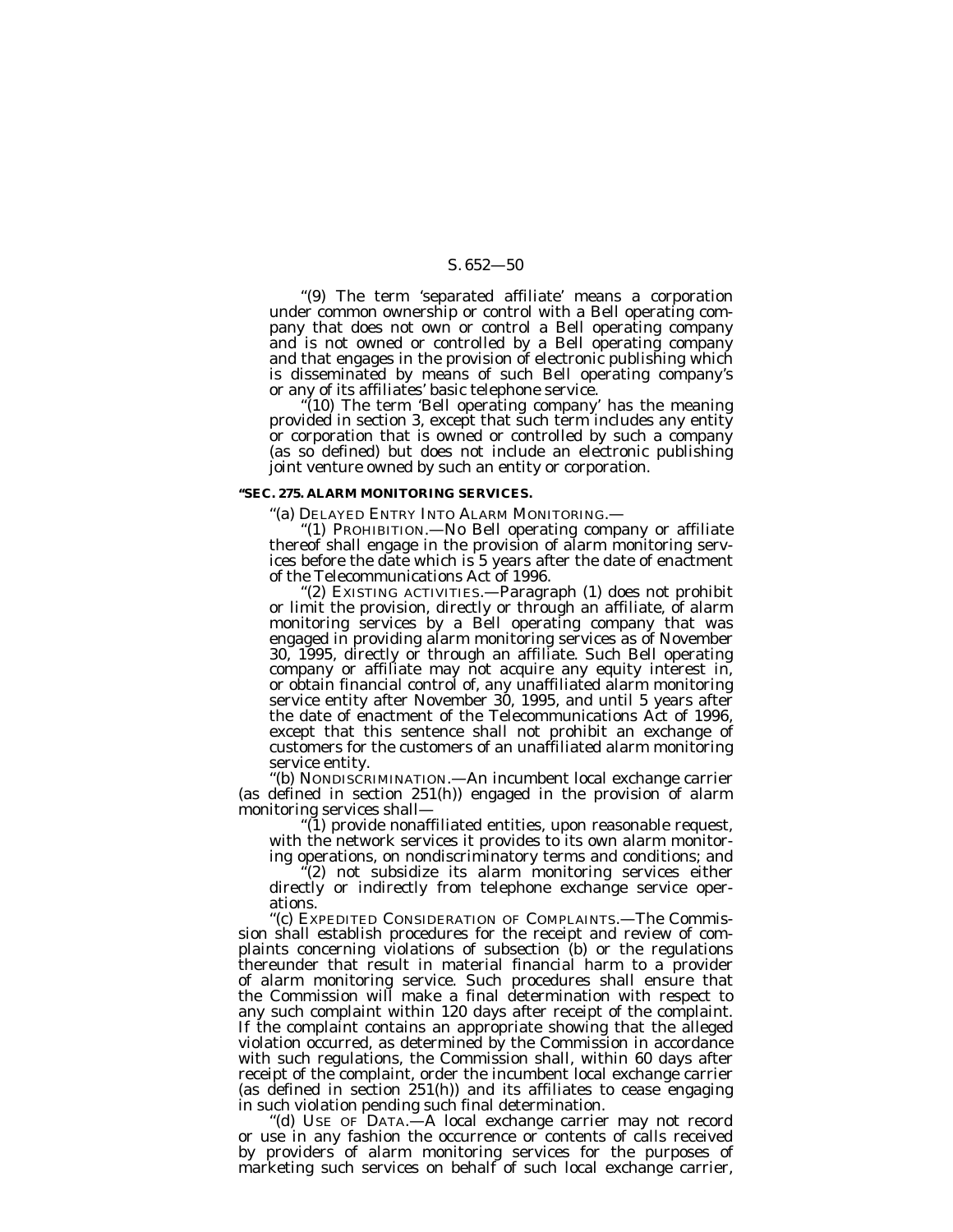"(9) The term 'separated affiliate' means a corporation under common ownership or control with a Bell operating company that does not own or control a Bell operating company and is not owned or controlled by a Bell operating company and that engages in the provision of electronic publishing which is disseminated by means of such Bell operating company's or any of its affiliates' basic telephone service.

"(10) The term 'Bell operating company' has the meaning provided in section 3, except that such term includes any entity or corporation that is owned or controlled by such a company (as so defined) but does not include an electronic publishing joint venture owned by such an entity or corporation.

**"SEC. 275. ALARM MONITORING SERVICES.**

"(a) DELAYED ENTRY INTO ALARM MONITORING.—

"(1) PROHIBITION.—No Bell operating company or affiliate thereof shall engage in the provision of alarm monitoring services before the date which is 5 years after the date of enactment of the Telecommunications Act of 1996.

"(2) EXISTING ACTIVITIES.—Paragraph (1) does not prohibit or limit the provision, directly or through an affiliate, of alarm monitoring services by a Bell operating company that was engaged in providing alarm monitoring services as of November 30, 1995, directly or through an affiliate. Such Bell operating company or affiliate may not acquire any equity interest in, or obtain financial control of, any unaffiliated alarm monitoring service entity after November 30, 1995, and until 5 years after the date of enactment of the Telecommunications Act of 1996, except that this sentence shall not prohibit an exchange of customers for the customers of an unaffiliated alarm monitoring service entity.

"(b) NONDISCRIMINATION.—An incumbent local exchange carrier (as defined in section 251(h)) engaged in the provision of alarm monitoring services shall—

"(1) provide nonaffiliated entities, upon reasonable request, with the network services it provides to its own alarm monitoring operations, on nondiscriminatory terms and conditions; and

"(2) not subsidize its alarm monitoring services either directly or indirectly from telephone exchange service operations.

"(c) EXPEDITED CONSIDERATION OF COMPLAINTS.—The Commission shall establish procedures for the receipt and review of complaints concerning violations of subsection (b) or the regulations thereunder that result in material financial harm to a provider of alarm monitoring service. Such procedures shall ensure that the Commission will make a final determination with respect to any such complaint within 120 days after receipt of the complaint. If the complaint contains an appropriate showing that the alleged violation occurred, as determined by the Commission in accordance with such regulations, the Commission shall, within 60 days after receipt of the complaint, order the incumbent local exchange carrier (as defined in section 251(h)) and its affiliates to cease engaging in such violation pending such final determination.

"(d) USE OF DATA.—A local exchange carrier may not record or use in any fashion the occurrence or contents of calls received by providers of alarm monitoring services for the purposes of marketing such services on behalf of such local exchange carrier,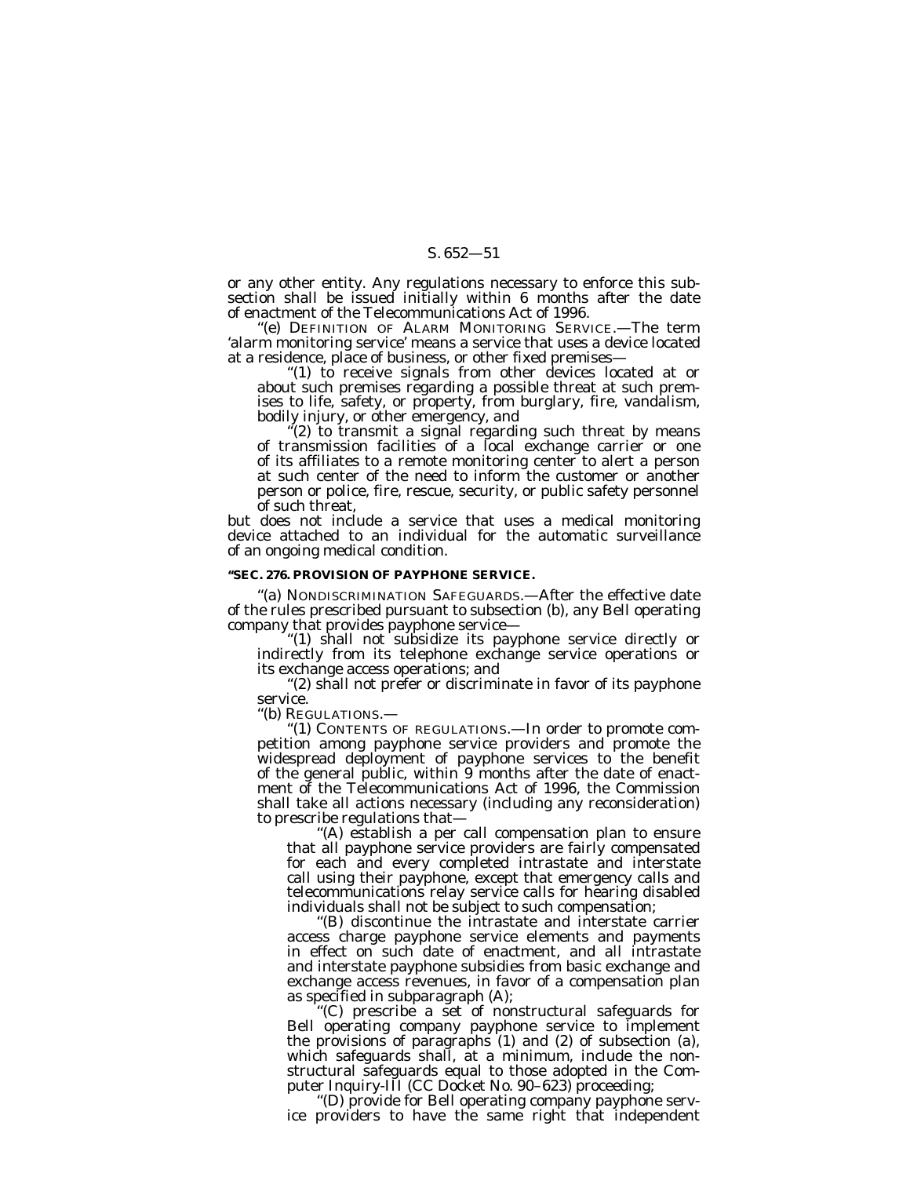or any other entity. Any regulations necessary to enforce this subsection shall be issued initially within 6 months after the date of enactment of the Telecommunications Act of 1996.

''(e) DEFINITION OF ALARM MONITORING SERVICE.—The term 'alarm monitoring service' means a service that uses a device located at a residence, place of business, or other fixed premises—

''(1) to receive signals from other devices located at or about such premises regarding a possible threat at such premises to life, safety, or property, from burglary, fire, vandalism, bodily injury, or other emergency, and

''(2) to transmit a signal regarding such threat by means of transmission facilities of a local exchange carrier or one of its affiliates to a remote monitoring center to alert a person at such center of the need to inform the customer or another person or police, fire, rescue, security, or public safety personnel of such threat,

but does not include a service that uses a medical monitoring device attached to an individual for the automatic surveillance of an ongoing medical condition.

**''SEC. 276. PROVISION OF PAYPHONE SERVICE.**

''(a) NONDISCRIMINATION SAFEGUARDS.—After the effective date of the rules prescribed pursuant to subsection (b), any Bell operating company that provides payphone service—

''(1) shall not subsidize its payphone service directly or indirectly from its telephone exchange service operations or its exchange access operations; and

''(2) shall not prefer or discriminate in favor of its payphone service.

''(b) REGULATIONS.—

''(1) CONTENTS OF REGULATIONS.—In order to promote competition among payphone service providers and promote the widespread deployment of payphone services to the benefit of the general public, within 9 months after the date of enactment of the Telecommunications Act of 1996, the Commission shall take all actions necessary (including any reconsideration) to prescribe regulations that—

''(A) establish a per call compensation plan to ensure that all payphone service providers are fairly compensated for each and every completed intrastate and interstate call using their payphone, except that emergency calls and telecommunications relay service calls for hearing disabled individuals shall not be subject to such compensation;

''(B) discontinue the intrastate and interstate carrier access charge payphone service elements and payments in effect on such date of enactment, and all intrastate and interstate payphone subsidies from basic exchange and exchange access revenues, in favor of a compensation plan as specified in subparagraph (A);

''(C) prescribe a set of nonstructural safeguards for Bell operating company payphone service to implement the provisions of paragraphs (1) and (2) of subsection (a), which safeguards shall, at a minimum, include the nonstructural safeguards equal to those adopted in the Computer Inquiry-III (CC Docket No. 90–623) proceeding;

''(D) provide for Bell operating company payphone service providers to have the same right that independent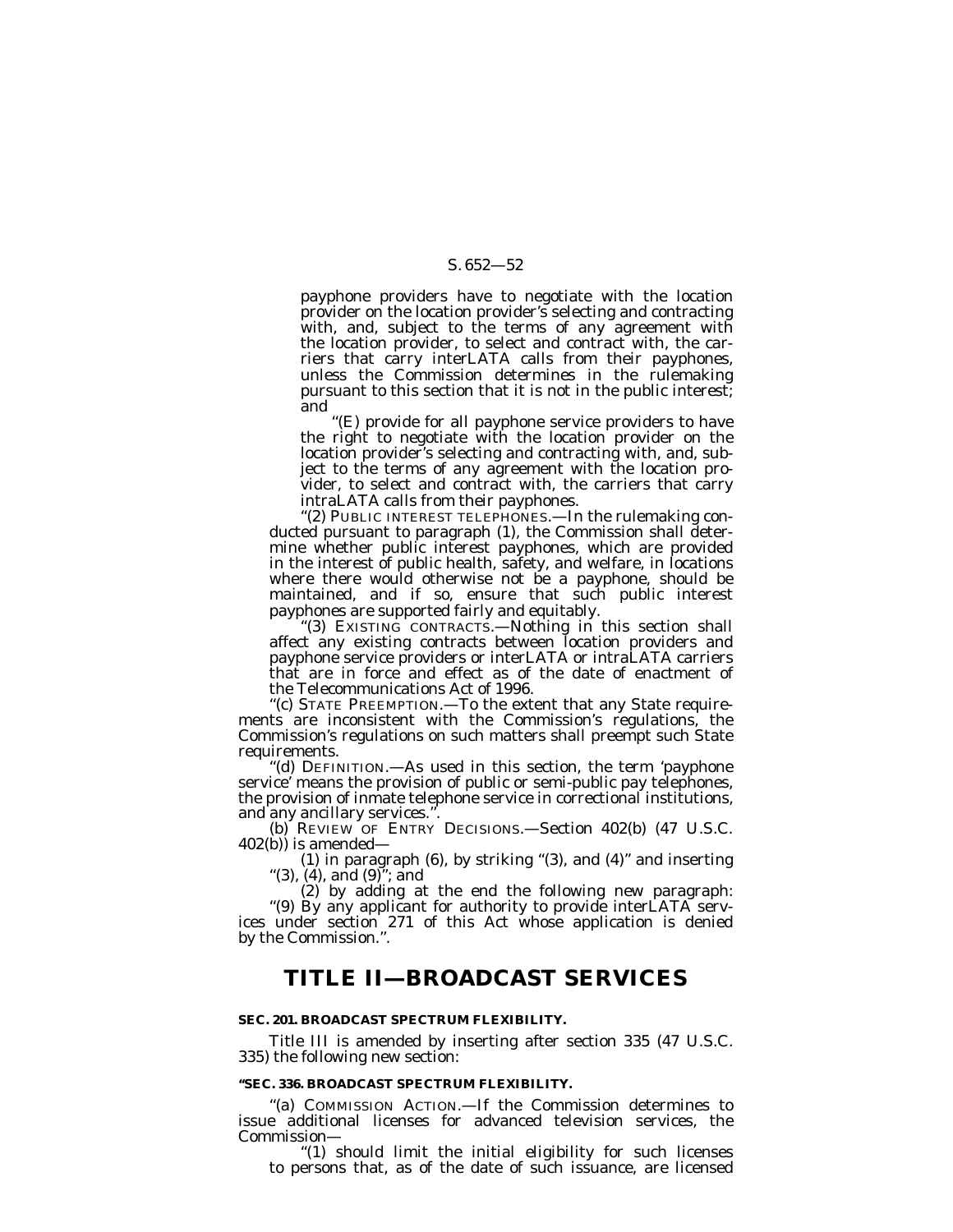payphone providers have to negotiate with the location provider on the location provider's selecting and contracting with, and, subject to the terms of any agreement with the location provider, to select and contract with, the carriers that carry interLATA calls from their payphones, unless the Commission determines in the rulemaking pursuant to this section that it is not in the public interest; and

"(E) provide for all payphone service providers to have the right to negotiate with the location provider on the location provider's selecting and contracting with, and, subject to the terms of any agreement with the location provider, to select and contract with, the carriers that carry intraLATA calls from their payphones.

"(2) PUBLIC INTEREST TELEPHONES.—In the rulemaking conducted pursuant to paragraph (1), the Commission shall determine whether public interest payphones, which are provided in the interest of public health, safety, and welfare, in locations where there would otherwise not be a payphone, should be maintained, and if so, ensure that such public interest payphones are supported fairly and equitably.

"(3) EXISTING CONTRACTS.—Nothing in this section shall affect any existing contracts between location providers and payphone service providers or interLATA or intraLATA carriers that are in force and effect as of the date of enactment of the Telecommunications Act of 1996.

"(c) STATE PREEMPTION.—To the extent that any State requirements are inconsistent with the Commission's regulations, the Commission's regulations on such matters shall preempt such State requirements.

"(d) DEFINITION.—As used in this section, the term 'payphone service' means the provision of public or semi-public pay telephones, the provision of inmate telephone service in correctional institutions, and any ancillary services.".

(b) REVIEW OF ENTRY DECISIONS.—Section 402(b) (47 U.S.C. 402(b)) is amended—

(1) in paragraph (6), by striking "(3), and (4)" and inserting "(3), (4), and (9)"; and

(2) by adding at the end the following new paragraph:

"(9) By any applicant for authority to provide interLATA services under section 271 of this Act whose application is denied by the Commission.".

# TITLE II—BROADCAST SERVICES

### SEC. 201. BROADCAST SPECTRUM FLEXIBILITY.

Title III is amended by inserting after section 335 (47 U.S.C. 335) the following new section:

### "SEC. 336. BROADCAST SPECTRUM FLEXIBILITY.

"(a) COMMISSION ACTION.—If the Commission determines to issue additional licenses for advanced television services, the Commission—

"(1) should limit the initial eligibility for such licenses to persons that, as of the date of such issuance, are licensed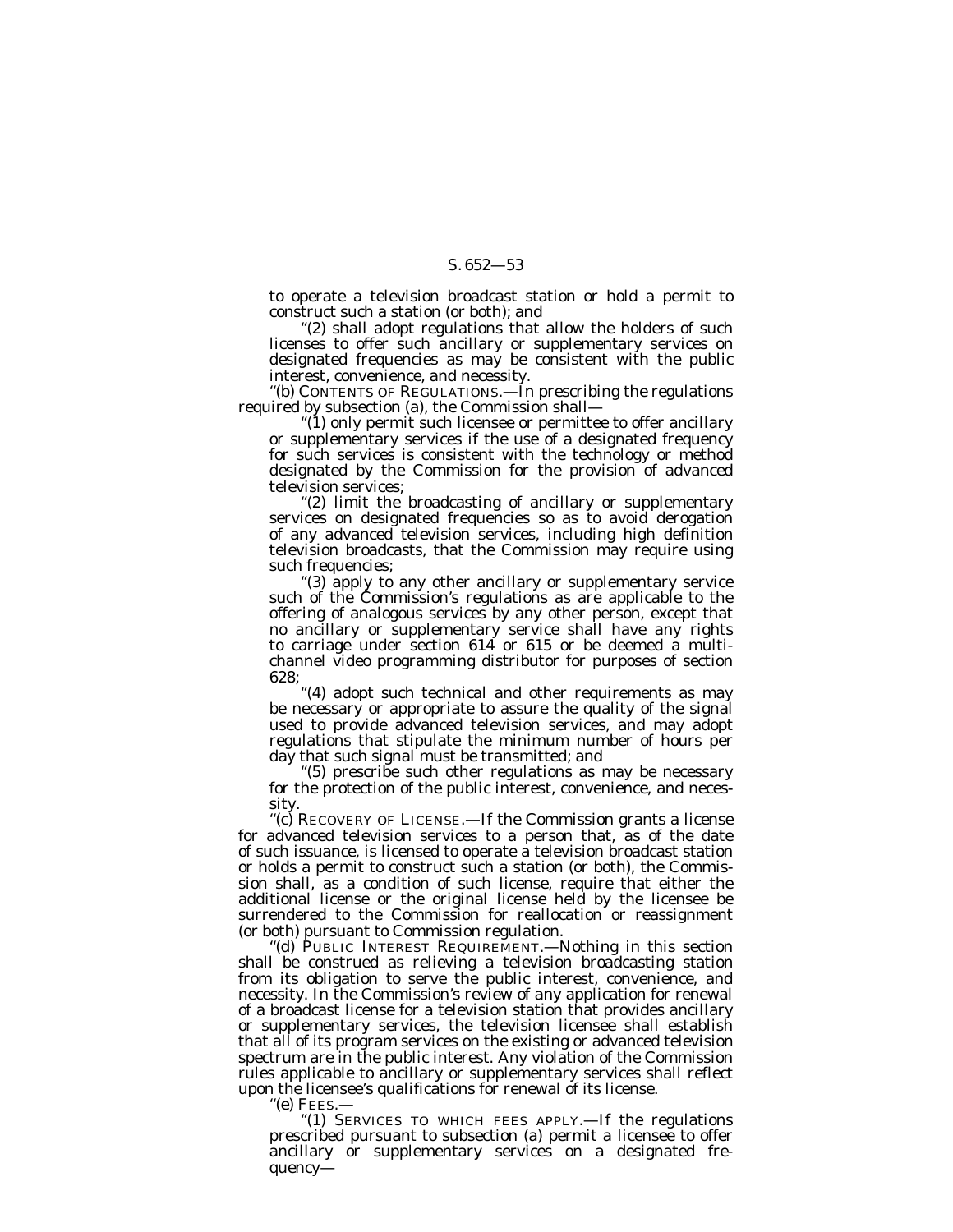to operate a television broadcast station or hold a permit to construct such a station (or both); and

"(2) shall adopt regulations that allow the holders of such licenses to offer such ancillary or supplementary services on designated frequencies as may be consistent with the public interest, convenience, and necessity.

"(b) CONTENTS OF REGULATIONS.—In prescribing the regulations required by subsection (a), the Commission shall—

"(1) only permit such licensee or permittee to offer ancillary or supplementary services if the use of a designated frequency for such services is consistent with the technology or method designated by the Commission for the provision of advanced television services;

"(2) limit the broadcasting of ancillary or supplementary services on designated frequencies so as to avoid derogation of any advanced television services, including high definition television broadcasts, that the Commission may require using such frequencies;

"(3) apply to any other ancillary or supplementary service such of the Commission's regulations as are applicable to the offering of analogous services by any other person, except that no ancillary or supplementary service shall have any rights to carriage under section 614 or 615 or be deemed a multichannel video programming distributor for purposes of section 628;

"(4) adopt such technical and other requirements as may be necessary or appropriate to assure the quality of the signal used to provide advanced television services, and may adopt regulations that stipulate the minimum number of hours per day that such signal must be transmitted; and

"(5) prescribe such other regulations as may be necessary for the protection of the public interest, convenience, and necessity.

"(c) RECOVERY OF LICENSE.—If the Commission grants a license for advanced television services to a person that, as of the date of such issuance, is licensed to operate a television broadcast station or holds a permit to construct such a station (or both), the Commission shall, as a condition of such license, require that either the additional license or the original license held by the licensee be surrendered to the Commission for reallocation or reassignment (or both) pursuant to Commission regulation.

"(d) PUBLIC INTEREST REQUIREMENT.—Nothing in this section shall be construed as relieving a television broadcasting station from its obligation to serve the public interest, convenience, and necessity. In the Commission's review of any application for renewal of a broadcast license for a television station that provides ancillary or supplementary services, the television licensee shall establish that all of its program services on the existing or advanced television spectrum are in the public interest. Any violation of the Commission rules applicable to ancillary or supplementary services shall reflect upon the licensee's qualifications for renewal of its license.

"(e) FEES.—

"(1) SERVICES TO WHICH FEES APPLY.—If the regulations prescribed pursuant to subsection (a) permit a licensee to offer ancillary or supplementary services on a designated frequency—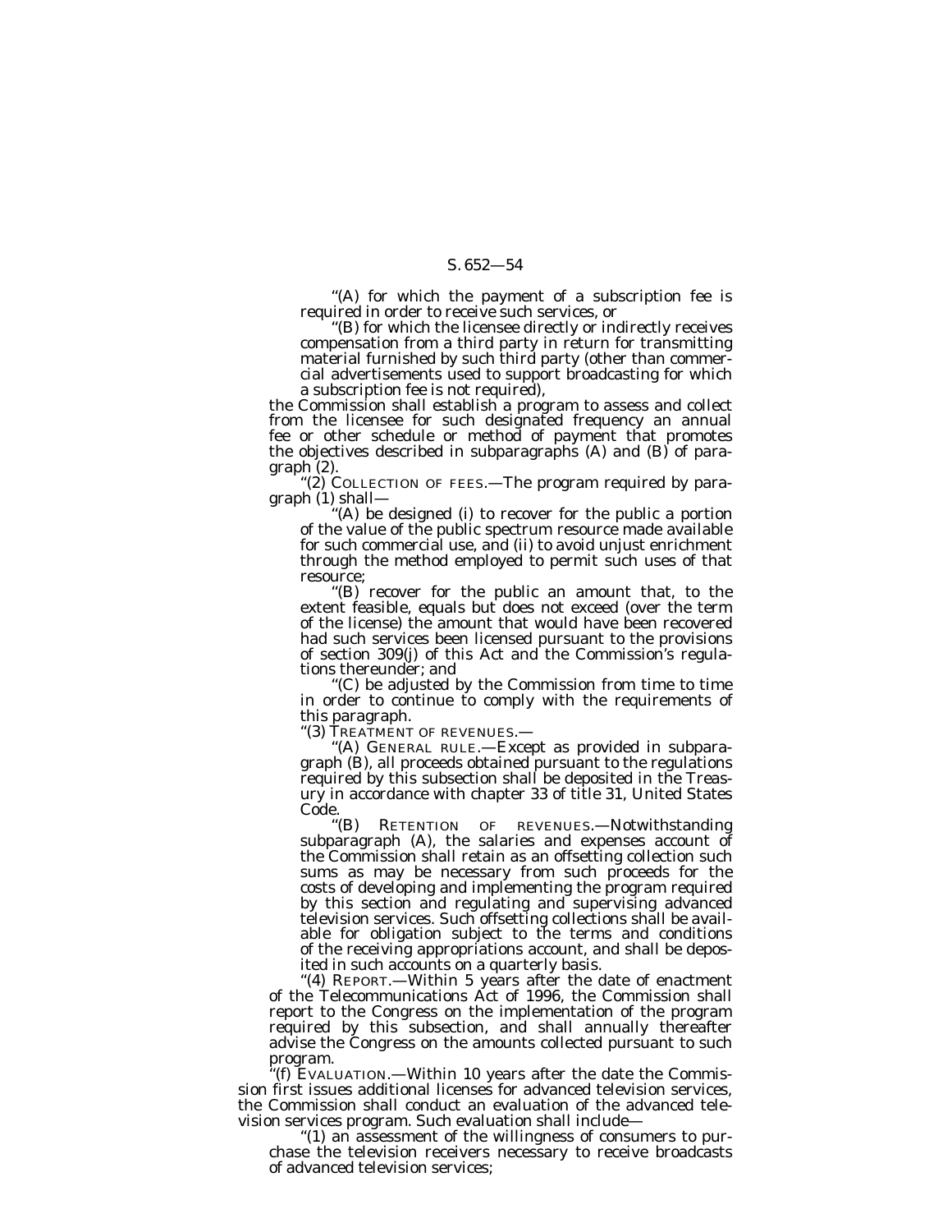"(A) for which the payment of a subscription fee is required in order to receive such services, or

"(B) for which the licensee directly or indirectly receives compensation from a third party in return for transmitting material furnished by such third party (other than commercial advertisements used to support broadcasting for which a subscription fee is not required),

the Commission shall establish a program to assess and collect from the licensee for such designated frequency an annual fee or other schedule or method of payment that promotes the objectives described in subparagraphs (A) and (B) of paragraph (2).

"(2) COLLECTION OF FEES.—The program required by paragraph (1) shall—

"(A) be designed (i) to recover for the public a portion of the value of the public spectrum resource made available for such commercial use, and (ii) to avoid unjust enrichment through the method employed to permit such uses of that resource;

"(B) recover for the public an amount that, to the extent feasible, equals but does not exceed (over the term of the license) the amount that would have been recovered had such services been licensed pursuant to the provisions of section 309(j) of this Act and the Commission's regulations thereunder; and

"(C) be adjusted by the Commission from time to time in order to continue to comply with the requirements of this paragraph.

"(3) TREATMENT OF REVENUES.—

"(A) GENERAL RULE.—Except as provided in subparagraph (B), all proceeds obtained pursuant to the regulations required by this subsection shall be deposited in the Treasury in accordance with chapter 33 of title 31, United States Code.

"(B) RETENTION OF REVENUES.—Notwithstanding subparagraph (A), the salaries and expenses account of the Commission shall retain as an offsetting collection such sums as may be necessary from such proceeds for the costs of developing and implementing the program required by this section and regulating and supervising advanced television services. Such offsetting collections shall be available for obligation subject to the terms and conditions of the receiving appropriations account, and shall be deposited in such accounts on a quarterly basis.

"(4) REPORT.—Within 5 years after the date of enactment of the Telecommunications Act of 1996, the Commission shall report to the Congress on the implementation of the program required by this subsection, and shall annually thereafter advise the Congress on the amounts collected pursuant to such program.

"(f) EVALUATION.—Within 10 years after the date the Commission first issues additional licenses for advanced television services, the Commission shall conduct an evaluation of the advanced television services program. Such evaluation shall include—

"(1) an assessment of the willingness of consumers to purchase the television receivers necessary to receive broadcasts of advanced television services;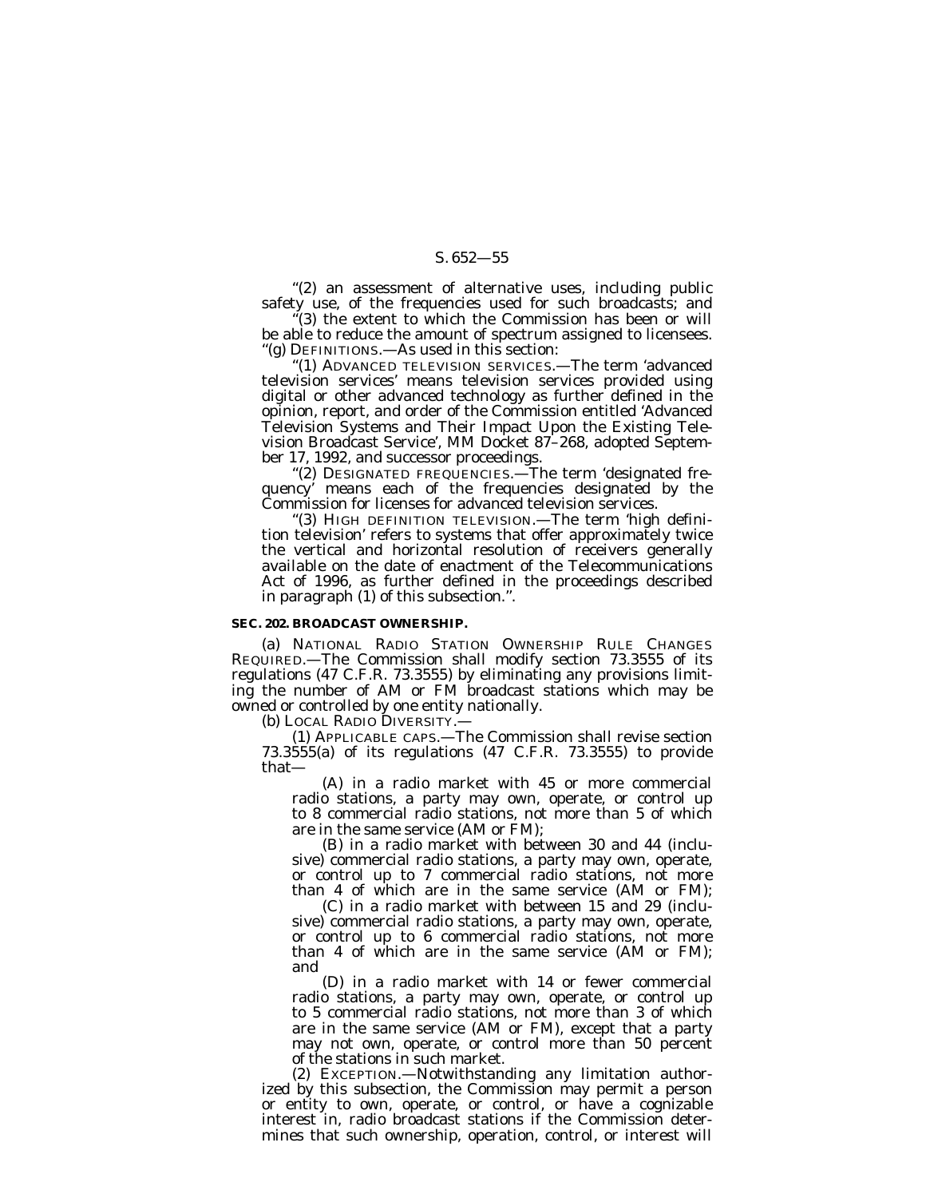"(2) an assessment of alternative uses, including public safety use, of the frequencies used for such broadcasts; and

"(3) the extent to which the Commission has been or will be able to reduce the amount of spectrum assigned to licensees.

"(g) DEFINITIONS.—As used in this section:

"(1) ADVANCED TELEVISION SERVICES.—The term 'advanced television services' means television services provided using digital or other advanced technology as further defined in the opinion, report, and order of the Commission entitled 'Advanced Television Systems and Their Impact Upon the Existing Television Broadcast Service', MM Docket 87–268, adopted September 17, 1992, and successor proceedings.

"(2) DESIGNATED FREQUENCIES.—The term 'designated frequency' means each of the frequencies designated by the Commission for licenses for advanced television services.

"(3) HIGH DEFINITION TELEVISION.—The term 'high definition television' refers to systems that offer approximately twice the vertical and horizontal resolution of receivers generally available on the date of enactment of the Telecommunications Act of 1996, as further defined in the proceedings described in paragraph (1) of this subsection.".

**SEC. 202. BROADCAST OWNERSHIP.**

(a) NATIONAL RADIO STATION OWNERSHIP RULE CHANGES REQUIRED.—The Commission shall modify section 73.3555 of its regulations (47 C.F.R. 73.3555) by eliminating any provisions limiting the number of AM or FM broadcast stations which may be owned or controlled by one entity nationally.

(b) LOCAL RADIO DIVERSITY.—

(1) APPLICABLE CAPS.—The Commission shall revise section 73.3555(a) of its regulations (47 C.F.R. 73.3555) to provide that—

(A) in a radio market with 45 or more commercial radio stations, a party may own, operate, or control up to 8 commercial radio stations, not more than 5 of which are in the same service (AM or FM);

(B) in a radio market with between 30 and 44 (inclusive) commercial radio stations, a party may own, operate, or control up to 7 commercial radio stations, not more than 4 of which are in the same service (AM or FM);

(C) in a radio market with between 15 and 29 (inclusive) commercial radio stations, a party may own, operate, or control up to 6 commercial radio stations, not more than 4 of which are in the same service (AM or FM); and

(D) in a radio market with 14 or fewer commercial radio stations, a party may own, operate, or control up to 5 commercial radio stations, not more than 3 of which are in the same service (AM or FM), except that a party may not own, operate, or control more than 50 percent of the stations in such market.

(2) EXCEPTION.—Notwithstanding any limitation authorized by this subsection, the Commission may permit a person or entity to own, operate, or control, or have a cognizable interest in, radio broadcast stations if the Commission determines that such ownership, operation, control, or interest will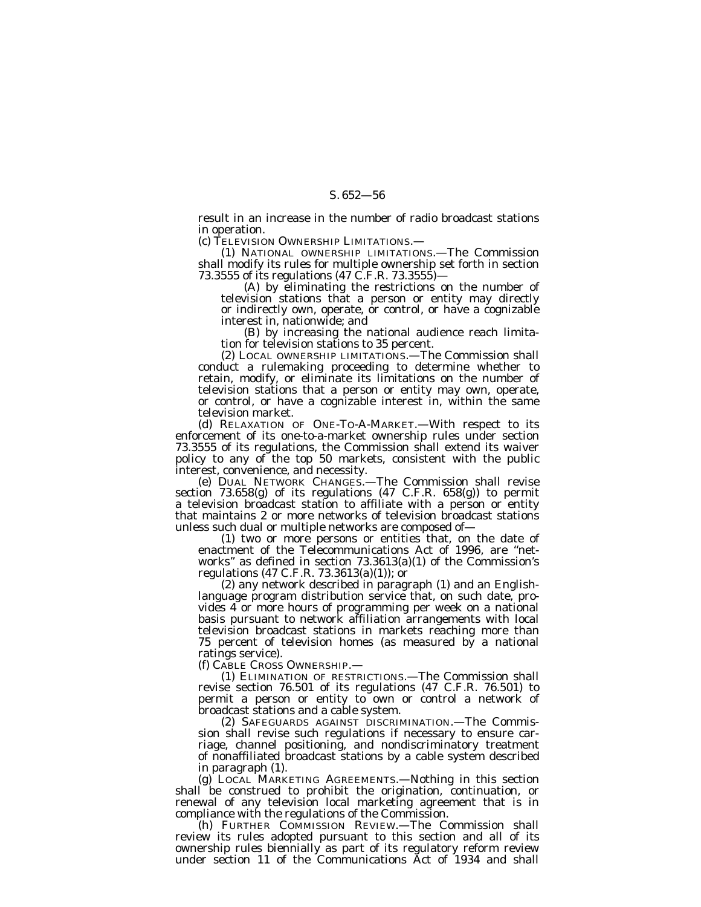result in an increase in the number of radio broadcast stations in operation.

(c) TELEVISION OWNERSHIP LIMITATIONS.—

(1) NATIONAL OWNERSHIP LIMITATIONS.—The Commission shall modify its rules for multiple ownership set forth in section 73.3555 of its regulations (47 C.F.R. 73.3555)—

(A) by eliminating the restrictions on the number of television stations that a person or entity may directly or indirectly own, operate, or control, or have a cognizable interest in, nationwide; and

(B) by increasing the national audience reach limitation for television stations to 35 percent.

(2) LOCAL OWNERSHIP LIMITATIONS.—The Commission shall conduct a rulemaking proceeding to determine whether to retain, modify, or eliminate its limitations on the number of television stations that a person or entity may own, operate, or control, or have a cognizable interest in, within the same television market.

(d) RELAXATION OF ONE-TO-A-MARKET.—With respect to its enforcement of its one-to-a-market ownership rules under section 73.3555 of its regulations, the Commission shall extend its waiver policy to any of the top 50 markets, consistent with the public interest, convenience, and necessity.

(e) DUAL NETWORK CHANGES.—The Commission shall revise section 73.658(g) of its regulations (47 C.F.R. 658(g)) to permit a television broadcast station to affiliate with a person or entity that maintains 2 or more networks of television broadcast stations unless such dual or multiple networks are composed of—

(1) two or more persons or entities that, on the date of enactment of the Telecommunications Act of 1996, are "networks" as defined in section 73.3613(a)(1) of the Commission's regulations (47 C.F.R. 73.3613(a)(1)); or

(2) any network described in paragraph (1) and an English-language program distribution service that, on such date, provides 4 or more hours of programming per week on a national basis pursuant to network affiliation arrangements with local television broadcast stations in markets reaching more than 75 percent of television homes (as measured by a national ratings service).

(f) CABLE CROSS OWNERSHIP.—

(1) ELIMINATION OF RESTRICTIONS.—The Commission shall revise section 76.501 of its regulations (47 C.F.R. 76.501) to permit a person or entity to own or control a network of broadcast stations and a cable system.

(2) SAFEGUARDS AGAINST DISCRIMINATION.—The Commission shall revise such regulations if necessary to ensure carriage, channel positioning, and nondiscriminatory treatment of nonaffiliated broadcast stations by a cable system described in paragraph (1).

(g) LOCAL MARKETING AGREEMENTS.—Nothing in this section shall be construed to prohibit the origination, continuation, or renewal of any television local marketing agreement that is in compliance with the regulations of the Commission.

(h) FURTHER COMMISSION REVIEW.—The Commission shall review its rules adopted pursuant to this section and all of its ownership rules biennially as part of its regulatory reform review under section 11 of the Communications Act of 1934 and shall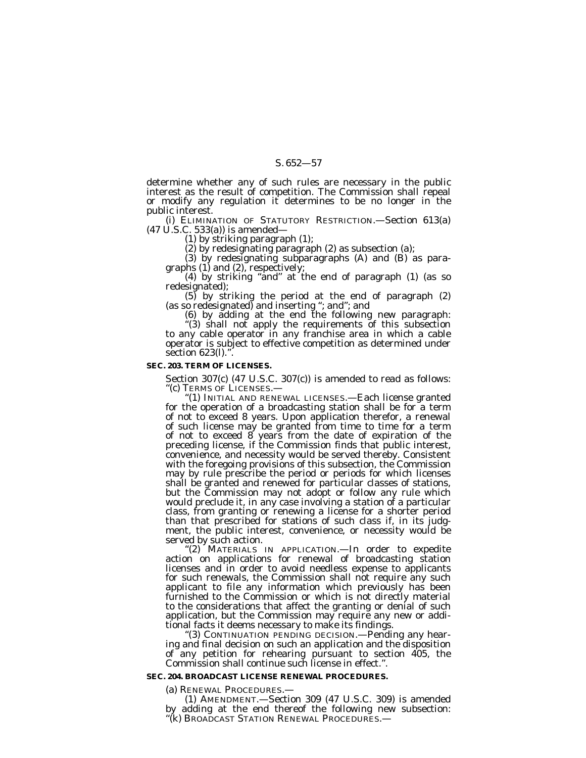determine whether any of such rules are necessary in the public interest as the result of competition. The Commission shall repeal or modify any regulation it determines to be no longer in the public interest.

(i) ELIMINATION OF STATUTORY RESTRICTION.—Section 613(a) (47 U.S.C. 533(a)) is amended—

(1) by striking paragraph (1);

(2) by redesignating paragraph (2) as subsection (a);

(3) by redesignating subparagraphs (A) and (B) as paragraphs (1) and (2), respectively;

(4) by striking "and" at the end of paragraph (1) (as so redesignated);

(5) by striking the period at the end of paragraph (2) (as so redesignated) and inserting "; and"; and

(6) by adding at the end the following new paragraph:

"(3) shall not apply the requirements of this subsection to any cable operator in any franchise area in which a cable operator is subject to effective competition as determined under section 623(l).".

**SEC. 203. TERM OF LICENSES.**

Section 307(c) (47 U.S.C. 307(c)) is amended to read as follows:

"(c) TERMS OF LICENSES.—

"(1) INITIAL AND RENEWAL LICENSES.—Each license granted for the operation of a broadcasting station shall be for a term of not to exceed 8 years. Upon application therefor, a renewal of such license may be granted from time to time for a term of not to exceed 8 years from the date of expiration of the preceding license, if the Commission finds that public interest, convenience, and necessity would be served thereby. Consistent with the foregoing provisions of this subsection, the Commission may by rule prescribe the period or periods for which licenses shall be granted and renewed for particular classes of stations, but the Commission may not adopt or follow any rule which would preclude it, in any case involving a station of a particular class, from granting or renewing a license for a shorter period than that prescribed for stations of such class if, in its judgment, the public interest, convenience, or necessity would be served by such action.

"(2) MATERIALS IN APPLICATION.—In order to expedite action on applications for renewal of broadcasting station licenses and in order to avoid needless expense to applicants for such renewals, the Commission shall not require any such applicant to file any information which previously has been furnished to the Commission or which is not directly material to the considerations that affect the granting or denial of such application, but the Commission may require any new or additional facts it deems necessary to make its findings.

"(3) CONTINUATION PENDING DECISION.—Pending any hearing and final decision on such an application and the disposition of any petition for rehearing pursuant to section 405, the Commission shall continue such license in effect.".

**SEC. 204. BROADCAST LICENSE RENEWAL PROCEDURES.**

(a) RENEWAL PROCEDURES.—

(1) AMENDMENT.—Section 309 (47 U.S.C. 309) is amended by adding at the end thereof the following new subsection:

"(k) BROADCAST STATION RENEWAL PROCEDURES.—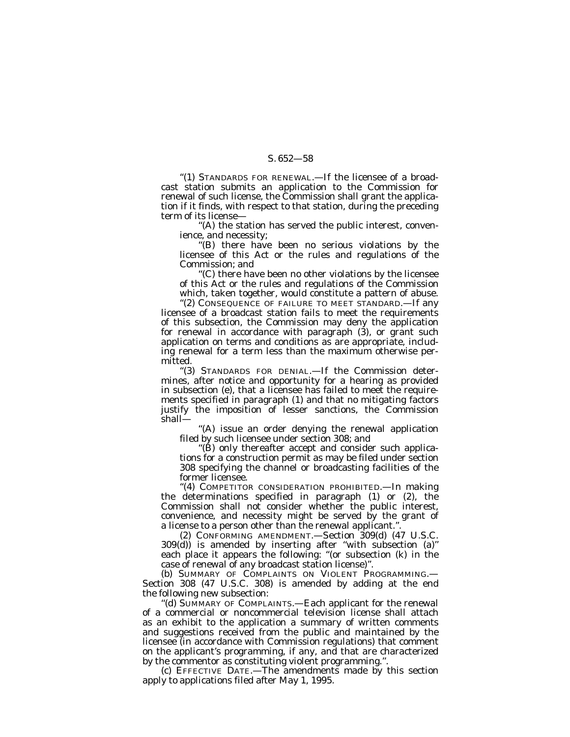"(1) STANDARDS FOR RENEWAL.—If the licensee of a broadcast station submits an application to the Commission for renewal of such license, the Commission shall grant the application if it finds, with respect to that station, during the preceding term of its license—

"(A) the station has served the public interest, convenience, and necessity;

"(B) there have been no serious violations by the licensee of this Act or the rules and regulations of the Commission; and

"(C) there have been no other violations by the licensee of this Act or the rules and regulations of the Commission which, taken together, would constitute a pattern of abuse.

"(2) CONSEQUENCE OF FAILURE TO MEET STANDARD.—If any licensee of a broadcast station fails to meet the requirements of this subsection, the Commission may deny the application for renewal in accordance with paragraph (3), or grant such application on terms and conditions as are appropriate, including renewal for a term less than the maximum otherwise permitted.

"(3) STANDARDS FOR DENIAL.—If the Commission determines, after notice and opportunity for a hearing as provided in subsection (e), that a licensee has failed to meet the requirements specified in paragraph (1) and that no mitigating factors justify the imposition of lesser sanctions, the Commission shall—

"(A) issue an order denying the renewal application filed by such licensee under section 308; and

"(B) only thereafter accept and consider such applications for a construction permit as may be filed under section 308 specifying the channel or broadcasting facilities of the former licensee.

"(4) COMPETITOR CONSIDERATION PROHIBITED.—In making the determinations specified in paragraph (1) or (2), the Commission shall not consider whether the public interest, convenience, and necessity might be served by the grant of a license to a person other than the renewal applicant.".

(2) CONFORMING AMENDMENT.—Section 309(d) (47 U.S.C. 309(d)) is amended by inserting after "with subsection (a)" each place it appears the following: "(or subsection (k) in the case of renewal of any broadcast station license)".

(b) SUMMARY OF COMPLAINTS ON VIOLENT PROGRAMMING.—Section 308 (47 U.S.C. 308) is amended by adding at the end the following new subsection:

"(d) SUMMARY OF COMPLAINTS.—Each applicant for the renewal of a commercial or noncommercial television license shall attach as an exhibit to the application a summary of written comments and suggestions received from the public and maintained by the licensee (in accordance with Commission regulations) that comment on the applicant's programming, if any, and that are characterized by the commentor as constituting violent programming.".

(c) EFFECTIVE DATE.—The amendments made by this section apply to applications filed after May 1, 1995.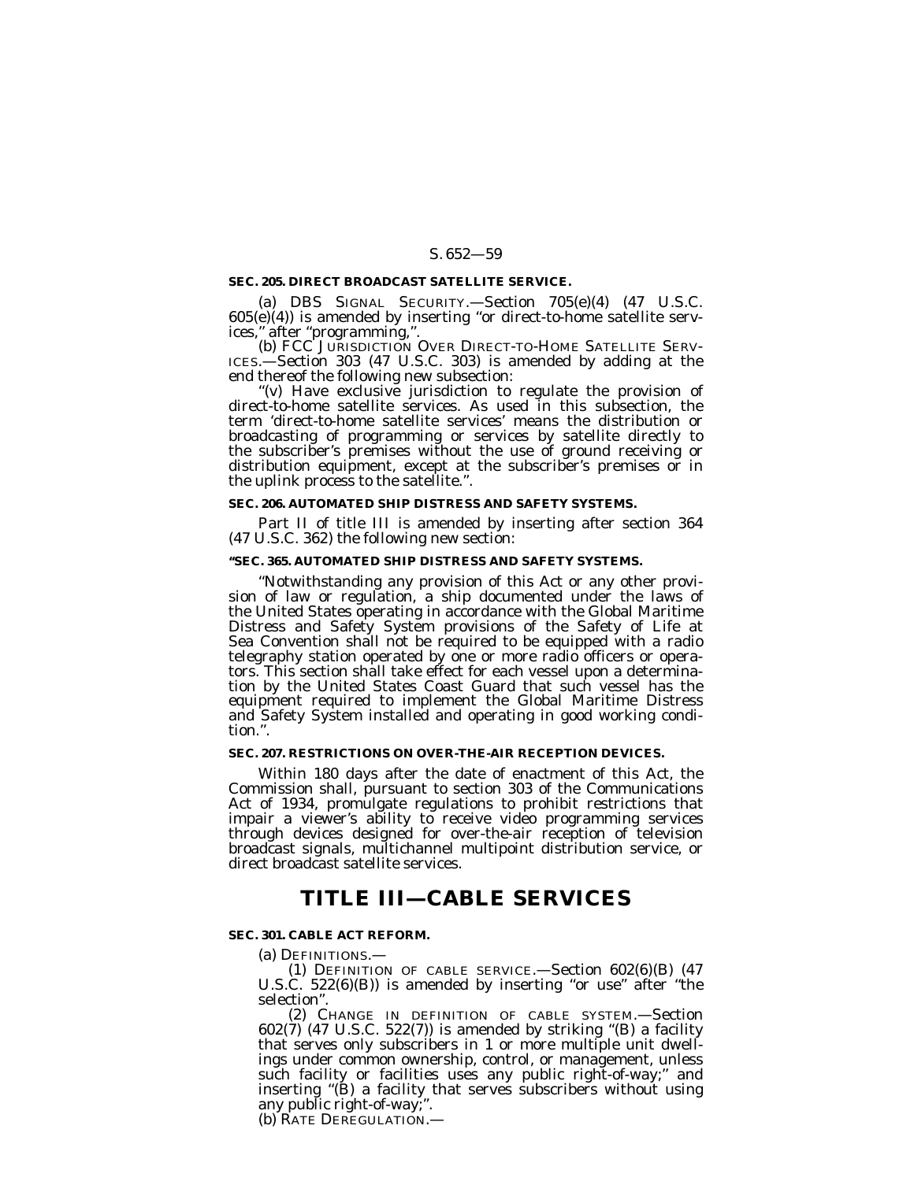**SEC. 205. DIRECT BROADCAST SATELLITE SERVICE.**

(a) DBS SIGNAL SECURITY.—Section 705(e)(4) (47 U.S.C. 605(e)(4)) is amended by inserting "or direct-to-home satellite services," after "programming,".

(b) FCC JURISDICTION OVER DIRECT-TO-HOME SATELLITE SERVICES.—Section 303 (47 U.S.C. 303) is amended by adding at the end thereof the following new subsection:

"(v) Have exclusive jurisdiction to regulate the provision of direct-to-home satellite services. As used in this subsection, the term 'direct-to-home satellite services' means the distribution or broadcasting of programming or services by satellite directly to the subscriber's premises without the use of ground receiving or distribution equipment, except at the subscriber's premises or in the uplink process to the satellite.".

**SEC. 206. AUTOMATED SHIP DISTRESS AND SAFETY SYSTEMS.**

Part II of title III is amended by inserting after section 364 (47 U.S.C. 362) the following new section:

**"SEC. 365. AUTOMATED SHIP DISTRESS AND SAFETY SYSTEMS.**

"Notwithstanding any provision of this Act or any other provision of law or regulation, a ship documented under the laws of the United States operating in accordance with the Global Maritime Distress and Safety System provisions of the Safety of Life at Sea Convention shall not be required to be equipped with a radio telegraphy station operated by one or more radio officers or operators. This section shall take effect for each vessel upon a determination by the United States Coast Guard that such vessel has the equipment required to implement the Global Maritime Distress and Safety System installed and operating in good working condition.".

**SEC. 207. RESTRICTIONS ON OVER-THE-AIR RECEPTION DEVICES.**

Within 180 days after the date of enactment of this Act, the Commission shall, pursuant to section 303 of the Communications Act of 1934, promulgate regulations to prohibit restrictions that impair a viewer's ability to receive video programming services through devices designed for over-the-air reception of television broadcast signals, multichannel multipoint distribution service, or direct broadcast satellite services.

# TITLE III—CABLE SERVICES

**SEC. 301. CABLE ACT REFORM.**

(a) DEFINITIONS.—

(1) DEFINITION OF CABLE SERVICE.—Section 602(6)(B) (47 U.S.C. 522(6)(B)) is amended by inserting "or use" after "the selection".

(2) CHANGE IN DEFINITION OF CABLE SYSTEM.—Section 602(7) (47 U.S.C. 522(7)) is amended by striking "(B) a facility that serves only subscribers in 1 or more multiple unit dwellings under common ownership, control, or management, unless such facility or facilities uses any public right-of-way;" and inserting "(B) a facility that serves subscribers without using any public right-of-way;".

(b) RATE DEREGULATION.—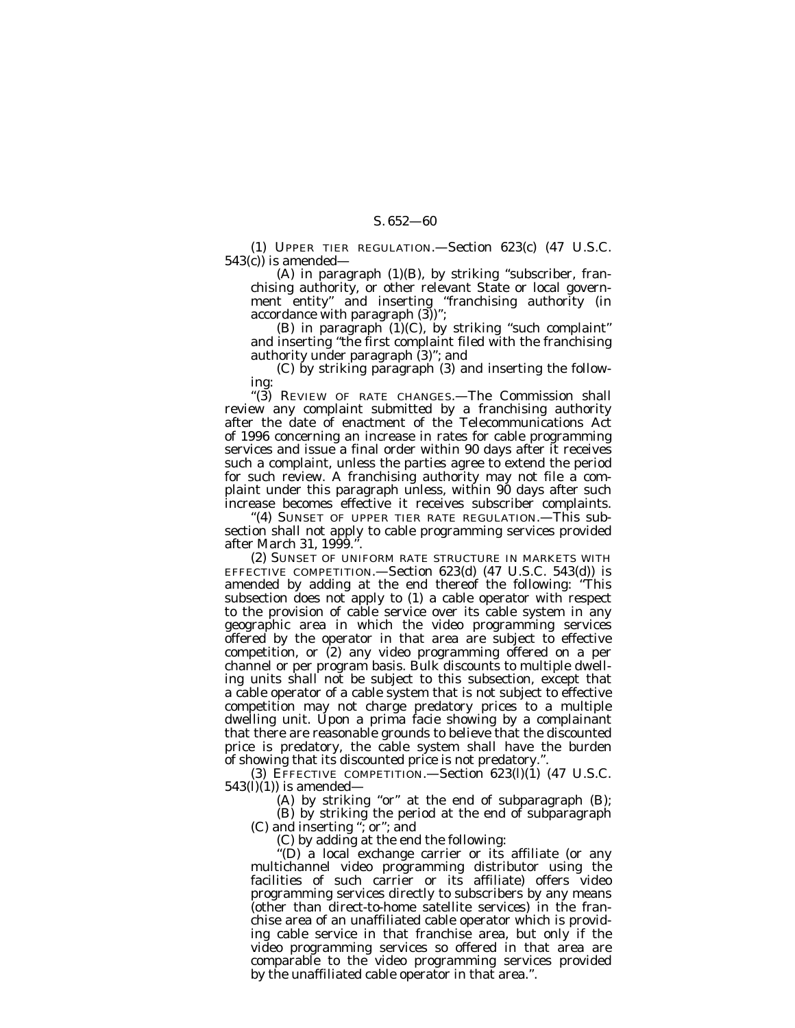(1) UPPER TIER REGULATION.—Section 623(c) (47 U.S.C. 543(c)) is amended—

(A) in paragraph (1)(B), by striking "subscriber, franchising authority, or other relevant State or local government entity" and inserting "franchising authority (in accordance with paragraph (3))";

(B) in paragraph (1)(C), by striking "such complaint" and inserting "the first complaint filed with the franchising authority under paragraph (3)"; and

(C) by striking paragraph (3) and inserting the following:

"(3) REVIEW OF RATE CHANGES.—The Commission shall review any complaint submitted by a franchising authority after the date of enactment of the Telecommunications Act of 1996 concerning an increase in rates for cable programming services and issue a final order within 90 days after it receives such a complaint, unless the parties agree to extend the period for such review. A franchising authority may not file a complaint under this paragraph unless, within 90 days after such increase becomes effective it receives subscriber complaints.

"(4) SUNSET OF UPPER TIER RATE REGULATION.—This subsection shall not apply to cable programming services provided after March 31, 1999.".

(2) SUNSET OF UNIFORM RATE STRUCTURE IN MARKETS WITH EFFECTIVE COMPETITION.—Section 623(d) (47 U.S.C. 543(d)) is amended by adding at the end thereof the following: "This subsection does not apply to (1) a cable operator with respect to the provision of cable service over its cable system in any geographic area in which the video programming services offered by the operator in that area are subject to effective competition, or (2) any video programming offered on a per channel or per program basis. Bulk discounts to multiple dwelling units shall not be subject to this subsection, except that a cable operator of a cable system that is not subject to effective competition may not charge predatory prices to a multiple dwelling unit. Upon a prima facie showing by a complainant that there are reasonable grounds to believe that the discounted price is predatory, the cable system shall have the burden of showing that its discounted price is not predatory.".

(3) EFFECTIVE COMPETITION.—Section 623(l)(1) (47 U.S.C. 543(l)(1)) is amended—

(A) by striking "or" at the end of subparagraph (B);

(B) by striking the period at the end of subparagraph (C) and inserting "; or"; and

(C) by adding at the end the following:

"(D) a local exchange carrier or its affiliate (or any multichannel video programming distributor using the facilities of such carrier or its affiliate) offers video programming services directly to subscribers by any means (other than direct-to-home satellite services) in the franchise area of an unaffiliated cable operator which is providing cable service in that franchise area, but only if the video programming services so offered in that area are comparable to the video programming services provided by the unaffiliated cable operator in that area.".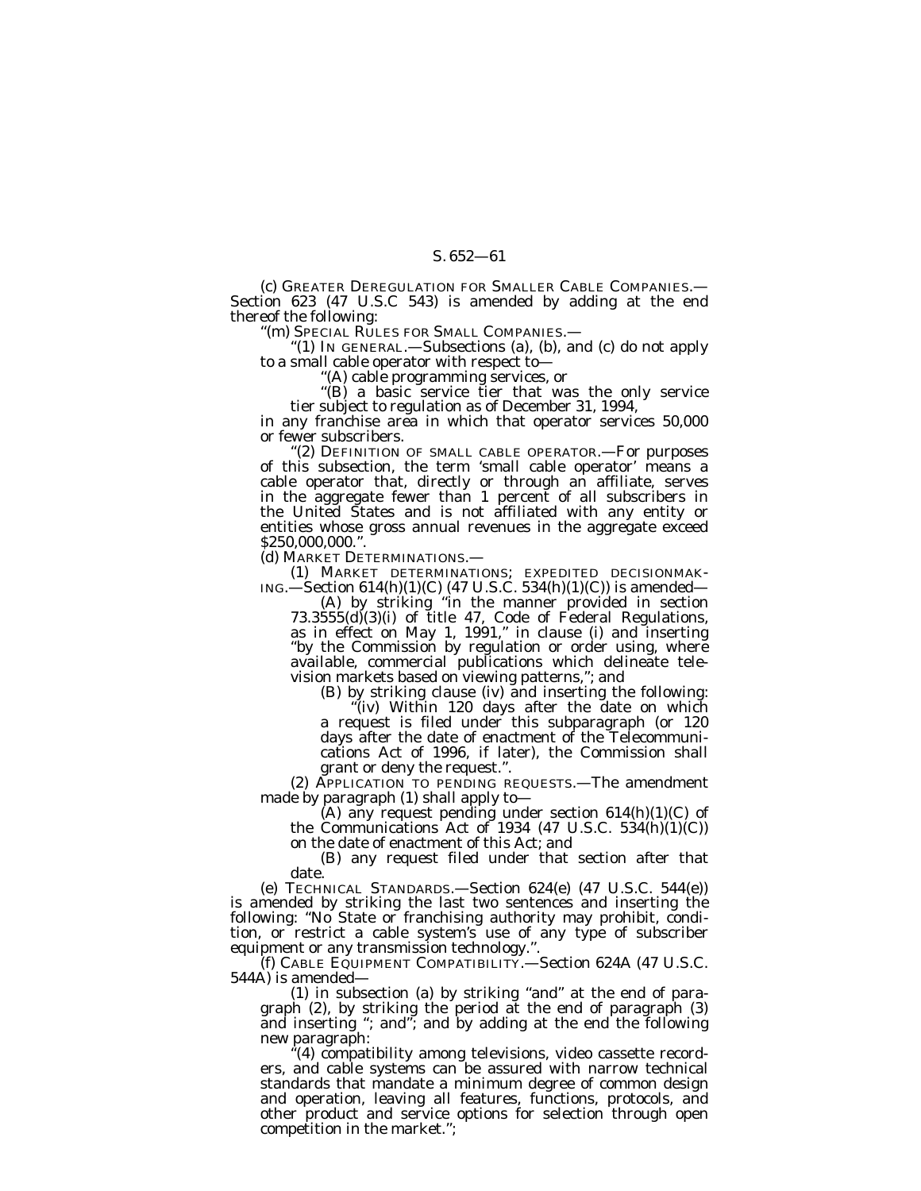(c) GREATER DEREGULATION FOR SMALLER CABLE COMPANIES.—Section 623 (47 U.S.C 543) is amended by adding at the end thereof the following:

"(m) SPECIAL RULES FOR SMALL COMPANIES.—

"(1) IN GENERAL.—Subsections (a), (b), and (c) do not apply to a small cable operator with respect to—

"(A) cable programming services, or

"(B) a basic service tier that was the only service tier subject to regulation as of December 31, 1994,

in any franchise area in which that operator services 50,000 or fewer subscribers.

"(2) DEFINITION OF SMALL CABLE OPERATOR.—For purposes of this subsection, the term 'small cable operator' means a cable operator that, directly or through an affiliate, serves in the aggregate fewer than 1 percent of all subscribers in the United States and is not affiliated with any entity or entities whose gross annual revenues in the aggregate exceed $250,000,000.".

(d) MARKET DETERMINATIONS.—

(1) MARKET DETERMINATIONS; EXPEDITED DECISIONMAKING.—Section 614(h)(1)(C) (47 U.S.C. 534(h)(1)(C)) is amended—

(A) by striking "in the manner provided in section 73.3555(d)(3)(i) of title 47, Code of Federal Regulations, as in effect on May 1, 1991," in clause (i) and inserting "by the Commission by regulation or order using, where available, commercial publications which delineate television markets based on viewing patterns,"; and

(B) by striking clause (iv) and inserting the following:

"(iv) Within 120 days after the date on which a request is filed under this subparagraph (or 120 days after the date of enactment of the Telecommunications Act of 1996, if later), the Commission shall grant or deny the request.".

(2) APPLICATION TO PENDING REQUESTS.—The amendment made by paragraph (1) shall apply to—

(A) any request pending under section 614(h)(1)(C) of the Communications Act of 1934 (47 U.S.C. 534(h)(1)(C)) on the date of enactment of this Act; and

(B) any request filed under that section after that date.

(e) TECHNICAL STANDARDS.—Section 624(e) (47 U.S.C. 544(e)) is amended by striking the last two sentences and inserting the following: "No State or franchising authority may prohibit, condition, or restrict a cable system's use of any type of subscriber equipment or any transmission technology.".

(f) CABLE EQUIPMENT COMPATIBILITY.—Section 624A (47 U.S.C. 544A) is amended—

(1) in subsection (a) by striking "and" at the end of paragraph (2), by striking the period at the end of paragraph (3) and inserting "; and"; and by adding at the end the following new paragraph:

"(4) compatibility among televisions, video cassette recorders, and cable systems can be assured with narrow technical standards that mandate a minimum degree of common design and operation, leaving all features, functions, protocols, and other product and service options for selection through open competition in the market.";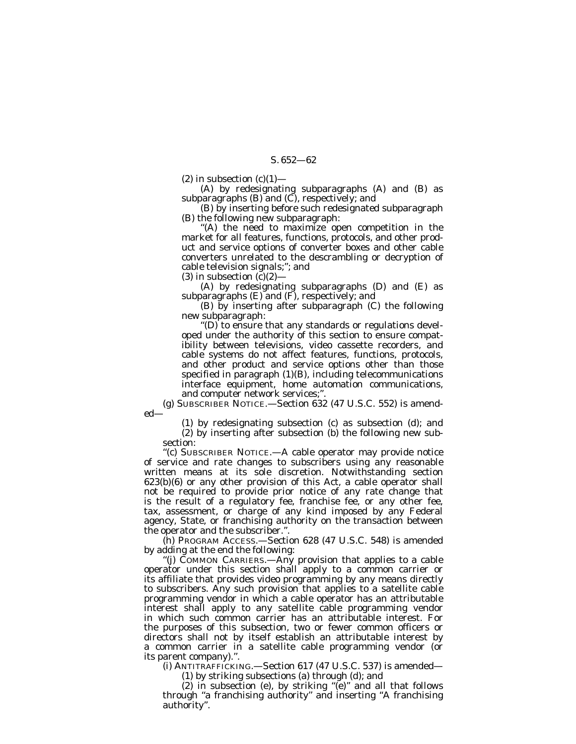(2) in subsection (c)(1)—

(A) by redesignating subparagraphs (A) and (B) as subparagraphs (B) and (C), respectively; and

(B) by inserting before such redesignated subparagraph (B) the following new subparagraph:

''(A) the need to maximize open competition in the market for all features, functions, protocols, and other product and service options of converter boxes and other cable converters unrelated to the descrambling or decryption of cable television signals;''; and

(3) in subsection (c)(2)—

(A) by redesignating subparagraphs (D) and (E) as subparagraphs (E) and (F), respectively; and

(B) by inserting after subparagraph (C) the following new subparagraph:

''(D) to ensure that any standards or regulations developed under the authority of this section to ensure compatibility between televisions, video cassette recorders, and cable systems do not affect features, functions, protocols, and other product and service options other than those specified in paragraph (1)(B), including telecommunications interface equipment, home automation communications, and computer network services;''.

(g) SUBSCRIBER NOTICE.—Section 632 (47 U.S.C. 552) is amended—

(1) by redesignating subsection (c) as subsection (d); and

(2) by inserting after subsection (b) the following new subsection:

''(c) SUBSCRIBER NOTICE.—A cable operator may provide notice of service and rate changes to subscribers using any reasonable written means at its sole discretion. Notwithstanding section 623(b)(6) or any other provision of this Act, a cable operator shall not be required to provide prior notice of any rate change that is the result of a regulatory fee, franchise fee, or any other fee, tax, assessment, or charge of any kind imposed by any Federal agency, State, or franchising authority on the transaction between the operator and the subscriber.''.

(h) PROGRAM ACCESS.—Section 628 (47 U.S.C. 548) is amended by adding at the end the following:

''(j) COMMON CARRIERS.—Any provision that applies to a cable operator under this section shall apply to a common carrier or its affiliate that provides video programming by any means directly to subscribers. Any such provision that applies to a satellite cable programming vendor in which a cable operator has an attributable interest shall apply to any satellite cable programming vendor in which such common carrier has an attributable interest. For the purposes of this subsection, two or fewer common officers or directors shall not by itself establish an attributable interest by a common carrier in a satellite cable programming vendor (or its parent company).''.

(i) ANTITRAFFICKING.—Section 617 (47 U.S.C. 537) is amended—

(1) by striking subsections (a) through (d); and

(2) in subsection (e), by striking ''(e)'' and all that follows through ''a franchising authority'' and inserting ''A franchising authority''.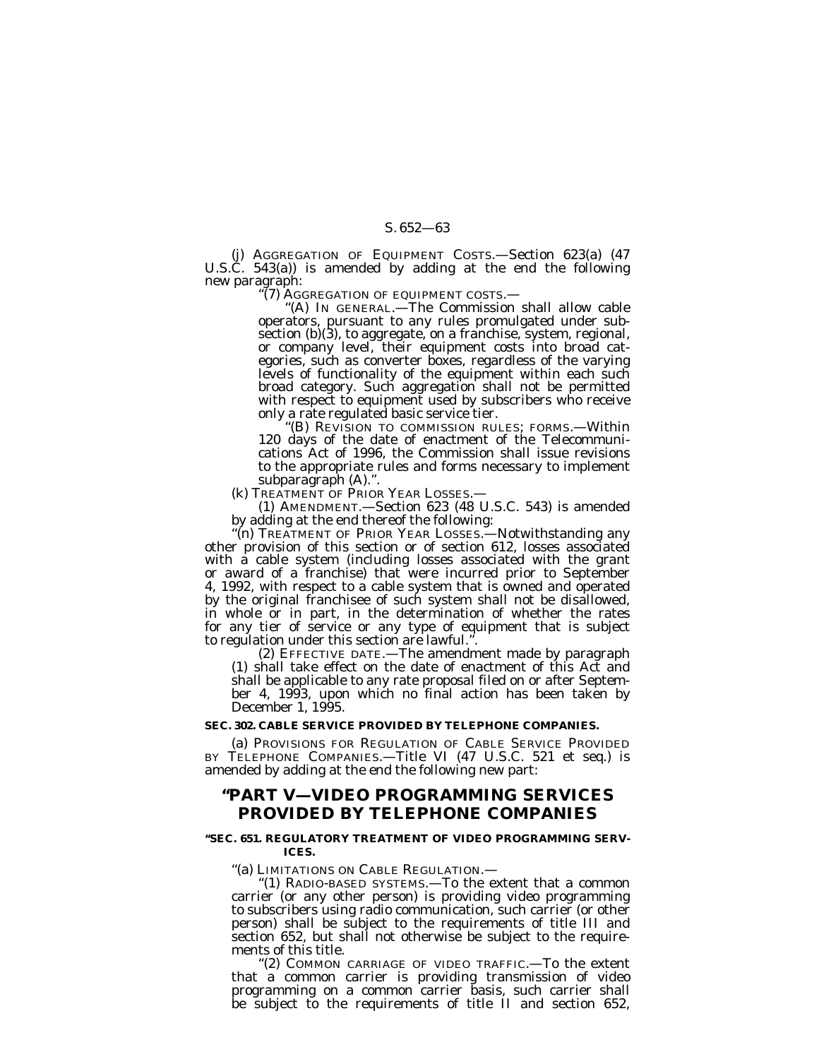(j) AGGREGATION OF EQUIPMENT COSTS.—Section 623(a) (47 U.S.C. 543(a)) is amended by adding at the end the following new paragraph:

"(7) AGGREGATION OF EQUIPMENT COSTS.—

"(A) IN GENERAL.—The Commission shall allow cable operators, pursuant to any rules promulgated under subsection (b)(3), to aggregate, on a franchise, system, regional, or company level, their equipment costs into broad categories, such as converter boxes, regardless of the varying levels of functionality of the equipment within each such broad category. Such aggregation shall not be permitted with respect to equipment used by subscribers who receive only a rate regulated basic service tier.

"(B) REVISION TO COMMISSION RULES; FORMS.—Within 120 days of the date of enactment of the Telecommunications Act of 1996, the Commission shall issue revisions to the appropriate rules and forms necessary to implement subparagraph (A).".

(k) TREATMENT OF PRIOR YEAR LOSSES.—

(1) AMENDMENT.—Section 623 (48 U.S.C. 543) is amended by adding at the end thereof the following:

"(n) TREATMENT OF PRIOR YEAR LOSSES.—Notwithstanding any other provision of this section or of section 612, losses associated with a cable system (including losses associated with the grant or award of a franchise) that were incurred prior to September 4, 1992, with respect to a cable system that is owned and operated by the original franchisee of such system shall not be disallowed, in whole or in part, in the determination of whether the rates for any tier of service or any type of equipment that is subject to regulation under this section are lawful.".

(2) EFFECTIVE DATE.—The amendment made by paragraph (1) shall take effect on the date of enactment of this Act and shall be applicable to any rate proposal filed on or after September 4, 1993, upon which no final action has been taken by December 1, 1995.

**SEC. 302. CABLE SERVICE PROVIDED BY TELEPHONE COMPANIES.**

(a) PROVISIONS FOR REGULATION OF CABLE SERVICE PROVIDED BY TELEPHONE COMPANIES.—Title VI (47 U.S.C. 521 et seq.) is amended by adding at the end the following new part:

## "PART V—VIDEO PROGRAMMING SERVICES PROVIDED BY TELEPHONE COMPANIES

**"SEC. 651. REGULATORY TREATMENT OF VIDEO PROGRAMMING SERVICES.**

"(a) LIMITATIONS ON CABLE REGULATION.—

"(1) RADIO-BASED SYSTEMS.—To the extent that a common carrier (or any other person) is providing video programming to subscribers using radio communication, such carrier (or other person) shall be subject to the requirements of title III and section 652, but shall not otherwise be subject to the requirements of this title.

"(2) COMMON CARRIAGE OF VIDEO TRAFFIC.—To the extent that a common carrier is providing transmission of video programming on a common carrier basis, such carrier shall be subject to the requirements of title II and section 652,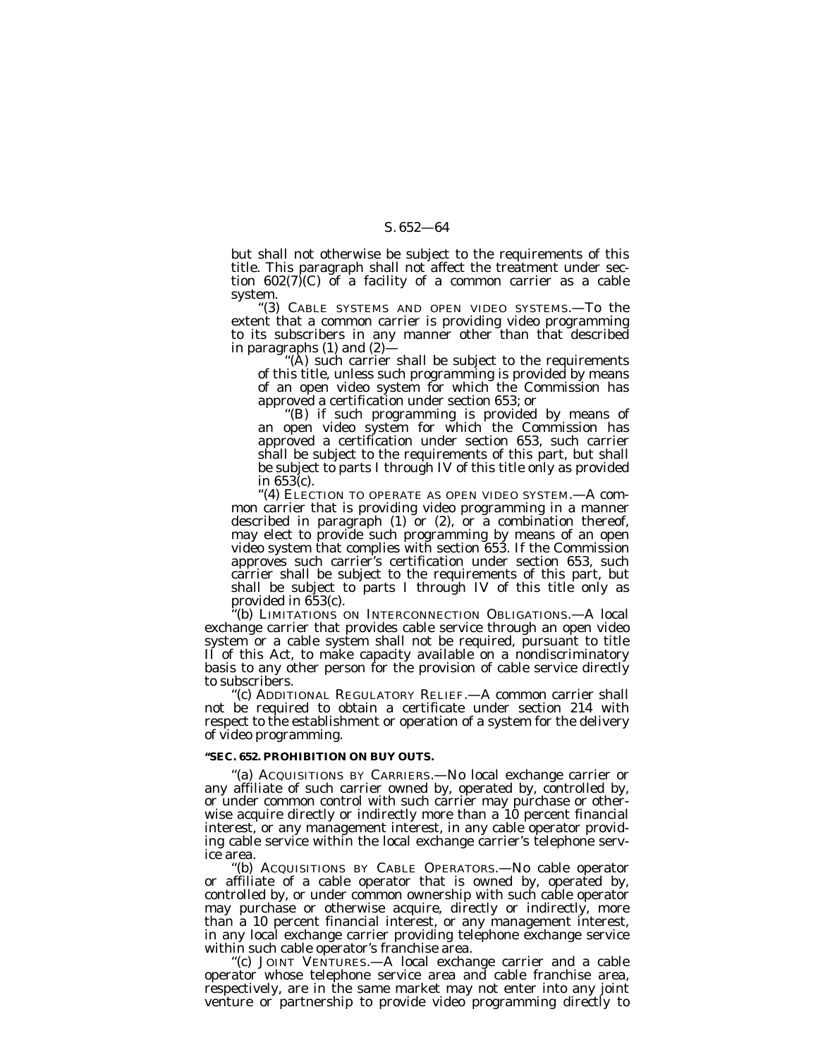but shall not otherwise be subject to the requirements of this title. This paragraph shall not affect the treatment under section 602(7)(C) of a facility of a common carrier as a cable system.

"(3) CABLE SYSTEMS AND OPEN VIDEO SYSTEMS.—To the extent that a common carrier is providing video programming to its subscribers in any manner other than that described in paragraphs (1) and (2)—

"(A) such carrier shall be subject to the requirements of this title, unless such programming is provided by means of an open video system for which the Commission has approved a certification under section 653; or

"(B) if such programming is provided by means of an open video system for which the Commission has approved a certification under section 653, such carrier shall be subject to the requirements of this part, but shall be subject to parts I through IV of this title only as provided in 653(c).

"(4) ELECTION TO OPERATE AS OPEN VIDEO SYSTEM.—A common carrier that is providing video programming in a manner described in paragraph (1) or (2), or a combination thereof, may elect to provide such programming by means of an open video system that complies with section 653. If the Commission approves such carrier's certification under section 653, such carrier shall be subject to the requirements of this part, but shall be subject to parts I through IV of this title only as provided in 653(c).

"(b) LIMITATIONS ON INTERCONNECTION OBLIGATIONS.—A local exchange carrier that provides cable service through an open video system or a cable system shall not be required, pursuant to title II of this Act, to make capacity available on a nondiscriminatory basis to any other person for the provision of cable service directly to subscribers.

"(c) ADDITIONAL REGULATORY RELIEF.—A common carrier shall not be required to obtain a certificate under section 214 with respect to the establishment or operation of a system for the delivery of video programming.

**"SEC. 652. PROHIBITION ON BUY OUTS.**

"(a) ACQUISITIONS BY CARRIERS.—No local exchange carrier or any affiliate of such carrier owned by, operated by, controlled by, or under common control with such carrier may purchase or otherwise acquire directly or indirectly more than a 10 percent financial interest, or any management interest, in any cable operator providing cable service within the local exchange carrier's telephone service area.

"(b) ACQUISITIONS BY CABLE OPERATORS.—No cable operator or affiliate of a cable operator that is owned by, operated by, controlled by, or under common ownership with such cable operator may purchase or otherwise acquire, directly or indirectly, more than a 10 percent financial interest, or any management interest, in any local exchange carrier providing telephone exchange service within such cable operator's franchise area.

"(c) JOINT VENTURES.—A local exchange carrier and a cable operator whose telephone service area and cable franchise area, respectively, are in the same market may not enter into any joint venture or partnership to provide video programming directly to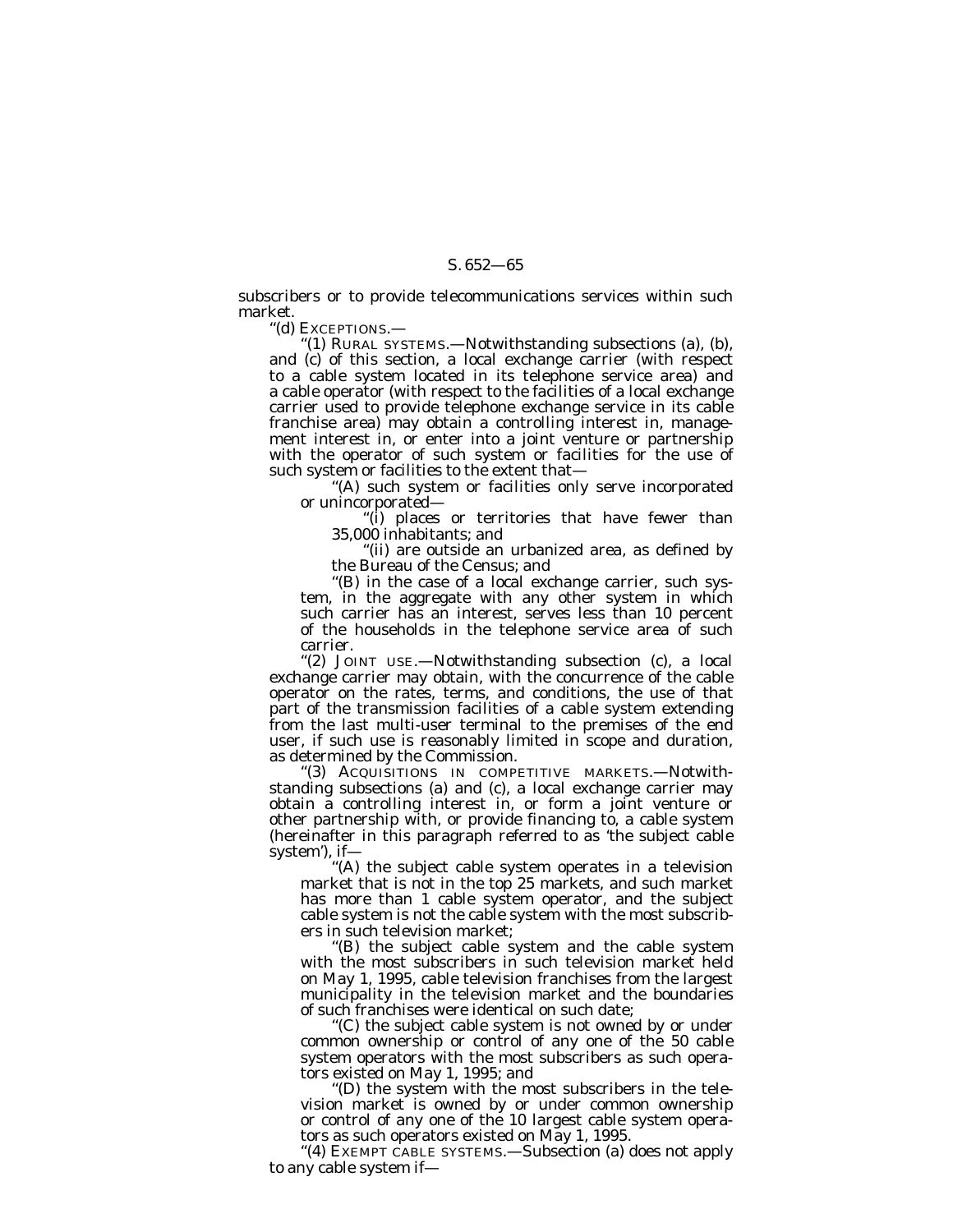subscribers or to provide telecommunications services within such market.

"(d) EXCEPTIONS.—

"(1) RURAL SYSTEMS.—Notwithstanding subsections (a), (b), and (c) of this section, a local exchange carrier (with respect to a cable system located in its telephone service area) and a cable operator (with respect to the facilities of a local exchange carrier used to provide telephone exchange service in its cable franchise area) may obtain a controlling interest in, management interest in, or enter into a joint venture or partnership with the operator of such system or facilities for the use of such system or facilities to the extent that—

"(A) such system or facilities only serve incorporated or unincorporated—

"(i) places or territories that have fewer than 35,000 inhabitants; and

"(ii) are outside an urbanized area, as defined by the Bureau of the Census; and

"(B) in the case of a local exchange carrier, such system, in the aggregate with any other system in which such carrier has an interest, serves less than 10 percent of the households in the telephone service area of such carrier.

"(2) JOINT USE.—Notwithstanding subsection (c), a local exchange carrier may obtain, with the concurrence of the cable operator on the rates, terms, and conditions, the use of that part of the transmission facilities of a cable system extending from the last multi-user terminal to the premises of the end user, if such use is reasonably limited in scope and duration, as determined by the Commission.

"(3) ACQUISITIONS IN COMPETITIVE MARKETS.—Notwithstanding subsections (a) and (c), a local exchange carrier may obtain a controlling interest in, or form a joint venture or other partnership with, or provide financing to, a cable system (hereinafter in this paragraph referred to as 'the subject cable system'), if—

"(A) the subject cable system operates in a television market that is not in the top 25 markets, and such market has more than 1 cable system operator, and the subject cable system is not the cable system with the most subscribers in such television market;

"(B) the subject cable system and the cable system with the most subscribers in such television market held on May 1, 1995, cable television franchises from the largest municipality in the television market and the boundaries of such franchises were identical on such date;

"(C) the subject cable system is not owned by or under common ownership or control of any one of the 50 cable system operators with the most subscribers as such operators existed on May 1, 1995; and

"(D) the system with the most subscribers in the television market is owned by or under common ownership or control of any one of the 10 largest cable system operators as such operators existed on May 1, 1995.

"(4) EXEMPT CABLE SYSTEMS.—Subsection (a) does not apply to any cable system if—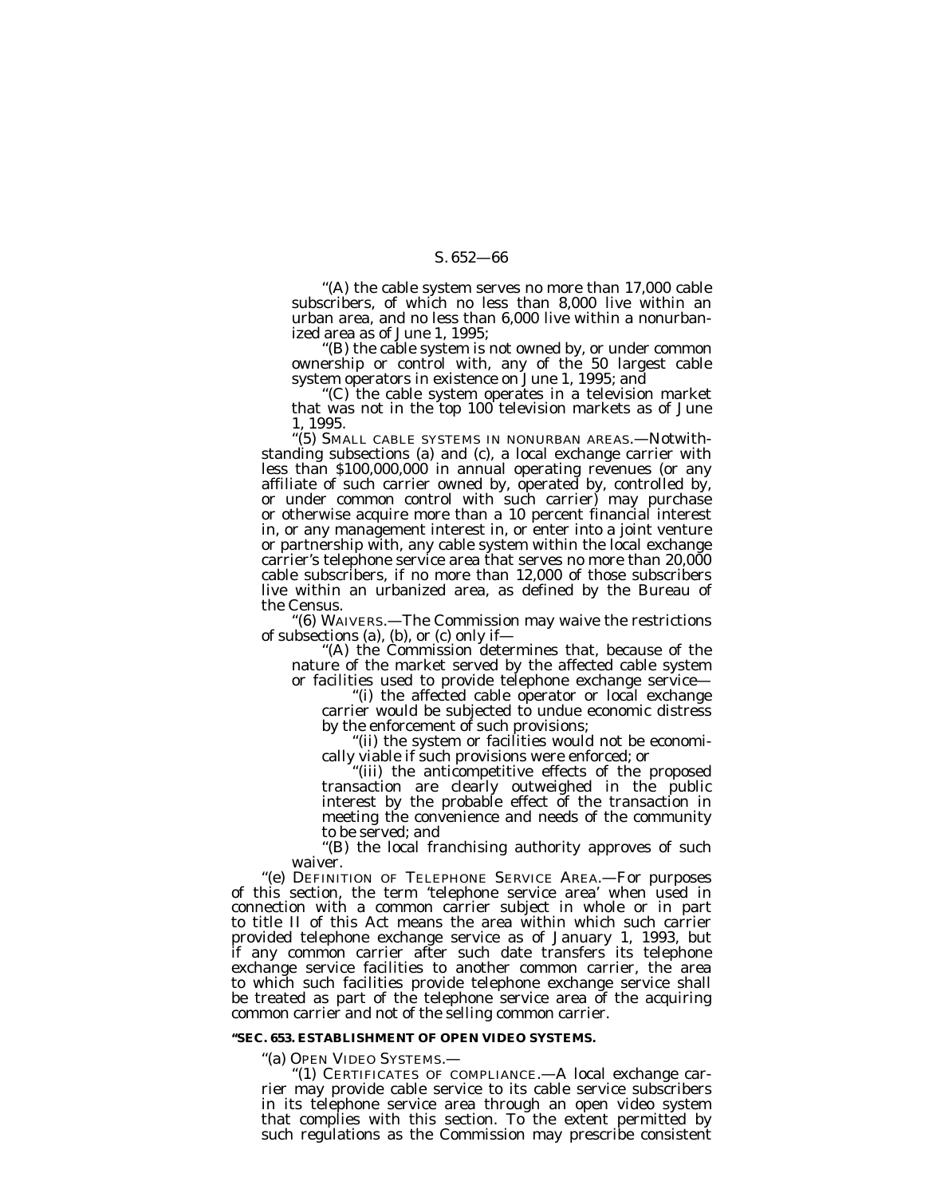"(A) the cable system serves no more than 17,000 cable subscribers, of which no less than 8,000 live within an urban area, and no less than 6,000 live within a nonurbanized area as of June 1, 1995;

"(B) the cable system is not owned by, or under common ownership or control with, any of the 50 largest cable system operators in existence on June 1, 1995; and

"(C) the cable system operates in a television market that was not in the top 100 television markets as of June 1, 1995.

"(5) SMALL CABLE SYSTEMS IN NONURBAN AREAS.—Notwithstanding subsections (a) and (c), a local exchange carrier with less than $100,000,000 in annual operating revenues (or any affiliate of such carrier owned by, operated by, controlled by, or under common control with such carrier) may purchase or otherwise acquire more than a 10 percent financial interest in, or any management interest in, or enter into a joint venture or partnership with, any cable system within the local exchange carrier's telephone service area that serves no more than 20,000 cable subscribers, if no more than 12,000 of those subscribers live within an urbanized area, as defined by the Bureau of the Census.

"(6) WAIVERS.—The Commission may waive the restrictions of subsections (a), (b), or (c) only if—

"(A) the Commission determines that, because of the nature of the market served by the affected cable system or facilities used to provide telephone exchange service—

"(i) the affected cable operator or local exchange carrier would be subjected to undue economic distress by the enforcement of such provisions;

"(ii) the system or facilities would not be economically viable if such provisions were enforced; or

"(iii) the anticompetitive effects of the proposed transaction are clearly outweighed in the public interest by the probable effect of the transaction in meeting the convenience and needs of the community to be served; and

"(B) the local franchising authority approves of such waiver.

"(e) DEFINITION OF TELEPHONE SERVICE AREA.—For purposes of this section, the term 'telephone service area' when used in connection with a common carrier subject in whole or in part to title II of this Act means the area within which such carrier provided telephone exchange service as of January 1, 1993, but if any common carrier after such date transfers its telephone exchange service facilities to another common carrier, the area to which such facilities provide telephone exchange service shall be treated as part of the telephone service area of the acquiring common carrier and not of the selling common carrier.

**"SEC. 653. ESTABLISHMENT OF OPEN VIDEO SYSTEMS.**

"(a) OPEN VIDEO SYSTEMS.—

"(1) CERTIFICATES OF COMPLIANCE.—A local exchange carrier may provide cable service to its cable service subscribers in its telephone service area through an open video system that complies with this section. To the extent permitted by such regulations as the Commission may prescribe consistent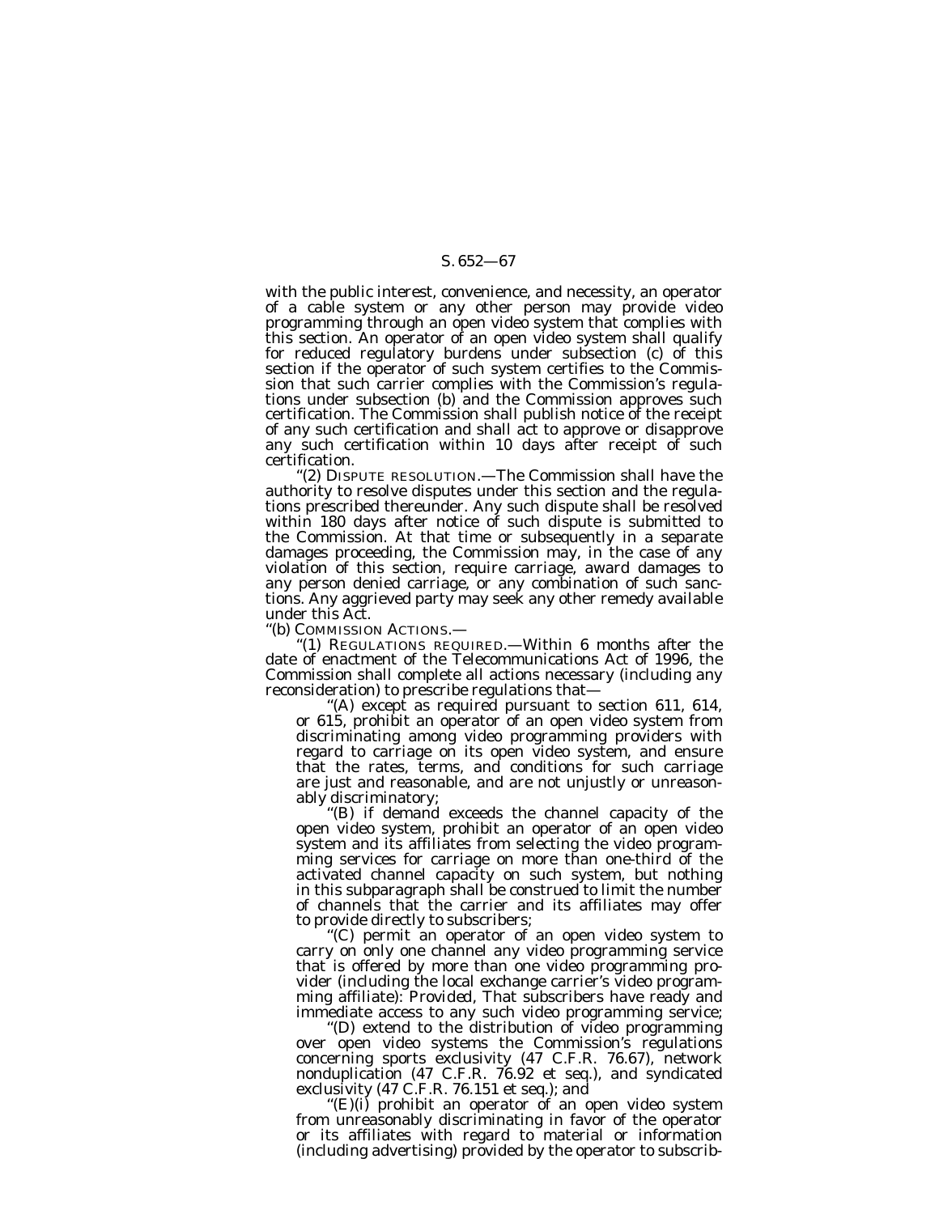with the public interest, convenience, and necessity, an operator of a cable system or any other person may provide video programming through an open video system that complies with this section. An operator of an open video system shall qualify for reduced regulatory burdens under subsection (c) of this section if the operator of such system certifies to the Commission that such carrier complies with the Commission's regulations under subsection (b) and the Commission approves such certification. The Commission shall publish notice of the receipt of any such certification and shall act to approve or disapprove any such certification within 10 days after receipt of such certification.

"(2) DISPUTE RESOLUTION.—The Commission shall have the authority to resolve disputes under this section and the regulations prescribed thereunder. Any such dispute shall be resolved within 180 days after notice of such dispute is submitted to the Commission. At that time or subsequently in a separate damages proceeding, the Commission may, in the case of any violation of this section, require carriage, award damages to any person denied carriage, or any combination of such sanctions. Any aggrieved party may seek any other remedy available under this Act.

"(b) COMMISSION ACTIONS.—

"(1) REGULATIONS REQUIRED.—Within 6 months after the date of enactment of the Telecommunications Act of 1996, the Commission shall complete all actions necessary (including any reconsideration) to prescribe regulations that—

"(A) except as required pursuant to section 611, 614, or 615, prohibit an operator of an open video system from discriminating among video programming providers with regard to carriage on its open video system, and ensure that the rates, terms, and conditions for such carriage are just and reasonable, and are not unjustly or unreasonably discriminatory;

"(B) if demand exceeds the channel capacity of the open video system, prohibit an operator of an open video system and its affiliates from selecting the video programming services for carriage on more than one-third of the activated channel capacity on such system, but nothing in this subparagraph shall be construed to limit the number of channels that the carrier and its affiliates may offer to provide directly to subscribers;

"(C) permit an operator of an open video system to carry on only one channel any video programming service that is offered by more than one video programming provider (including the local exchange carrier's video programming affiliate): *Provided*, That subscribers have ready and immediate access to any such video programming service;

"(D) extend to the distribution of video programming over open video systems the Commission's regulations concerning sports exclusivity (47 C.F.R. 76.67), network nonduplication (47 C.F.R. 76.92 et seq.), and syndicated exclusivity (47 C.F.R. 76.151 et seq.); and

"(E)(i) prohibit an operator of an open video system from unreasonably discriminating in favor of the operator or its affiliates with regard to material or information (including advertising) provided by the operator to subscrib-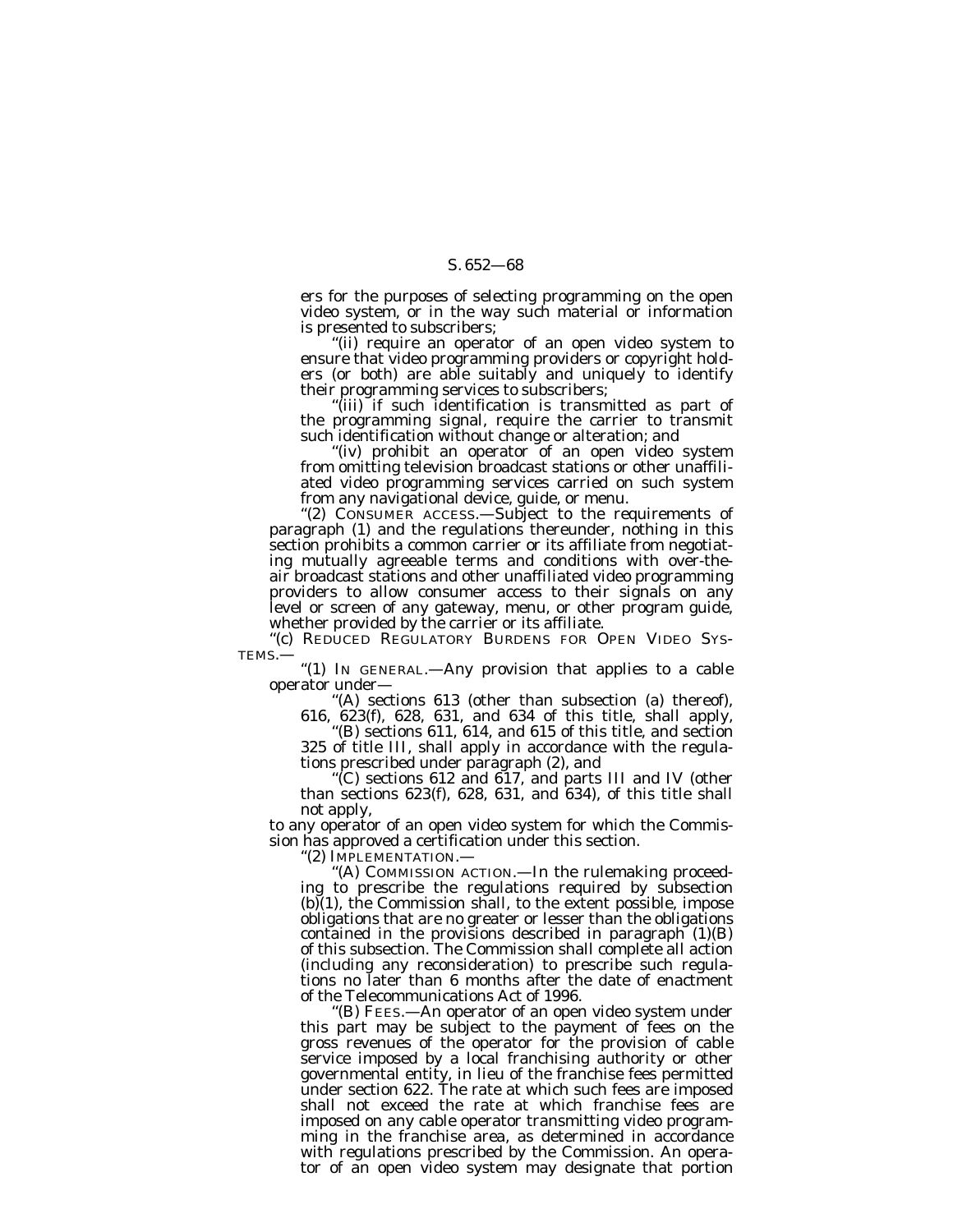ers for the purposes of selecting programming on the open video system, or in the way such material or information is presented to subscribers;

"(ii) require an operator of an open video system to ensure that video programming providers or copyright holders (or both) are able suitably and uniquely to identify their programming services to subscribers;

"(iii) if such identification is transmitted as part of the programming signal, require the carrier to transmit such identification without change or alteration; and

"(iv) prohibit an operator of an open video system from omitting television broadcast stations or other unaffiliated video programming services carried on such system from any navigational device, guide, or menu.

"(2) CONSUMER ACCESS.—Subject to the requirements of paragraph (1) and the regulations thereunder, nothing in this section prohibits a common carrier or its affiliate from negotiating mutually agreeable terms and conditions with over-the-air broadcast stations and other unaffiliated video programming providers to allow consumer access to their signals on any level or screen of any gateway, menu, or other program guide, whether provided by the carrier or its affiliate.

"(c) REDUCED REGULATORY BURDENS FOR OPEN VIDEO SYSTEMS.—

"(1) IN GENERAL.—Any provision that applies to a cable operator under—

"(A) sections 613 (other than subsection (a) thereof), 616, 623(f), 628, 631, and 634 of this title, shall apply,

"(B) sections 611, 614, and 615 of this title, and section 325 of title III, shall apply in accordance with the regulations prescribed under paragraph (2), and

"(C) sections 612 and 617, and parts III and IV (other than sections 623(f), 628, 631, and 634), of this title shall not apply,

to any operator of an open video system for which the Commission has approved a certification under this section.

"(2) IMPLEMENTATION.—

"(A) COMMISSION ACTION.—In the rulemaking proceeding to prescribe the regulations required by subsection (b)(1), the Commission shall, to the extent possible, impose obligations that are no greater or lesser than the obligations contained in the provisions described in paragraph (1)(B) of this subsection. The Commission shall complete all action (including any reconsideration) to prescribe such regulations no later than 6 months after the date of enactment of the Telecommunications Act of 1996.

"(B) FEES.—An operator of an open video system under this part may be subject to the payment of fees on the gross revenues of the operator for the provision of cable service imposed by a local franchising authority or other governmental entity, in lieu of the franchise fees permitted under section 622. The rate at which such fees are imposed shall not exceed the rate at which franchise fees are imposed on any cable operator transmitting video programming in the franchise area, as determined in accordance with regulations prescribed by the Commission. An operator of an open video system may designate that portion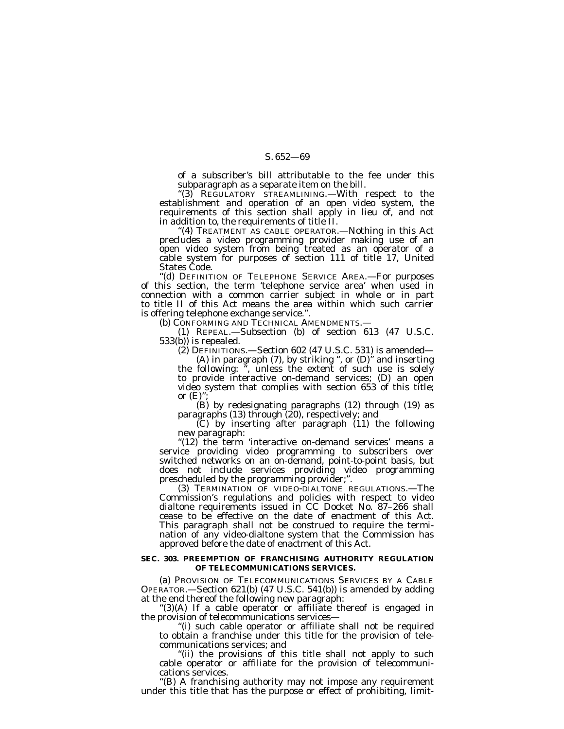of a subscriber's bill attributable to the fee under this subparagraph as a separate item on the bill.

"(3) REGULATORY STREAMLINING.—With respect to the establishment and operation of an open video system, the requirements of this section shall apply in lieu of, and not in addition to, the requirements of title II.

"(4) TREATMENT AS CABLE OPERATOR.—Nothing in this Act precludes a video programming provider making use of an open video system from being treated as an operator of a cable system for purposes of section 111 of title 17, United States Code.

"(d) DEFINITION OF TELEPHONE SERVICE AREA.—For purposes of this section, the term 'telephone service area' when used in connection with a common carrier subject in whole or in part to title II of this Act means the area within which such carrier is offering telephone exchange service.".

(b) CONFORMING AND TECHNICAL AMENDMENTS.—

(1) REPEAL.—Subsection (b) of section 613 (47 U.S.C. 533(b)) is repealed.

(2) DEFINITIONS.—Section 602 (47 U.S.C. 531) is amended—

(A) in paragraph (7), by striking ", or (D)" and inserting the following: ", unless the extent of such use is solely to provide interactive on-demand services; (D) an open video system that complies with section 653 of this title; or (E)";

(B) by redesignating paragraphs (12) through (19) as paragraphs (13) through (20), respectively; and

(C) by inserting after paragraph (11) the following new paragraph:

"(12) the term 'interactive on-demand services' means a service providing video programming to subscribers over switched networks on an on-demand, point-to-point basis, but does not include services providing video programming prescheduled by the programming provider;".

(3) TERMINATION OF VIDEO-DIALTONE REGULATIONS.—The Commission's regulations and policies with respect to video dialtone requirements issued in CC Docket No. 87–266 shall cease to be effective on the date of enactment of this Act. This paragraph shall not be construed to require the termination of any video-dialtone system that the Commission has approved before the date of enactment of this Act.

**SEC. 303. PREEMPTION OF FRANCHISING AUTHORITY REGULATION OF TELECOMMUNICATIONS SERVICES.**

(a) PROVISION OF TELECOMMUNICATIONS SERVICES BY A CABLE OPERATOR.—Section 621(b) (47 U.S.C. 541(b)) is amended by adding at the end thereof the following new paragraph:

"(3)(A) If a cable operator or affiliate thereof is engaged in the provision of telecommunications services—

"(i) such cable operator or affiliate shall not be required to obtain a franchise under this title for the provision of telecommunications services; and

"(ii) the provisions of this title shall not apply to such cable operator or affiliate for the provision of telecommunications services.

"(B) A franchising authority may not impose any requirement under this title that has the purpose or effect of prohibiting, limit-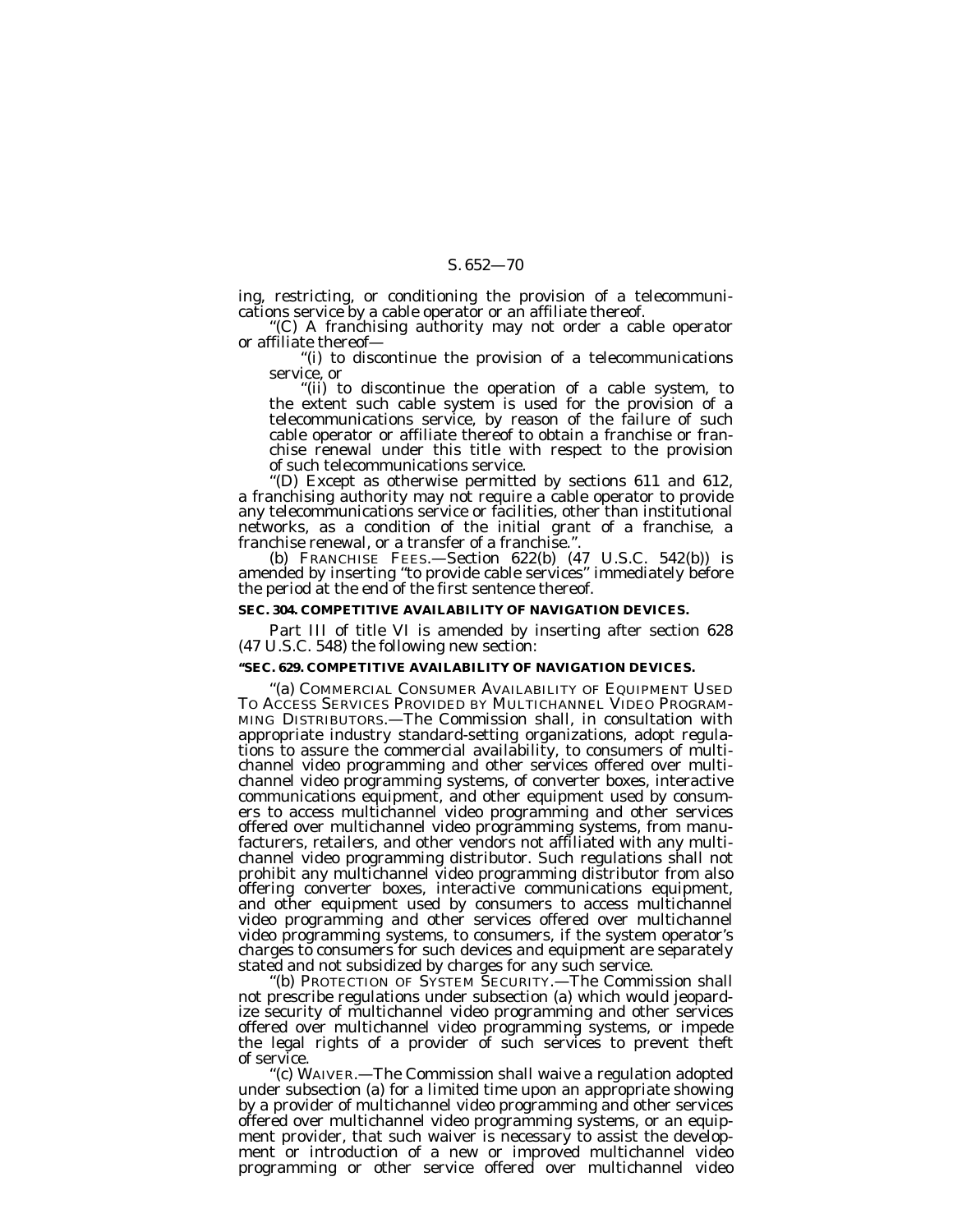ing, restricting, or conditioning the provision of a telecommunications service by a cable operator or an affiliate thereof.

"(C) A franchising authority may not order a cable operator or affiliate thereof—

"(i) to discontinue the provision of a telecommunications service, or

"(ii) to discontinue the operation of a cable system, to the extent such cable system is used for the provision of a telecommunications service, by reason of the failure of such cable operator or affiliate thereof to obtain a franchise or franchise renewal under this title with respect to the provision of such telecommunications service.

"(D) Except as otherwise permitted by sections 611 and 612, a franchising authority may not require a cable operator to provide any telecommunications service or facilities, other than institutional networks, as a condition of the initial grant of a franchise, a franchise renewal, or a transfer of a franchise.".

(b) FRANCHISE FEES.—Section 622(b) (47 U.S.C. 542(b)) is amended by inserting "to provide cable services" immediately before the period at the end of the first sentence thereof.

**SEC. 304. COMPETITIVE AVAILABILITY OF NAVIGATION DEVICES.**

Part III of title VI is amended by inserting after section 628 (47 U.S.C. 548) the following new section:

**"SEC. 629. COMPETITIVE AVAILABILITY OF NAVIGATION DEVICES.**

"(a) COMMERCIAL CONSUMER AVAILABILITY OF EQUIPMENT USED TO ACCESS SERVICES PROVIDED BY MULTICHANNEL VIDEO PROGRAMMING DISTRIBUTORS.—The Commission shall, in consultation with appropriate industry standard-setting organizations, adopt regulations to assure the commercial availability, to consumers of multichannel video programming and other services offered over multichannel video programming systems, of converter boxes, interactive communications equipment, and other equipment used by consumers to access multichannel video programming and other services offered over multichannel video programming systems, from manufacturers, retailers, and other vendors not affiliated with any multichannel video programming distributor. Such regulations shall not prohibit any multichannel video programming distributor from also offering converter boxes, interactive communications equipment, and other equipment used by consumers to access multichannel video programming and other services offered over multichannel video programming systems, to consumers, if the system operator's charges to consumers for such devices and equipment are separately stated and not subsidized by charges for any such service.

"(b) PROTECTION OF SYSTEM SECURITY.—The Commission shall not prescribe regulations under subsection (a) which would jeopardize security of multichannel video programming and other services offered over multichannel video programming systems, or impede the legal rights of a provider of such services to prevent theft of service.

"(c) WAIVER.—The Commission shall waive a regulation adopted under subsection (a) for a limited time upon an appropriate showing by a provider of multichannel video programming and other services offered over multichannel video programming systems, or an equipment provider, that such waiver is necessary to assist the development or introduction of a new or improved multichannel video programming or other service offered over multichannel video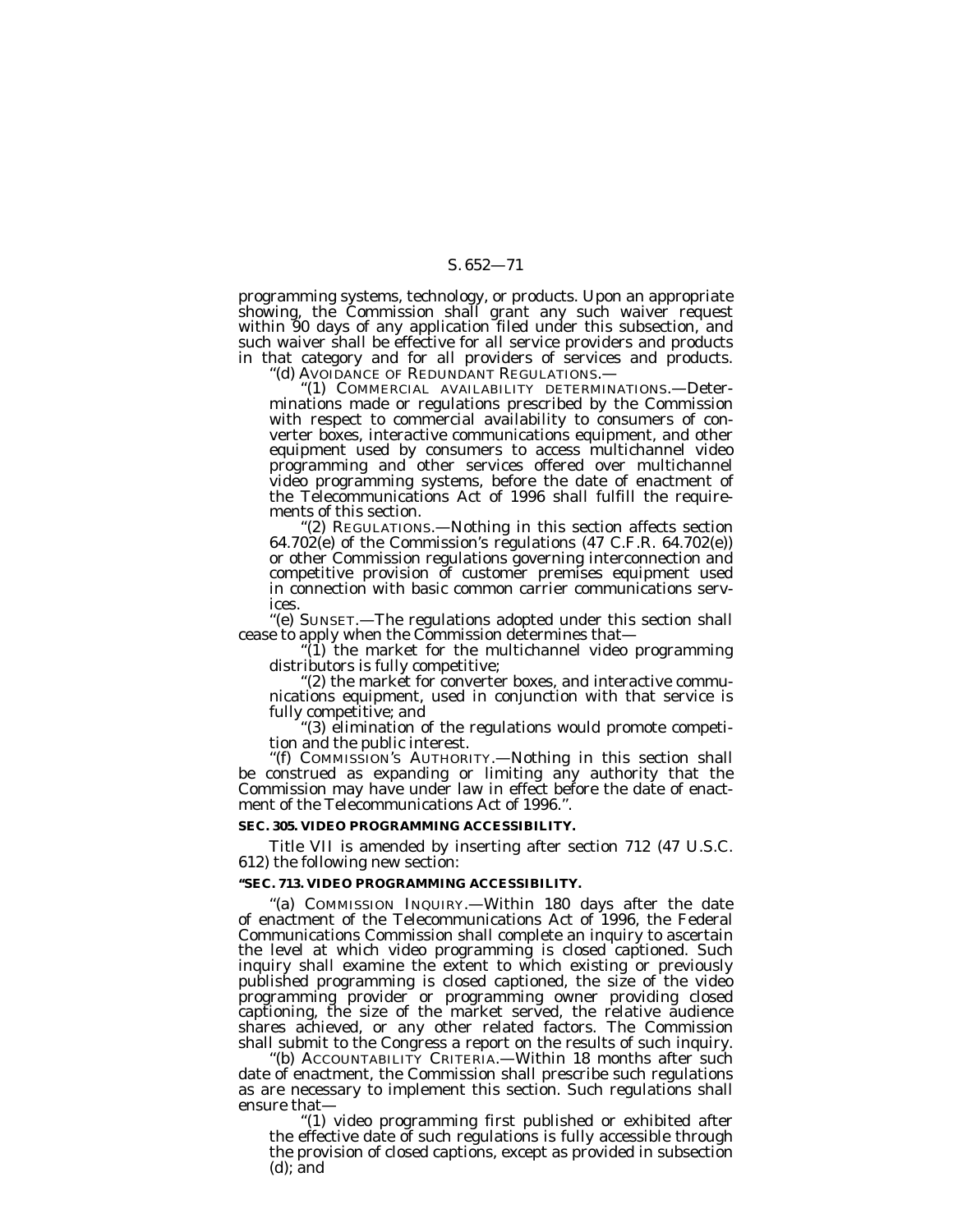programming systems, technology, or products. Upon an appropriate showing, the Commission shall grant any such waiver request within 90 days of any application filed under this subsection, and such waiver shall be effective for all service providers and products in that category and for all providers of services and products.

"(d) AVOIDANCE OF REDUNDANT REGULATIONS.—

"(1) COMMERCIAL AVAILABILITY DETERMINATIONS.—Determinations made or regulations prescribed by the Commission with respect to commercial availability to consumers of converter boxes, interactive communications equipment, and other equipment used by consumers to access multichannel video programming and other services offered over multichannel video programming systems, before the date of enactment of the Telecommunications Act of 1996 shall fulfill the requirements of this section.

"(2) REGULATIONS.—Nothing in this section affects section 64.702(e) of the Commission's regulations (47 C.F.R. 64.702(e)) or other Commission regulations governing interconnection and competitive provision of customer premises equipment used in connection with basic common carrier communications services.

"(e) SUNSET.—The regulations adopted under this section shall cease to apply when the Commission determines that—

"(1) the market for the multichannel video programming distributors is fully competitive;

"(2) the market for converter boxes, and interactive communications equipment, used in conjunction with that service is fully competitive; and

"(3) elimination of the regulations would promote competition and the public interest.

"(f) COMMISSION'S AUTHORITY.—Nothing in this section shall be construed as expanding or limiting any authority that the Commission may have under law in effect before the date of enactment of the Telecommunications Act of 1996.".

**SEC. 305. VIDEO PROGRAMMING ACCESSIBILITY.**

Title VII is amended by inserting after section 712 (47 U.S.C. 612) the following new section:

**"SEC. 713. VIDEO PROGRAMMING ACCESSIBILITY.**

"(a) COMMISSION INQUIRY.—Within 180 days after the date of enactment of the Telecommunications Act of 1996, the Federal Communications Commission shall complete an inquiry to ascertain the level at which video programming is closed captioned. Such inquiry shall examine the extent to which existing or previously published programming is closed captioned, the size of the video programming provider or programming owner providing closed captioning, the size of the market served, the relative audience shares achieved, or any other related factors. The Commission shall submit to the Congress a report on the results of such inquiry.

"(b) ACCOUNTABILITY CRITERIA.—Within 18 months after such date of enactment, the Commission shall prescribe such regulations as are necessary to implement this section. Such regulations shall ensure that—

"(1) video programming first published or exhibited after the effective date of such regulations is fully accessible through the provision of closed captions, except as provided in subsection (d); and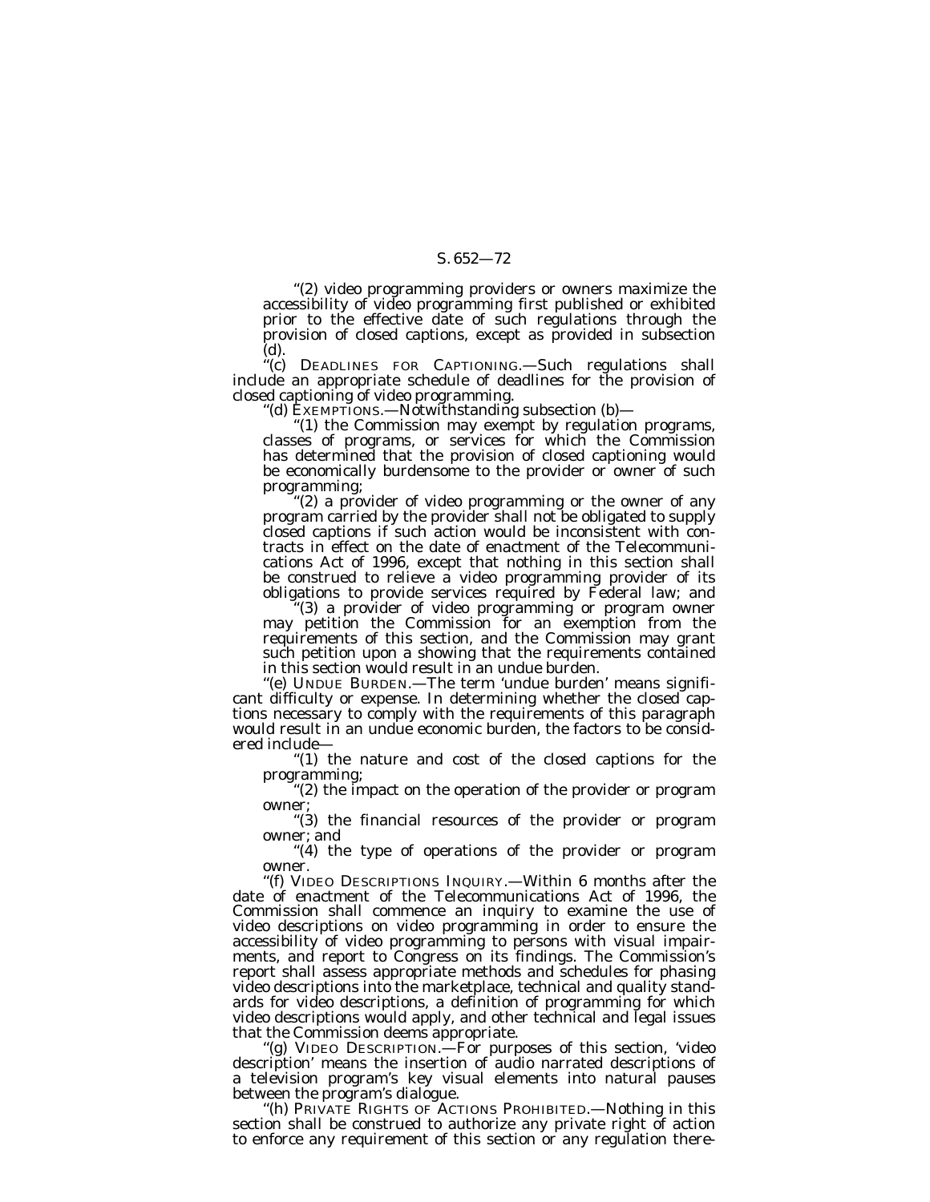"(2) video programming providers or owners maximize the accessibility of video programming first published or exhibited prior to the effective date of such regulations through the provision of closed captions, except as provided in subsection (d).

"(c) DEADLINES FOR CAPTIONING.—Such regulations shall include an appropriate schedule of deadlines for the provision of closed captioning of video programming.

"(d) EXEMPTIONS.—Notwithstanding subsection (b)—

"(1) the Commission may exempt by regulation programs, classes of programs, or services for which the Commission has determined that the provision of closed captioning would be economically burdensome to the provider or owner of such programming;

"(2) a provider of video programming or the owner of any program carried by the provider shall not be obligated to supply closed captions if such action would be inconsistent with contracts in effect on the date of enactment of the Telecommunications Act of 1996, except that nothing in this section shall be construed to relieve a video programming provider of its obligations to provide services required by Federal law; and

"(3) a provider of video programming or program owner may petition the Commission for an exemption from the requirements of this section, and the Commission may grant such petition upon a showing that the requirements contained in this section would result in an undue burden.

"(e) UNDUE BURDEN.—The term 'undue burden' means significant difficulty or expense. In determining whether the closed captions necessary to comply with the requirements of this paragraph would result in an undue economic burden, the factors to be considered include—

"(1) the nature and cost of the closed captions for the programming;

"(2) the impact on the operation of the provider or program owner;

"(3) the financial resources of the provider or program owner; and

"(4) the type of operations of the provider or program owner.

"(f) VIDEO DESCRIPTIONS INQUIRY.—Within 6 months after the date of enactment of the Telecommunications Act of 1996, the Commission shall commence an inquiry to examine the use of video descriptions on video programming in order to ensure the accessibility of video programming to persons with visual impairments, and report to Congress on its findings. The Commission's report shall assess appropriate methods and schedules for phasing video descriptions into the marketplace, technical and quality standards for video descriptions, a definition of programming for which video descriptions would apply, and other technical and legal issues that the Commission deems appropriate.

"(g) VIDEO DESCRIPTION.—For purposes of this section, 'video description' means the insertion of audio narrated descriptions of a television program's key visual elements into natural pauses between the program's dialogue.

"(h) PRIVATE RIGHTS OF ACTIONS PROHIBITED.—Nothing in this section shall be construed to authorize any private right of action to enforce any requirement of this section or any regulation there-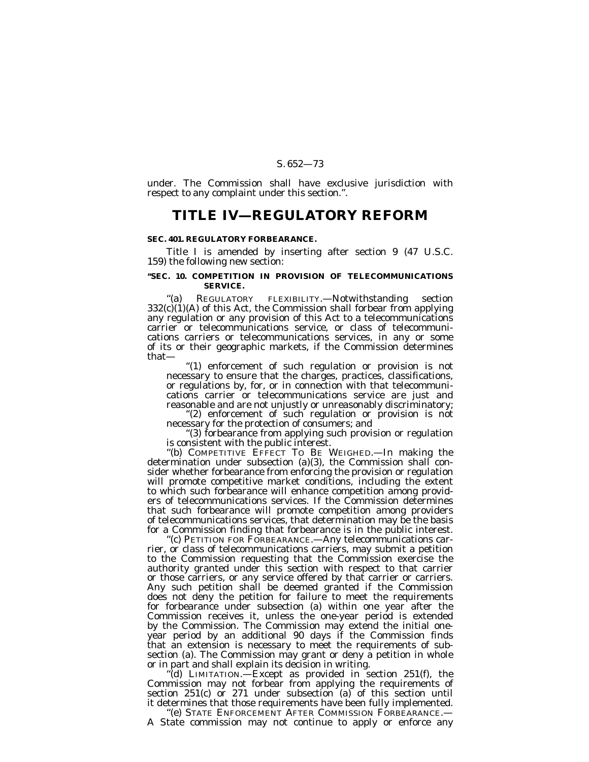under. The Commission shall have exclusive jurisdiction with respect to any complaint under this section.''.

# TITLE IV—REGULATORY REFORM

**SEC. 401. REGULATORY FORBEARANCE.**

Title I is amended by inserting after section 9 (47 U.S.C. 159) the following new section:

**''SEC. 10. COMPETITION IN PROVISION OF TELECOMMUNICATIONS SERVICE.**

''(a) REGULATORY FLEXIBILITY.—Notwithstanding section 332(c)(1)(A) of this Act, the Commission shall forbear from applying any regulation or any provision of this Act to a telecommunications carrier or telecommunications service, or class of telecommunications carriers or telecommunications services, in any or some of its or their geographic markets, if the Commission determines that—

''(1) enforcement of such regulation or provision is not necessary to ensure that the charges, practices, classifications, or regulations by, for, or in connection with that telecommunications carrier or telecommunications service are just and reasonable and are not unjustly or unreasonably discriminatory;

''(2) enforcement of such regulation or provision is not necessary for the protection of consumers; and

''(3) forbearance from applying such provision or regulation is consistent with the public interest.

''(b) COMPETITIVE EFFECT TO BE WEIGHED.—In making the determination under subsection (a)(3), the Commission shall consider whether forbearance from enforcing the provision or regulation will promote competitive market conditions, including the extent to which such forbearance will enhance competition among providers of telecommunications services. If the Commission determines that such forbearance will promote competition among providers of telecommunications services, that determination may be the basis for a Commission finding that forbearance is in the public interest.

''(c) PETITION FOR FORBEARANCE.—Any telecommunications carrier, or class of telecommunications carriers, may submit a petition to the Commission requesting that the Commission exercise the authority granted under this section with respect to that carrier or those carriers, or any service offered by that carrier or carriers. Any such petition shall be deemed granted if the Commission does not deny the petition for failure to meet the requirements for forbearance under subsection (a) within one year after the Commission receives it, unless the one-year period is extended by the Commission. The Commission may extend the initial one-year period by an additional 90 days if the Commission finds that an extension is necessary to meet the requirements of subsection (a). The Commission may grant or deny a petition in whole or in part and shall explain its decision in writing.

''(d) LIMITATION.—Except as provided in section 251(f), the Commission may not forbear from applying the requirements of section 251(c) or 271 under subsection (a) of this section until it determines that those requirements have been fully implemented.

''(e) STATE ENFORCEMENT AFTER COMMISSION FORBEARANCE.—A State commission may not continue to apply or enforce any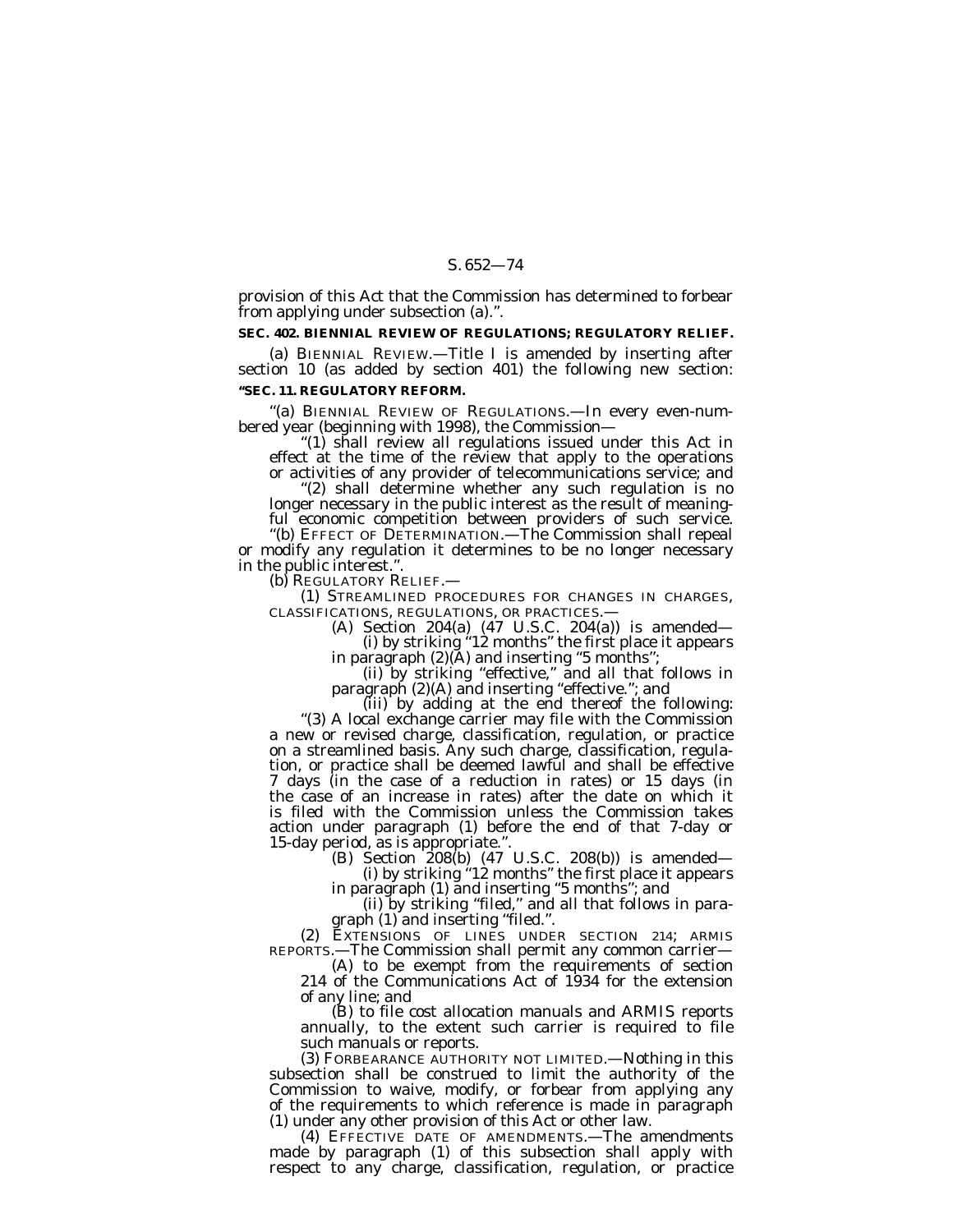provision of this Act that the Commission has determined to forbear from applying under subsection (a).''.

**SEC. 402. BIENNIAL REVIEW OF REGULATIONS; REGULATORY RELIEF.**

(a) BIENNIAL REVIEW.—Title I is amended by inserting after section 10 (as added by section 401) the following new section:

**''SEC. 11. REGULATORY REFORM.**

''(a) BIENNIAL REVIEW OF REGULATIONS.—In every even-numbered year (beginning with 1998), the Commission—

''(1) shall review all regulations issued under this Act in effect at the time of the review that apply to the operations or activities of any provider of telecommunications service; and

''(2) shall determine whether any such regulation is no longer necessary in the public interest as the result of meaningful economic competition between providers of such service.

''(b) EFFECT OF DETERMINATION.—The Commission shall repeal or modify any regulation it determines to be no longer necessary in the public interest.''.

(b) REGULATORY RELIEF.—

(1) STREAMLINED PROCEDURES FOR CHANGES IN CHARGES, CLASSIFICATIONS, REGULATIONS, OR PRACTICES.—

(A) Section 204(a) (47 U.S.C. 204(a)) is amended—

(i) by striking ''12 months'' the first place it appears in paragraph (2)(A) and inserting ''5 months'';

(ii) by striking ''effective,'' and all that follows in paragraph (2)(A) and inserting ''effective.''; and

(iii) by adding at the end thereof the following:

''(3) A local exchange carrier may file with the Commission a new or revised charge, classification, regulation, or practice on a streamlined basis. Any such charge, classification, regulation, or practice shall be deemed lawful and shall be effective 7 days (in the case of a reduction in rates) or 15 days (in the case of an increase in rates) after the date on which it is filed with the Commission unless the Commission takes action under paragraph (1) before the end of that 7-day or 15-day period, as is appropriate.''.

(B) Section 208(b) (47 U.S.C. 208(b)) is amended—

(i) by striking ''12 months'' the first place it appears in paragraph (1) and inserting ''5 months''; and

(ii) by striking ''filed,'' and all that follows in paragraph (1) and inserting ''filed.''.

(2) EXTENSIONS OF LINES UNDER SECTION 214; ARMIS REPORTS.—The Commission shall permit any common carrier—

(A) to be exempt from the requirements of section 214 of the Communications Act of 1934 for the extension of any line; and

(B) to file cost allocation manuals and ARMIS reports annually, to the extent such carrier is required to file such manuals or reports.

(3) FORBEARANCE AUTHORITY NOT LIMITED.—Nothing in this subsection shall be construed to limit the authority of the Commission to waive, modify, or forbear from applying any of the requirements to which reference is made in paragraph (1) under any other provision of this Act or other law.

(4) EFFECTIVE DATE OF AMENDMENTS.—The amendments made by paragraph (1) of this subsection shall apply with respect to any charge, classification, regulation, or practice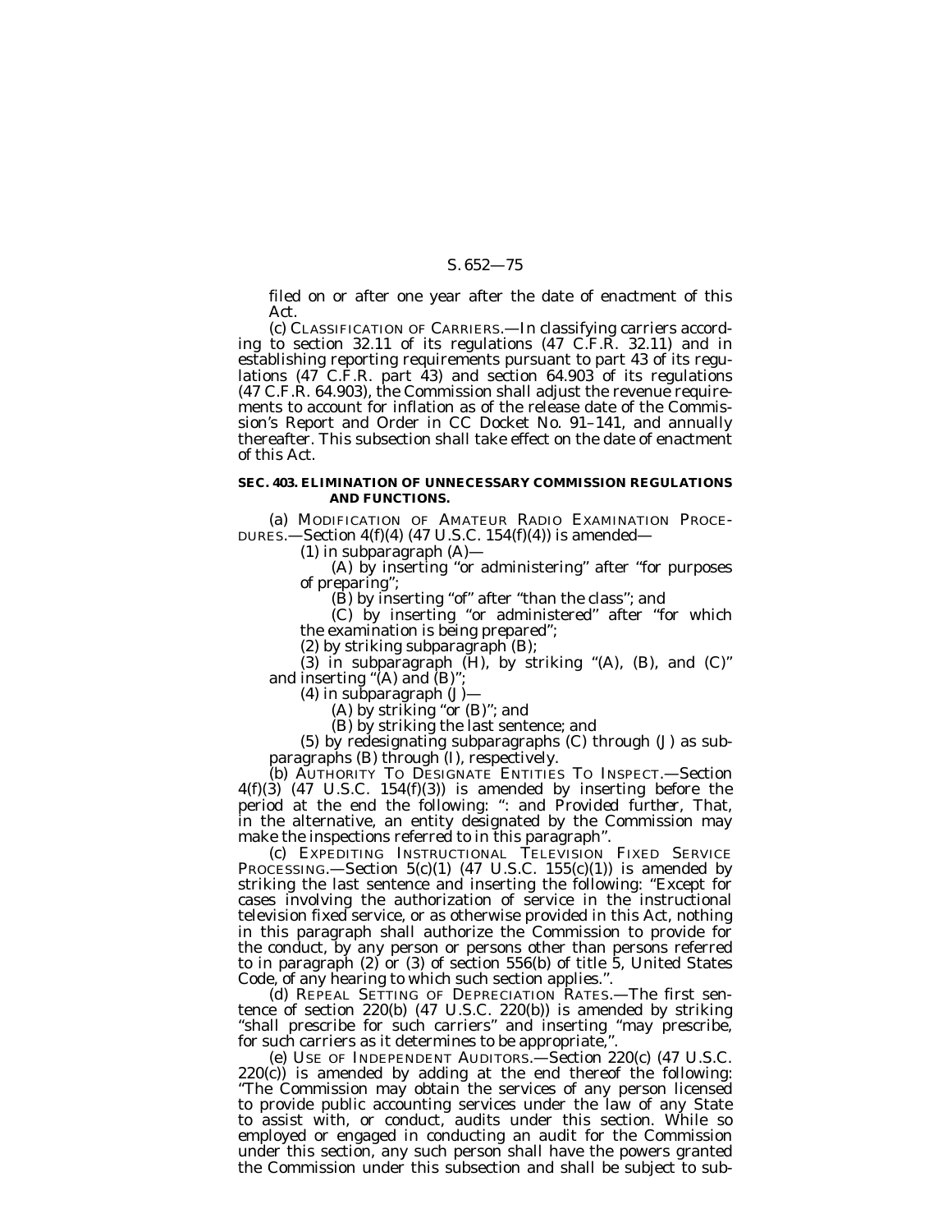filed on or after one year after the date of enactment of this Act.

(c) CLASSIFICATION OF CARRIERS.—In classifying carriers according to section 32.11 of its regulations (47 C.F.R. 32.11) and in establishing reporting requirements pursuant to part 43 of its regulations (47 C.F.R. part 43) and section 64.903 of its regulations (47 C.F.R. 64.903), the Commission shall adjust the revenue requirements to account for inflation as of the release date of the Commission's Report and Order in CC Docket No. 91–141, and annually thereafter. This subsection shall take effect on the date of enactment of this Act.

**SEC. 403. ELIMINATION OF UNNECESSARY COMMISSION REGULATIONS AND FUNCTIONS.**

(a) MODIFICATION OF AMATEUR RADIO EXAMINATION PROCEDURES.—Section 4(f)(4) (47 U.S.C. 154(f)(4)) is amended—

(1) in subparagraph (A)—

(A) by inserting "or administering" after "for purposes of preparing";

(B) by inserting "of" after "than the class"; and

(C) by inserting "or administered" after "for which the examination is being prepared";

(2) by striking subparagraph (B);

(3) in subparagraph (H), by striking "(A), (B), and (C)" and inserting "(A) and (B)";

(4) in subparagraph (J)—

(A) by striking "or (B)"; and

(B) by striking the last sentence; and

(5) by redesignating subparagraphs (C) through (J) as subparagraphs (B) through (I), respectively.

(b) AUTHORITY TO DESIGNATE ENTITIES TO INSPECT.—Section 4(f)(3) (47 U.S.C. 154(f)(3)) is amended by inserting before the period at the end the following: ": and *Provided further*, That, in the alternative, an entity designated by the Commission may make the inspections referred to in this paragraph".

(c) EXPEDITING INSTRUCTIONAL TELEVISION FIXED SERVICE PROCESSING.—Section 5(c)(1) (47 U.S.C. 155(c)(1)) is amended by striking the last sentence and inserting the following: "Except for cases involving the authorization of service in the instructional television fixed service, or as otherwise provided in this Act, nothing in this paragraph shall authorize the Commission to provide for the conduct, by any person or persons other than persons referred to in paragraph (2) or (3) of section 556(b) of title 5, United States Code, of any hearing to which such section applies.".

(d) REPEAL SETTING OF DEPRECIATION RATES.—The first sentence of section 220(b) (47 U.S.C. 220(b)) is amended by striking "shall prescribe for such carriers" and inserting "may prescribe, for such carriers as it determines to be appropriate,".

(e) USE OF INDEPENDENT AUDITORS.—Section 220(c) (47 U.S.C. 220(c)) is amended by adding at the end thereof the following: "The Commission may obtain the services of any person licensed to provide public accounting services under the law of any State to assist with, or conduct, audits under this section. While so employed or engaged in conducting an audit for the Commission under this section, any such person shall have the powers granted the Commission under this subsection and shall be subject to sub-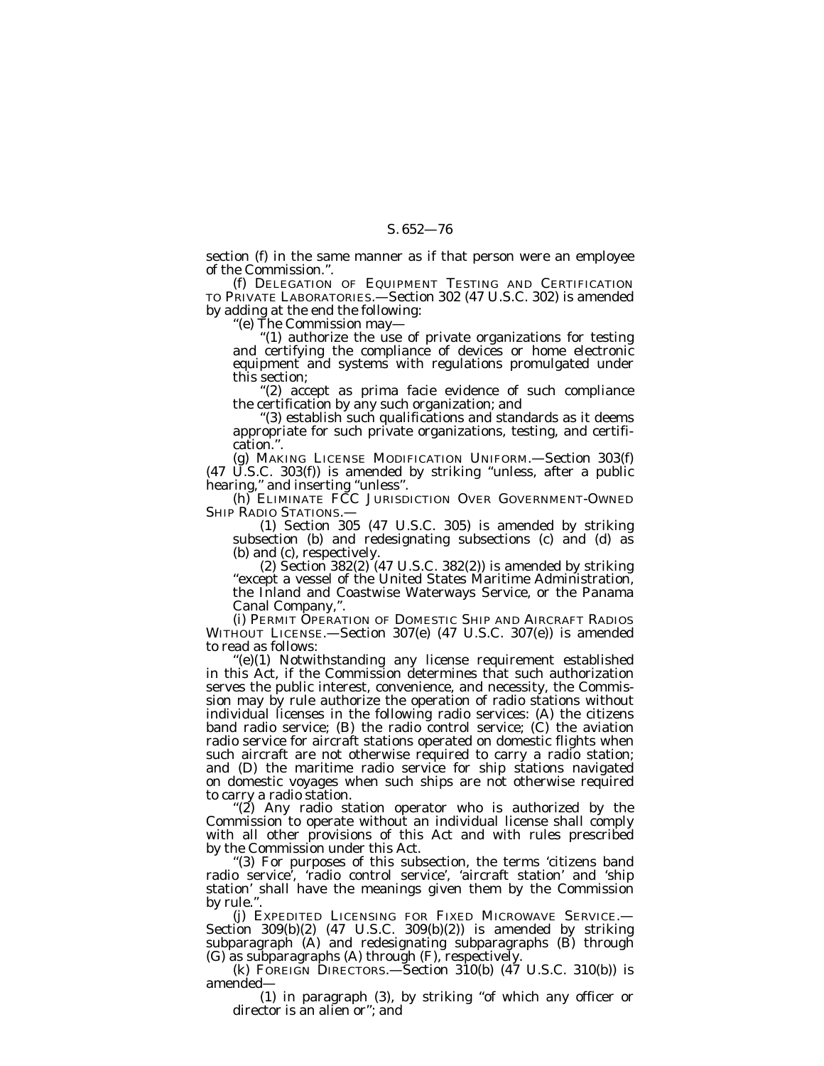section (f) in the same manner as if that person were an employee of the Commission.''.

(f) DELEGATION OF EQUIPMENT TESTING AND CERTIFICATION TO PRIVATE LABORATORIES.—Section 302 (47 U.S.C. 302) is amended by adding at the end the following:

''(e) The Commission may—

''(1) authorize the use of private organizations for testing and certifying the compliance of devices or home electronic equipment and systems with regulations promulgated under this section;

''(2) accept as prima facie evidence of such compliance the certification by any such organization; and

''(3) establish such qualifications and standards as it deems appropriate for such private organizations, testing, and certification.''.

(g) MAKING LICENSE MODIFICATION UNIFORM.—Section 303(f) (47 U.S.C. 303(f)) is amended by striking ''unless, after a public hearing,'' and inserting ''unless''.

(h) ELIMINATE FCC JURISDICTION OVER GOVERNMENT-OWNED SHIP RADIO STATIONS.—

(1) Section 305 (47 U.S.C. 305) is amended by striking subsection (b) and redesignating subsections (c) and (d) as (b) and (c), respectively.

(2) Section 382(2) (47 U.S.C. 382(2)) is amended by striking ''except a vessel of the United States Maritime Administration, the Inland and Coastwise Waterways Service, or the Panama Canal Company,''.

(i) PERMIT OPERATION OF DOMESTIC SHIP AND AIRCRAFT RADIOS WITHOUT LICENSE.—Section 307(e) (47 U.S.C. 307(e)) is amended to read as follows:

''(e)(1) Notwithstanding any license requirement established in this Act, if the Commission determines that such authorization serves the public interest, convenience, and necessity, the Commission may by rule authorize the operation of radio stations without individual licenses in the following radio services: (A) the citizens band radio service; (B) the radio control service; (C) the aviation radio service for aircraft stations operated on domestic flights when such aircraft are not otherwise required to carry a radio station; and (D) the maritime radio service for ship stations navigated on domestic voyages when such ships are not otherwise required to carry a radio station.

''(2) Any radio station operator who is authorized by the Commission to operate without an individual license shall comply with all other provisions of this Act and with rules prescribed by the Commission under this Act.

''(3) For purposes of this subsection, the terms 'citizens band radio service', 'radio control service', 'aircraft station' and 'ship station' shall have the meanings given them by the Commission by rule.''.

(j) EXPEDITED LICENSING FOR FIXED MICROWAVE SERVICE.—Section 309(b)(2) (47 U.S.C. 309(b)(2)) is amended by striking subparagraph (A) and redesignating subparagraphs (B) through (G) as subparagraphs (A) through (F), respectively.

(k) FOREIGN DIRECTORS.—Section 310(b) (47 U.S.C. 310(b)) is amended—

(1) in paragraph (3), by striking ''of which any officer or director is an alien or''; and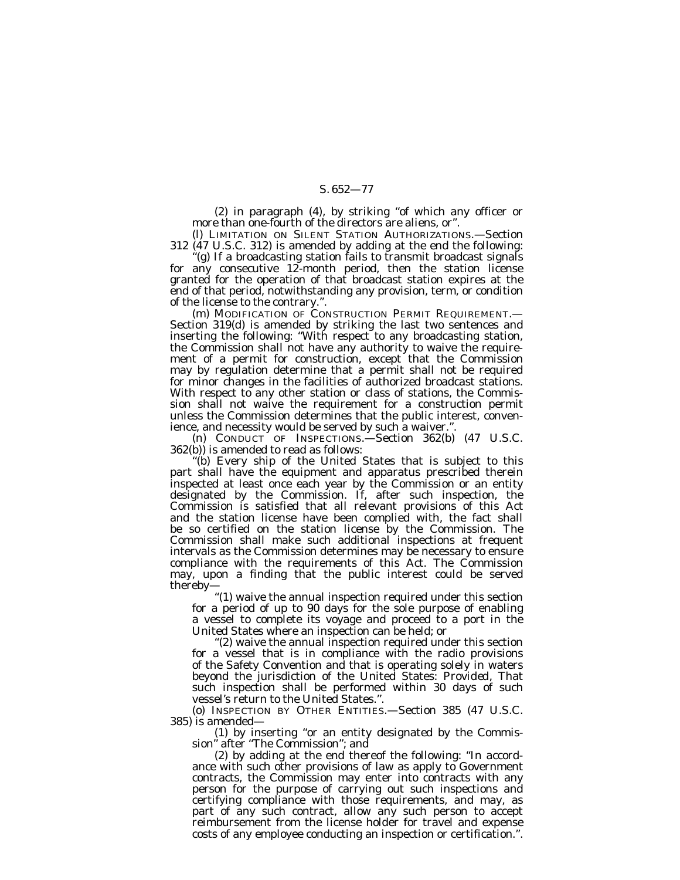(2) in paragraph (4), by striking "of which any officer or more than one-fourth of the directors are aliens, or".

(l) LIMITATION ON SILENT STATION AUTHORIZATIONS.—Section 312 (47 U.S.C. 312) is amended by adding at the end the following:

"(g) If a broadcasting station fails to transmit broadcast signals for any consecutive 12-month period, then the station license granted for the operation of that broadcast station expires at the end of that period, notwithstanding any provision, term, or condition of the license to the contrary.".

(m) MODIFICATION OF CONSTRUCTION PERMIT REQUIREMENT.—Section 319(d) is amended by striking the last two sentences and inserting the following: "With respect to any broadcasting station, the Commission shall not have any authority to waive the requirement of a permit for construction, except that the Commission may by regulation determine that a permit shall not be required for minor changes in the facilities of authorized broadcast stations. With respect to any other station or class of stations, the Commission shall not waive the requirement for a construction permit unless the Commission determines that the public interest, convenience, and necessity would be served by such a waiver.".

(n) CONDUCT OF INSPECTIONS.—Section 362(b) (47 U.S.C. 362(b)) is amended to read as follows:

"(b) Every ship of the United States that is subject to this part shall have the equipment and apparatus prescribed therein inspected at least once each year by the Commission or an entity designated by the Commission. If, after such inspection, the Commission is satisfied that all relevant provisions of this Act and the station license have been complied with, the fact shall be so certified on the station license by the Commission. The Commission shall make such additional inspections at frequent intervals as the Commission determines may be necessary to ensure compliance with the requirements of this Act. The Commission may, upon a finding that the public interest could be served thereby—

"(1) waive the annual inspection required under this section for a period of up to 90 days for the sole purpose of enabling a vessel to complete its voyage and proceed to a port in the United States where an inspection can be held; or

"(2) waive the annual inspection required under this section for a vessel that is in compliance with the radio provisions of the Safety Convention and that is operating solely in waters beyond the jurisdiction of the United States: *Provided*, That such inspection shall be performed within 30 days of such vessel's return to the United States.".

(o) INSPECTION BY OTHER ENTITIES.—Section 385 (47 U.S.C. 385) is amended—

(1) by inserting "or an entity designated by the Commission" after "The Commission"; and

(2) by adding at the end thereof the following: "In accordance with such other provisions of law as apply to Government contracts, the Commission may enter into contracts with any person for the purpose of carrying out such inspections and certifying compliance with those requirements, and may, as part of any such contract, allow any such person to accept reimbursement from the license holder for travel and expense costs of any employee conducting an inspection or certification.".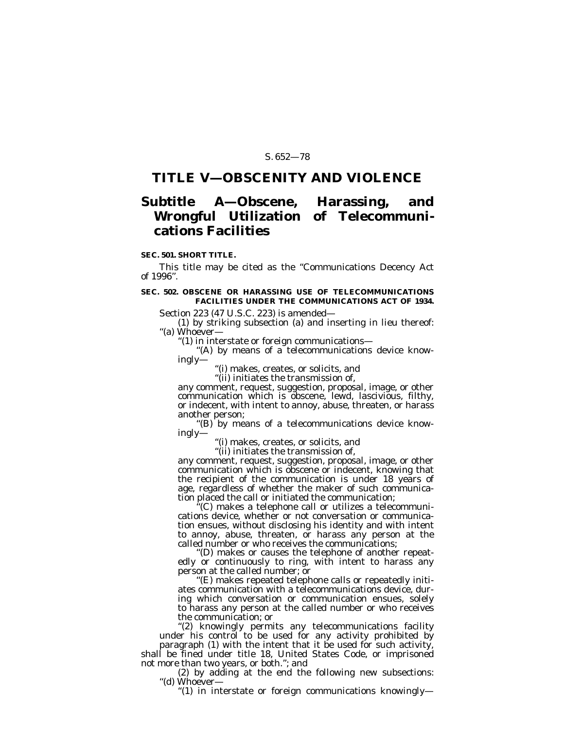# TITLE V—OBSCENITY AND VIOLENCE

## Subtitle A—Obscene, Harassing, and Wrongful Utilization of Telecommunications Facilities

**SEC. 501. SHORT TITLE.**

This title may be cited as the "Communications Decency Act of 1996".

**SEC. 502. OBSCENE OR HARASSING USE OF TELECOMMUNICATIONS FACILITIES UNDER THE COMMUNICATIONS ACT OF 1934.**

Section 223 (47 U.S.C. 223) is amended—

(1) by striking subsection (a) and inserting in lieu thereof:

"(a) Whoever—

"(1) in interstate or foreign communications—

"(A) by means of a telecommunications device knowingly—

"(i) makes, creates, or solicits, and

"(ii) initiates the transmission of,

any comment, request, suggestion, proposal, image, or other communication which is obscene, lewd, lascivious, filthy, or indecent, with intent to annoy, abuse, threaten, or harass another person;

"(B) by means of a telecommunications device knowingly—

"(i) makes, creates, or solicits, and

"(ii) initiates the transmission of,

any comment, request, suggestion, proposal, image, or other communication which is obscene or indecent, knowing that the recipient of the communication is under 18 years of age, regardless of whether the maker of such communication placed the call or initiated the communication;

"(C) makes a telephone call or utilizes a telecommunications device, whether or not conversation or communication ensues, without disclosing his identity and with intent to annoy, abuse, threaten, or harass any person at the called number or who receives the communications;

"(D) makes or causes the telephone of another repeatedly or continuously to ring, with intent to harass any person at the called number; or

"(E) makes repeated telephone calls or repeatedly initiates communication with a telecommunications device, during which conversation or communication ensues, solely to harass any person at the called number or who receives the communication; or

"(2) knowingly permits any telecommunications facility under his control to be used for any activity prohibited by paragraph (1) with the intent that it be used for such activity,

shall be fined under title 18, United States Code, or imprisoned not more than two years, or both."; and

(2) by adding at the end the following new subsections:

"(d) Whoever—

"(1) in interstate or foreign communications knowingly—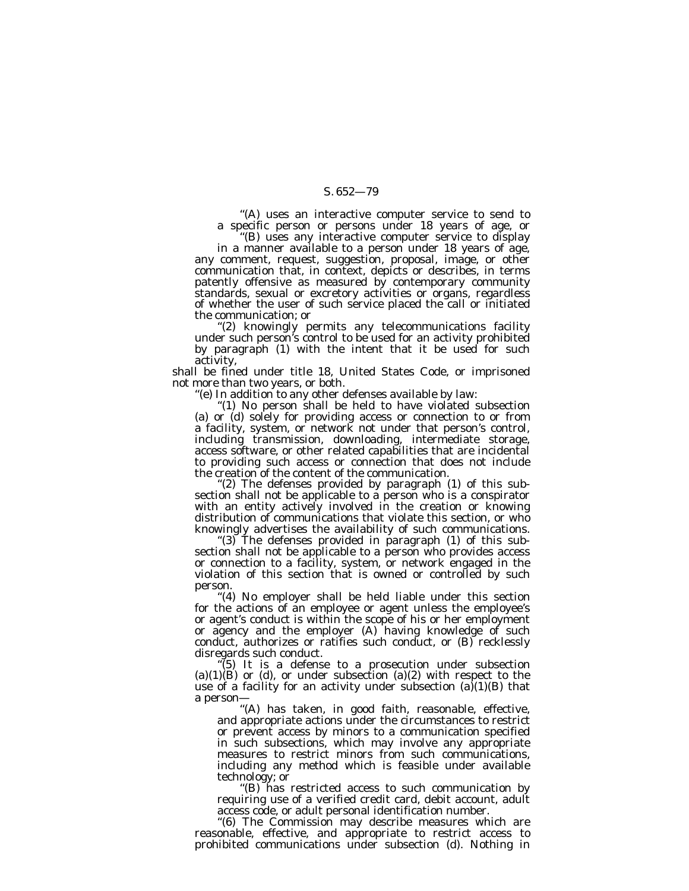"(A) uses an interactive computer service to send to a specific person or persons under 18 years of age, or

"(B) uses any interactive computer service to display in a manner available to a person under 18 years of age,

any comment, request, suggestion, proposal, image, or other communication that, in context, depicts or describes, in terms patently offensive as measured by contemporary community standards, sexual or excretory activities or organs, regardless of whether the user of such service placed the call or initiated the communication; or

"(2) knowingly permits any telecommunications facility under such person's control to be used for an activity prohibited by paragraph (1) with the intent that it be used for such activity,

shall be fined under title 18, United States Code, or imprisoned not more than two years, or both.

"(e) In addition to any other defenses available by law:

"(1) No person shall be held to have violated subsection (a) or (d) solely for providing access or connection to or from a facility, system, or network not under that person's control, including transmission, downloading, intermediate storage, access software, or other related capabilities that are incidental to providing such access or connection that does not include the creation of the content of the communication.

"(2) The defenses provided by paragraph (1) of this subsection shall not be applicable to a person who is a conspirator with an entity actively involved in the creation or knowing distribution of communications that violate this section, or who knowingly advertises the availability of such communications.

"(3) The defenses provided in paragraph (1) of this subsection shall not be applicable to a person who provides access or connection to a facility, system, or network engaged in the violation of this section that is owned or controlled by such person.

"(4) No employer shall be held liable under this section for the actions of an employee or agent unless the employee's or agent's conduct is within the scope of his or her employment or agency and the employer (A) having knowledge of such conduct, authorizes or ratifies such conduct, or (B) recklessly disregards such conduct.

"(5) It is a defense to a prosecution under subsection (a)(1)(B) or (d), or under subsection (a)(2) with respect to the use of a facility for an activity under subsection (a)(1)(B) that a person—

"(A) has taken, in good faith, reasonable, effective, and appropriate actions under the circumstances to restrict or prevent access by minors to a communication specified in such subsections, which may involve any appropriate measures to restrict minors from such communications, including any method which is feasible under available technology; or

"(B) has restricted access to such communication by requiring use of a verified credit card, debit account, adult access code, or adult personal identification number.

"(6) The Commission may describe measures which are reasonable, effective, and appropriate to restrict access to prohibited communications under subsection (d). Nothing in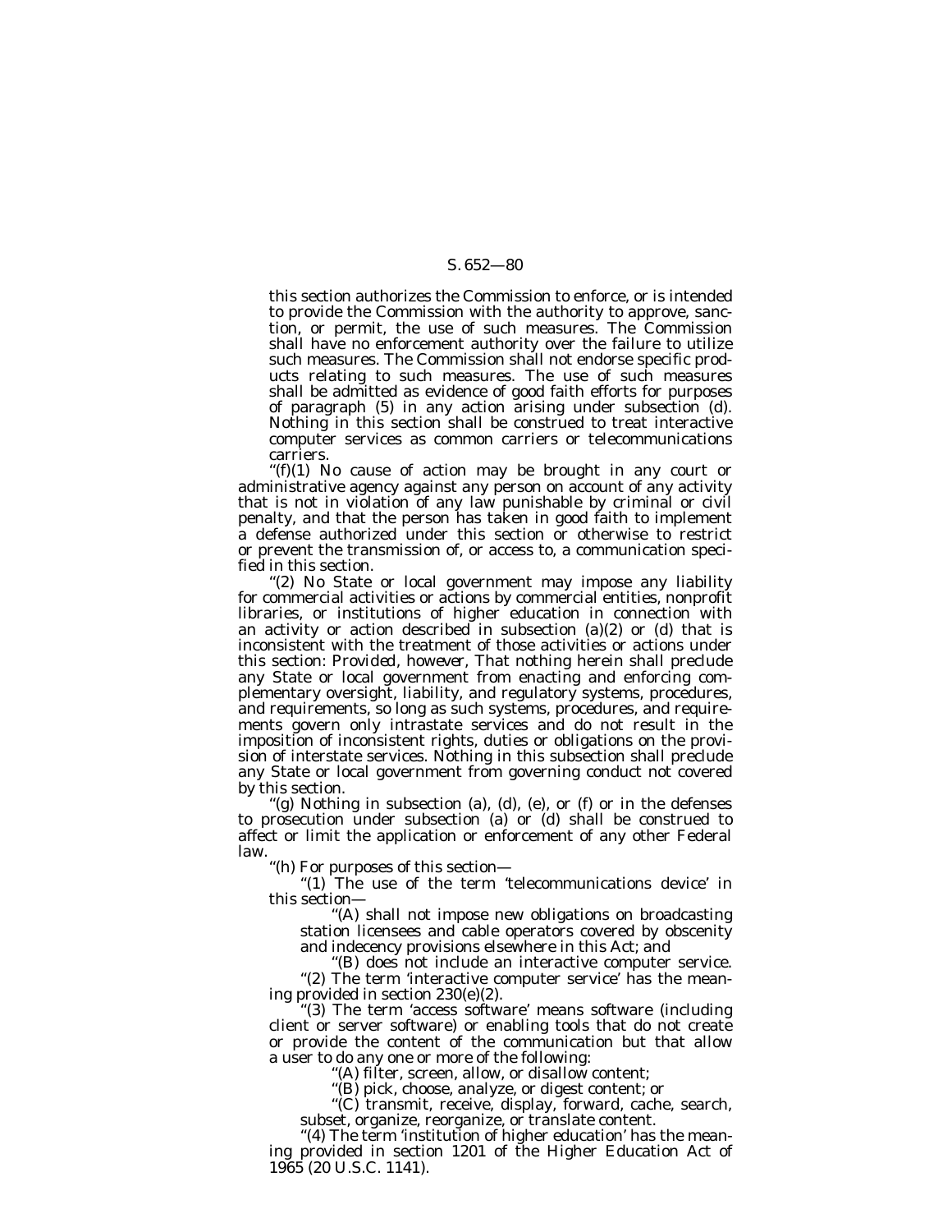this section authorizes the Commission to enforce, or is intended to provide the Commission with the authority to approve, sanction, or permit, the use of such measures. The Commission shall have no enforcement authority over the failure to utilize such measures. The Commission shall not endorse specific products relating to such measures. The use of such measures shall be admitted as evidence of good faith efforts for purposes of paragraph (5) in any action arising under subsection (d). Nothing in this section shall be construed to treat interactive computer services as common carriers or telecommunications carriers.

''(f)(1) No cause of action may be brought in any court or administrative agency against any person on account of any activity that is not in violation of any law punishable by criminal or civil penalty, and that the person has taken in good faith to implement a defense authorized under this section or otherwise to restrict or prevent the transmission of, or access to, a communication specified in this section.

''(2) No State or local government may impose any liability for commercial activities or actions by commercial entities, nonprofit libraries, or institutions of higher education in connection with an activity or action described in subsection (a)(2) or (d) that is inconsistent with the treatment of those activities or actions under this section: *Provided, however,* That nothing herein shall preclude any State or local government from enacting and enforcing complementary oversight, liability, and regulatory systems, procedures, and requirements, so long as such systems, procedures, and requirements govern only intrastate services and do not result in the imposition of inconsistent rights, duties or obligations on the provision of interstate services. Nothing in this subsection shall preclude any State or local government from governing conduct not covered by this section.

''(g) Nothing in subsection (a), (d), (e), or (f) or in the defenses to prosecution under subsection (a) or (d) shall be construed to affect or limit the application or enforcement of any other Federal law.

''(h) For purposes of this section—

''(1) The use of the term 'telecommunications device' in this section—

''(A) shall not impose new obligations on broadcasting station licensees and cable operators covered by obscenity and indecency provisions elsewhere in this Act; and

''(B) does not include an interactive computer service.

''(2) The term 'interactive computer service' has the meaning provided in section 230(e)(2).

''(3) The term 'access software' means software (including client or server software) or enabling tools that do not create or provide the content of the communication but that allow a user to do any one or more of the following:

''(A) filter, screen, allow, or disallow content;

''(B) pick, choose, analyze, or digest content; or

''(C) transmit, receive, display, forward, cache, search, subset, organize, reorganize, or translate content.

''(4) The term 'institution of higher education' has the meaning provided in section 1201 of the Higher Education Act of 1965 (20 U.S.C. 1141).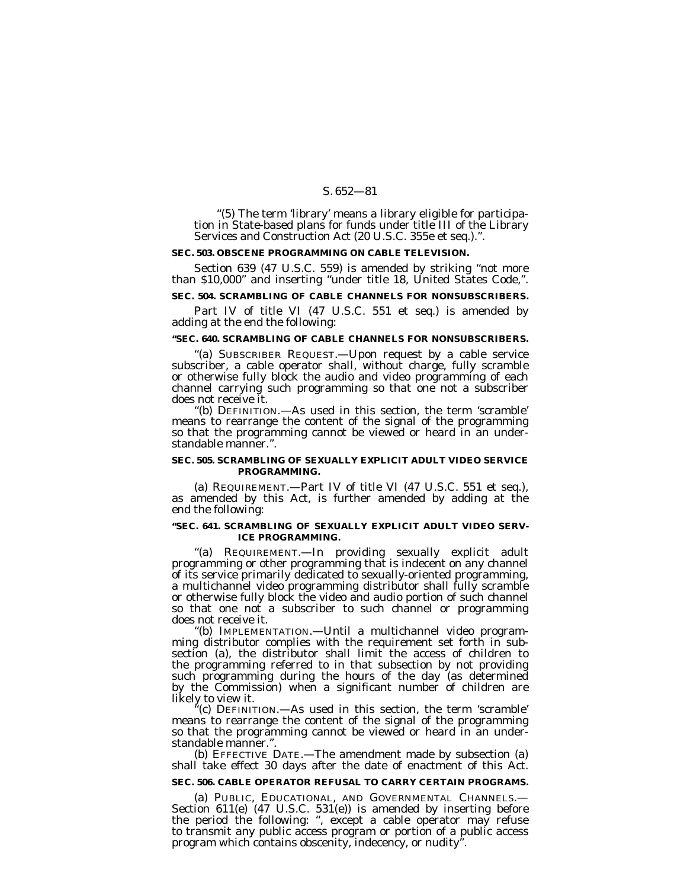"(5) The term 'library' means a library eligible for participation in State-based plans for funds under title III of the Library Services and Construction Act (20 U.S.C. 355e et seq.).".

**SEC. 503. OBSCENE PROGRAMMING ON CABLE TELEVISION.**

Section 639 (47 U.S.C. 559) is amended by striking "not more than $10,000" and inserting "under title 18, United States Code,".

**SEC. 504. SCRAMBLING OF CABLE CHANNELS FOR NONSUBSCRIBERS.**

Part IV of title VI (47 U.S.C. 551 et seq.) is amended by adding at the end the following:

**"SEC. 640. SCRAMBLING OF CABLE CHANNELS FOR NONSUBSCRIBERS.**

"(a) SUBSCRIBER REQUEST.—Upon request by a cable service subscriber, a cable operator shall, without charge, fully scramble or otherwise fully block the audio and video programming of each channel carrying such programming so that one not a subscriber does not receive it.

"(b) DEFINITION.—As used in this section, the term 'scramble' means to rearrange the content of the signal of the programming so that the programming cannot be viewed or heard in an understandable manner.".

**SEC. 505. SCRAMBLING OF SEXUALLY EXPLICIT ADULT VIDEO SERVICE PROGRAMMING.**

(a) REQUIREMENT.—Part IV of title VI (47 U.S.C. 551 et seq.), as amended by this Act, is further amended by adding at the end the following:

**"SEC. 641. SCRAMBLING OF SEXUALLY EXPLICIT ADULT VIDEO SERVICE PROGRAMMING.**

"(a) REQUIREMENT.—In providing sexually explicit adult programming or other programming that is indecent on any channel of its service primarily dedicated to sexually-oriented programming, a multichannel video programming distributor shall fully scramble or otherwise fully block the video and audio portion of such channel so that one not a subscriber to such channel or programming does not receive it.

"(b) IMPLEMENTATION.—Until a multichannel video programming distributor complies with the requirement set forth in subsection (a), the distributor shall limit the access of children to the programming referred to in that subsection by not providing such programming during the hours of the day (as determined by the Commission) when a significant number of children are likely to view it.

"(c) DEFINITION.—As used in this section, the term 'scramble' means to rearrange the content of the signal of the programming so that the programming cannot be viewed or heard in an understandable manner.".

(b) EFFECTIVE DATE.—The amendment made by subsection (a) shall take effect 30 days after the date of enactment of this Act.

**SEC. 506. CABLE OPERATOR REFUSAL TO CARRY CERTAIN PROGRAMS.**

(a) PUBLIC, EDUCATIONAL, AND GOVERNMENTAL CHANNELS.—Section 611(e) (47 U.S.C. 531(e)) is amended by inserting before the period the following: ", except a cable operator may refuse to transmit any public access program or portion of a public access program which contains obscenity, indecency, or nudity".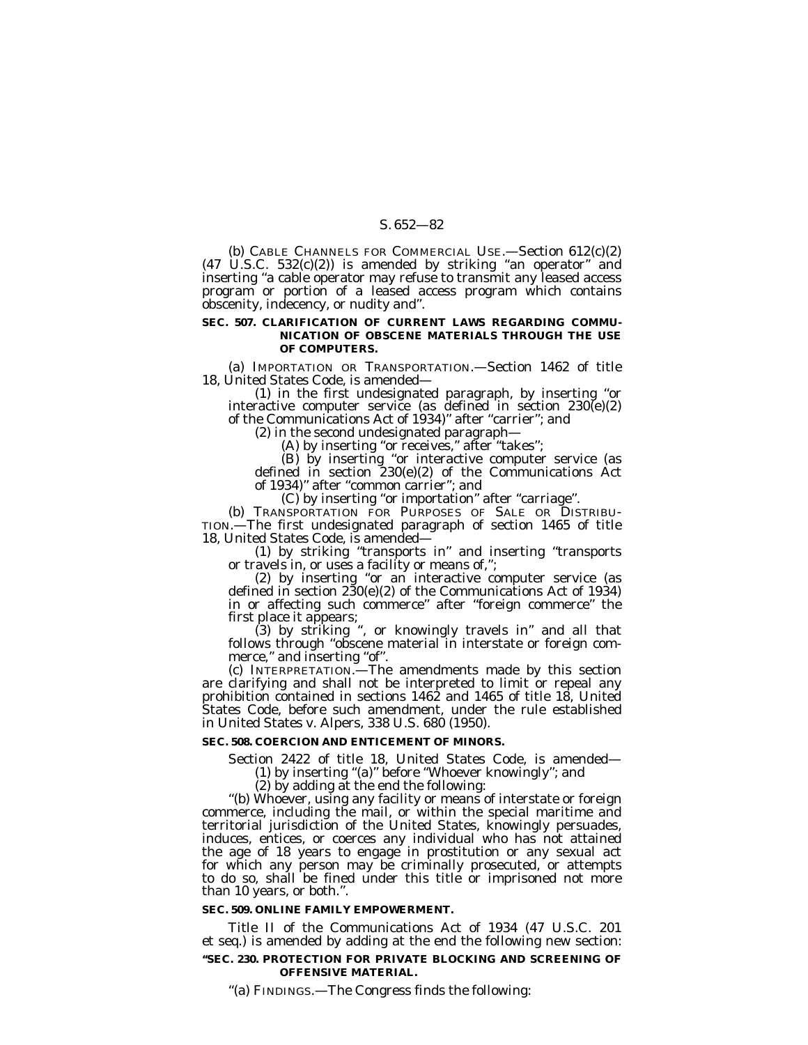(b) CABLE CHANNELS FOR COMMERCIAL USE.—Section 612(c)(2) (47 U.S.C. 532(c)(2)) is amended by striking ''an operator'' and inserting ''a cable operator may refuse to transmit any leased access program or portion of a leased access program which contains obscenity, indecency, or nudity and''.

**SEC. 507. CLARIFICATION OF CURRENT LAWS REGARDING COMMUNICATION OF OBSCENE MATERIALS THROUGH THE USE OF COMPUTERS.**

(a) IMPORTATION OR TRANSPORTATION.—Section 1462 of title 18, United States Code, is amended—

(1) in the first undesignated paragraph, by inserting ''or interactive computer service (as defined in section 230(e)(2) of the Communications Act of 1934)'' after ''carrier''; and

(2) in the second undesignated paragraph—

(A) by inserting ''or receives,'' after ''takes'';

(B) by inserting ''or interactive computer service (as defined in section 230(e)(2) of the Communications Act of 1934)'' after ''common carrier''; and

(C) by inserting ''or importation'' after ''carriage''.

(b) TRANSPORTATION FOR PURPOSES OF SALE OR DISTRIBUTION.—The first undesignated paragraph of section 1465 of title 18, United States Code, is amended—

(1) by striking ''transports in'' and inserting ''transports or travels in, or uses a facility or means of,'';

(2) by inserting ''or an interactive computer service (as defined in section 230(e)(2) of the Communications Act of 1934) in or affecting such commerce'' after ''foreign commerce'' the first place it appears;

(3) by striking '', or knowingly travels in'' and all that follows through ''obscene material in interstate or foreign commerce,'' and inserting ''of''.

(c) INTERPRETATION.—The amendments made by this section are clarifying and shall not be interpreted to limit or repeal any prohibition contained in sections 1462 and 1465 of title 18, United States Code, before such amendment, under the rule established in United States v. Alpers, 338 U.S. 680 (1950).

**SEC. 508. COERCION AND ENTICEMENT OF MINORS.**

Section 2422 of title 18, United States Code, is amended—

(1) by inserting ''(a)'' before ''Whoever knowingly''; and

(2) by adding at the end the following:

''(b) Whoever, using any facility or means of interstate or foreign commerce, including the mail, or within the special maritime and territorial jurisdiction of the United States, knowingly persuades, induces, entices, or coerces any individual who has not attained the age of 18 years to engage in prostitution or any sexual act for which any person may be criminally prosecuted, or attempts to do so, shall be fined under this title or imprisoned not more than 10 years, or both.''.

**SEC. 509. ONLINE FAMILY EMPOWERMENT.**

Title II of the Communications Act of 1934 (47 U.S.C. 201 et seq.) is amended by adding at the end the following new section:

**''SEC. 230. PROTECTION FOR PRIVATE BLOCKING AND SCREENING OF OFFENSIVE MATERIAL.**

''(a) FINDINGS.—The Congress finds the following: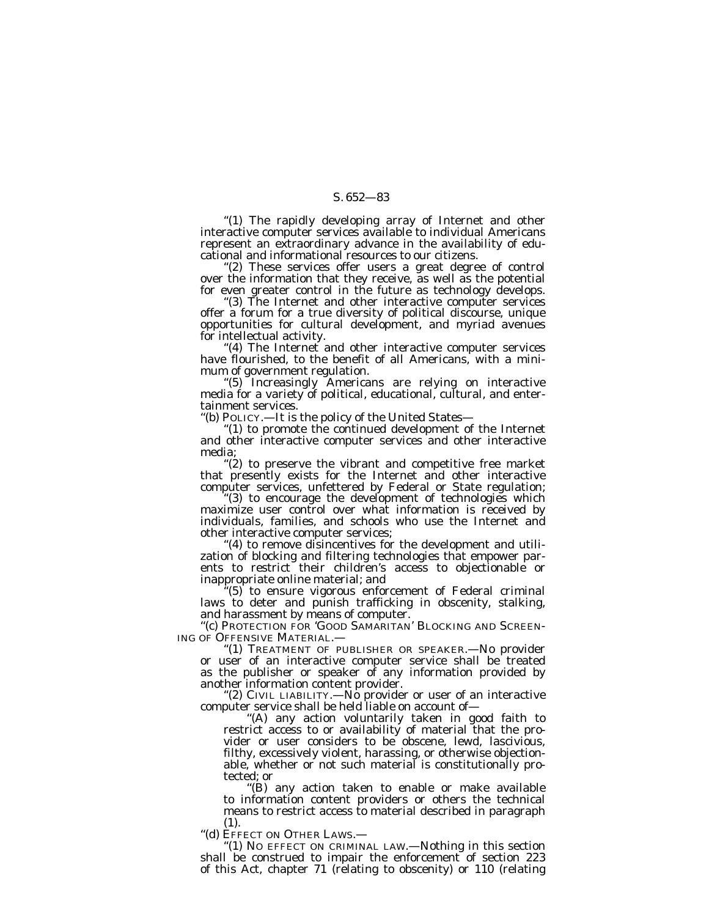"(1) The rapidly developing array of Internet and other interactive computer services available to individual Americans represent an extraordinary advance in the availability of educational and informational resources to our citizens.

"(2) These services offer users a great degree of control over the information that they receive, as well as the potential for even greater control in the future as technology develops.

"(3) The Internet and other interactive computer services offer a forum for a true diversity of political discourse, unique opportunities for cultural development, and myriad avenues for intellectual activity.

"(4) The Internet and other interactive computer services have flourished, to the benefit of all Americans, with a minimum of government regulation.

"(5) Increasingly Americans are relying on interactive media for a variety of political, educational, cultural, and entertainment services.

"(b) POLICY.—It is the policy of the United States—

"(1) to promote the continued development of the Internet and other interactive computer services and other interactive media;

"(2) to preserve the vibrant and competitive free market that presently exists for the Internet and other interactive computer services, unfettered by Federal or State regulation;

"(3) to encourage the development of technologies which maximize user control over what information is received by individuals, families, and schools who use the Internet and other interactive computer services;

"(4) to remove disincentives for the development and utilization of blocking and filtering technologies that empower parents to restrict their children's access to objectionable or inappropriate online material; and

"(5) to ensure vigorous enforcement of Federal criminal laws to deter and punish trafficking in obscenity, stalking, and harassment by means of computer.

"(c) PROTECTION FOR 'GOOD SAMARITAN' BLOCKING AND SCREENING OF OFFENSIVE MATERIAL.—

"(1) TREATMENT OF PUBLISHER OR SPEAKER.—No provider or user of an interactive computer service shall be treated as the publisher or speaker of any information provided by another information content provider.

"(2) CIVIL LIABILITY.—No provider or user of an interactive computer service shall be held liable on account of—

"(A) any action voluntarily taken in good faith to restrict access to or availability of material that the provider or user considers to be obscene, lewd, lascivious, filthy, excessively violent, harassing, or otherwise objectionable, whether or not such material is constitutionally protected; or

"(B) any action taken to enable or make available to information content providers or others the technical means to restrict access to material described in paragraph (1).

"(d) EFFECT ON OTHER LAWS.—

"(1) NO EFFECT ON CRIMINAL LAW.—Nothing in this section shall be construed to impair the enforcement of section 223 of this Act, chapter 71 (relating to obscenity) or 110 (relating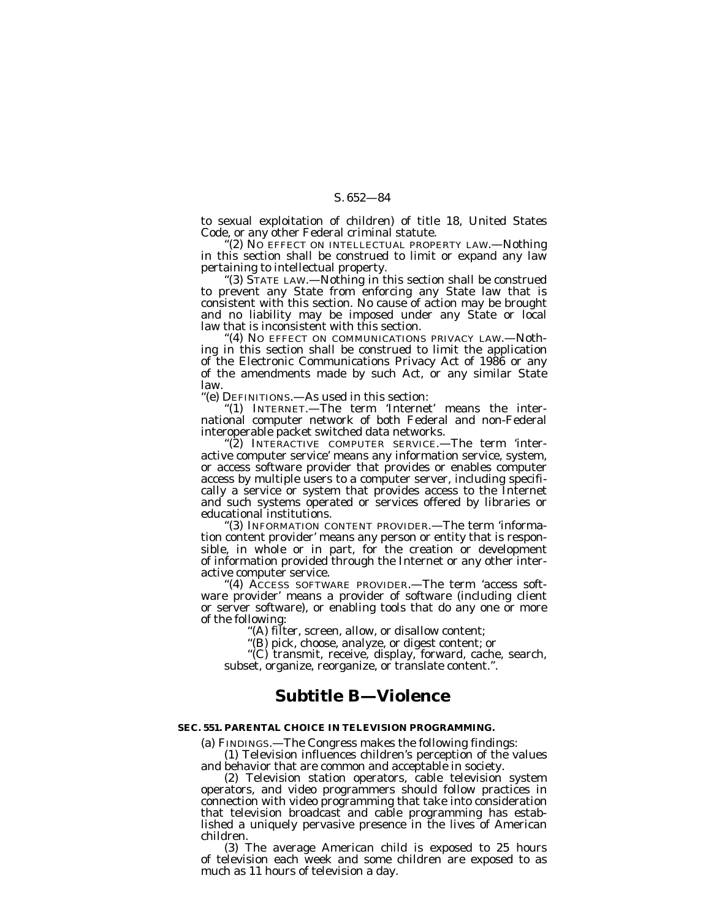to sexual exploitation of children) of title 18, United States Code, or any other Federal criminal statute.

"(2) NO EFFECT ON INTELLECTUAL PROPERTY LAW.—Nothing in this section shall be construed to limit or expand any law pertaining to intellectual property.

"(3) STATE LAW.—Nothing in this section shall be construed to prevent any State from enforcing any State law that is consistent with this section. No cause of action may be brought and no liability may be imposed under any State or local law that is inconsistent with this section.

"(4) NO EFFECT ON COMMUNICATIONS PRIVACY LAW.—Nothing in this section shall be construed to limit the application of the Electronic Communications Privacy Act of 1986 or any of the amendments made by such Act, or any similar State law.

"(e) DEFINITIONS.—As used in this section:

"(1) INTERNET.—The term 'Internet' means the international computer network of both Federal and non-Federal interoperable packet switched data networks.

"(2) INTERACTIVE COMPUTER SERVICE.—The term 'interactive computer service' means any information service, system, or access software provider that provides or enables computer access by multiple users to a computer server, including specifically a service or system that provides access to the Internet and such systems operated or services offered by libraries or educational institutions.

"(3) INFORMATION CONTENT PROVIDER.—The term 'information content provider' means any person or entity that is responsible, in whole or in part, for the creation or development of information provided through the Internet or any other interactive computer service.

"(4) ACCESS SOFTWARE PROVIDER.—The term 'access software provider' means a provider of software (including client or server software), or enabling tools that do any one or more of the following:

"(A) filter, screen, allow, or disallow content;

"(B) pick, choose, analyze, or digest content; or

"(C) transmit, receive, display, forward, cache, search, subset, organize, reorganize, or translate content.".

## Subtitle B—Violence

### SEC. 551. PARENTAL CHOICE IN TELEVISION PROGRAMMING.

(a) FINDINGS.—The Congress makes the following findings:

(1) Television influences children's perception of the values and behavior that are common and acceptable in society.

(2) Television station operators, cable television system operators, and video programmers should follow practices in connection with video programming that take into consideration that television broadcast and cable programming has established a uniquely pervasive presence in the lives of American children.

(3) The average American child is exposed to 25 hours of television each week and some children are exposed to as much as 11 hours of television a day.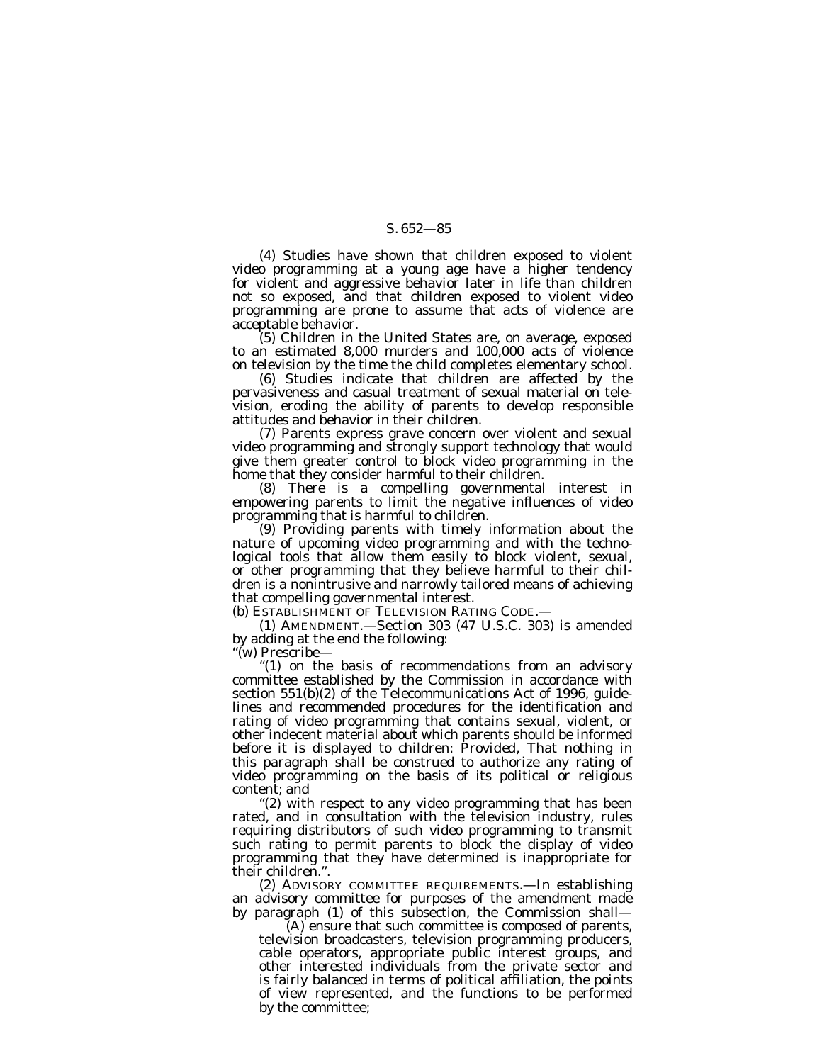(4) Studies have shown that children exposed to violent video programming at a young age have a higher tendency for violent and aggressive behavior later in life than children not so exposed, and that children exposed to violent video programming are prone to assume that acts of violence are acceptable behavior.

(5) Children in the United States are, on average, exposed to an estimated 8,000 murders and 100,000 acts of violence on television by the time the child completes elementary school.

(6) Studies indicate that children are affected by the pervasiveness and casual treatment of sexual material on television, eroding the ability of parents to develop responsible attitudes and behavior in their children.

(7) Parents express grave concern over violent and sexual video programming and strongly support technology that would give them greater control to block video programming in the home that they consider harmful to their children.

(8) There is a compelling governmental interest in empowering parents to limit the negative influences of video programming that is harmful to children.

(9) Providing parents with timely information about the nature of upcoming video programming and with the technological tools that allow them easily to block violent, sexual, or other programming that they believe harmful to their children is a nonintrusive and narrowly tailored means of achieving that compelling governmental interest.

(b) ESTABLISHMENT OF TELEVISION RATING CODE.—

(1) AMENDMENT.—Section 303 (47 U.S.C. 303) is amended by adding at the end the following:

"(w) Prescribe—

"(1) on the basis of recommendations from an advisory committee established by the Commission in accordance with section 551(b)(2) of the Telecommunications Act of 1996, guidelines and recommended procedures for the identification and rating of video programming that contains sexual, violent, or other indecent material about which parents should be informed before it is displayed to children: *Provided*, That nothing in this paragraph shall be construed to authorize any rating of video programming on the basis of its political or religious content; and

"(2) with respect to any video programming that has been rated, and in consultation with the television industry, rules requiring distributors of such video programming to transmit such rating to permit parents to block the display of video programming that they have determined is inappropriate for their children.".

(2) ADVISORY COMMITTEE REQUIREMENTS.—In establishing an advisory committee for purposes of the amendment made by paragraph (1) of this subsection, the Commission shall—

(A) ensure that such committee is composed of parents, television broadcasters, television programming producers, cable operators, appropriate public interest groups, and other interested individuals from the private sector and is fairly balanced in terms of political affiliation, the points of view represented, and the functions to be performed by the committee;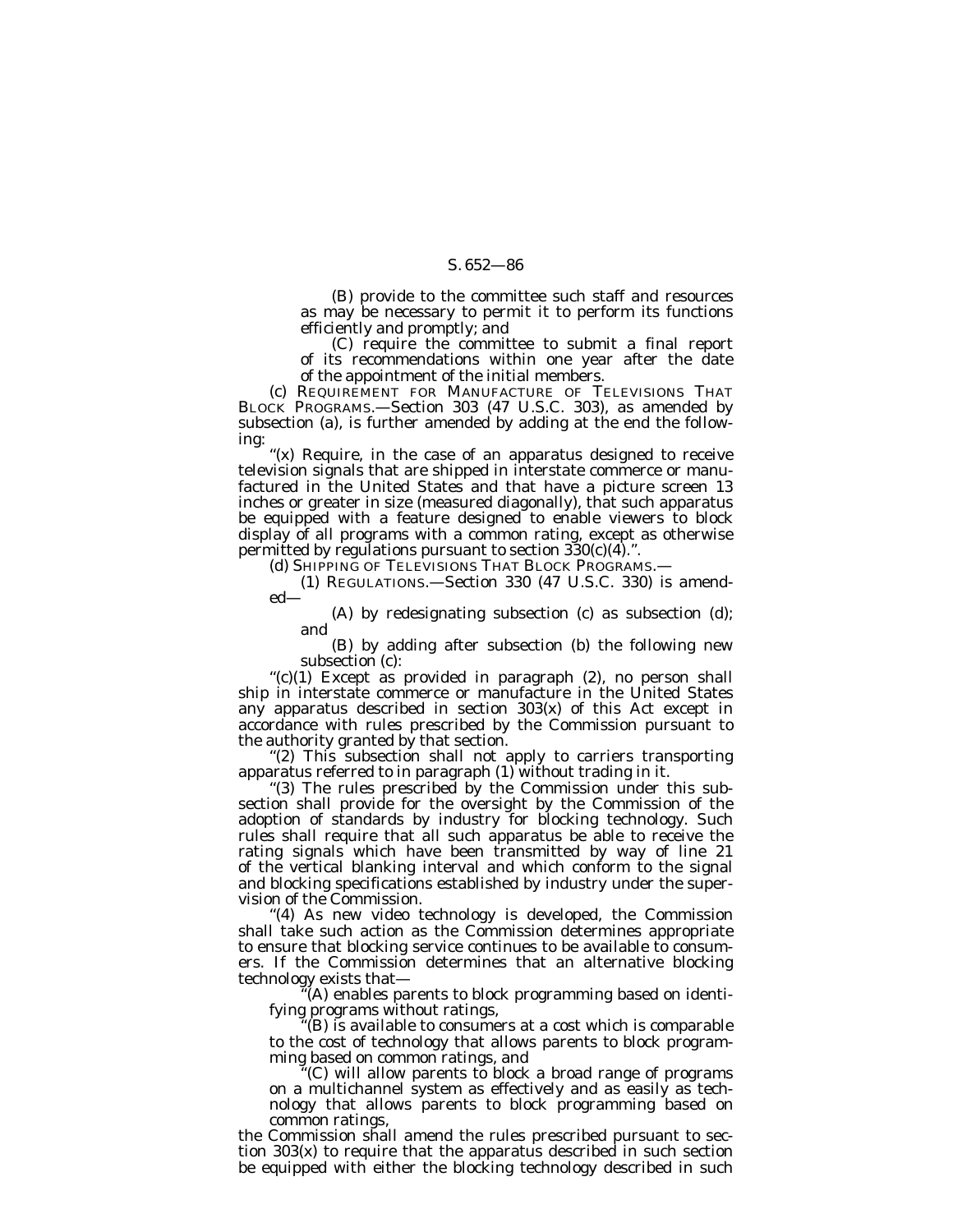(B) provide to the committee such staff and resources as may be necessary to permit it to perform its functions efficiently and promptly; and

(C) require the committee to submit a final report of its recommendations within one year after the date of the appointment of the initial members.

(c) REQUIREMENT FOR MANUFACTURE OF TELEVISIONS THAT BLOCK PROGRAMS.—Section 303 (47 U.S.C. 303), as amended by subsection (a), is further amended by adding at the end the following:

''(x) Require, in the case of an apparatus designed to receive television signals that are shipped in interstate commerce or manufactured in the United States and that have a picture screen 13 inches or greater in size (measured diagonally), that such apparatus be equipped with a feature designed to enable viewers to block display of all programs with a common rating, except as otherwise permitted by regulations pursuant to section 330(c)(4).''.

(d) SHIPPING OF TELEVISIONS THAT BLOCK PROGRAMS.—

(1) REGULATIONS.—Section 330 (47 U.S.C. 330) is amended—

(A) by redesignating subsection (c) as subsection (d); and

(B) by adding after subsection (b) the following new subsection (c):

''(c)(1) Except as provided in paragraph (2), no person shall ship in interstate commerce or manufacture in the United States any apparatus described in section 303(x) of this Act except in accordance with rules prescribed by the Commission pursuant to the authority granted by that section.

''(2) This subsection shall not apply to carriers transporting apparatus referred to in paragraph (1) without trading in it.

''(3) The rules prescribed by the Commission under this subsection shall provide for the oversight by the Commission of the adoption of standards by industry for blocking technology. Such rules shall require that all such apparatus be able to receive the rating signals which have been transmitted by way of line 21 of the vertical blanking interval and which conform to the signal and blocking specifications established by industry under the supervision of the Commission.

''(4) As new video technology is developed, the Commission shall take such action as the Commission determines appropriate to ensure that blocking service continues to be available to consumers. If the Commission determines that an alternative blocking technology exists that—

''(A) enables parents to block programming based on identifying programs without ratings,

''(B) is available to consumers at a cost which is comparable to the cost of technology that allows parents to block programming based on common ratings, and

''(C) will allow parents to block a broad range of programs on a multichannel system as effectively and as easily as technology that allows parents to block programming based on common ratings,

the Commission shall amend the rules prescribed pursuant to section 303(x) to require that the apparatus described in such section be equipped with either the blocking technology described in such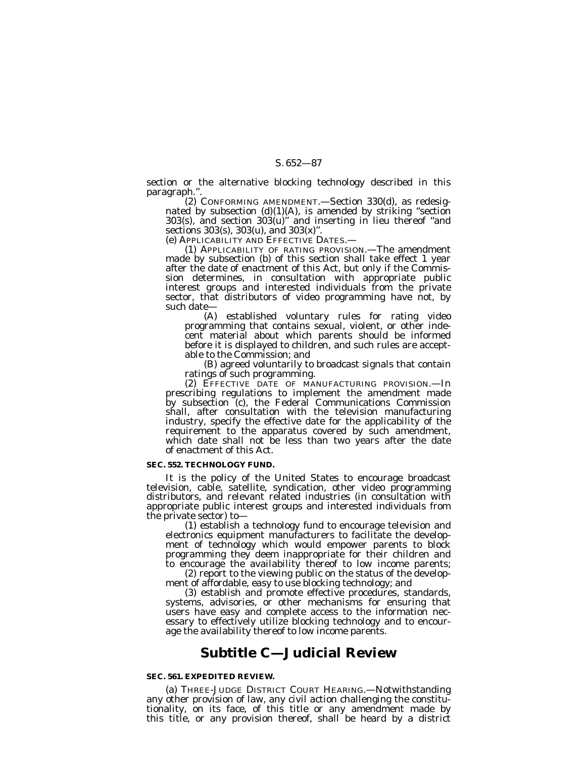section or the alternative blocking technology described in this paragraph.''.

(2) CONFORMING AMENDMENT.—Section 330(d), as redesignated by subsection (d)(1)(A), is amended by striking ''section 303(s), and section 303(u)'' and inserting in lieu thereof ''and sections 303(s), 303(u), and 303(x)''.

(e) APPLICABILITY AND EFFECTIVE DATES.—

(1) APPLICABILITY OF RATING PROVISION.—The amendment made by subsection (b) of this section shall take effect 1 year after the date of enactment of this Act, but only if the Commission determines, in consultation with appropriate public interest groups and interested individuals from the private sector, that distributors of video programming have not, by such date—

(A) established voluntary rules for rating video programming that contains sexual, violent, or other indecent material about which parents should be informed before it is displayed to children, and such rules are acceptable to the Commission; and

(B) agreed voluntarily to broadcast signals that contain ratings of such programming.

(2) EFFECTIVE DATE OF MANUFACTURING PROVISION.—In prescribing regulations to implement the amendment made by subsection (c), the Federal Communications Commission shall, after consultation with the television manufacturing industry, specify the effective date for the applicability of the requirement to the apparatus covered by such amendment, which date shall not be less than two years after the date of enactment of this Act.

**SEC. 552. TECHNOLOGY FUND.**

It is the policy of the United States to encourage broadcast television, cable, satellite, syndication, other video programming distributors, and relevant related industries (in consultation with appropriate public interest groups and interested individuals from the private sector) to—

(1) establish a technology fund to encourage television and electronics equipment manufacturers to facilitate the development of technology which would empower parents to block programming they deem inappropriate for their children and to encourage the availability thereof to low income parents;

(2) report to the viewing public on the status of the development of affordable, easy to use blocking technology; and

(3) establish and promote effective procedures, standards, systems, advisories, or other mechanisms for ensuring that users have easy and complete access to the information necessary to effectively utilize blocking technology and to encourage the availability thereof to low income parents.

## Subtitle C—Judicial Review

**SEC. 561. EXPEDITED REVIEW.**

(a) THREE-JUDGE DISTRICT COURT HEARING.—Notwithstanding any other provision of law, any civil action challenging the constitutionality, on its face, of this title or any amendment made by this title, or any provision thereof, shall be heard by a district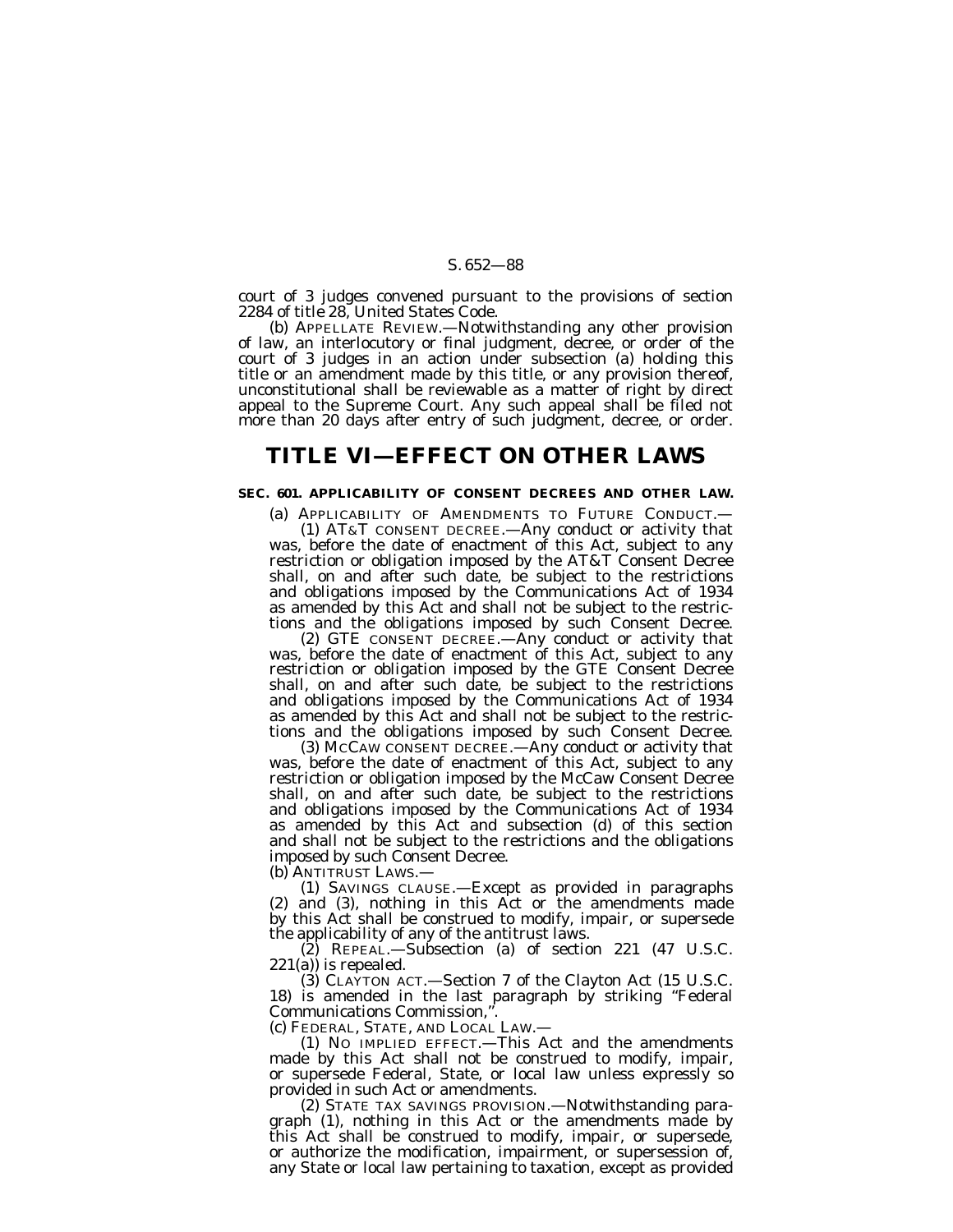court of 3 judges convened pursuant to the provisions of section 2284 of title 28, United States Code.

(b) APPELLATE REVIEW.—Notwithstanding any other provision of law, an interlocutory or final judgment, decree, or order of the court of 3 judges in an action under subsection (a) holding this title or an amendment made by this title, or any provision thereof, unconstitutional shall be reviewable as a matter of right by direct appeal to the Supreme Court. Any such appeal shall be filed not more than 20 days after entry of such judgment, decree, or order.

# TITLE VI—EFFECT ON OTHER LAWS

**SEC. 601. APPLICABILITY OF CONSENT DECREES AND OTHER LAW.**

(a) APPLICABILITY OF AMENDMENTS TO FUTURE CONDUCT.—

(1) AT&T CONSENT DECREE.—Any conduct or activity that was, before the date of enactment of this Act, subject to any restriction or obligation imposed by the AT&T Consent Decree shall, on and after such date, be subject to the restrictions and obligations imposed by the Communications Act of 1934 as amended by this Act and shall not be subject to the restrictions and the obligations imposed by such Consent Decree.

(2) GTE CONSENT DECREE.—Any conduct or activity that was, before the date of enactment of this Act, subject to any restriction or obligation imposed by the GTE Consent Decree shall, on and after such date, be subject to the restrictions and obligations imposed by the Communications Act of 1934 as amended by this Act and shall not be subject to the restrictions and the obligations imposed by such Consent Decree.

(3) MCCAW CONSENT DECREE.—Any conduct or activity that was, before the date of enactment of this Act, subject to any restriction or obligation imposed by the McCaw Consent Decree shall, on and after such date, be subject to the restrictions and obligations imposed by the Communications Act of 1934 as amended by this Act and subsection (d) of this section and shall not be subject to the restrictions and the obligations imposed by such Consent Decree.

(b) ANTITRUST LAWS.—

(1) SAVINGS CLAUSE.—Except as provided in paragraphs (2) and (3), nothing in this Act or the amendments made by this Act shall be construed to modify, impair, or supersede the applicability of any of the antitrust laws.

(2) REPEAL.—Subsection (a) of section 221 (47 U.S.C. 221(a)) is repealed.

(3) CLAYTON ACT.—Section 7 of the Clayton Act (15 U.S.C. 18) is amended in the last paragraph by striking "Federal Communications Commission,".

(c) FEDERAL, STATE, AND LOCAL LAW.—

(1) NO IMPLIED EFFECT.—This Act and the amendments made by this Act shall not be construed to modify, impair, or supersede Federal, State, or local law unless expressly so provided in such Act or amendments.

(2) STATE TAX SAVINGS PROVISION.—Notwithstanding paragraph (1), nothing in this Act or the amendments made by this Act shall be construed to modify, impair, or supersede, or authorize the modification, impairment, or supersession of, any State or local law pertaining to taxation, except as provided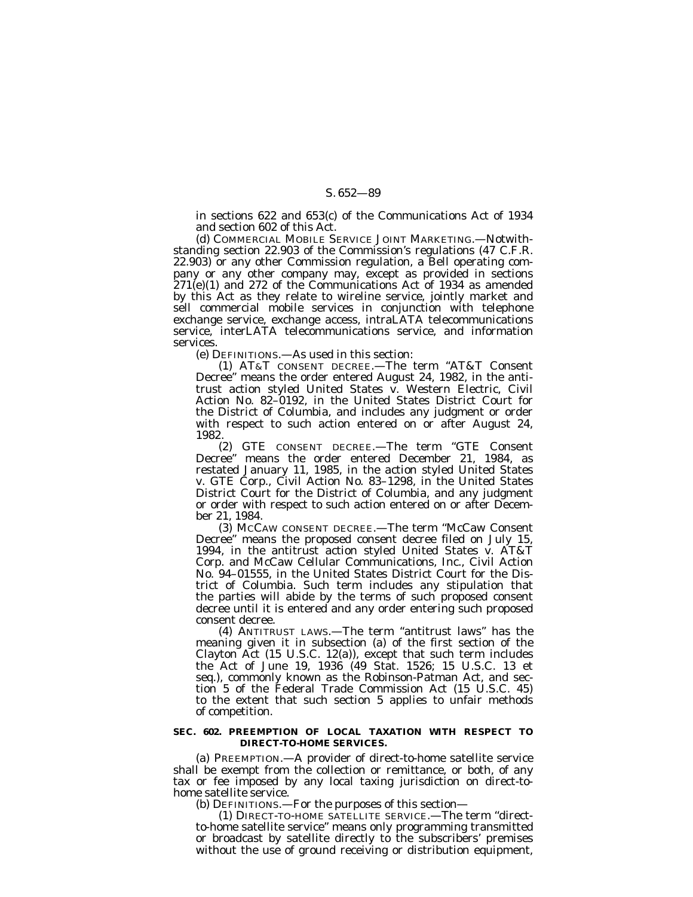in sections 622 and 653(c) of the Communications Act of 1934 and section 602 of this Act.

(d) COMMERCIAL MOBILE SERVICE JOINT MARKETING.—Notwithstanding section 22.903 of the Commission's regulations (47 C.F.R. 22.903) or any other Commission regulation, a Bell operating company or any other company may, except as provided in sections 271(e)(1) and 272 of the Communications Act of 1934 as amended by this Act as they relate to wireline service, jointly market and sell commercial mobile services in conjunction with telephone exchange service, exchange access, intraLATA telecommunications service, interLATA telecommunications service, and information services.

(e) DEFINITIONS.—As used in this section:

(1) AT&T CONSENT DECREE.—The term "AT&T Consent Decree" means the order entered August 24, 1982, in the antitrust action styled United States v. Western Electric, Civil Action No. 82–0192, in the United States District Court for the District of Columbia, and includes any judgment or order with respect to such action entered on or after August 24, 1982.

(2) GTE CONSENT DECREE.—The term "GTE Consent Decree" means the order entered December 21, 1984, as restated January 11, 1985, in the action styled United States v. GTE Corp., Civil Action No. 83–1298, in the United States District Court for the District of Columbia, and any judgment or order with respect to such action entered on or after December 21, 1984.

(3) MCCAW CONSENT DECREE.—The term "McCaw Consent Decree" means the proposed consent decree filed on July 15, 1994, in the antitrust action styled United States v. AT&T Corp. and McCaw Cellular Communications, Inc., Civil Action No. 94–01555, in the United States District Court for the District of Columbia. Such term includes any stipulation that the parties will abide by the terms of such proposed consent decree until it is entered and any order entering such proposed consent decree.

(4) ANTITRUST LAWS.—The term "antitrust laws" has the meaning given it in subsection (a) of the first section of the Clayton Act (15 U.S.C. 12(a)), except that such term includes the Act of June 19, 1936 (49 Stat. 1526; 15 U.S.C. 13 et seq.), commonly known as the Robinson-Patman Act, and section 5 of the Federal Trade Commission Act (15 U.S.C. 45) to the extent that such section 5 applies to unfair methods of competition.

**SEC. 602. PREEMPTION OF LOCAL TAXATION WITH RESPECT TO DIRECT-TO-HOME SERVICES.**

(a) PREEMPTION.—A provider of direct-to-home satellite service shall be exempt from the collection or remittance, or both, of any tax or fee imposed by any local taxing jurisdiction on direct-to-home satellite service.

(b) DEFINITIONS.—For the purposes of this section—

(1) DIRECT-TO-HOME SATELLITE SERVICE.—The term "direct-to-home satellite service" means only programming transmitted or broadcast by satellite directly to the subscribers' premises without the use of ground receiving or distribution equipment,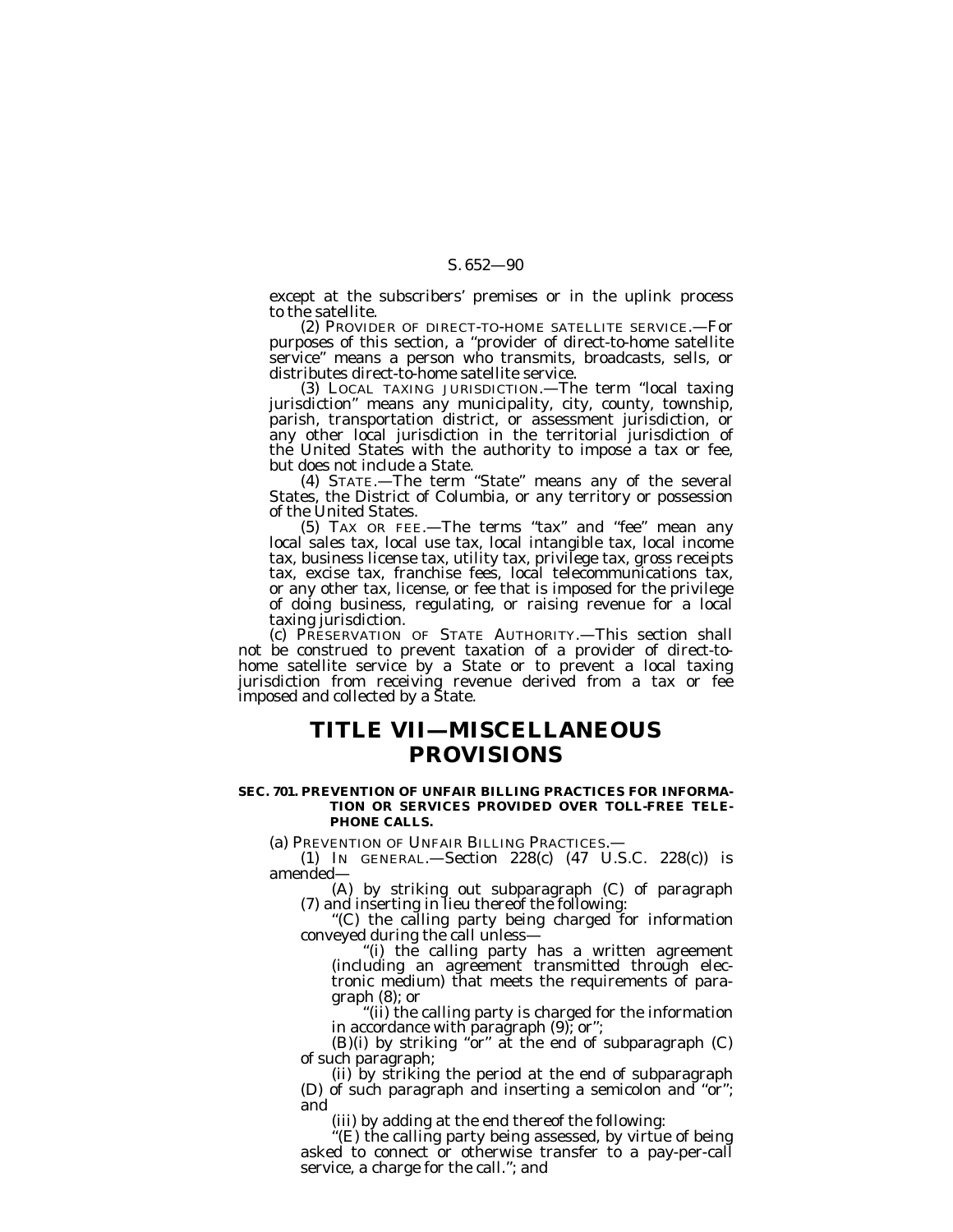except at the subscribers' premises or in the uplink process to the satellite.

(2) PROVIDER OF DIRECT-TO-HOME SATELLITE SERVICE.—For purposes of this section, a "provider of direct-to-home satellite service" means a person who transmits, broadcasts, sells, or distributes direct-to-home satellite service.

(3) LOCAL TAXING JURISDICTION.—The term "local taxing jurisdiction" means any municipality, city, county, township, parish, transportation district, or assessment jurisdiction, or any other local jurisdiction in the territorial jurisdiction of the United States with the authority to impose a tax or fee, but does not include a State.

(4) STATE.—The term "State" means any of the several States, the District of Columbia, or any territory or possession of the United States.

(5) TAX OR FEE.—The terms "tax" and "fee" mean any local sales tax, local use tax, local intangible tax, local income tax, business license tax, utility tax, privilege tax, gross receipts tax, excise tax, franchise fees, local telecommunications tax, or any other tax, license, or fee that is imposed for the privilege of doing business, regulating, or raising revenue for a local taxing jurisdiction.

(c) PRESERVATION OF STATE AUTHORITY.—This section shall not be construed to prevent taxation of a provider of direct-to-home satellite service by a State or to prevent a local taxing jurisdiction from receiving revenue derived from a tax or fee imposed and collected by a State.

# TITLE VII—MISCELLANEOUS PROVISIONS

### SEC. 701. PREVENTION OF UNFAIR BILLING PRACTICES FOR INFORMATION OR SERVICES PROVIDED OVER TOLL-FREE TELEPHONE CALLS.

(a) PREVENTION OF UNFAIR BILLING PRACTICES.—

(1) IN GENERAL.—Section 228(c) (47 U.S.C. 228(c)) is amended—

(A) by striking out subparagraph (C) of paragraph (7) and inserting in lieu thereof the following:

"(C) the calling party being charged for information conveyed during the call unless—

"(i) the calling party has a written agreement (including an agreement transmitted through electronic medium) that meets the requirements of paragraph (8); or

"(ii) the calling party is charged for the information in accordance with paragraph (9); or";

(B)(i) by striking "or" at the end of subparagraph (C) of such paragraph;

(ii) by striking the period at the end of subparagraph (D) of such paragraph and inserting a semicolon and "or"; and

(iii) by adding at the end thereof the following:

"(E) the calling party being assessed, by virtue of being asked to connect or otherwise transfer to a pay-per-call service, a charge for the call."; and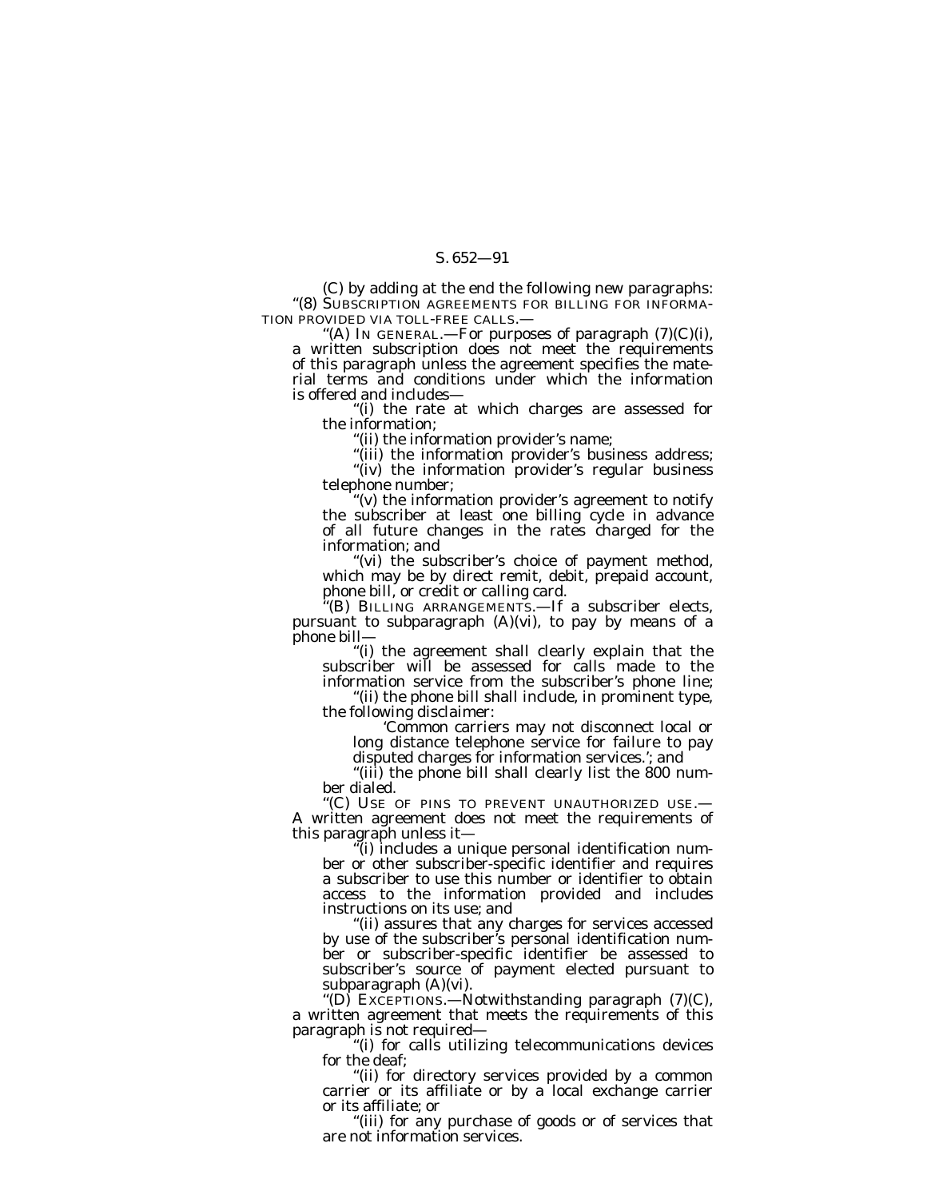(C) by adding at the end the following new paragraphs:

"(8) SUBSCRIPTION AGREEMENTS FOR BILLING FOR INFORMATION PROVIDED VIA TOLL-FREE CALLS.—

"(A) IN GENERAL.—For purposes of paragraph (7)(C)(i), a written subscription does not meet the requirements of this paragraph unless the agreement specifies the material terms and conditions under which the information is offered and includes—

"(i) the rate at which charges are assessed for the information;

"(ii) the information provider's name;

"(iii) the information provider's business address;

"(iv) the information provider's regular business telephone number;

"(v) the information provider's agreement to notify the subscriber at least one billing cycle in advance of all future changes in the rates charged for the information; and

"(vi) the subscriber's choice of payment method, which may be by direct remit, debit, prepaid account, phone bill, or credit or calling card.

"(B) BILLING ARRANGEMENTS.—If a subscriber elects, pursuant to subparagraph (A)(vi), to pay by means of a phone bill—

"(i) the agreement shall clearly explain that the subscriber will be assessed for calls made to the information service from the subscriber's phone line;

"(ii) the phone bill shall include, in prominent type, the following disclaimer:

'Common carriers may not disconnect local or long distance telephone service for failure to pay disputed charges for information services.'; and

"(iii) the phone bill shall clearly list the 800 number dialed.

"(C) USE OF PINS TO PREVENT UNAUTHORIZED USE.—A written agreement does not meet the requirements of this paragraph unless it—

"(i) includes a unique personal identification number or other subscriber-specific identifier and requires a subscriber to use this number or identifier to obtain access to the information provided and includes instructions on its use; and

"(ii) assures that any charges for services accessed by use of the subscriber's personal identification number or subscriber-specific identifier be assessed to subscriber's source of payment elected pursuant to subparagraph (A)(vi).

"(D) EXCEPTIONS.—Notwithstanding paragraph (7)(C), a written agreement that meets the requirements of this paragraph is not required—

"(i) for calls utilizing telecommunications devices for the deaf;

"(ii) for directory services provided by a common carrier or its affiliate or by a local exchange carrier or its affiliate; or

"(iii) for any purchase of goods or of services that are not information services.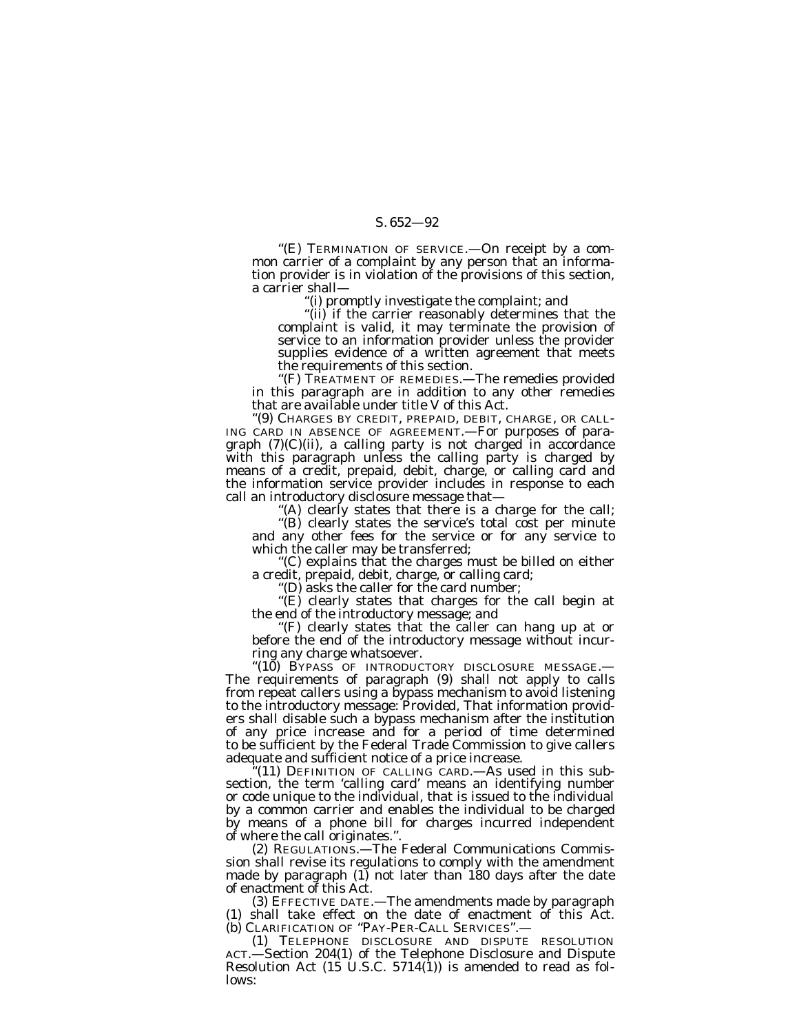"(E) TERMINATION OF SERVICE.—On receipt by a common carrier of a complaint by any person that an information provider is in violation of the provisions of this section, a carrier shall—

"(i) promptly investigate the complaint; and

"(ii) if the carrier reasonably determines that the complaint is valid, it may terminate the provision of service to an information provider unless the provider supplies evidence of a written agreement that meets the requirements of this section.

"(F) TREATMENT OF REMEDIES.—The remedies provided in this paragraph are in addition to any other remedies that are available under title V of this Act.

"(9) CHARGES BY CREDIT, PREPAID, DEBIT, CHARGE, OR CALLING CARD IN ABSENCE OF AGREEMENT.—For purposes of paragraph (7)(C)(ii), a calling party is not charged in accordance with this paragraph unless the calling party is charged by means of a credit, prepaid, debit, charge, or calling card and the information service provider includes in response to each call an introductory disclosure message that—

"(A) clearly states that there is a charge for the call;

"(B) clearly states the service's total cost per minute and any other fees for the service or for any service to which the caller may be transferred;

"(C) explains that the charges must be billed on either a credit, prepaid, debit, charge, or calling card;

"(D) asks the caller for the card number;

"(E) clearly states that charges for the call begin at the end of the introductory message; and

"(F) clearly states that the caller can hang up at or before the end of the introductory message without incurring any charge whatsoever.

"(10) BYPASS OF INTRODUCTORY DISCLOSURE MESSAGE.—The requirements of paragraph (9) shall not apply to calls from repeat callers using a bypass mechanism to avoid listening to the introductory message: *Provided*, That information providers shall disable such a bypass mechanism after the institution of any price increase and for a period of time determined to be sufficient by the Federal Trade Commission to give callers adequate and sufficient notice of a price increase.

"(11) DEFINITION OF CALLING CARD.—As used in this subsection, the term 'calling card' means an identifying number or code unique to the individual, that is issued to the individual by a common carrier and enables the individual to be charged by means of a phone bill for charges incurred independent of where the call originates.".

(2) REGULATIONS.—The Federal Communications Commission shall revise its regulations to comply with the amendment made by paragraph (1) not later than 180 days after the date of enactment of this Act.

(3) EFFECTIVE DATE.—The amendments made by paragraph (1) shall take effect on the date of enactment of this Act.

(b) CLARIFICATION OF "PAY-PER-CALL SERVICES".—

(1) TELEPHONE DISCLOSURE AND DISPUTE RESOLUTION ACT.—Section 204(1) of the Telephone Disclosure and Dispute Resolution Act (15 U.S.C. 5714(1)) is amended to read as follows: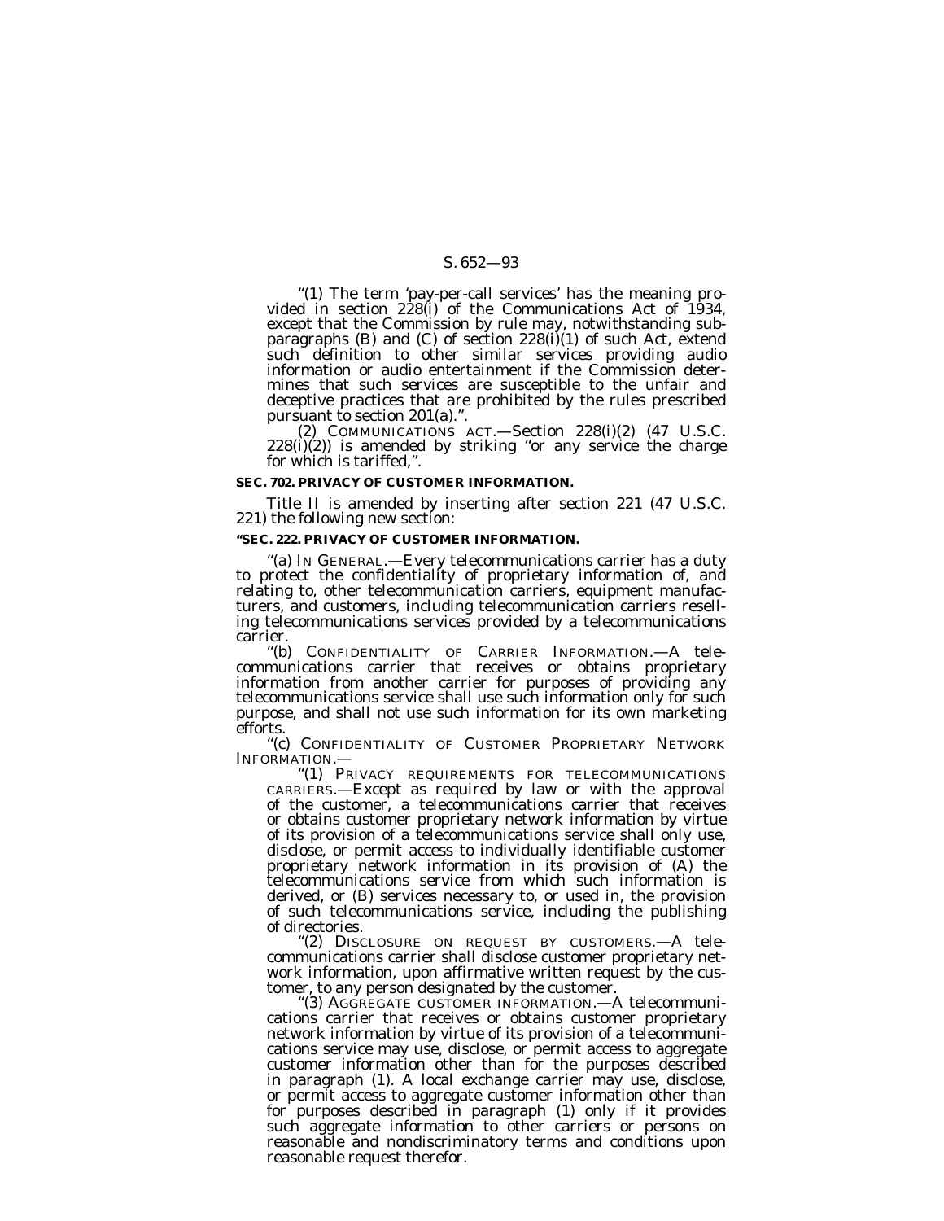"(1) The term 'pay-per-call services' has the meaning provided in section 228(i) of the Communications Act of 1934, except that the Commission by rule may, notwithstanding subparagraphs (B) and (C) of section 228(i)(1) of such Act, extend such definition to other similar services providing audio information or audio entertainment if the Commission determines that such services are susceptible to the unfair and deceptive practices that are prohibited by the rules prescribed pursuant to section 201(a).".

(2) COMMUNICATIONS ACT.—Section 228(i)(2) (47 U.S.C. 228(i)(2)) is amended by striking "or any service the charge for which is tariffed,".

**SEC. 702. PRIVACY OF CUSTOMER INFORMATION.**

Title II is amended by inserting after section 221 (47 U.S.C. 221) the following new section:

**"SEC. 222. PRIVACY OF CUSTOMER INFORMATION.**

"(a) IN GENERAL.—Every telecommunications carrier has a duty to protect the confidentiality of proprietary information of, and relating to, other telecommunication carriers, equipment manufacturers, and customers, including telecommunication carriers reselling telecommunications services provided by a telecommunications carrier.

"(b) CONFIDENTIALITY OF CARRIER INFORMATION.—A telecommunications carrier that receives or obtains proprietary information from another carrier for purposes of providing any telecommunications service shall use such information only for such purpose, and shall not use such information for its own marketing efforts.

"(c) CONFIDENTIALITY OF CUSTOMER PROPRIETARY NETWORK INFORMATION.—

"(1) PRIVACY REQUIREMENTS FOR TELECOMMUNICATIONS CARRIERS.—Except as required by law or with the approval of the customer, a telecommunications carrier that receives or obtains customer proprietary network information by virtue of its provision of a telecommunications service shall only use, disclose, or permit access to individually identifiable customer proprietary network information in its provision of (A) the telecommunications service from which such information is derived, or (B) services necessary to, or used in, the provision of such telecommunications service, including the publishing of directories.

"(2) DISCLOSURE ON REQUEST BY CUSTOMERS.—A telecommunications carrier shall disclose customer proprietary network information, upon affirmative written request by the customer, to any person designated by the customer.

"(3) AGGREGATE CUSTOMER INFORMATION.—A telecommunications carrier that receives or obtains customer proprietary network information by virtue of its provision of a telecommunications service may use, disclose, or permit access to aggregate customer information other than for the purposes described in paragraph (1). A local exchange carrier may use, disclose, or permit access to aggregate customer information other than for purposes described in paragraph (1) only if it provides such aggregate information to other carriers or persons on reasonable and nondiscriminatory terms and conditions upon reasonable request therefor.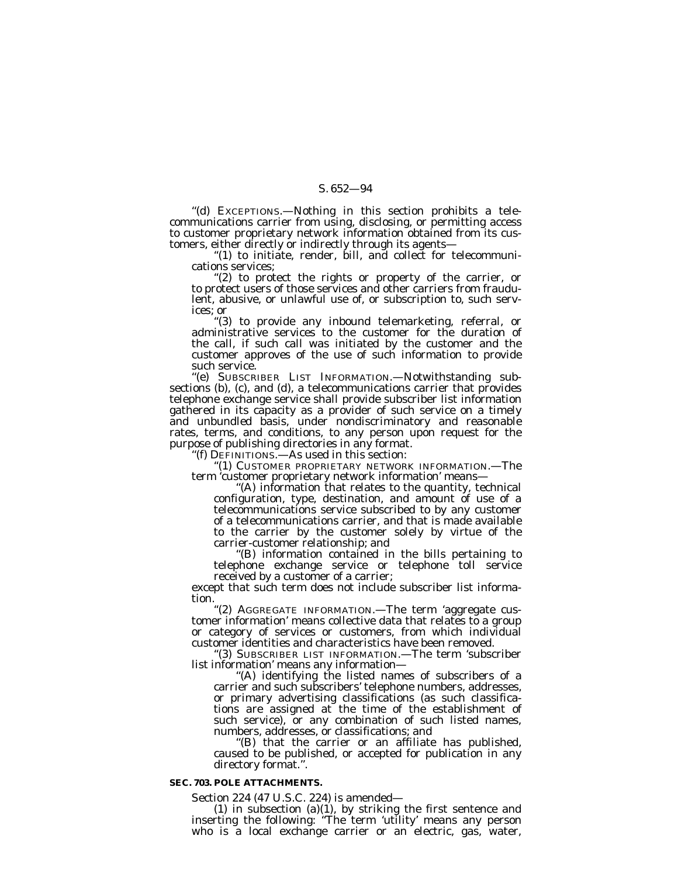"(d) EXCEPTIONS.—Nothing in this section prohibits a telecommunications carrier from using, disclosing, or permitting access to customer proprietary network information obtained from its customers, either directly or indirectly through its agents—

"(1) to initiate, render, bill, and collect for telecommunications services;

"(2) to protect the rights or property of the carrier, or to protect users of those services and other carriers from fraudulent, abusive, or unlawful use of, or subscription to, such services; or

"(3) to provide any inbound telemarketing, referral, or administrative services to the customer for the duration of the call, if such call was initiated by the customer and the customer approves of the use of such information to provide such service.

"(e) SUBSCRIBER LIST INFORMATION.—Notwithstanding subsections (b), (c), and (d), a telecommunications carrier that provides telephone exchange service shall provide subscriber list information gathered in its capacity as a provider of such service on a timely and unbundled basis, under nondiscriminatory and reasonable rates, terms, and conditions, to any person upon request for the purpose of publishing directories in any format.

"(f) DEFINITIONS.—As used in this section:

"(1) CUSTOMER PROPRIETARY NETWORK INFORMATION.—The term 'customer proprietary network information' means—

"(A) information that relates to the quantity, technical configuration, type, destination, and amount of use of a telecommunications service subscribed to by any customer of a telecommunications carrier, and that is made available to the carrier by the customer solely by virtue of the carrier-customer relationship; and

"(B) information contained in the bills pertaining to telephone exchange service or telephone toll service received by a customer of a carrier;

except that such term does not include subscriber list information.

"(2) AGGREGATE INFORMATION.—The term 'aggregate customer information' means collective data that relates to a group or category of services or customers, from which individual customer identities and characteristics have been removed.

"(3) SUBSCRIBER LIST INFORMATION.—The term 'subscriber list information' means any information—

"(A) identifying the listed names of subscribers of a carrier and such subscribers' telephone numbers, addresses, or primary advertising classifications (as such classifications are assigned at the time of the establishment of such service), or any combination of such listed names, numbers, addresses, or classifications; and

"(B) that the carrier or an affiliate has published, caused to be published, or accepted for publication in any directory format.".

**SEC. 703. POLE ATTACHMENTS.**

Section 224 (47 U.S.C. 224) is amended—

(1) in subsection (a)(1), by striking the first sentence and inserting the following: "The term 'utility' means any person who is a local exchange carrier or an electric, gas, water,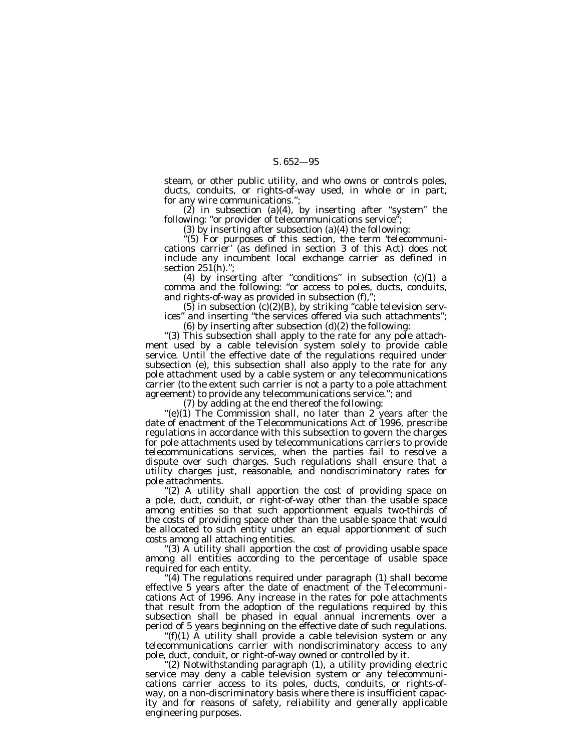steam, or other public utility, and who owns or controls poles, ducts, conduits, or rights-of-way used, in whole or in part, for any wire communications.'';

(2) in subsection (a)(4), by inserting after ''system'' the following: ''or provider of telecommunications service'';

(3) by inserting after subsection (a)(4) the following:

''(5) For purposes of this section, the term 'telecommunications carrier' (as defined in section 3 of this Act) does not include any incumbent local exchange carrier as defined in section 251(h).'';

(4) by inserting after ''conditions'' in subsection (c)(1) a comma and the following: ''or access to poles, ducts, conduits, and rights-of-way as provided in subsection (f),'';

(5) in subsection (c)(2)(B), by striking ''cable television services'' and inserting ''the services offered via such attachments'';

(6) by inserting after subsection (d)(2) the following:

''(3) This subsection shall apply to the rate for any pole attachment used by a cable television system solely to provide cable service. Until the effective date of the regulations required under subsection (e), this subsection shall also apply to the rate for any pole attachment used by a cable system or any telecommunications carrier (to the extent such carrier is not a party to a pole attachment agreement) to provide any telecommunications service.''; and

(7) by adding at the end thereof the following:

''(e)(1) The Commission shall, no later than 2 years after the date of enactment of the Telecommunications Act of 1996, prescribe regulations in accordance with this subsection to govern the charges for pole attachments used by telecommunications carriers to provide telecommunications services, when the parties fail to resolve a dispute over such charges. Such regulations shall ensure that a utility charges just, reasonable, and nondiscriminatory rates for pole attachments.

''(2) A utility shall apportion the cost of providing space on a pole, duct, conduit, or right-of-way other than the usable space among entities so that such apportionment equals two-thirds of the costs of providing space other than the usable space that would be allocated to such entity under an equal apportionment of such costs among all attaching entities.

''(3) A utility shall apportion the cost of providing usable space among all entities according to the percentage of usable space required for each entity.

''(4) The regulations required under paragraph (1) shall become effective 5 years after the date of enactment of the Telecommunications Act of 1996. Any increase in the rates for pole attachments that result from the adoption of the regulations required by this subsection shall be phased in equal annual increments over a period of 5 years beginning on the effective date of such regulations.

''(f)(1) A utility shall provide a cable television system or any telecommunications carrier with nondiscriminatory access to any pole, duct, conduit, or right-of-way owned or controlled by it.

''(2) Notwithstanding paragraph (1), a utility providing electric service may deny a cable television system or any telecommunications carrier access to its poles, ducts, conduits, or rights-of-way, on a non-discriminatory basis where there is insufficient capacity and for reasons of safety, reliability and generally applicable engineering purposes.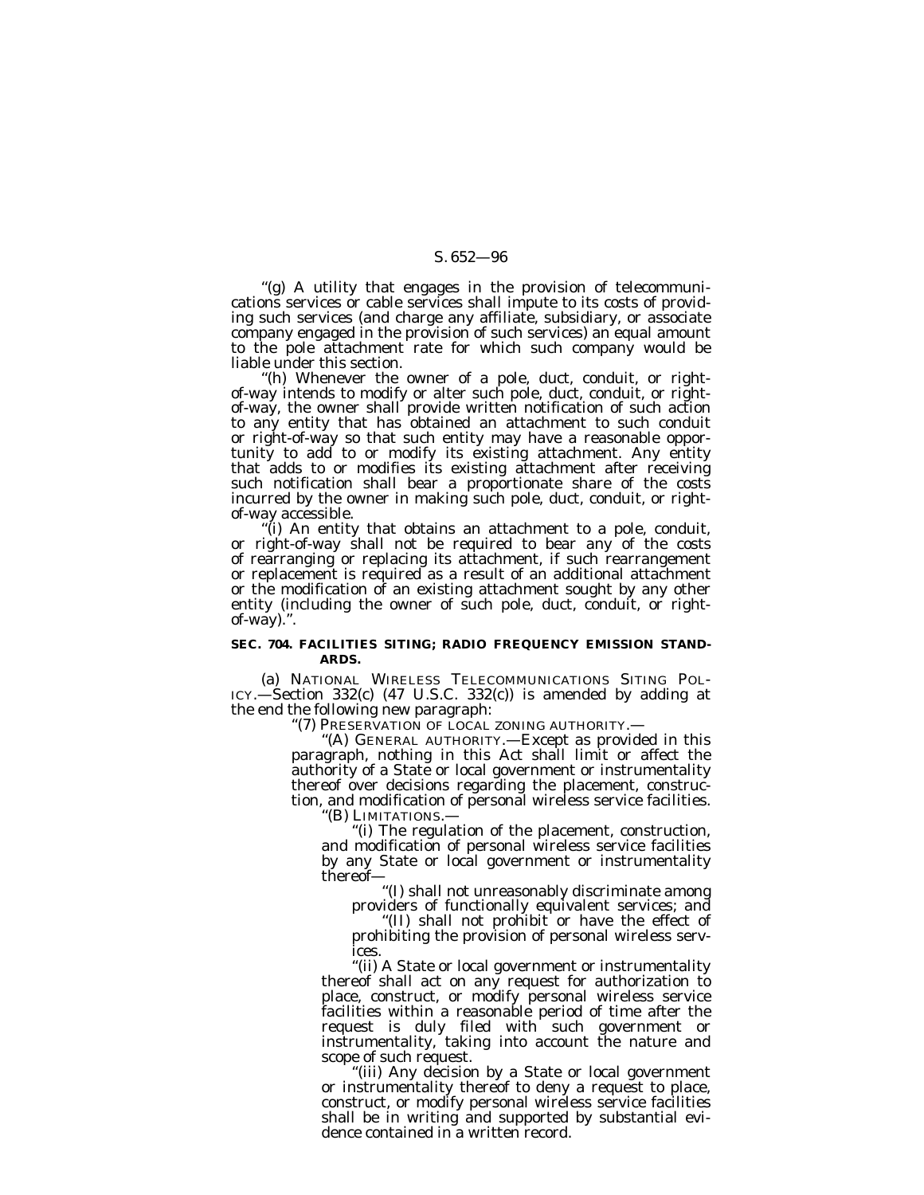"(g) A utility that engages in the provision of telecommunications services or cable services shall impute to its costs of providing such services (and charge any affiliate, subsidiary, or associate company engaged in the provision of such services) an equal amount to the pole attachment rate for which such company would be liable under this section.

"(h) Whenever the owner of a pole, duct, conduit, or right-of-way intends to modify or alter such pole, duct, conduit, or right-of-way, the owner shall provide written notification of such action to any entity that has obtained an attachment to such conduit or right-of-way so that such entity may have a reasonable opportunity to add to or modify its existing attachment. Any entity that adds to or modifies its existing attachment after receiving such notification shall bear a proportionate share of the costs incurred by the owner in making such pole, duct, conduit, or right-of-way accessible.

"(i) An entity that obtains an attachment to a pole, conduit, or right-of-way shall not be required to bear any of the costs of rearranging or replacing its attachment, if such rearrangement or replacement is required as a result of an additional attachment or the modification of an existing attachment sought by any other entity (including the owner of such pole, duct, conduit, or right-of-way).".

**SEC. 704. FACILITIES SITING; RADIO FREQUENCY EMISSION STANDARDS.**

(a) NATIONAL WIRELESS TELECOMMUNICATIONS SITING POLICY.—Section 332(c) (47 U.S.C. 332(c)) is amended by adding at the end the following new paragraph:

"(7) PRESERVATION OF LOCAL ZONING AUTHORITY.—

"(A) GENERAL AUTHORITY.—Except as provided in this paragraph, nothing in this Act shall limit or affect the authority of a State or local government or instrumentality thereof over decisions regarding the placement, construction, and modification of personal wireless service facilities.

"(B) LIMITATIONS.—

"(i) The regulation of the placement, construction, and modification of personal wireless service facilities by any State or local government or instrumentality thereof—

"(I) shall not unreasonably discriminate among providers of functionally equivalent services; and

"(II) shall not prohibit or have the effect of prohibiting the provision of personal wireless services.

"(ii) A State or local government or instrumentality thereof shall act on any request for authorization to place, construct, or modify personal wireless service facilities within a reasonable period of time after the request is duly filed with such government or instrumentality, taking into account the nature and scope of such request.

"(iii) Any decision by a State or local government or instrumentality thereof to deny a request to place, construct, or modify personal wireless service facilities shall be in writing and supported by substantial evidence contained in a written record.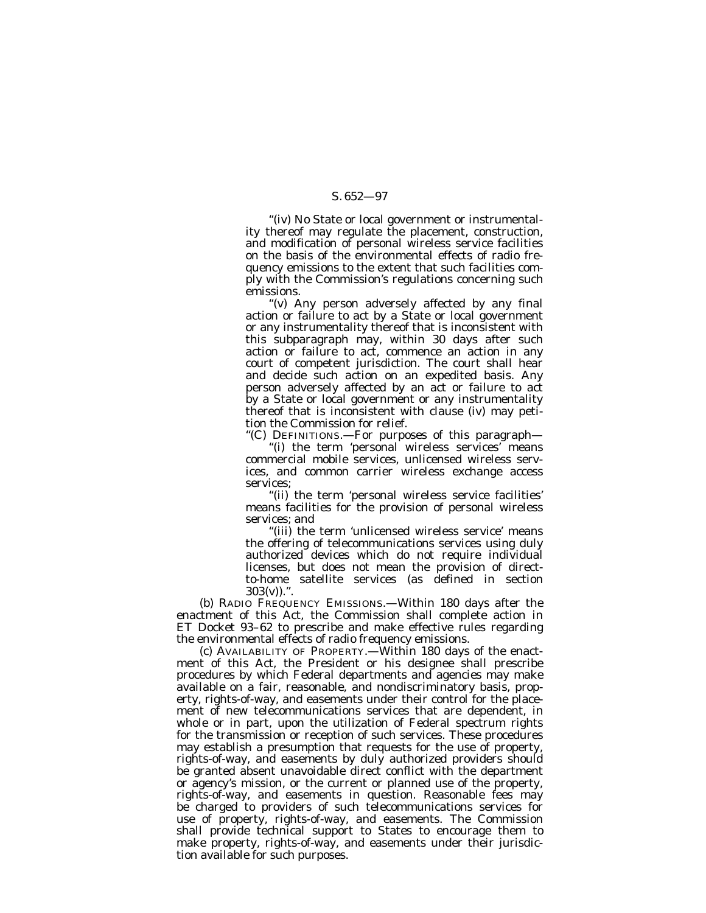"(iv) No State or local government or instrumentality thereof may regulate the placement, construction, and modification of personal wireless service facilities on the basis of the environmental effects of radio frequency emissions to the extent that such facilities comply with the Commission's regulations concerning such emissions.

"(v) Any person adversely affected by any final action or failure to act by a State or local government or any instrumentality thereof that is inconsistent with this subparagraph may, within 30 days after such action or failure to act, commence an action in any court of competent jurisdiction. The court shall hear and decide such action on an expedited basis. Any person adversely affected by an act or failure to act by a State or local government or any instrumentality thereof that is inconsistent with clause (iv) may petition the Commission for relief.

"(C) DEFINITIONS.—For purposes of this paragraph—

"(i) the term 'personal wireless services' means commercial mobile services, unlicensed wireless services, and common carrier wireless exchange access services;

"(ii) the term 'personal wireless service facilities' means facilities for the provision of personal wireless services; and

"(iii) the term 'unlicensed wireless service' means the offering of telecommunications services using duly authorized devices which do not require individual licenses, but does not mean the provision of direct-to-home satellite services (as defined in section 303(v)).".

(b) RADIO FREQUENCY EMISSIONS.—Within 180 days after the enactment of this Act, the Commission shall complete action in ET Docket 93–62 to prescribe and make effective rules regarding the environmental effects of radio frequency emissions.

(c) AVAILABILITY OF PROPERTY.—Within 180 days of the enactment of this Act, the President or his designee shall prescribe procedures by which Federal departments and agencies may make available on a fair, reasonable, and nondiscriminatory basis, property, rights-of-way, and easements under their control for the placement of new telecommunications services that are dependent, in whole or in part, upon the utilization of Federal spectrum rights for the transmission or reception of such services. These procedures may establish a presumption that requests for the use of property, rights-of-way, and easements by duly authorized providers should be granted absent unavoidable direct conflict with the department or agency's mission, or the current or planned use of the property, rights-of-way, and easements in question. Reasonable fees may be charged to providers of such telecommunications services for use of property, rights-of-way, and easements. The Commission shall provide technical support to States to encourage them to make property, rights-of-way, and easements under their jurisdiction available for such purposes.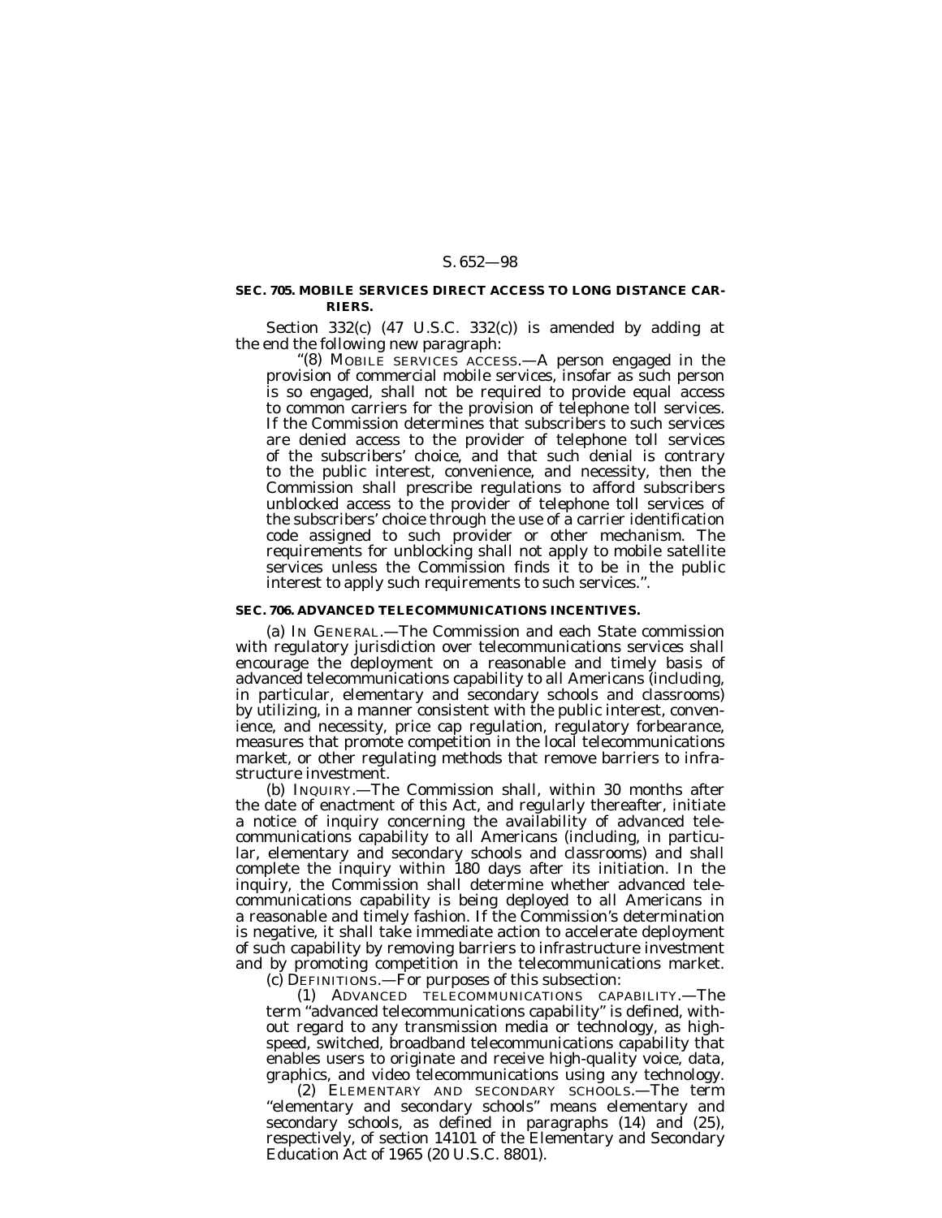**SEC. 705. MOBILE SERVICES DIRECT ACCESS TO LONG DISTANCE CARRIERS.**

Section 332(c) (47 U.S.C. 332(c)) is amended by adding at the end the following new paragraph:

"(8) MOBILE SERVICES ACCESS.—A person engaged in the provision of commercial mobile services, insofar as such person is so engaged, shall not be required to provide equal access to common carriers for the provision of telephone toll services. If the Commission determines that subscribers to such services are denied access to the provider of telephone toll services of the subscribers' choice, and that such denial is contrary to the public interest, convenience, and necessity, then the Commission shall prescribe regulations to afford subscribers unblocked access to the provider of telephone toll services of the subscribers' choice through the use of a carrier identification code assigned to such provider or other mechanism. The requirements for unblocking shall not apply to mobile satellite services unless the Commission finds it to be in the public interest to apply such requirements to such services.".

**SEC. 706. ADVANCED TELECOMMUNICATIONS INCENTIVES.**

(a) IN GENERAL.—The Commission and each State commission with regulatory jurisdiction over telecommunications services shall encourage the deployment on a reasonable and timely basis of advanced telecommunications capability to all Americans (including, in particular, elementary and secondary schools and classrooms) by utilizing, in a manner consistent with the public interest, convenience, and necessity, price cap regulation, regulatory forbearance, measures that promote competition in the local telecommunications market, or other regulating methods that remove barriers to infrastructure investment.

(b) INQUIRY.—The Commission shall, within 30 months after the date of enactment of this Act, and regularly thereafter, initiate a notice of inquiry concerning the availability of advanced telecommunications capability to all Americans (including, in particular, elementary and secondary schools and classrooms) and shall complete the inquiry within 180 days after its initiation. In the inquiry, the Commission shall determine whether advanced telecommunications capability is being deployed to all Americans in a reasonable and timely fashion. If the Commission's determination is negative, it shall take immediate action to accelerate deployment of such capability by removing barriers to infrastructure investment and by promoting competition in the telecommunications market.

(c) DEFINITIONS.—For purposes of this subsection:

(1) ADVANCED TELECOMMUNICATIONS CAPABILITY.—The term "advanced telecommunications capability" is defined, without regard to any transmission media or technology, as high-speed, switched, broadband telecommunications capability that enables users to originate and receive high-quality voice, data, graphics, and video telecommunications using any technology.

(2) ELEMENTARY AND SECONDARY SCHOOLS.—The term "elementary and secondary schools" means elementary and secondary schools, as defined in paragraphs (14) and (25), respectively, of section 14101 of the Elementary and Secondary Education Act of 1965 (20 U.S.C. 8801).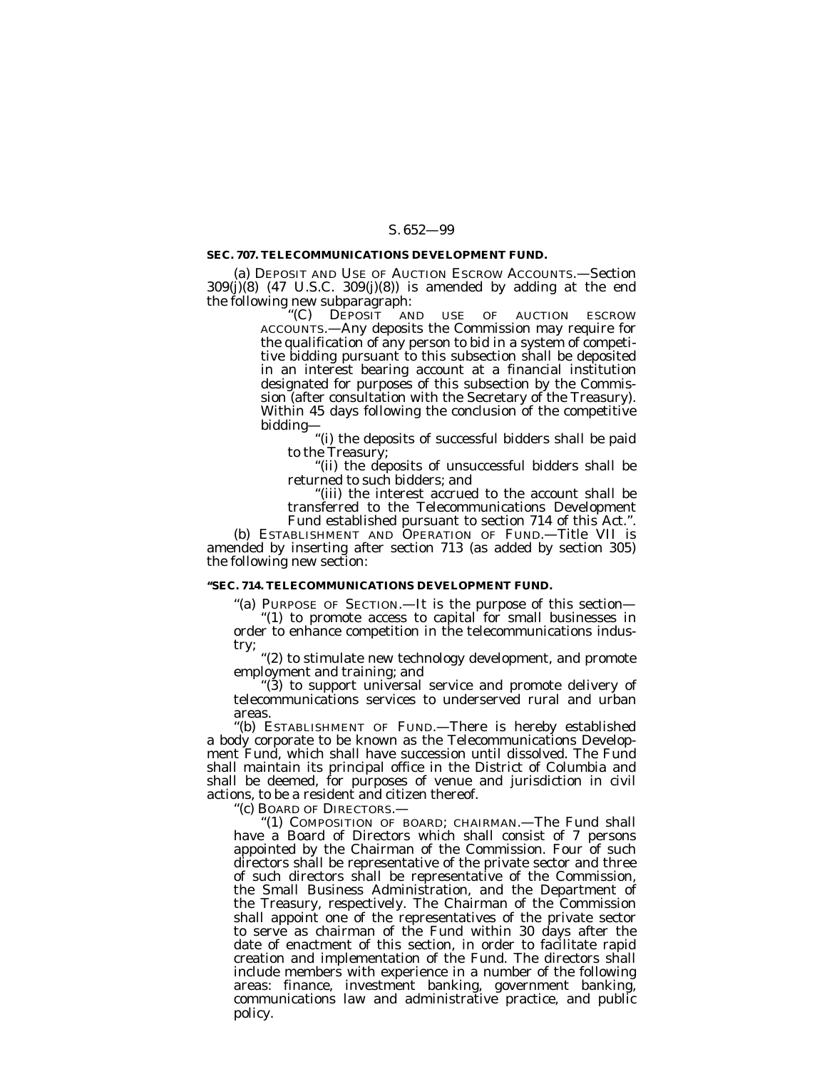**SEC. 707. TELECOMMUNICATIONS DEVELOPMENT FUND.**

(a) DEPOSIT AND USE OF AUCTION ESCROW ACCOUNTS.—Section 309(j)(8) (47 U.S.C. 309(j)(8)) is amended by adding at the end the following new subparagraph:

"(C) DEPOSIT AND USE OF AUCTION ESCROW ACCOUNTS.—Any deposits the Commission may require for the qualification of any person to bid in a system of competitive bidding pursuant to this subsection shall be deposited in an interest bearing account at a financial institution designated for purposes of this subsection by the Commission (after consultation with the Secretary of the Treasury). Within 45 days following the conclusion of the competitive bidding—

"(i) the deposits of successful bidders shall be paid to the Treasury;

"(ii) the deposits of unsuccessful bidders shall be returned to such bidders; and

"(iii) the interest accrued to the account shall be transferred to the Telecommunications Development Fund established pursuant to section 714 of this Act.".

(b) ESTABLISHMENT AND OPERATION OF FUND.—Title VII is amended by inserting after section 713 (as added by section 305) the following new section:

**"SEC. 714. TELECOMMUNICATIONS DEVELOPMENT FUND.**

"(a) PURPOSE OF SECTION.—It is the purpose of this section—

"(1) to promote access to capital for small businesses in order to enhance competition in the telecommunications industry;

"(2) to stimulate new technology development, and promote employment and training; and

"(3) to support universal service and promote delivery of telecommunications services to underserved rural and urban areas.

"(b) ESTABLISHMENT OF FUND.—There is hereby established a body corporate to be known as the Telecommunications Development Fund, which shall have succession until dissolved. The Fund shall maintain its principal office in the District of Columbia and shall be deemed, for purposes of venue and jurisdiction in civil actions, to be a resident and citizen thereof.

"(c) BOARD OF DIRECTORS.—

"(1) COMPOSITION OF BOARD; CHAIRMAN.—The Fund shall have a Board of Directors which shall consist of 7 persons appointed by the Chairman of the Commission. Four of such directors shall be representative of the private sector and three of such directors shall be representative of the Commission, the Small Business Administration, and the Department of the Treasury, respectively. The Chairman of the Commission shall appoint one of the representatives of the private sector to serve as chairman of the Fund within 30 days after the date of enactment of this section, in order to facilitate rapid creation and implementation of the Fund. The directors shall include members with experience in a number of the following areas: finance, investment banking, government banking, communications law and administrative practice, and public policy.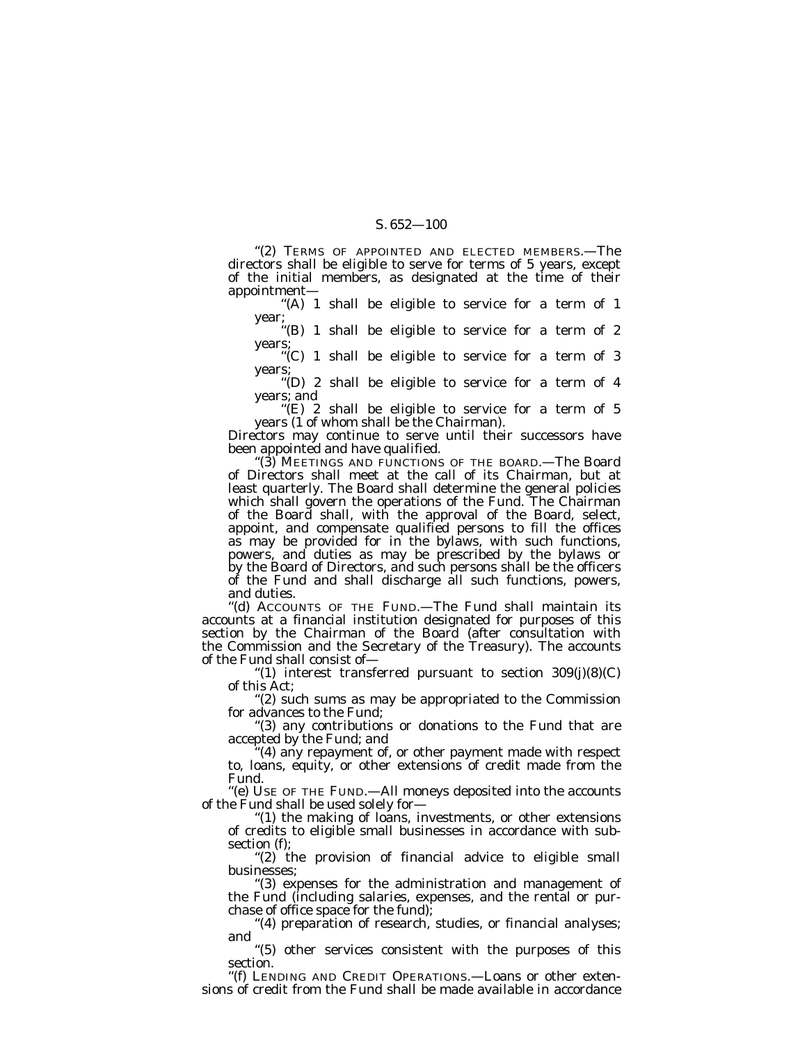"(2) TERMS OF APPOINTED AND ELECTED MEMBERS.—The directors shall be eligible to serve for terms of 5 years, except of the initial members, as designated at the time of their appointment—

"(A) 1 shall be eligible to service for a term of 1 year;

"(B) 1 shall be eligible to service for a term of 2 years;

"(C) 1 shall be eligible to service for a term of 3 years;

"(D) 2 shall be eligible to service for a term of 4 years; and

"(E) 2 shall be eligible to service for a term of 5 years (1 of whom shall be the Chairman).

Directors may continue to serve until their successors have been appointed and have qualified.

"(3) MEETINGS AND FUNCTIONS OF THE BOARD.—The Board of Directors shall meet at the call of its Chairman, but at least quarterly. The Board shall determine the general policies which shall govern the operations of the Fund. The Chairman of the Board shall, with the approval of the Board, select, appoint, and compensate qualified persons to fill the offices as may be provided for in the bylaws, with such functions, powers, and duties as may be prescribed by the bylaws or by the Board of Directors, and such persons shall be the officers of the Fund and shall discharge all such functions, powers, and duties.

"(d) ACCOUNTS OF THE FUND.—The Fund shall maintain its accounts at a financial institution designated for purposes of this section by the Chairman of the Board (after consultation with the Commission and the Secretary of the Treasury). The accounts of the Fund shall consist of—

"(1) interest transferred pursuant to section 309(j)(8)(C) of this Act;

"(2) such sums as may be appropriated to the Commission for advances to the Fund;

"(3) any contributions or donations to the Fund that are accepted by the Fund; and

"(4) any repayment of, or other payment made with respect to, loans, equity, or other extensions of credit made from the Fund.

"(e) USE OF THE FUND.—All moneys deposited into the accounts of the Fund shall be used solely for—

"(1) the making of loans, investments, or other extensions of credits to eligible small businesses in accordance with subsection (f);

"(2) the provision of financial advice to eligible small businesses;

"(3) expenses for the administration and management of the Fund (including salaries, expenses, and the rental or purchase of office space for the fund);

"(4) preparation of research, studies, or financial analyses; and

"(5) other services consistent with the purposes of this section.

"(f) LENDING AND CREDIT OPERATIONS.—Loans or other extensions of credit from the Fund shall be made available in accordance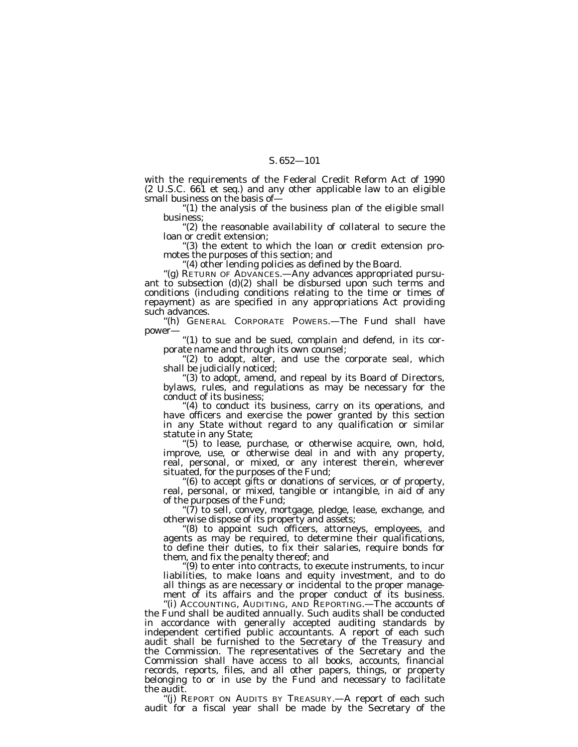with the requirements of the Federal Credit Reform Act of 1990 (2 U.S.C. 661 et seq.) and any other applicable law to an eligible small business on the basis of—

"(1) the analysis of the business plan of the eligible small business;

"(2) the reasonable availability of collateral to secure the loan or credit extension;

"(3) the extent to which the loan or credit extension promotes the purposes of this section; and

"(4) other lending policies as defined by the Board.

"(g) RETURN OF ADVANCES.—Any advances appropriated pursuant to subsection (d)(2) shall be disbursed upon such terms and conditions (including conditions relating to the time or times of repayment) as are specified in any appropriations Act providing such advances.

"(h) GENERAL CORPORATE POWERS.—The Fund shall have power—

"(1) to sue and be sued, complain and defend, in its corporate name and through its own counsel;

"(2) to adopt, alter, and use the corporate seal, which shall be judicially noticed;

"(3) to adopt, amend, and repeal by its Board of Directors, bylaws, rules, and regulations as may be necessary for the conduct of its business;

"(4) to conduct its business, carry on its operations, and have officers and exercise the power granted by this section in any State without regard to any qualification or similar statute in any State;

"(5) to lease, purchase, or otherwise acquire, own, hold, improve, use, or otherwise deal in and with any property, real, personal, or mixed, or any interest therein, wherever situated, for the purposes of the Fund;

"(6) to accept gifts or donations of services, or of property, real, personal, or mixed, tangible or intangible, in aid of any of the purposes of the Fund;

"(7) to sell, convey, mortgage, pledge, lease, exchange, and otherwise dispose of its property and assets;

"(8) to appoint such officers, attorneys, employees, and agents as may be required, to determine their qualifications, to define their duties, to fix their salaries, require bonds for them, and fix the penalty thereof; and

"(9) to enter into contracts, to execute instruments, to incur liabilities, to make loans and equity investment, and to do all things as are necessary or incidental to the proper management of its affairs and the proper conduct of its business.

"(i) ACCOUNTING, AUDITING, AND REPORTING.—The accounts of the Fund shall be audited annually. Such audits shall be conducted in accordance with generally accepted auditing standards by independent certified public accountants. A report of each such audit shall be furnished to the Secretary of the Treasury and the Commission. The representatives of the Secretary and the Commission shall have access to all books, accounts, financial records, reports, files, and all other papers, things, or property belonging to or in use by the Fund and necessary to facilitate the audit.

"(j) REPORT ON AUDITS BY TREASURY.—A report of each such audit for a fiscal year shall be made by the Secretary of the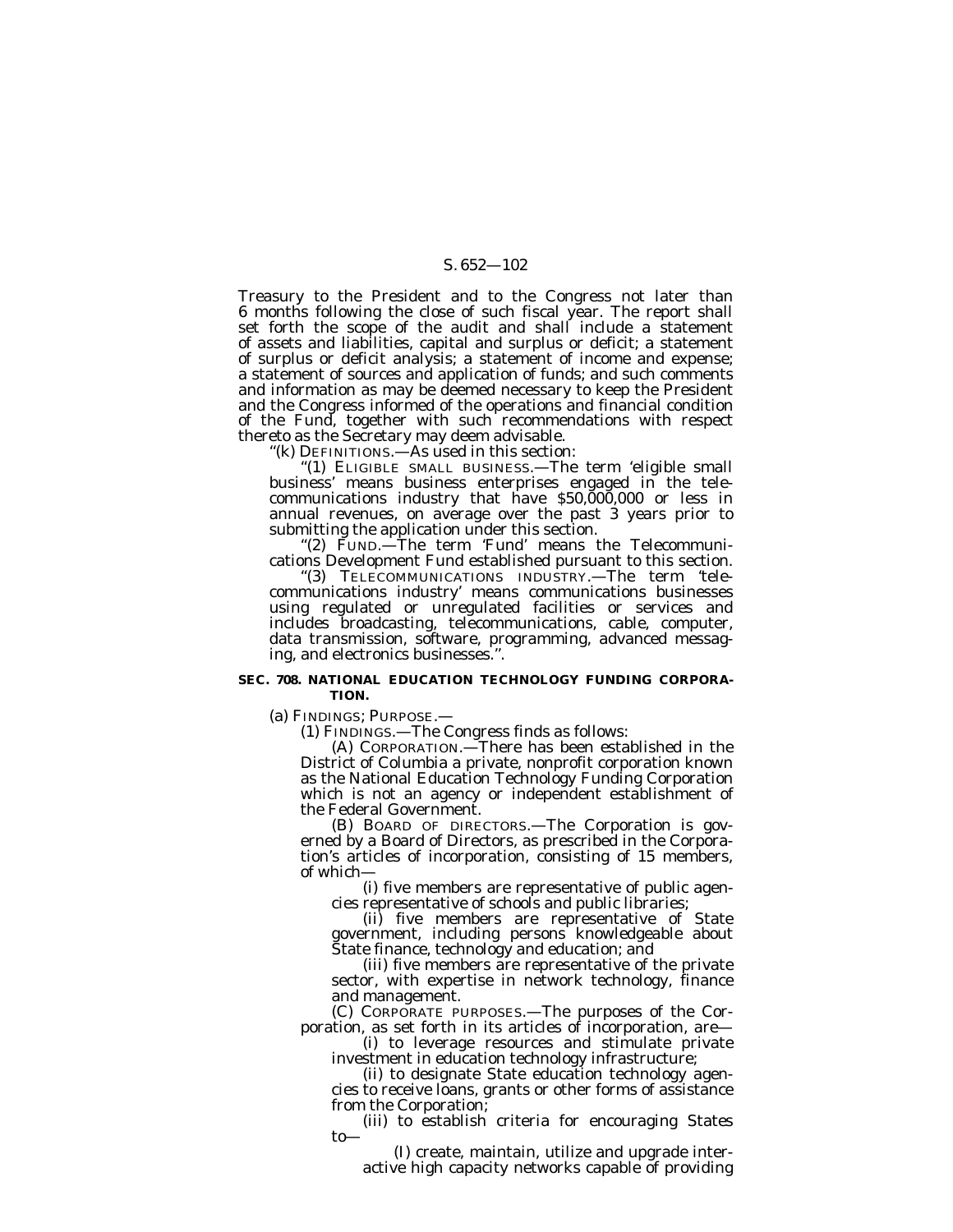Treasury to the President and to the Congress not later than 6 months following the close of such fiscal year. The report shall set forth the scope of the audit and shall include a statement of assets and liabilities, capital and surplus or deficit; a statement of surplus or deficit analysis; a statement of income and expense; a statement of sources and application of funds; and such comments and information as may be deemed necessary to keep the President and the Congress informed of the operations and financial condition of the Fund, together with such recommendations with respect thereto as the Secretary may deem advisable.

''(k) DEFINITIONS.—As used in this section:

''(1) ELIGIBLE SMALL BUSINESS.—The term 'eligible small business' means business enterprises engaged in the telecommunications industry that have $50,000,000 or less in annual revenues, on average over the past 3 years prior to submitting the application under this section.

''(2) FUND.—The term 'Fund' means the Telecommunications Development Fund established pursuant to this section.

''(3) TELECOMMUNICATIONS INDUSTRY.—The term 'telecommunications industry' means communications businesses using regulated or unregulated facilities or services and includes broadcasting, telecommunications, cable, computer, data transmission, software, programming, advanced messaging, and electronics businesses.''.

**SEC. 708. NATIONAL EDUCATION TECHNOLOGY FUNDING CORPORATION.**

(a) FINDINGS; PURPOSE.—

(1) FINDINGS.—The Congress finds as follows:

(A) CORPORATION.—There has been established in the District of Columbia a private, nonprofit corporation known as the National Education Technology Funding Corporation which is not an agency or independent establishment of the Federal Government.

(B) BOARD OF DIRECTORS.—The Corporation is governed by a Board of Directors, as prescribed in the Corporation's articles of incorporation, consisting of 15 members, of which—

(i) five members are representative of public agencies representative of schools and public libraries;

(ii) five members are representative of State government, including persons knowledgeable about State finance, technology and education; and

(iii) five members are representative of the private sector, with expertise in network technology, finance and management.

(C) CORPORATE PURPOSES.—The purposes of the Corporation, as set forth in its articles of incorporation, are—

(i) to leverage resources and stimulate private investment in education technology infrastructure;

(ii) to designate State education technology agencies to receive loans, grants or other forms of assistance from the Corporation;

(iii) to establish criteria for encouraging States to—

(I) create, maintain, utilize and upgrade interactive high capacity networks capable of providing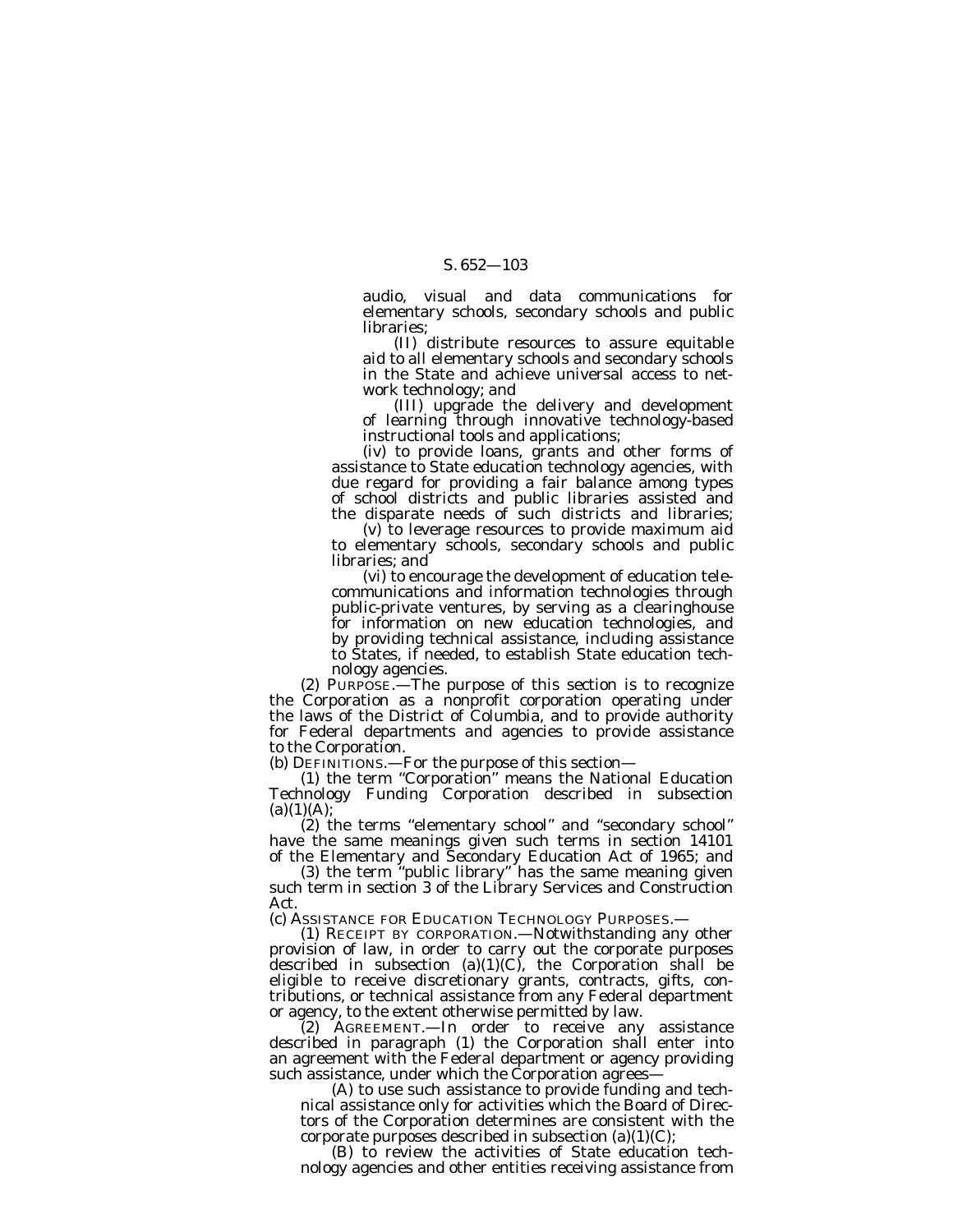audio, visual and data communications for elementary schools, secondary schools and public libraries;

(II) distribute resources to assure equitable aid to all elementary schools and secondary schools in the State and achieve universal access to network technology; and

(III) upgrade the delivery and development of learning through innovative technology-based instructional tools and applications;

(iv) to provide loans, grants and other forms of assistance to State education technology agencies, with due regard for providing a fair balance among types of school districts and public libraries assisted and the disparate needs of such districts and libraries;

(v) to leverage resources to provide maximum aid to elementary schools, secondary schools and public libraries; and

(vi) to encourage the development of education telecommunications and information technologies through public-private ventures, by serving as a clearinghouse for information on new education technologies, and by providing technical assistance, including assistance to States, if needed, to establish State education technology agencies.

(2) PURPOSE.—The purpose of this section is to recognize the Corporation as a nonprofit corporation operating under the laws of the District of Columbia, and to provide authority for Federal departments and agencies to provide assistance to the Corporation.

(b) DEFINITIONS.—For the purpose of this section—

(1) the term "Corporation" means the National Education Technology Funding Corporation described in subsection (a)(1)(A);

(2) the terms "elementary school" and "secondary school" have the same meanings given such terms in section 14101 of the Elementary and Secondary Education Act of 1965; and

(3) the term "public library" has the same meaning given such term in section 3 of the Library Services and Construction Act.

(c) ASSISTANCE FOR EDUCATION TECHNOLOGY PURPOSES.—

(1) RECEIPT BY CORPORATION.—Notwithstanding any other provision of law, in order to carry out the corporate purposes described in subsection (a)(1)(C), the Corporation shall be eligible to receive discretionary grants, contracts, gifts, contributions, or technical assistance from any Federal department or agency, to the extent otherwise permitted by law.

(2) AGREEMENT.—In order to receive any assistance described in paragraph (1) the Corporation shall enter into an agreement with the Federal department or agency providing such assistance, under which the Corporation agrees—

(A) to use such assistance to provide funding and technical assistance only for activities which the Board of Directors of the Corporation determines are consistent with the corporate purposes described in subsection (a)(1)(C);

(B) to review the activities of State education technology agencies and other entities receiving assistance from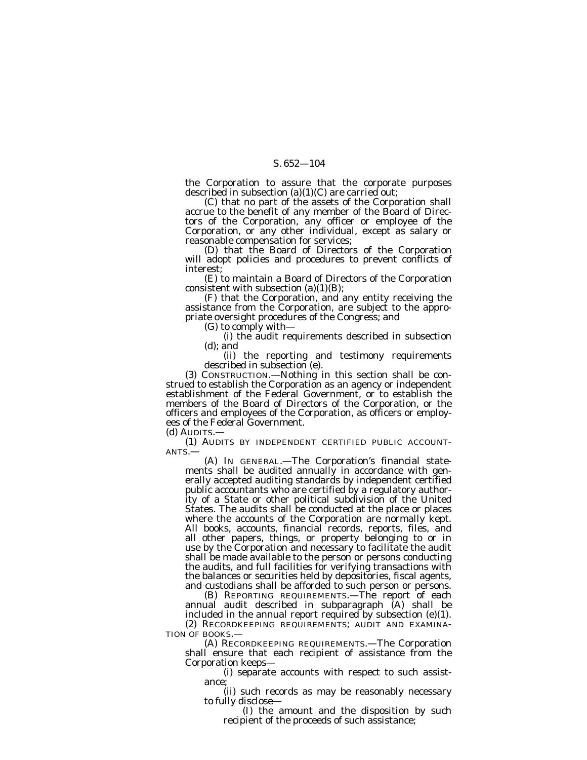the Corporation to assure that the corporate purposes described in subsection (a)(1)(C) are carried out;

(C) that no part of the assets of the Corporation shall accrue to the benefit of any member of the Board of Directors of the Corporation, any officer or employee of the Corporation, or any other individual, except as salary or reasonable compensation for services;

(D) that the Board of Directors of the Corporation will adopt policies and procedures to prevent conflicts of interest;

(E) to maintain a Board of Directors of the Corporation consistent with subsection (a)(1)(B);

(F) that the Corporation, and any entity receiving the assistance from the Corporation, are subject to the appropriate oversight procedures of the Congress; and

(G) to comply with—

(i) the audit requirements described in subsection (d); and

(ii) the reporting and testimony requirements described in subsection (e).

(3) CONSTRUCTION.—Nothing in this section shall be construed to establish the Corporation as an agency or independent establishment of the Federal Government, or to establish the members of the Board of Directors of the Corporation, or the officers and employees of the Corporation, as officers or employees of the Federal Government.

(d) AUDITS.—

(1) AUDITS BY INDEPENDENT CERTIFIED PUBLIC ACCOUNTANTS.—

(A) IN GENERAL.—The Corporation's financial statements shall be audited annually in accordance with generally accepted auditing standards by independent certified public accountants who are certified by a regulatory authority of a State or other political subdivision of the United States. The audits shall be conducted at the place or places where the accounts of the Corporation are normally kept. All books, accounts, financial records, reports, files, and all other papers, things, or property belonging to or in use by the Corporation and necessary to facilitate the audit shall be made available to the person or persons conducting the audits, and full facilities for verifying transactions with the balances or securities held by depositories, fiscal agents, and custodians shall be afforded to such person or persons.

(B) REPORTING REQUIREMENTS.—The report of each annual audit described in subparagraph (A) shall be included in the annual report required by subsection (e)(1).

(2) RECORDKEEPING REQUIREMENTS; AUDIT AND EXAMINATION OF BOOKS.—

(A) RECORDKEEPING REQUIREMENTS.—The Corporation shall ensure that each recipient of assistance from the Corporation keeps—

(i) separate accounts with respect to such assistance;

(ii) such records as may be reasonably necessary to fully disclose—

(I) the amount and the disposition by such recipient of the proceeds of such assistance;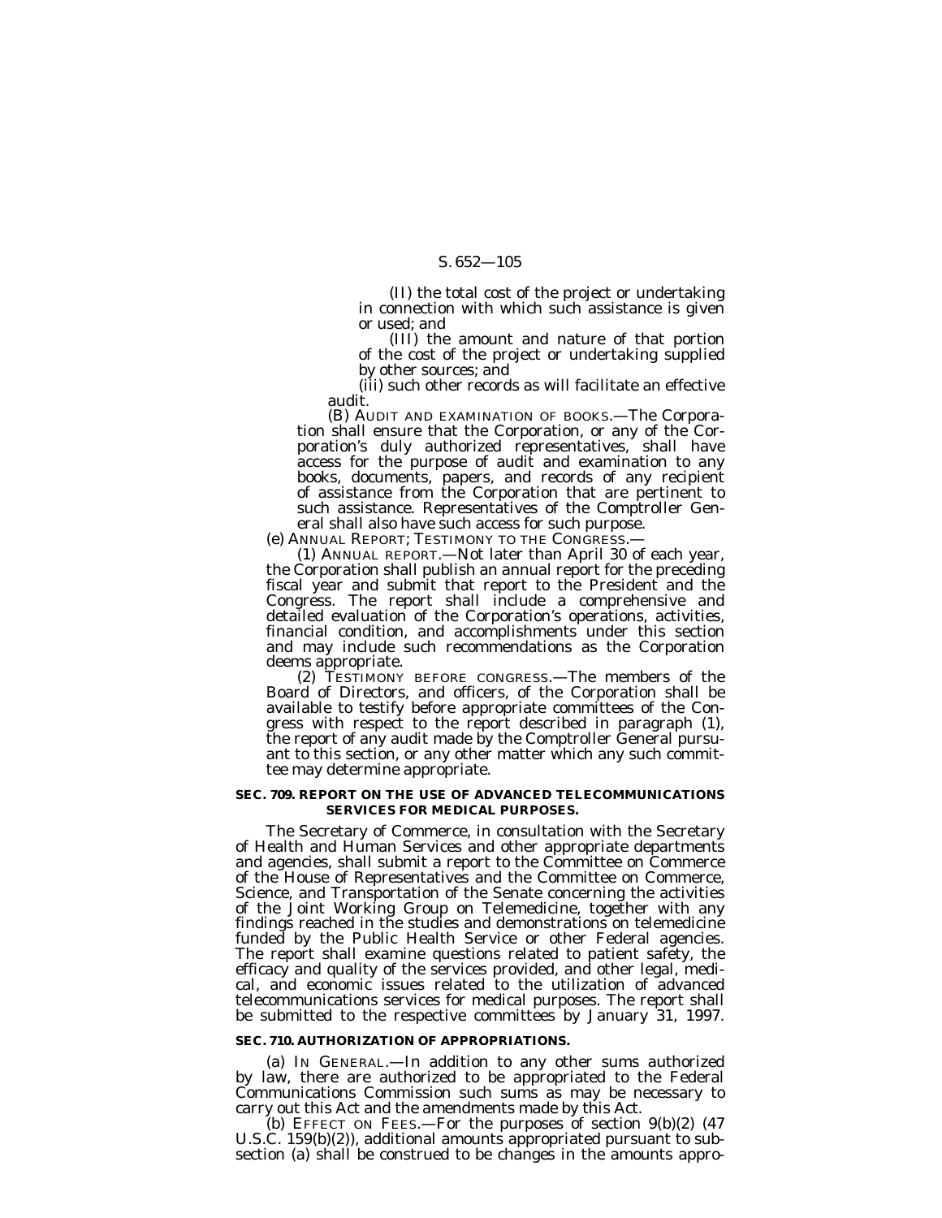(II) the total cost of the project or undertaking in connection with which such assistance is given or used; and

(III) the amount and nature of that portion of the cost of the project or undertaking supplied by other sources; and

(iii) such other records as will facilitate an effective audit.

(B) AUDIT AND EXAMINATION OF BOOKS.—The Corporation shall ensure that the Corporation, or any of the Corporation's duly authorized representatives, shall have access for the purpose of audit and examination to any books, documents, papers, and records of any recipient of assistance from the Corporation that are pertinent to such assistance. Representatives of the Comptroller General shall also have such access for such purpose.

(e) ANNUAL REPORT; TESTIMONY TO THE CONGRESS.—

(1) ANNUAL REPORT.—Not later than April 30 of each year, the Corporation shall publish an annual report for the preceding fiscal year and submit that report to the President and the Congress. The report shall include a comprehensive and detailed evaluation of the Corporation's operations, activities, financial condition, and accomplishments under this section and may include such recommendations as the Corporation deems appropriate.

(2) TESTIMONY BEFORE CONGRESS.—The members of the Board of Directors, and officers, of the Corporation shall be available to testify before appropriate committees of the Congress with respect to the report described in paragraph (1), the report of any audit made by the Comptroller General pursuant to this section, or any other matter which any such committee may determine appropriate.

**SEC. 709. REPORT ON THE USE OF ADVANCED TELECOMMUNICATIONS SERVICES FOR MEDICAL PURPOSES.**

The Secretary of Commerce, in consultation with the Secretary of Health and Human Services and other appropriate departments and agencies, shall submit a report to the Committee on Commerce of the House of Representatives and the Committee on Commerce, Science, and Transportation of the Senate concerning the activities of the Joint Working Group on Telemedicine, together with any findings reached in the studies and demonstrations on telemedicine funded by the Public Health Service or other Federal agencies. The report shall examine questions related to patient safety, the efficacy and quality of the services provided, and other legal, medical, and economic issues related to the utilization of advanced telecommunications services for medical purposes. The report shall be submitted to the respective committees by January 31, 1997.

**SEC. 710. AUTHORIZATION OF APPROPRIATIONS.**

(a) IN GENERAL.—In addition to any other sums authorized by law, there are authorized to be appropriated to the Federal Communications Commission such sums as may be necessary to carry out this Act and the amendments made by this Act.

(b) EFFECT ON FEES.—For the purposes of section 9(b)(2) (47 U.S.C. 159(b)(2)), additional amounts appropriated pursuant to subsection (a) shall be construed to be changes in the amounts appro-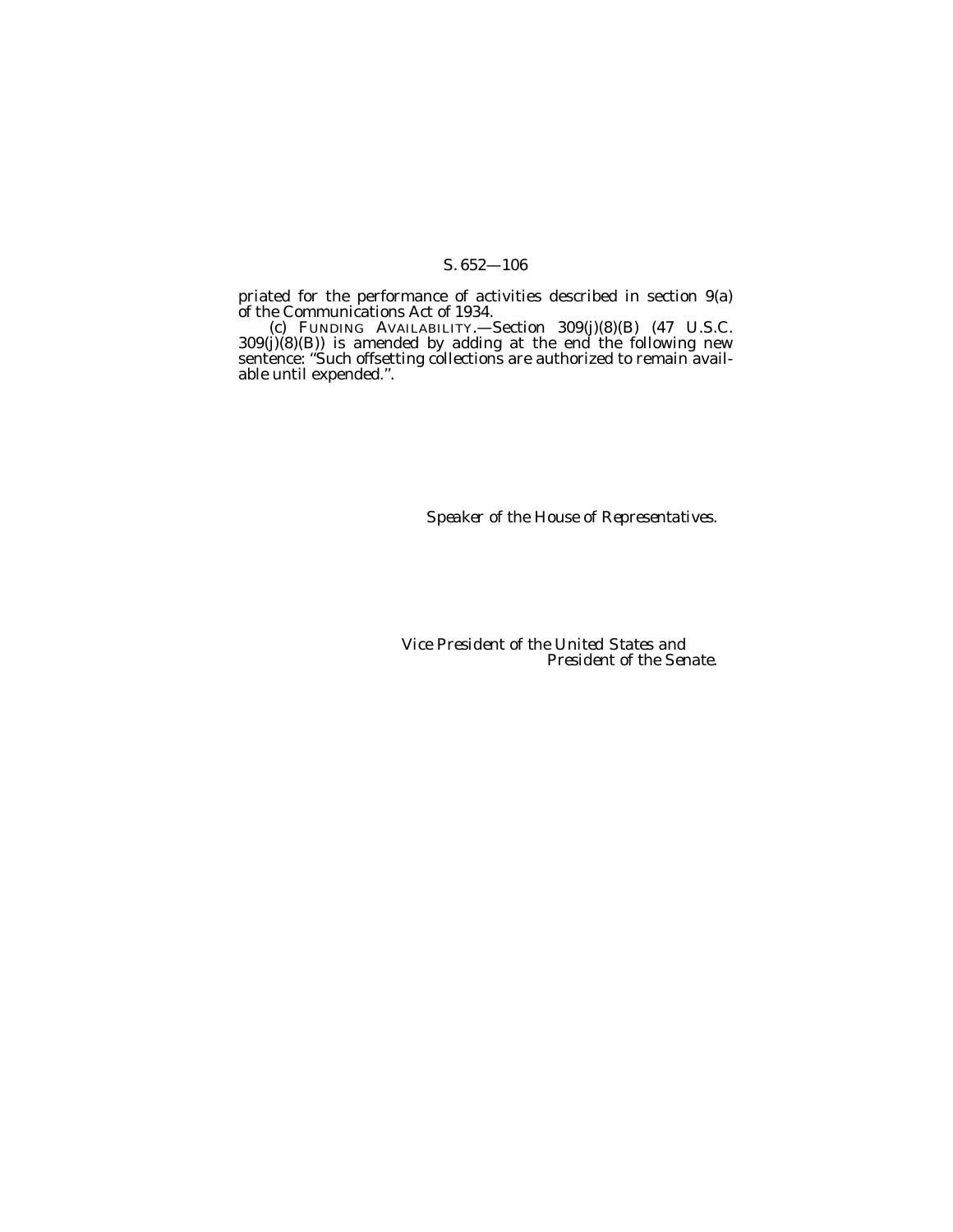priated for the performance of activities described in section 9(a) of the Communications Act of 1934.

(c) FUNDING AVAILABILITY.—Section 309(j)(8)(B) (47 U.S.C. 309(j)(8)(B)) is amended by adding at the end the following new sentence: "Such offsetting collections are authorized to remain available until expended.".

*Speaker of the House of Representatives.*

*Vice President of the United States and President of the Senate.*